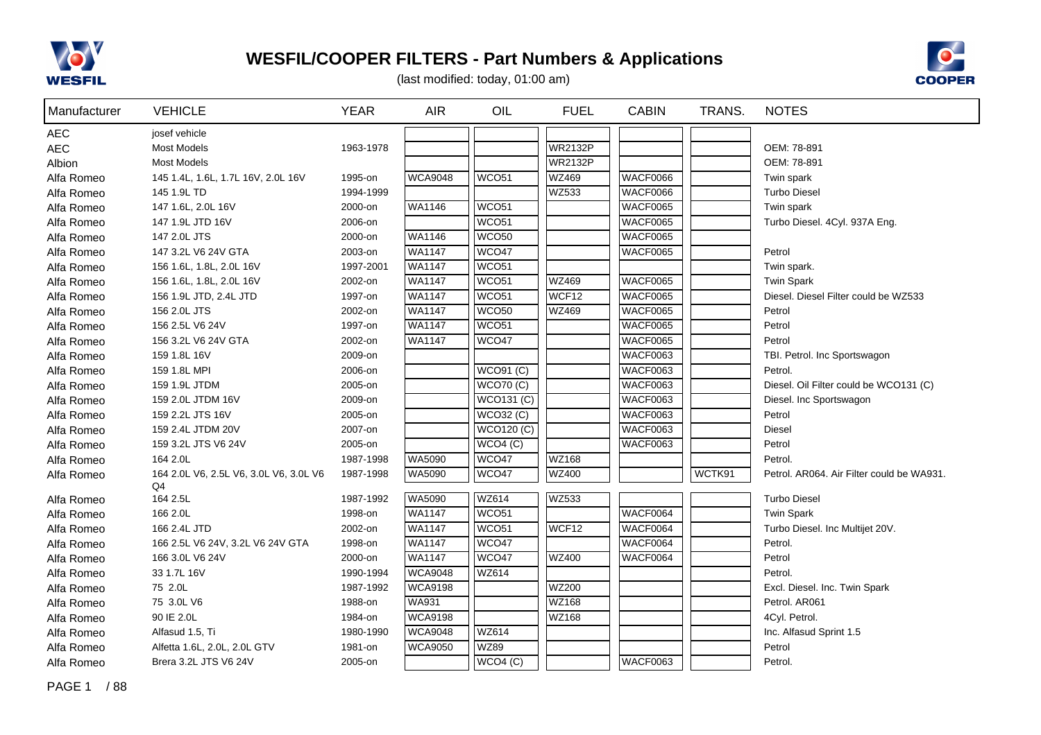# WESFIL/COOPER FILTERS - Part Numbers & Applications

(last modified: today, 01:00 am)

| Manufacturer | VEHICLE | YEAR | AIR | OIL | FUEL | CABIN | TRANS. | NOTES |
|---|---|---|---|---|---|---|---|---|
| AEC | josef vehicle | | | | | | | |
| AEC | Most Models | 1963-1978 | | | WR2132P | | | OEM: 78-891 |
| Albion | Most Models | | | | WR2132P | | | OEM: 78-891 |
| Alfa Romeo | 145 1.4L, 1.6L, 1.7L 16V, 2.0L 16V | 1995-on | WCA9048 | WCO51 | WZ469 | WACF0066 | | Twin spark |
| Alfa Romeo | 145 1.9L TD | 1994-1999 | | | WZ533 | WACF0066 | | Turbo Diesel |
| Alfa Romeo | 147 1.6L, 2.0L 16V | 2000-on | WA1146 | WCO51 | | WACF0065 | | Twin spark |
| Alfa Romeo | 147 1.9L JTD 16V | 2006-on | | WCO51 | | WACF0065 | | Turbo Diesel. 4Cyl. 937A Eng. |
| Alfa Romeo | 147 2.0L JTS | 2000-on | WA1146 | WCO50 | | WACF0065 | | |
| Alfa Romeo | 147 3.2L V6 24V GTA | 2003-on | WA1147 | WCO47 | | WACF0065 | | Petrol |
| Alfa Romeo | 156 1.6L, 1.8L, 2.0L 16V | 1997-2001 | WA1147 | WCO51 | | | | Twin spark. |
| Alfa Romeo | 156 1.6L, 1.8L, 2.0L 16V | 2002-on | WA1147 | WCO51 | WZ469 | WACF0065 | | Twin Spark |
| Alfa Romeo | 156 1.9L JTD, 2.4L JTD | 1997-on | WA1147 | WCO51 | WCF12 | WACF0065 | | Diesel. Diesel Filter could be WZ533 |
| Alfa Romeo | 156 2.0L JTS | 2002-on | WA1147 | WCO50 | WZ469 | WACF0065 | | Petrol |
| Alfa Romeo | 156 2.5L V6 24V | 1997-on | WA1147 | WCO51 | | WACF0065 | | Petrol |
| Alfa Romeo | 156 3.2L V6 24V GTA | 2002-on | WA1147 | WCO47 | | WACF0065 | | Petrol |
| Alfa Romeo | 159 1.8L 16V | 2009-on | | | | WACF0063 | | TBI. Petrol. Inc Sportswagon |
| Alfa Romeo | 159 1.8L MPI | 2006-on | | WCO91 (C) | | WACF0063 | | Petrol. |
| Alfa Romeo | 159 1.9L JTDM | 2005-on | | WCO70 (C) | | WACF0063 | | Diesel. Oil Filter could be WCO131 (C) |
| Alfa Romeo | 159 2.0L JTDM 16V | 2009-on | | WCO131 (C) | | WACF0063 | | Diesel. Inc Sportswagon |
| Alfa Romeo | 159 2.2L JTS 16V | 2005-on | | WCO32 (C) | | WACF0063 | | Petrol |
| Alfa Romeo | 159 2.4L JTDM 20V | 2007-on | | WCO120 (C) | | WACF0063 | | Diesel |
| Alfa Romeo | 159 3.2L JTS V6 24V | 2005-on | | WCO4 (C) | | WACF0063 | | Petrol |
| Alfa Romeo | 164 2.0L | 1987-1998 | WA5090 | WCO47 | WZ168 | | | Petrol. |
| Alfa Romeo | 164 2.0L V6, 2.5L V6, 3.0L V6, 3.0L V6 Q4 | 1987-1998 | WA5090 | WCO47 | WZ400 | | WCTK91 | Petrol. AR064. Air Filter could be WA931. |
| Alfa Romeo | 164 2.5L | 1987-1992 | WA5090 | WZ614 | WZ533 | | | Turbo Diesel |
| Alfa Romeo | 166 2.0L | 1998-on | WA1147 | WCO51 | | WACF0064 | | Twin Spark |
| Alfa Romeo | 166 2.4L JTD | 2002-on | WA1147 | WCO51 | WCF12 | WACF0064 | | Turbo Diesel. Inc Multijet 20V. |
| Alfa Romeo | 166 2.5L V6 24V, 3.2L V6 24V GTA | 1998-on | WA1147 | WCO47 | | WACF0064 | | Petrol. |
| Alfa Romeo | 166 3.0L V6 24V | 2000-on | WA1147 | WCO47 | WZ400 | WACF0064 | | Petrol |
| Alfa Romeo | 33 1.7L 16V | 1990-1994 | WCA9048 | WZ614 | | | | Petrol. |
| Alfa Romeo | 75 2.0L | 1987-1992 | WCA9198 | | WZ200 | | | Excl. Diesel. Inc. Twin Spark |
| Alfa Romeo | 75 3.0L V6 | 1988-on | WA931 | | WZ168 | | | Petrol. AR061 |
| Alfa Romeo | 90 IE 2.0L | 1984-on | WCA9198 | | WZ168 | | | 4Cyl. Petrol. |
| Alfa Romeo | Alfasud 1.5, Ti | 1980-1990 | WCA9048 | WZ614 | | | | Inc. Alfasud Sprint 1.5 |
| Alfa Romeo | Alfetta 1.6L, 2.0L GTV | 1981-on | WCA9050 | WZ89 | | | | Petrol |
| Alfa Romeo | Brera 3.2L JTS V6 24V | 2005-on | | WCO4 (C) | | WACF0063 | | Petrol. |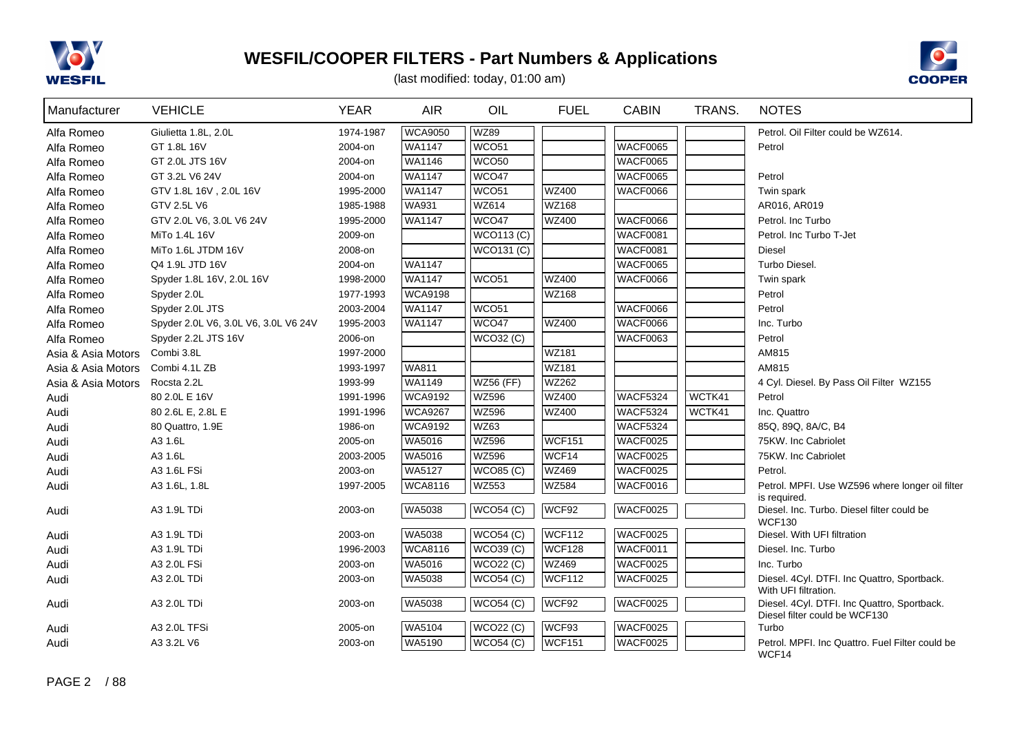# WESFIL/COOPER FILTERS - Part Numbers & Applications

(last modified: today, 01:00 am)

| Manufacturer | VEHICLE | YEAR | AIR | OIL | FUEL | CABIN | TRANS. | NOTES |
|---|---|---|---|---|---|---|---|---|
| Alfa Romeo | Giulietta 1.8L, 2.0L | 1974-1987 | WCA9050 | WZ89 | | | | Petrol. Oil Filter could be WZ614. |
| Alfa Romeo | GT 1.8L 16V | 2004-on | WA1147 | WCO51 | | WACF0065 | | Petrol |
| Alfa Romeo | GT 2.0L JTS 16V | 2004-on | WA1146 | WCO50 | | WACF0065 | | |
| Alfa Romeo | GT 3.2L V6 24V | 2004-on | WA1147 | WCO47 | | WACF0065 | | Petrol |
| Alfa Romeo | GTV 1.8L 16V , 2.0L 16V | 1995-2000 | WA1147 | WCO51 | WZ400 | WACF0066 | | Twin spark |
| Alfa Romeo | GTV 2.5L V6 | 1985-1988 | WA931 | WZ614 | WZ168 | | | AR016, AR019 |
| Alfa Romeo | GTV 2.0L V6, 3.0L V6 24V | 1995-2000 | WA1147 | WCO47 | WZ400 | WACF0066 | | Petrol. Inc Turbo |
| Alfa Romeo | MiTo 1.4L 16V | 2009-on | | WCO113 (C) | | WACF0081 | | Petrol. Inc Turbo T-Jet |
| Alfa Romeo | MiTo 1.6L JTDM 16V | 2008-on | | WCO131 (C) | | WACF0081 | | Diesel |
| Alfa Romeo | Q4 1.9L JTD 16V | 2004-on | WA1147 | | | WACF0065 | | Turbo Diesel. |
| Alfa Romeo | Spyder 1.8L 16V, 2.0L 16V | 1998-2000 | WA1147 | WCO51 | WZ400 | WACF0066 | | Twin spark |
| Alfa Romeo | Spyder 2.0L | 1977-1993 | WCA9198 | | WZ168 | | | Petrol |
| Alfa Romeo | Spyder 2.0L JTS | 2003-2004 | WA1147 | WCO51 | | WACF0066 | | Petrol |
| Alfa Romeo | Spyder 2.0L V6, 3.0L V6, 3.0L V6 24V | 1995-2003 | WA1147 | WCO47 | WZ400 | WACF0066 | | Inc. Turbo |
| Alfa Romeo | Spyder 2.2L JTS 16V | 2006-on | | WCO32 (C) | | WACF0063 | | Petrol |
| Asia & Asia Motors | Combi 3.8L | 1997-2000 | | | WZ181 | | | AM815 |
| Asia & Asia Motors | Combi 4.1L ZB | 1993-1997 | WA811 | | WZ181 | | | AM815 |
| Asia & Asia Motors | Rocsta 2.2L | 1993-99 | WA1149 | WZ56 (FF) | WZ262 | | | 4 Cyl. Diesel. By Pass Oil Filter WZ155 |
| Audi | 80 2.0L E 16V | 1991-1996 | WCA9192 | WZ596 | WZ400 | WACF5324 | WCTK41 | Petrol |
| Audi | 80 2.6L E, 2.8L E | 1991-1996 | WCA9267 | WZ596 | WZ400 | WACF5324 | WCTK41 | Inc. Quattro |
| Audi | 80 Quattro, 1.9E | 1986-on | WCA9192 | WZ63 | | WACF5324 | | 85Q, 89Q, 8A/C, B4 |
| Audi | A3 1.6L | 2005-on | WA5016 | WZ596 | WCF151 | WACF0025 | | 75KW. Inc Cabriolet |
| Audi | A3 1.6L | 2003-2005 | WA5016 | WZ596 | WCF14 | WACF0025 | | 75KW. Inc Cabriolet |
| Audi | A3 1.6L FSi | 2003-on | WA5127 | WCO85 (C) | WZ469 | WACF0025 | | Petrol. |
| Audi | A3 1.6L, 1.8L | 1997-2005 | WCA8116 | WZ553 | WZ584 | WACF0016 | | Petrol. MPFI. Use WZ596 where longer oil filter is required. |
| Audi | A3 1.9L TDi | 2003-on | WA5038 | WCO54 (C) | WCF92 | WACF0025 | | Diesel. Inc. Turbo. Diesel filter could be WCF130 |
| Audi | A3 1.9L TDi | 2003-on | WA5038 | WCO54 (C) | WCF112 | WACF0025 | | Diesel. With UFI filtration |
| Audi | A3 1.9L TDi | 1996-2003 | WCA8116 | WCO39 (C) | WCF128 | WACF0011 | | Diesel. Inc. Turbo |
| Audi | A3 2.0L FSi | 2003-on | WA5016 | WCO22 (C) | WZ469 | WACF0025 | | Inc. Turbo |
| Audi | A3 2.0L TDi | 2003-on | WA5038 | WCO54 (C) | WCF112 | WACF0025 | | Diesel. 4Cyl. DTFI. Inc Quattro, Sportback. With UFI filtration. |
| Audi | A3 2.0L TDi | 2003-on | WA5038 | WCO54 (C) | WCF92 | WACF0025 | | Diesel. 4Cyl. DTFI. Inc Quattro, Sportback. Diesel filter could be WCF130 |
| Audi | A3 2.0L TFSi | 2005-on | WA5104 | WCO22 (C) | WCF93 | WACF0025 | | Turbo |
| Audi | A3 3.2L V6 | 2003-on | WA5190 | WCO54 (C) | WCF151 | WACF0025 | | Petrol. MPFI. Inc Quattro. Fuel Filter could be WCF14 |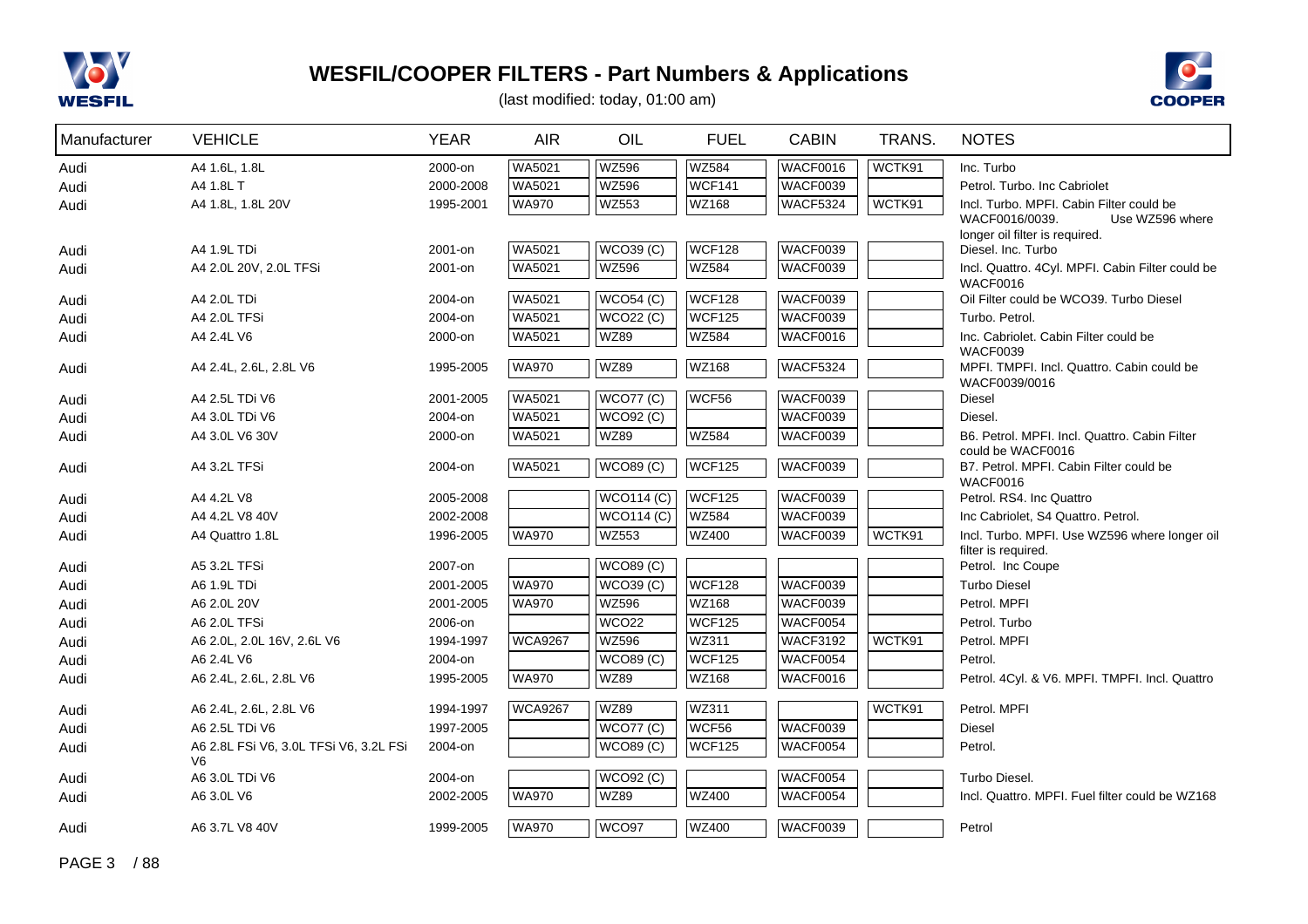# WESFIL/COOPER FILTERS - Part Numbers & Applications

(last modified: today, 01:00 am)

| Manufacturer | VEHICLE | YEAR | AIR | OIL | FUEL | CABIN | TRANS. | NOTES |
|---|---|---|---|---|---|---|---|---|
| Audi | A4 1.6L, 1.8L | 2000-on | WA5021 | WZ596 | WZ584 | WACF0016 | WCTK91 | Inc. Turbo |
| Audi | A4 1.8L T | 2000-2008 | WA5021 | WZ596 | WCF141 | WACF0039 | | Petrol. Turbo. Inc Cabriolet |
| Audi | A4 1.8L, 1.8L 20V | 1995-2001 | WA970 | WZ553 | WZ168 | WACF5324 | WCTK91 | Incl. Turbo. MPFI. Cabin Filter could be WACF0016/0039. Use WZ596 where longer oil filter is required. |
| Audi | A4 1.9L TDi | 2001-on | WA5021 | WCO39 (C) | WCF128 | WACF0039 | | Diesel. Inc. Turbo |
| Audi | A4 2.0L 20V, 2.0L TFSi | 2001-on | WA5021 | WZ596 | WZ584 | WACF0039 | | Incl. Quattro. 4Cyl. MPFI. Cabin Filter could be WACF0016 |
| Audi | A4 2.0L TDi | 2004-on | WA5021 | WCO54 (C) | WCF128 | WACF0039 | | Oil Filter could be WCO39. Turbo Diesel |
| Audi | A4 2.0L TFSi | 2004-on | WA5021 | WCO22 (C) | WCF125 | WACF0039 | | Turbo. Petrol. |
| Audi | A4 2.4L V6 | 2000-on | WA5021 | WZ89 | WZ584 | WACF0016 | | Inc. Cabriolet. Cabin Filter could be WACF0039 |
| Audi | A4 2.4L, 2.6L, 2.8L V6 | 1995-2005 | WA970 | WZ89 | WZ168 | WACF5324 | | MPFI. TMPFI. Incl. Quattro. Cabin could be WACF0039/0016 |
| Audi | A4 2.5L TDi V6 | 2001-2005 | WA5021 | WCO77 (C) | WCF56 | WACF0039 | | Diesel |
| Audi | A4 3.0L TDi V6 | 2004-on | WA5021 | WCO92 (C) | | WACF0039 | | Diesel. |
| Audi | A4 3.0L V6 30V | 2000-on | WA5021 | WZ89 | WZ584 | WACF0039 | | B6. Petrol. MPFI. Incl. Quattro. Cabin Filter could be WACF0016 |
| Audi | A4 3.2L TFSi | 2004-on | WA5021 | WCO89 (C) | WCF125 | WACF0039 | | B7. Petrol. MPFI. Cabin Filter could be WACF0016 |
| Audi | A4 4.2L V8 | 2005-2008 | | WCO114 (C) | WCF125 | WACF0039 | | Petrol. RS4. Inc Quattro |
| Audi | A4 4.2L V8 40V | 2002-2008 | | WCO114 (C) | WZ584 | WACF0039 | | Inc Cabriolet, S4 Quattro. Petrol. |
| Audi | A4 Quattro 1.8L | 1996-2005 | WA970 | WZ553 | WZ400 | WACF0039 | WCTK91 | Incl. Turbo. MPFI. Use WZ596 where longer oil filter is required. |
| Audi | A5 3.2L TFSi | 2007-on | | WCO89 (C) | | | | Petrol. Inc Coupe |
| Audi | A6 1.9L TDi | 2001-2005 | WA970 | WCO39 (C) | WCF128 | WACF0039 | | Turbo Diesel |
| Audi | A6 2.0L 20V | 2001-2005 | WA970 | WZ596 | WZ168 | WACF0039 | | Petrol. MPFI |
| Audi | A6 2.0L TFSi | 2006-on | | WCO22 | WCF125 | WACF0054 | | Petrol. Turbo |
| Audi | A6 2.0L, 2.0L 16V, 2.6L V6 | 1994-1997 | WCA9267 | WZ596 | WZ311 | WACF3192 | WCTK91 | Petrol. MPFI |
| Audi | A6 2.4L V6 | 2004-on | | WCO89 (C) | WCF125 | WACF0054 | | Petrol. |
| Audi | A6 2.4L, 2.6L, 2.8L V6 | 1995-2005 | WA970 | WZ89 | WZ168 | WACF0016 | | Petrol. 4Cyl. & V6. MPFI. TMPFI. Incl. Quattro |
| Audi | A6 2.4L, 2.6L, 2.8L V6 | 1994-1997 | WCA9267 | WZ89 | WZ311 | | WCTK91 | Petrol. MPFI |
| Audi | A6 2.5L TDi V6 | 1997-2005 | | WCO77 (C) | WCF56 | WACF0039 | | Diesel |
| Audi | A6 2.8L FSi V6, 3.0L TFSi V6, 3.2L FSi V6 | 2004-on | | WCO89 (C) | WCF125 | WACF0054 | | Petrol. |
| Audi | A6 3.0L TDi V6 | 2004-on | | WCO92 (C) | | WACF0054 | | Turbo Diesel. |
| Audi | A6 3.0L V6 | 2002-2005 | WA970 | WZ89 | WZ400 | WACF0054 | | Incl. Quattro. MPFI. Fuel filter could be WZ168 |
| Audi | A6 3.7L V8 40V | 1999-2005 | WA970 | WCO97 | WZ400 | WACF0039 | | Petrol |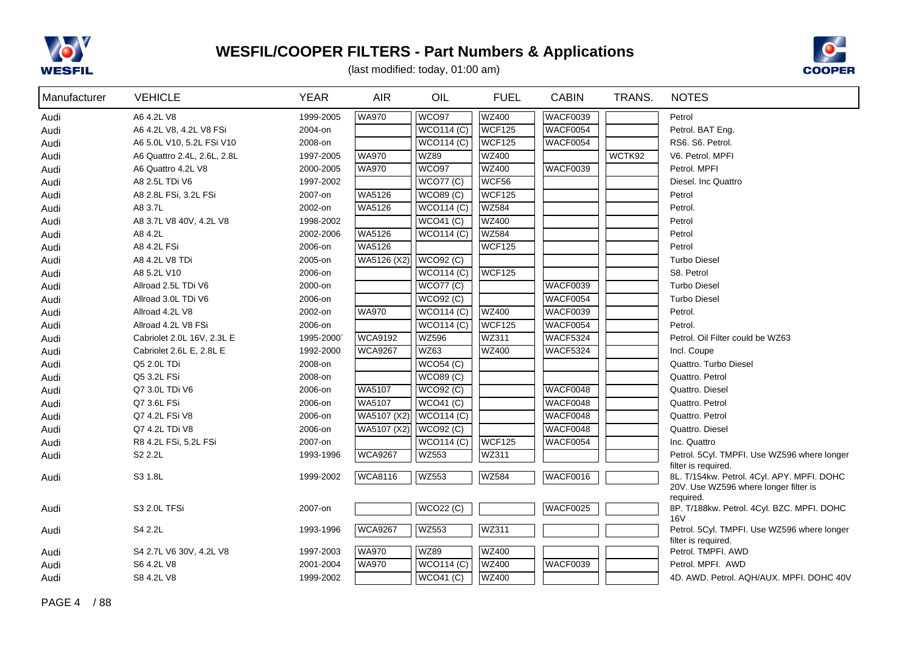# WESFIL/COOPER FILTERS - Part Numbers & Applications

(last modified: today, 01:00 am)

| Manufacturer | VEHICLE | YEAR | AIR | OIL | FUEL | CABIN | TRANS. | NOTES |
|---|---|---|---|---|---|---|---|---|
| Audi | A6 4.2L V8 | 1999-2005 | WA970 | WCO97 | WZ400 | WACF0039 | | Petrol |
| Audi | A6 4.2L V8, 4.2L V8 FSi | 2004-on | | WCO114 (C) | WCF125 | WACF0054 | | Petrol. BAT Eng. |
| Audi | A6 5.0L V10, 5.2L FSi V10 | 2008-on | | WCO114 (C) | WCF125 | WACF0054 | | RS6. S6. Petrol. |
| Audi | A6 Quattro 2.4L, 2.6L, 2.8L | 1997-2005 | WA970 | WZ89 | WZ400 | | WCTK92 | V6. Petrol. MPFI |
| Audi | A6 Quattro 4.2L V8 | 2000-2005 | WA970 | WCO97 | WZ400 | WACF0039 | | Petrol. MPFI |
| Audi | A8 2.5L TDi V6 | 1997-2002 | | WCO77 (C) | WCF56 | | | Diesel. Inc Quattro |
| Audi | A8 2.8L FSi, 3.2L FSi | 2007-on | WA5126 | WCO89 (C) | WCF125 | | | Petrol |
| Audi | A8 3.7L | 2002-on | WA5126 | WCO114 (C) | WZ584 | | | Petrol. |
| Audi | A8 3.7L V8 40V, 4.2L V8 | 1998-2002 | | WCO41 (C) | WZ400 | | | Petrol |
| Audi | A8 4.2L | 2002-2006 | WA5126 | WCO114 (C) | WZ584 | | | Petrol |
| Audi | A8 4.2L FSi | 2006-on | WA5126 | | WCF125 | | | Petrol |
| Audi | A8 4.2L V8 TDi | 2005-on | WA5126 (X2) | WCO92 (C) | | | | Turbo Diesel |
| Audi | A8 5.2L V10 | 2006-on | | WCO114 (C) | WCF125 | | | S8. Petrol |
| Audi | Allroad 2.5L TDi V6 | 2000-on | | WCO77 (C) | | WACF0039 | | Turbo Diesel |
| Audi | Allroad 3.0L TDi V6 | 2006-on | | WCO92 (C) | | WACF0054 | | Turbo Diesel |
| Audi | Allroad 4.2L V8 | 2002-on | WA970 | WCO114 (C) | WZ400 | WACF0039 | | Petrol. |
| Audi | Allroad 4.2L V8 FSi | 2006-on | | WCO114 (C) | WCF125 | WACF0054 | | Petrol. |
| Audi | Cabriolet 2.0L 16V, 2.3L E | 1995-2000` | WCA9192 | WZ596 | WZ311 | WACF5324 | | Petrol. Oil Filter could be WZ63 |
| Audi | Cabriolet 2.6L E, 2.8L E | 1992-2000 | WCA9267 | WZ63 | WZ400 | WACF5324 | | Incl. Coupe |
| Audi | Q5 2.0L TDi | 2008-on | | WCO54 (C) | | | | Quattro. Turbo Diesel |
| Audi | Q5 3.2L FSi | 2008-on | | WCO89 (C) | | | | Quattro. Petrol |
| Audi | Q7 3.0L TDi V6 | 2006-on | WA5107 | WCO92 (C) | | WACF0048 | | Quattro. Diesel |
| Audi | Q7 3.6L FSi | 2006-on | WA5107 | WCO41 (C) | | WACF0048 | | Quattro. Petrol |
| Audi | Q7 4.2L FSi V8 | 2006-on | WA5107 (X2) | WCO114 (C) | | WACF0048 | | Quattro. Petrol |
| Audi | Q7 4.2L TDi V8 | 2006-on | WA5107 (X2) | WCO92 (C) | | WACF0048 | | Quattro. Diesel |
| Audi | R8 4.2L FSi, 5.2L FSi | 2007-on | | WCO114 (C) | WCF125 | WACF0054 | | Inc. Quattro |
| Audi | S2 2.2L | 1993-1996 | WCA9267 | WZ553 | WZ311 | | | Petrol. 5Cyl. TMPFI. Use WZ596 where longer filter is required. |
| Audi | S3 1.8L | 1999-2002 | WCA8116 | WZ553 | WZ584 | WACF0016 | | 8L. T/154kw. Petrol. 4Cyl. APY. MPFI. DOHC 20V. Use WZ596 where longer filter is required. |
| Audi | S3 2.0L TFSi | 2007-on | | WCO22 (C) | | WACF0025 | | 8P. T/188kw. Petrol. 4Cyl. BZC. MPFI. DOHC 16V |
| Audi | S4 2.2L | 1993-1996 | WCA9267 | WZ553 | WZ311 | | | Petrol. 5Cyl. TMPFI. Use WZ596 where longer filter is required. |
| Audi | S4 2.7L V6 30V, 4.2L V8 | 1997-2003 | WA970 | WZ89 | WZ400 | | | Petrol. TMPFI. AWD |
| Audi | S6 4.2L V8 | 2001-2004 | WA970 | WCO114 (C) | WZ400 | WACF0039 | | Petrol. MPFI. AWD |
| Audi | S8 4.2L V8 | 1999-2002 | | WCO41 (C) | WZ400 | | | 4D. AWD. Petrol. AQH/AUX. MPFI. DOHC 40V |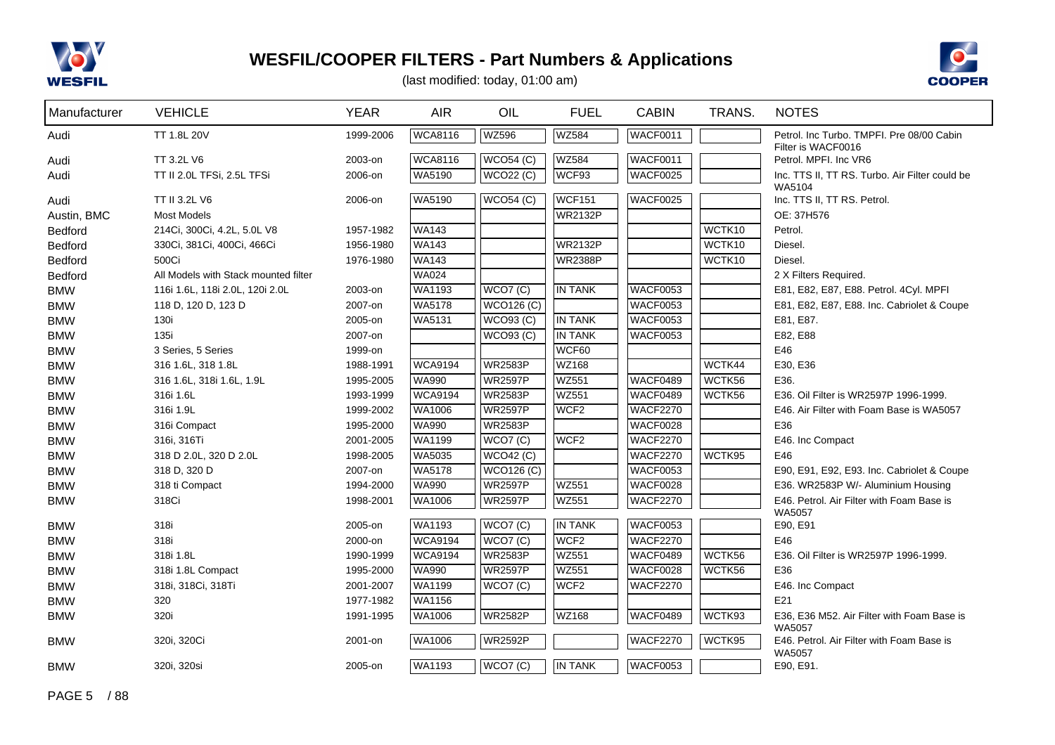# WESFIL/COOPER FILTERS - Part Numbers & Applications

(last modified: today, 01:00 am)

| Manufacturer | VEHICLE | YEAR | AIR | OIL | FUEL | CABIN | TRANS. | NOTES |
|---|---|---|---|---|---|---|---|---|
| Audi | TT 1.8L 20V | 1999-2006 | WCA8116 | WZ596 | WZ584 | WACF0011 | | Petrol. Inc Turbo. TMPFI. Pre 08/00 Cabin Filter is WACF0016 |
| Audi | TT 3.2L V6 | 2003-on | WCA8116 | WCO54 (C) | WZ584 | WACF0011 | | Petrol. MPFI. Inc VR6 |
| Audi | TT II 2.0L TFSi, 2.5L TFSi | 2006-on | WA5190 | WCO22 (C) | WCF93 | WACF0025 | | Inc. TTS II, TT RS. Turbo. Air Filter could be WA5104 |
| Audi | TT II 3.2L V6 | 2006-on | WA5190 | WCO54 (C) | WCF151 | WACF0025 | | Inc. TTS II, TT RS. Petrol. |
| Austin, BMC | Most Models | | | | WR2132P | | | OE: 37H576 |
| Bedford | 214Ci, 300Ci, 4.2L, 5.0L V8 | 1957-1982 | WA143 | | | | WCTK10 | Petrol. |
| Bedford | 330Ci, 381Ci, 400Ci, 466Ci | 1956-1980 | WA143 | | WR2132P | | WCTK10 | Diesel. |
| Bedford | 500Ci | 1976-1980 | WA143 | | WR2388P | | WCTK10 | Diesel. |
| Bedford | All Models with Stack mounted filter | | WA024 | | | | | 2 X Filters Required. |
| BMW | 116i 1.6L, 118i 2.0L, 120i 2.0L | 2003-on | WA1193 | WCO7 (C) | IN TANK | WACF0053 | | E81, E82, E87, E88. Petrol. 4Cyl. MPFI |
| BMW | 118 D, 120 D, 123 D | 2007-on | WA5178 | WCO126 (C) | | WACF0053 | | E81, E82, E87, E88. Inc. Cabriolet & Coupe |
| BMW | 130i | 2005-on | WA5131 | WCO93 (C) | IN TANK | WACF0053 | | E81, E87. |
| BMW | 135i | 2007-on | | WCO93 (C) | IN TANK | WACF0053 | | E82, E88 |
| BMW | 3 Series, 5 Series | 1999-on | | | WCF60 | | | E46 |
| BMW | 316 1.6L, 318 1.8L | 1988-1991 | WCA9194 | WR2583P | WZ168 | | WCTK44 | E30, E36 |
| BMW | 316 1.6L, 318i 1.6L, 1.9L | 1995-2005 | WA990 | WR2597P | WZ551 | WACF0489 | WCTK56 | E36. |
| BMW | 316i 1.6L | 1993-1999 | WCA9194 | WR2583P | WZ551 | WACF0489 | WCTK56 | E36. Oil Filter is WR2597P 1996-1999. |
| BMW | 316i 1.9L | 1999-2002 | WA1006 | WR2597P | WCF2 | WACF2270 | | E46. Air Filter with Foam Base is WA5057 |
| BMW | 316i Compact | 1995-2000 | WA990 | WR2583P | | WACF0028 | | E36 |
| BMW | 316i, 316Ti | 2001-2005 | WA1199 | WCO7 (C) | WCF2 | WACF2270 | | E46. Inc Compact |
| BMW | 318 D 2.0L, 320 D 2.0L | 1998-2005 | WA5035 | WCO42 (C) | | WACF2270 | WCTK95 | E46 |
| BMW | 318 D, 320 D | 2007-on | WA5178 | WCO126 (C) | | WACF0053 | | E90, E91, E92, E93. Inc. Cabriolet & Coupe |
| BMW | 318 ti Compact | 1994-2000 | WA990 | WR2597P | WZ551 | WACF0028 | | E36. WR2583P W/- Aluminium Housing |
| BMW | 318Ci | 1998-2001 | WA1006 | WR2597P | WZ551 | WACF2270 | | E46. Petrol. Air Filter with Foam Base is WA5057 |
| BMW | 318i | 2005-on | WA1193 | WCO7 (C) | IN TANK | WACF0053 | | E90, E91 |
| BMW | 318i | 2000-on | WCA9194 | WCO7 (C) | WCF2 | WACF2270 | | E46 |
| BMW | 318i 1.8L | 1990-1999 | WCA9194 | WR2583P | WZ551 | WACF0489 | WCTK56 | E36. Oil Filter is WR2597P 1996-1999. |
| BMW | 318i 1.8L Compact | 1995-2000 | WA990 | WR2597P | WZ551 | WACF0028 | WCTK56 | E36 |
| BMW | 318i, 318Ci, 318Ti | 2001-2007 | WA1199 | WCO7 (C) | WCF2 | WACF2270 | | E46. Inc Compact |
| BMW | 320 | 1977-1982 | WA1156 | | | | | E21 |
| BMW | 320i | 1991-1995 | WA1006 | WR2582P | WZ168 | WACF0489 | WCTK93 | E36, E36 M52. Air Filter with Foam Base is WA5057 |
| BMW | 320i, 320Ci | 2001-on | WA1006 | WR2592P | | WACF2270 | WCTK95 | E46. Petrol. Air Filter with Foam Base is WA5057 |
| BMW | 320i, 320si | 2005-on | WA1193 | WCO7 (C) | IN TANK | WACF0053 | | E90, E91. |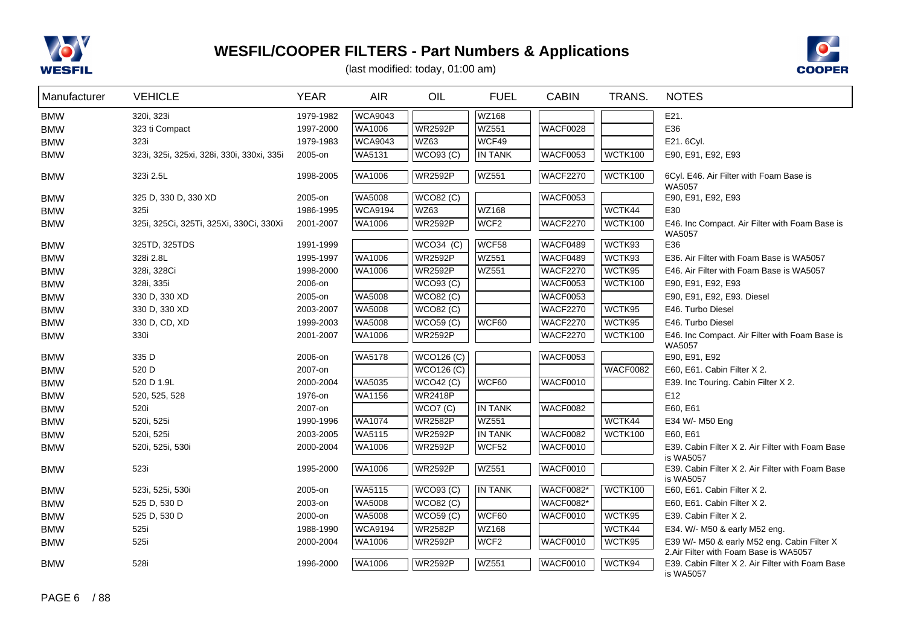| Manufacturer | VEHICLE | YEAR | AIR | OIL | FUEL | CABIN | TRANS. | NOTES |
|---|---|---|---|---|---|---|---|---|
| BMW | 320i, 323i | 1979-1982 | WCA9043 | | WZ168 | | | E21. |
| BMW | 323 ti Compact | 1997-2000 | WA1006 | WR2592P | WZ551 | WACF0028 | | E36 |
| BMW | 323i | 1979-1983 | WCA9043 | WZ63 | WCF49 | | | E21. 6Cyl. |
| BMW | 323i, 325i, 325xi, 328i, 330i, 330xi, 335i | 2005-on | WA5131 | WCO93 (C) | IN TANK | WACF0053 | WCTK100 | E90, E91, E92, E93 |
| BMW | 323i 2.5L | 1998-2005 | WA1006 | WR2592P | WZ551 | WACF2270 | WCTK100 | 6Cyl. E46. Air Filter with Foam Base is WA5057 |
| BMW | 325 D, 330 D, 330 XD | 2005-on | WA5008 | WCO82 (C) | | WACF0053 | | E90, E91, E92, E93 |
| BMW | 325i | 1986-1995 | WCA9194 | WZ63 | WZ168 | | WCTK44 | E30 |
| BMW | 325i, 325Ci, 325Ti, 325Xi, 330Ci, 330Xi | 2001-2007 | WA1006 | WR2592P | WCF2 | WACF2270 | WCTK100 | E46. Inc Compact. Air Filter with Foam Base is WA5057 |
| BMW | 325TD, 325TDS | 1991-1999 | | WCO34 (C) | WCF58 | WACF0489 | WCTK93 | E36 |
| BMW | 328i 2.8L | 1995-1997 | WA1006 | WR2592P | WZ551 | WACF0489 | WCTK93 | E36. Air Filter with Foam Base is WA5057 |
| BMW | 328i, 328Ci | 1998-2000 | WA1006 | WR2592P | WZ551 | WACF2270 | WCTK95 | E46. Air Filter with Foam Base is WA5057 |
| BMW | 328i, 335i | 2006-on | | WCO93 (C) | | WACF0053 | WCTK100 | E90, E91, E92, E93 |
| BMW | 330 D, 330 XD | 2005-on | WA5008 | WCO82 (C) | | WACF0053 | | E90, E91, E92, E93. Diesel |
| BMW | 330 D, 330 XD | 2003-2007 | WA5008 | WCO82 (C) | | WACF2270 | WCTK95 | E46. Turbo Diesel |
| BMW | 330 D, CD, XD | 1999-2003 | WA5008 | WCO59 (C) | WCF60 | WACF2270 | WCTK95 | E46. Turbo Diesel |
| BMW | 330i | 2001-2007 | WA1006 | WR2592P | | WACF2270 | WCTK100 | E46. Inc Compact. Air Filter with Foam Base is WA5057 |
| BMW | 335 D | 2006-on | WA5178 | WCO126 (C) | | WACF0053 | | E90, E91, E92 |
| BMW | 520 D | 2007-on | | WCO126 (C) | | | WACF0082 | E60, E61. Cabin Filter X 2. |
| BMW | 520 D 1.9L | 2000-2004 | WA5035 | WCO42 (C) | WCF60 | WACF0010 | | E39. Inc Touring. Cabin Filter X 2. |
| BMW | 520, 525, 528 | 1976-on | WA1156 | WR2418P | | | | E12 |
| BMW | 520i | 2007-on | | WCO7 (C) | IN TANK | WACF0082 | | E60, E61 |
| BMW | 520i, 525i | 1990-1996 | WA1074 | WR2582P | WZ551 | | WCTK44 | E34 W/- M50 Eng |
| BMW | 520i, 525i | 2003-2005 | WA5115 | WR2592P | IN TANK | WACF0082 | WCTK100 | E60, E61 |
| BMW | 520i, 525i, 530i | 2000-2004 | WA1006 | WR2592P | WCF52 | WACF0010 | | E39. Cabin Filter X 2. Air Filter with Foam Base is WA5057 |
| BMW | 523i | 1995-2000 | WA1006 | WR2592P | WZ551 | WACF0010 | | E39. Cabin Filter X 2. Air Filter with Foam Base is WA5057 |
| BMW | 523i, 525i, 530i | 2005-on | WA5115 | WCO93 (C) | IN TANK | WACF0082* | WCTK100 | E60, E61. Cabin Filter X 2. |
| BMW | 525 D, 530 D | 2003-on | WA5008 | WCO82 (C) | | WACF0082* | | E60, E61. Cabin Filter X 2. |
| BMW | 525 D, 530 D | 2000-on | WA5008 | WCO59 (C) | WCF60 | WACF0010 | WCTK95 | E39. Cabin Filter X 2. |
| BMW | 525i | 1988-1990 | WCA9194 | WR2582P | WZ168 | | WCTK44 | E34. W/- M50 & early M52 eng. |
| BMW | 525i | 2000-2004 | WA1006 | WR2592P | WCF2 | WACF0010 | WCTK95 | E39 W/- M50 & early M52 eng. Cabin Filter X 2.Air Filter with Foam Base is WA5057 |
| BMW | 528i | 1996-2000 | WA1006 | WR2592P | WZ551 | WACF0010 | WCTK94 | E39. Cabin Filter X 2. Air Filter with Foam Base is WA5057 |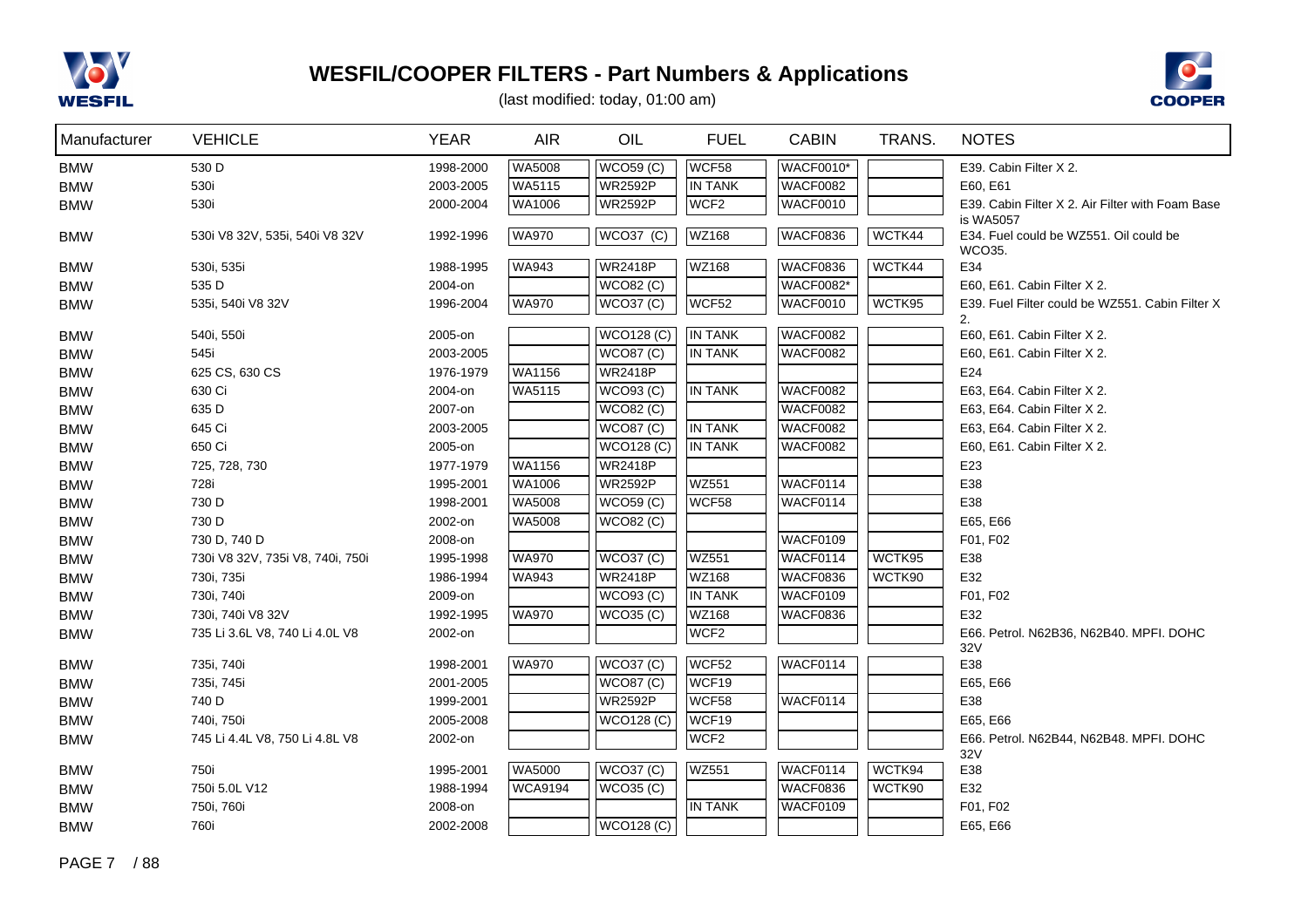# WESFIL/COOPER FILTERS - Part Numbers & Applications

(last modified: today, 01:00 am)

| Manufacturer | VEHICLE | YEAR | AIR | OIL | FUEL | CABIN | TRANS. | NOTES |
|---|---|---|---|---|---|---|---|---|
| BMW | 530 D | 1998-2000 | WA5008 | WCO59 (C) | WCF58 | WACF0010* | | E39. Cabin Filter X 2. |
| BMW | 530i | 2003-2005 | WA5115 | WR2592P | IN TANK | WACF0082 | | E60, E61 |
| BMW | 530i | 2000-2004 | WA1006 | WR2592P | WCF2 | WACF0010 | | E39. Cabin Filter X 2. Air Filter with Foam Base is WA5057 |
| BMW | 530i V8 32V, 535i, 540i V8 32V | 1992-1996 | WA970 | WCO37 (C) | WZ168 | WACF0836 | WCTK44 | E34. Fuel could be WZ551. Oil could be WCO35. |
| BMW | 530i, 535i | 1988-1995 | WA943 | WR2418P | WZ168 | WACF0836 | WCTK44 | E34 |
| BMW | 535 D | 2004-on | | WCO82 (C) | | WACF0082* | | E60, E61. Cabin Filter X 2. |
| BMW | 535i, 540i V8 32V | 1996-2004 | WA970 | WCO37 (C) | WCF52 | WACF0010 | WCTK95 | E39. Fuel Filter could be WZ551. Cabin Filter X 2. |
| BMW | 540i, 550i | 2005-on | | WCO128 (C) | IN TANK | WACF0082 | | E60, E61. Cabin Filter X 2. |
| BMW | 545i | 2003-2005 | | WCO87 (C) | IN TANK | WACF0082 | | E60, E61. Cabin Filter X 2. |
| BMW | 625 CS, 630 CS | 1976-1979 | WA1156 | WR2418P | | | | E24 |
| BMW | 630 Ci | 2004-on | WA5115 | WCO93 (C) | IN TANK | WACF0082 | | E63, E64. Cabin Filter X 2. |
| BMW | 635 D | 2007-on | | WCO82 (C) | | WACF0082 | | E63, E64. Cabin Filter X 2. |
| BMW | 645 Ci | 2003-2005 | | WCO87 (C) | IN TANK | WACF0082 | | E63, E64. Cabin Filter X 2. |
| BMW | 650 Ci | 2005-on | | WCO128 (C) | IN TANK | WACF0082 | | E60, E61. Cabin Filter X 2. |
| BMW | 725, 728, 730 | 1977-1979 | WA1156 | WR2418P | | | | E23 |
| BMW | 728i | 1995-2001 | WA1006 | WR2592P | WZ551 | WACF0114 | | E38 |
| BMW | 730 D | 1998-2001 | WA5008 | WCO59 (C) | WCF58 | WACF0114 | | E38 |
| BMW | 730 D | 2002-on | WA5008 | WCO82 (C) | | | | E65, E66 |
| BMW | 730 D, 740 D | 2008-on | | | | WACF0109 | | F01, F02 |
| BMW | 730i V8 32V, 735i V8, 740i, 750i | 1995-1998 | WA970 | WCO37 (C) | WZ551 | WACF0114 | WCTK95 | E38 |
| BMW | 730i, 735i | 1986-1994 | WA943 | WR2418P | WZ168 | WACF0836 | WCTK90 | E32 |
| BMW | 730i, 740i | 2009-on | | WCO93 (C) | IN TANK | WACF0109 | | F01, F02 |
| BMW | 730i, 740i V8 32V | 1992-1995 | WA970 | WCO35 (C) | WZ168 | WACF0836 | | E32 |
| BMW | 735 Li 3.6L V8, 740 Li 4.0L V8 | 2002-on | | | WCF2 | | | E66. Petrol. N62B36, N62B40. MPFI. DOHC 32V |
| BMW | 735i, 740i | 1998-2001 | WA970 | WCO37 (C) | WCF52 | WACF0114 | | E38 |
| BMW | 735i, 745i | 2001-2005 | | WCO87 (C) | WCF19 | | | E65, E66 |
| BMW | 740 D | 1999-2001 | | WR2592P | WCF58 | WACF0114 | | E38 |
| BMW | 740i, 750i | 2005-2008 | | WCO128 (C) | WCF19 | | | E65, E66 |
| BMW | 745 Li 4.4L V8, 750 Li 4.8L V8 | 2002-on | | | WCF2 | | | E66. Petrol. N62B44, N62B48. MPFI. DOHC 32V |
| BMW | 750i | 1995-2001 | WA5000 | WCO37 (C) | WZ551 | WACF0114 | WCTK94 | E38 |
| BMW | 750i 5.0L V12 | 1988-1994 | WCA9194 | WCO35 (C) | | WACF0836 | WCTK90 | E32 |
| BMW | 750i, 760i | 2008-on | | | IN TANK | WACF0109 | | F01, F02 |
| BMW | 760i | 2002-2008 | | WCO128 (C) | | | | E65, E66 |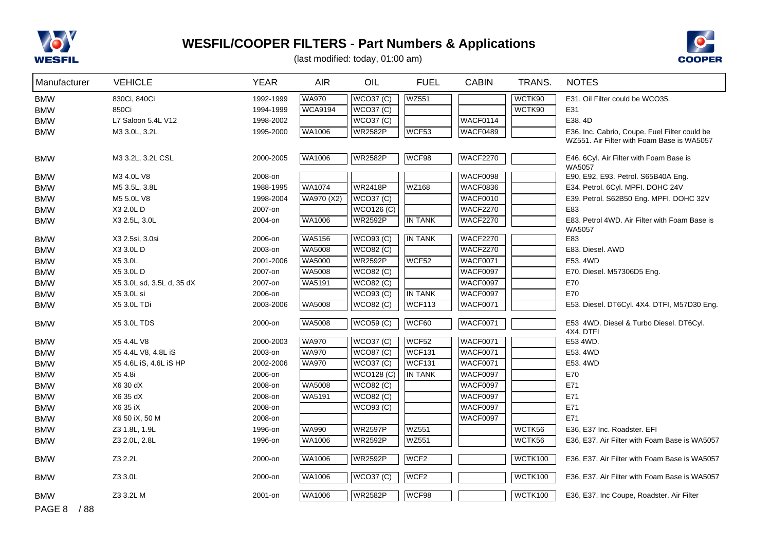# WESFIL/COOPER FILTERS - Part Numbers & Applications

(last modified: today, 01:00 am)

| Manufacturer | VEHICLE | YEAR | AIR | OIL | FUEL | CABIN | TRANS. | NOTES |
|---|---|---|---|---|---|---|---|---|
| BMW | 830Ci, 840Ci | 1992-1999 | WA970 | WCO37 (C) | WZ551 | | WCTK90 | E31. Oil Filter could be WCO35. |
| BMW | 850Ci | 1994-1999 | WCA9194 | WCO37 (C) | | | WCTK90 | E31 |
| BMW | L7 Saloon 5.4L V12 | 1998-2002 | | WCO37 (C) | | WACF0114 | | E38. 4D |
| BMW | M3 3.0L, 3.2L | 1995-2000 | WA1006 | WR2582P | WCF53 | WACF0489 | | E36. Inc. Cabrio, Coupe. Fuel Filter could be WZ551. Air Filter with Foam Base is WA5057 |
| BMW | M3 3.2L, 3.2L CSL | 2000-2005 | WA1006 | WR2582P | WCF98 | WACF2270 | | E46. 6Cyl. Air Filter with Foam Base is WA5057 |
| BMW | M3 4.0L V8 | 2008-on | | | | WACF0098 | | E90, E92, E93. Petrol. S65B40A Eng. |
| BMW | M5 3.5L, 3.8L | 1988-1995 | WA1074 | WR2418P | WZ168 | WACF0836 | | E34. Petrol. 6Cyl. MPFI. DOHC 24V |
| BMW | M5 5.0L V8 | 1998-2004 | WA970 (X2) | WCO37 (C) | | WACF0010 | | E39. Petrol. S62B50 Eng. MPFI. DOHC 32V |
| BMW | X3 2.0L D | 2007-on | | WCO126 (C) | | WACF2270 | | E83 |
| BMW | X3 2.5L, 3.0L | 2004-on | WA1006 | WR2592P | IN TANK | WACF2270 | | E83. Petrol 4WD. Air Filter with Foam Base is WA5057 |
| BMW | X3 2.5si, 3.0si | 2006-on | WA5156 | WCO93 (C) | IN TANK | WACF2270 | | E83 |
| BMW | X3 3.0L D | 2003-on | WA5008 | WCO82 (C) | | WACF2270 | | E83. Diesel. AWD |
| BMW | X5 3.0L | 2001-2006 | WA5000 | WR2592P | WCF52 | WACF0071 | | E53. 4WD |
| BMW | X5 3.0L D | 2007-on | WA5008 | WCO82 (C) | | WACF0097 | | E70. Diesel. M57306D5 Eng. |
| BMW | X5 3.0L sd, 3.5L d, 35 dX | 2007-on | WA5191 | WCO82 (C) | | WACF0097 | | E70 |
| BMW | X5 3.0L si | 2006-on | | WCO93 (C) | IN TANK | WACF0097 | | E70 |
| BMW | X5 3.0L TDi | 2003-2006 | WA5008 | WCO82 (C) | WCF113 | WACF0071 | | E53. Diesel. DT6Cyl. 4X4. DTFI, M57D30 Eng. |
| BMW | X5 3.0L TDS | 2000-on | WA5008 | WCO59 (C) | WCF60 | WACF0071 | | E53 4WD. Diesel & Turbo Diesel. DT6Cyl. 4X4. DTFI |
| BMW | X5 4.4L V8 | 2000-2003 | WA970 | WCO37 (C) | WCF52 | WACF0071 | | E53 4WD. |
| BMW | X5 4.4L V8, 4.8L iS | 2003-on | WA970 | WCO87 (C) | WCF131 | WACF0071 | | E53. 4WD |
| BMW | X5 4.6L iS, 4.6L iS HP | 2002-2006 | WA970 | WCO37 (C) | WCF131 | WACF0071 | | E53. 4WD |
| BMW | X5 4.8i | 2006-on | | WCO128 (C) | IN TANK | WACF0097 | | E70 |
| BMW | X6 30 dX | 2008-on | WA5008 | WCO82 (C) | | WACF0097 | | E71 |
| BMW | X6 35 dX | 2008-on | WA5191 | WCO82 (C) | | WACF0097 | | E71 |
| BMW | X6 35 iX | 2008-on | | WCO93 (C) | | WACF0097 | | E71 |
| BMW | X6 50 iX, 50 M | 2008-on | | | | WACF0097 | | E71 |
| BMW | Z3 1.8L, 1.9L | 1996-on | WA990 | WR2597P | WZ551 | | WCTK56 | E36, E37 Inc. Roadster. EFI |
| BMW | Z3 2.0L, 2.8L | 1996-on | WA1006 | WR2592P | WZ551 | | WCTK56 | E36, E37. Air Filter with Foam Base is WA5057 |
| BMW | Z3 2.2L | 2000-on | WA1006 | WR2592P | WCF2 | | WCTK100 | E36, E37. Air Filter with Foam Base is WA5057 |
| BMW | Z3 3.0L | 2000-on | WA1006 | WCO37 (C) | WCF2 | | WCTK100 | E36, E37. Air Filter with Foam Base is WA5057 |
| BMW | Z3 3.2L M | 2001-on | WA1006 | WR2582P | WCF98 | | WCTK100 | E36, E37. Inc Coupe, Roadster. Air Filter |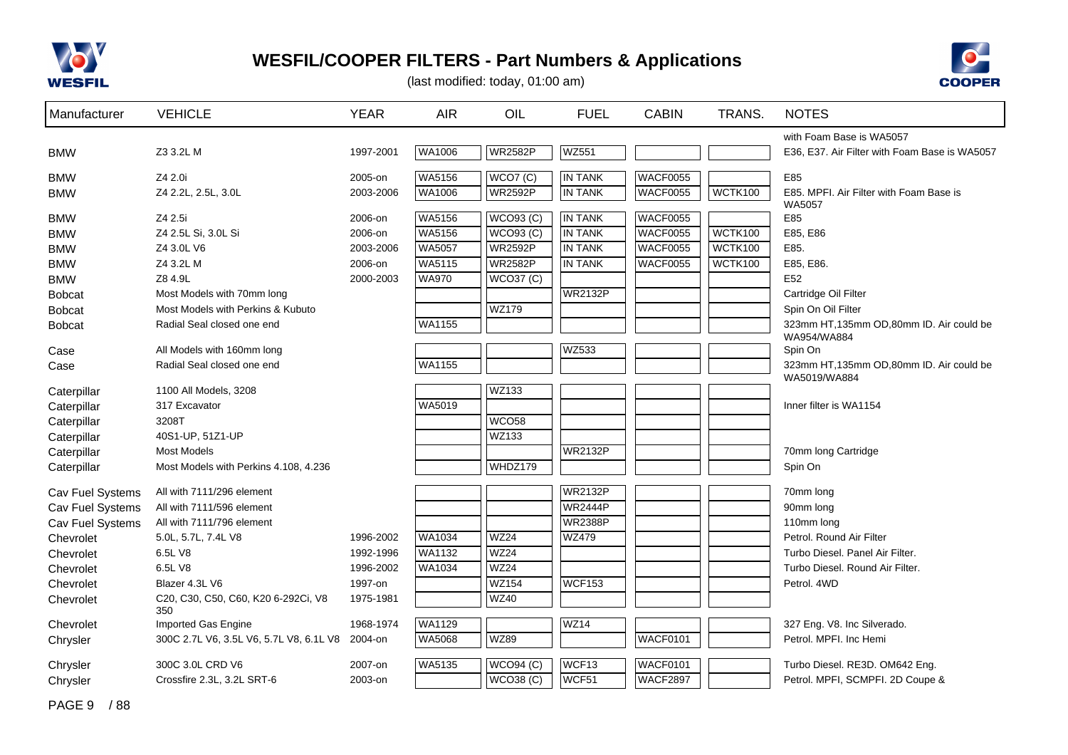# WESFIL/COOPER FILTERS - Part Numbers & Applications

(last modified: today, 01:00 am)

| Manufacturer | VEHICLE | YEAR | AIR | OIL | FUEL | CABIN | TRANS. | NOTES |
|---|---|---|---|---|---|---|---|---|
| | | | | | | | | with Foam Base is WA5057 |
| BMW | Z3 3.2L M | 1997-2001 | WA1006 | WR2582P | WZ551 | | | E36, E37. Air Filter with Foam Base is WA5057 |
| BMW | Z4 2.0i | 2005-on | WA5156 | WCO7 (C) | IN TANK | WACF0055 | | E85 |
| BMW | Z4 2.2L, 2.5L, 3.0L | 2003-2006 | WA1006 | WR2592P | IN TANK | WACF0055 | WCTK100 | E85. MPFI. Air Filter with Foam Base is WA5057 |
| BMW | Z4 2.5i | 2006-on | WA5156 | WCO93 (C) | IN TANK | WACF0055 | | E85 |
| BMW | Z4 2.5L Si, 3.0L Si | 2006-on | WA5156 | WCO93 (C) | IN TANK | WACF0055 | WCTK100 | E85, E86 |
| BMW | Z4 3.0L V6 | 2003-2006 | WA5057 | WR2592P | IN TANK | WACF0055 | WCTK100 | E85. |
| BMW | Z4 3.2L M | 2006-on | WA5115 | WR2582P | IN TANK | WACF0055 | WCTK100 | E85, E86. |
| BMW | Z8 4.9L | 2000-2003 | WA970 | WCO37 (C) | | | | E52 |
| Bobcat | Most Models with 70mm long | | | | WR2132P | | | Cartridge Oil Filter |
| Bobcat | Most Models with Perkins & Kubuto | | | WZ179 | | | | Spin On Oil Filter |
| Bobcat | Radial Seal closed one end | | WA1155 | | | | | 323mm HT,135mm OD,80mm ID. Air could be WA954/WA884 |
| Case | All Models with 160mm long | | | | WZ533 | | | Spin On |
| Case | Radial Seal closed one end | | WA1155 | | | | | 323mm HT,135mm OD,80mm ID. Air could be WA5019/WA884 |
| Caterpillar | 1100 All Models, 3208 | | | WZ133 | | | | |
| Caterpillar | 317 Excavator | | WA5019 | | | | | Inner filter is WA1154 |
| Caterpillar | 3208T | | | WCO58 | | | | |
| Caterpillar | 40S1-UP, 51Z1-UP | | | WZ133 | | | | |
| Caterpillar | Most Models | | | | WR2132P | | | 70mm long Cartridge |
| Caterpillar | Most Models with Perkins 4.108, 4.236 | | | WHDZ179 | | | | Spin On |
| Cav Fuel Systems | All with 7111/296 element | | | | WR2132P | | | 70mm long |
| Cav Fuel Systems | All with 7111/596 element | | | | WR2444P | | | 90mm long |
| Cav Fuel Systems | All with 7111/796 element | | | | WR2388P | | | 110mm long |
| Chevrolet | 5.0L, 5.7L, 7.4L V8 | 1996-2002 | WA1034 | WZ24 | WZ479 | | | Petrol. Round Air Filter |
| Chevrolet | 6.5L V8 | 1992-1996 | WA1132 | WZ24 | | | | Turbo Diesel. Panel Air Filter. |
| Chevrolet | 6.5L V8 | 1996-2002 | WA1034 | WZ24 | | | | Turbo Diesel. Round Air Filter. |
| Chevrolet | Blazer 4.3L V6 | 1997-on | | WZ154 | WCF153 | | | Petrol. 4WD |
| Chevrolet | C20, C30, C50, C60, K20 6-292Ci, V8 350 | 1975-1981 | | WZ40 | | | | |
| Chevrolet | Imported Gas Engine | 1968-1974 | WA1129 | | WZ14 | | | 327 Eng. V8. Inc Silverado. |
| Chrysler | 300C 2.7L V6, 3.5L V6, 5.7L V8, 6.1L V8 | 2004-on | WA5068 | WZ89 | | WACF0101 | | Petrol. MPFI. Inc Hemi |
| Chrysler | 300C 3.0L CRD V6 | 2007-on | WA5135 | WCO94 (C) | WCF13 | WACF0101 | | Turbo Diesel. RE3D. OM642 Eng. |
| Chrysler | Crossfire 2.3L, 3.2L SRT-6 | 2003-on | | WCO38 (C) | WCF51 | WACF2897 | | Petrol. MPFI, SCMPFI. 2D Coupe & |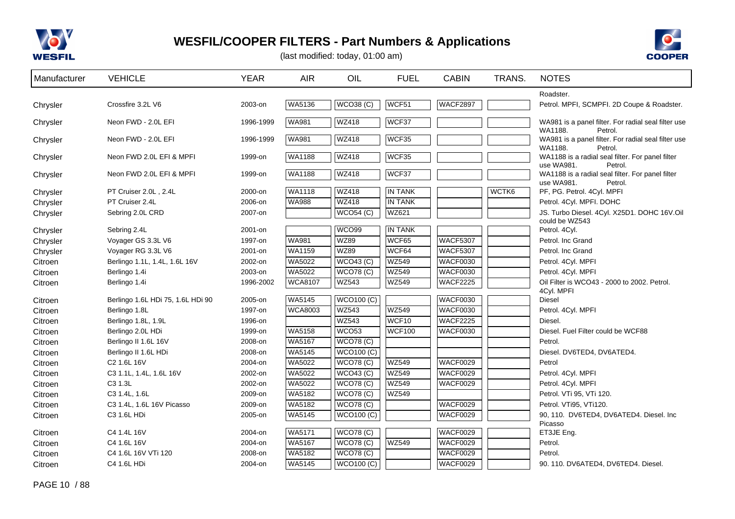# WESFIL/COOPER FILTERS - Part Numbers & Applications

(last modified: today, 01:00 am)

| Manufacturer | VEHICLE | YEAR | AIR | OIL | FUEL | CABIN | TRANS. | NOTES |
|---|---|---|---|---|---|---|---|---|
| | | | | | | | | Roadster. |
| Chrysler | Crossfire 3.2L V6 | 2003-on | WA5136 | WCO38 (C) | WCF51 | WACF2897 | | Petrol. MPFI, SCMPFI. 2D Coupe & Roadster. |
| Chrysler | Neon FWD - 2.0L EFI | 1996-1999 | WA981 | WZ418 | WCF37 | | | WA981 is a panel filter. For radial seal filter use WA1188. Petrol. |
| Chrysler | Neon FWD - 2.0L EFI | 1996-1999 | WA981 | WZ418 | WCF35 | | | WA981 is a panel filter. For radial seal filter use WA1188. Petrol. |
| Chrysler | Neon FWD 2.0L EFI & MPFI | 1999-on | WA1188 | WZ418 | WCF35 | | | WA1188 is a radial seal filter. For panel filter use WA981. Petrol. |
| Chrysler | Neon FWD 2.0L EFI & MPFI | 1999-on | WA1188 | WZ418 | WCF37 | | | WA1188 is a radial seal filter. For panel filter use WA981. Petrol. |
| Chrysler | PT Cruiser 2.0L , 2.4L | 2000-on | WA1118 | WZ418 | IN TANK | | WCTK6 | PF, PG. Petrol. 4Cyl. MPFI |
| Chrysler | PT Cruiser 2.4L | 2006-on | WA988 | WZ418 | IN TANK | | | Petrol. 4Cyl. MPFI. DOHC |
| Chrysler | Sebring 2.0L CRD | 2007-on | | WCO54 (C) | WZ621 | | | JS. Turbo Diesel. 4Cyl. X25D1. DOHC 16V.Oil could be WZ543 |
| Chrysler | Sebring 2.4L | 2001-on | | WCO99 | IN TANK | | | Petrol. 4Cyl. |
| Chrysler | Voyager GS 3.3L V6 | 1997-on | WA981 | WZ89 | WCF65 | WACF5307 | | Petrol. Inc Grand |
| Chrysler | Voyager RG 3.3L V6 | 2001-on | WA1159 | WZ89 | WCF64 | WACF5307 | | Petrol. Inc Grand |
| Citroen | Berlingo 1.1L, 1.4L, 1.6L 16V | 2002-on | WA5022 | WCO43 (C) | WZ549 | WACF0030 | | Petrol. 4Cyl. MPFI |
| Citroen | Berlingo 1.4i | 2003-on | WA5022 | WCO78 (C) | WZ549 | WACF0030 | | Petrol. 4Cyl. MPFI |
| Citroen | Berlingo 1.4i | 1996-2002 | WCA8107 | WZ543 | WZ549 | WACF2225 | | Oil Filter is WCO43 - 2000 to 2002. Petrol. 4Cyl. MPFI |
| Citroen | Berlingo 1.6L HDi 75, 1.6L HDi 90 | 2005-on | WA5145 | WCO100 (C) | | WACF0030 | | Diesel |
| Citroen | Berlingo 1.8L | 1997-on | WCA8003 | WZ543 | WZ549 | WACF0030 | | Petrol. 4Cyl. MPFI |
| Citroen | Berlingo 1.8L, 1.9L | 1996-on | | WZ543 | WCF10 | WACF2225 | | Diesel. |
| Citroen | Berlingo 2.0L HDi | 1999-on | WA5158 | WCO53 | WCF100 | WACF0030 | | Diesel. Fuel Filter could be WCF88 |
| Citroen | Berlingo II 1.6L 16V | 2008-on | WA5167 | WCO78 (C) | | | | Petrol. |
| Citroen | Berlingo II 1.6L HDi | 2008-on | WA5145 | WCO100 (C) | | | | Diesel. DV6TED4, DV6ATED4. |
| Citroen | C2 1.6L 16V | 2004-on | WA5022 | WCO78 (C) | WZ549 | WACF0029 | | Petrol |
| Citroen | C3 1.1L, 1.4L, 1.6L 16V | 2002-on | WA5022 | WCO43 (C) | WZ549 | WACF0029 | | Petrol. 4Cyl. MPFI |
| Citroen | C3 1.3L | 2002-on | WA5022 | WCO78 (C) | WZ549 | WACF0029 | | Petrol. 4Cyl. MPFI |
| Citroen | C3 1.4L, 1.6L | 2009-on | WA5182 | WCO78 (C) | WZ549 | | | Petrol. VTi 95, VTi 120. |
| Citroen | C3 1.4L, 1.6L 16V Picasso | 2009-on | WA5182 | WCO78 (C) | | WACF0029 | | Petrol. VTi95, VTi120. |
| Citroen | C3 1.6L HDi | 2005-on | WA5145 | WCO100 (C) | | WACF0029 | | 90, 110. DV6TED4, DV6ATED4. Diesel. Inc Picasso |
| Citroen | C4 1.4L 16V | 2004-on | WA5171 | WCO78 (C) | | WACF0029 | | ET3JE Eng. |
| Citroen | C4 1.6L 16V | 2004-on | WA5167 | WCO78 (C) | WZ549 | WACF0029 | | Petrol. |
| Citroen | C4 1.6L 16V VTi 120 | 2008-on | WA5182 | WCO78 (C) | | WACF0029 | | Petrol. |
| Citroen | C4 1.6L HDi | 2004-on | WA5145 | WCO100 (C) | | WACF0029 | | 90. 110. DV6ATED4, DV6TED4. Diesel. |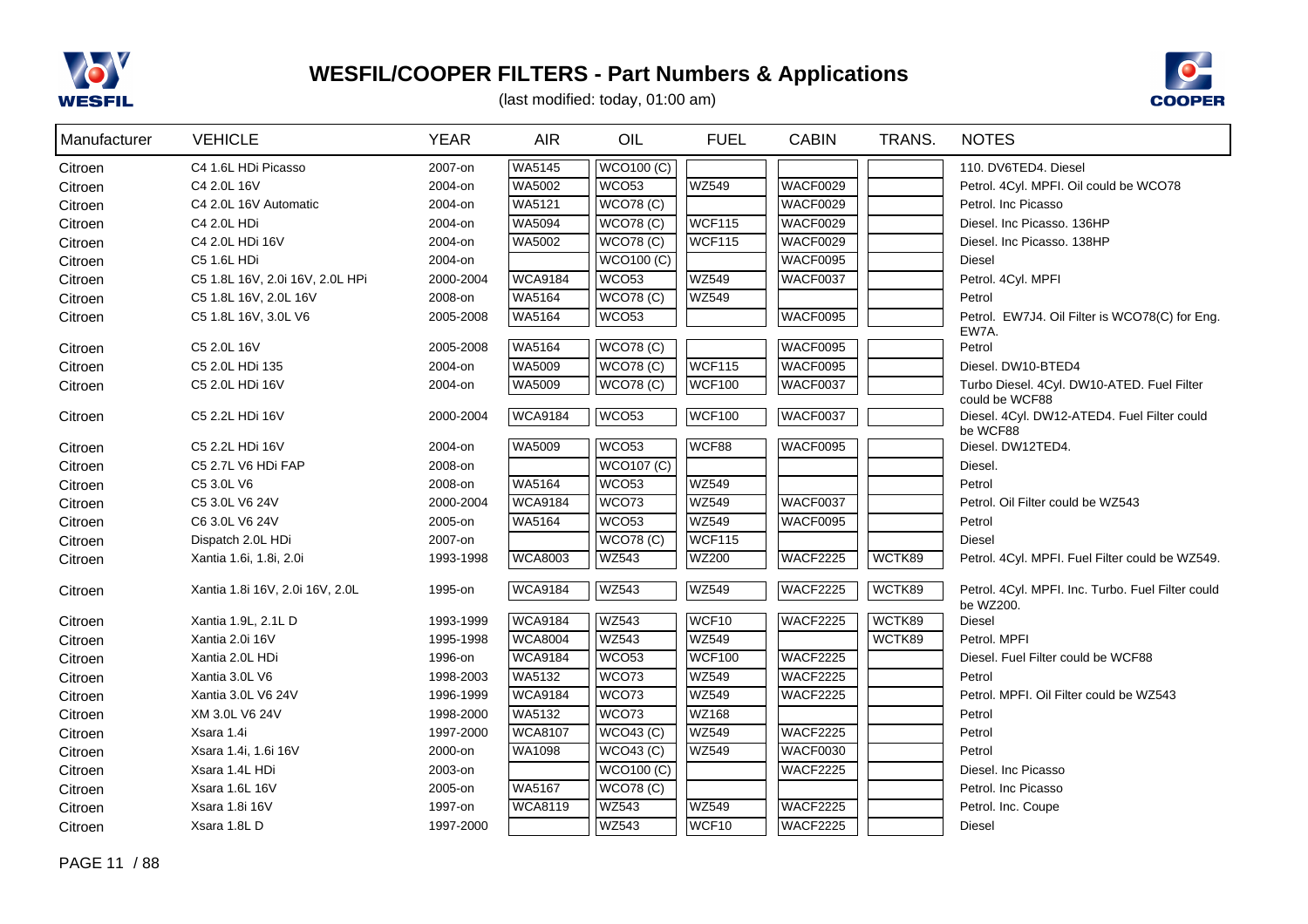# WESFIL/COOPER FILTERS - Part Numbers & Applications

(last modified: today, 01:00 am)

| Manufacturer | VEHICLE | YEAR | AIR | OIL | FUEL | CABIN | TRANS. | NOTES |
|---|---|---|---|---|---|---|---|---|
| Citroen | C4 1.6L HDi Picasso | 2007-on | WA5145 | WCO100 (C) | | | | 110. DV6TED4. Diesel |
| Citroen | C4 2.0L 16V | 2004-on | WA5002 | WCO53 | WZ549 | WACF0029 | | Petrol. 4Cyl. MPFI. Oil could be WCO78 |
| Citroen | C4 2.0L 16V Automatic | 2004-on | WA5121 | WCO78 (C) | | WACF0029 | | Petrol. Inc Picasso |
| Citroen | C4 2.0L HDi | 2004-on | WA5094 | WCO78 (C) | WCF115 | WACF0029 | | Diesel. Inc Picasso. 136HP |
| Citroen | C4 2.0L HDi 16V | 2004-on | WA5002 | WCO78 (C) | WCF115 | WACF0029 | | Diesel. Inc Picasso. 138HP |
| Citroen | C5 1.6L HDi | 2004-on | | WCO100 (C) | | WACF0095 | | Diesel |
| Citroen | C5 1.8L 16V, 2.0i 16V, 2.0L HPi | 2000-2004 | WCA9184 | WCO53 | WZ549 | WACF0037 | | Petrol. 4Cyl. MPFI |
| Citroen | C5 1.8L 16V, 2.0L 16V | 2008-on | WA5164 | WCO78 (C) | WZ549 | | | Petrol |
| Citroen | C5 1.8L 16V, 3.0L V6 | 2005-2008 | WA5164 | WCO53 | | WACF0095 | | Petrol. EW7J4. Oil Filter is WCO78(C) for Eng. EW7A. |
| Citroen | C5 2.0L 16V | 2005-2008 | WA5164 | WCO78 (C) | | WACF0095 | | Petrol |
| Citroen | C5 2.0L HDi 135 | 2004-on | WA5009 | WCO78 (C) | WCF115 | WACF0095 | | Diesel. DW10-BTED4 |
| Citroen | C5 2.0L HDi 16V | 2004-on | WA5009 | WCO78 (C) | WCF100 | WACF0037 | | Turbo Diesel. 4Cyl. DW10-ATED. Fuel Filter could be WCF88 |
| Citroen | C5 2.2L HDi 16V | 2000-2004 | WCA9184 | WCO53 | WCF100 | WACF0037 | | Diesel. 4Cyl. DW12-ATED4. Fuel Filter could be WCF88 |
| Citroen | C5 2.2L HDi 16V | 2004-on | WA5009 | WCO53 | WCF88 | WACF0095 | | Diesel. DW12TED4. |
| Citroen | C5 2.7L V6 HDi FAP | 2008-on | | WCO107 (C) | | | | Diesel. |
| Citroen | C5 3.0L V6 | 2008-on | WA5164 | WCO53 | WZ549 | | | Petrol |
| Citroen | C5 3.0L V6 24V | 2000-2004 | WCA9184 | WCO73 | WZ549 | WACF0037 | | Petrol. Oil Filter could be WZ543 |
| Citroen | C6 3.0L V6 24V | 2005-on | WA5164 | WCO53 | WZ549 | WACF0095 | | Petrol |
| Citroen | Dispatch 2.0L HDi | 2007-on | | WCO78 (C) | WCF115 | | | Diesel |
| Citroen | Xantia 1.6i, 1.8i, 2.0i | 1993-1998 | WCA8003 | WZ543 | WZ200 | WACF2225 | WCTK89 | Petrol. 4Cyl. MPFI. Fuel Filter could be WZ549. |
| Citroen | Xantia 1.8i 16V, 2.0i 16V, 2.0L | 1995-on | WCA9184 | WZ543 | WZ549 | WACF2225 | WCTK89 | Petrol. 4Cyl. MPFI. Inc. Turbo. Fuel Filter could be WZ200. |
| Citroen | Xantia 1.9L, 2.1L D | 1993-1999 | WCA9184 | WZ543 | WCF10 | WACF2225 | WCTK89 | Diesel |
| Citroen | Xantia 2.0i 16V | 1995-1998 | WCA8004 | WZ543 | WZ549 | | WCTK89 | Petrol. MPFI |
| Citroen | Xantia 2.0L HDi | 1996-on | WCA9184 | WCO53 | WCF100 | WACF2225 | | Diesel. Fuel Filter could be WCF88 |
| Citroen | Xantia 3.0L V6 | 1998-2003 | WA5132 | WCO73 | WZ549 | WACF2225 | | Petrol |
| Citroen | Xantia 3.0L V6 24V | 1996-1999 | WCA9184 | WCO73 | WZ549 | WACF2225 | | Petrol. MPFI. Oil Filter could be WZ543 |
| Citroen | XM 3.0L V6 24V | 1998-2000 | WA5132 | WCO73 | WZ168 | | | Petrol |
| Citroen | Xsara 1.4i | 1997-2000 | WCA8107 | WCO43 (C) | WZ549 | WACF2225 | | Petrol |
| Citroen | Xsara 1.4i, 1.6i 16V | 2000-on | WA1098 | WCO43 (C) | WZ549 | WACF0030 | | Petrol |
| Citroen | Xsara 1.4L HDi | 2003-on | | WCO100 (C) | | WACF2225 | | Diesel. Inc Picasso |
| Citroen | Xsara 1.6L 16V | 2005-on | WA5167 | WCO78 (C) | | | | Petrol. Inc Picasso |
| Citroen | Xsara 1.8i 16V | 1997-on | WCA8119 | WZ543 | WZ549 | WACF2225 | | Petrol. Inc. Coupe |
| Citroen | Xsara 1.8L D | 1997-2000 | | WZ543 | WCF10 | WACF2225 | | Diesel |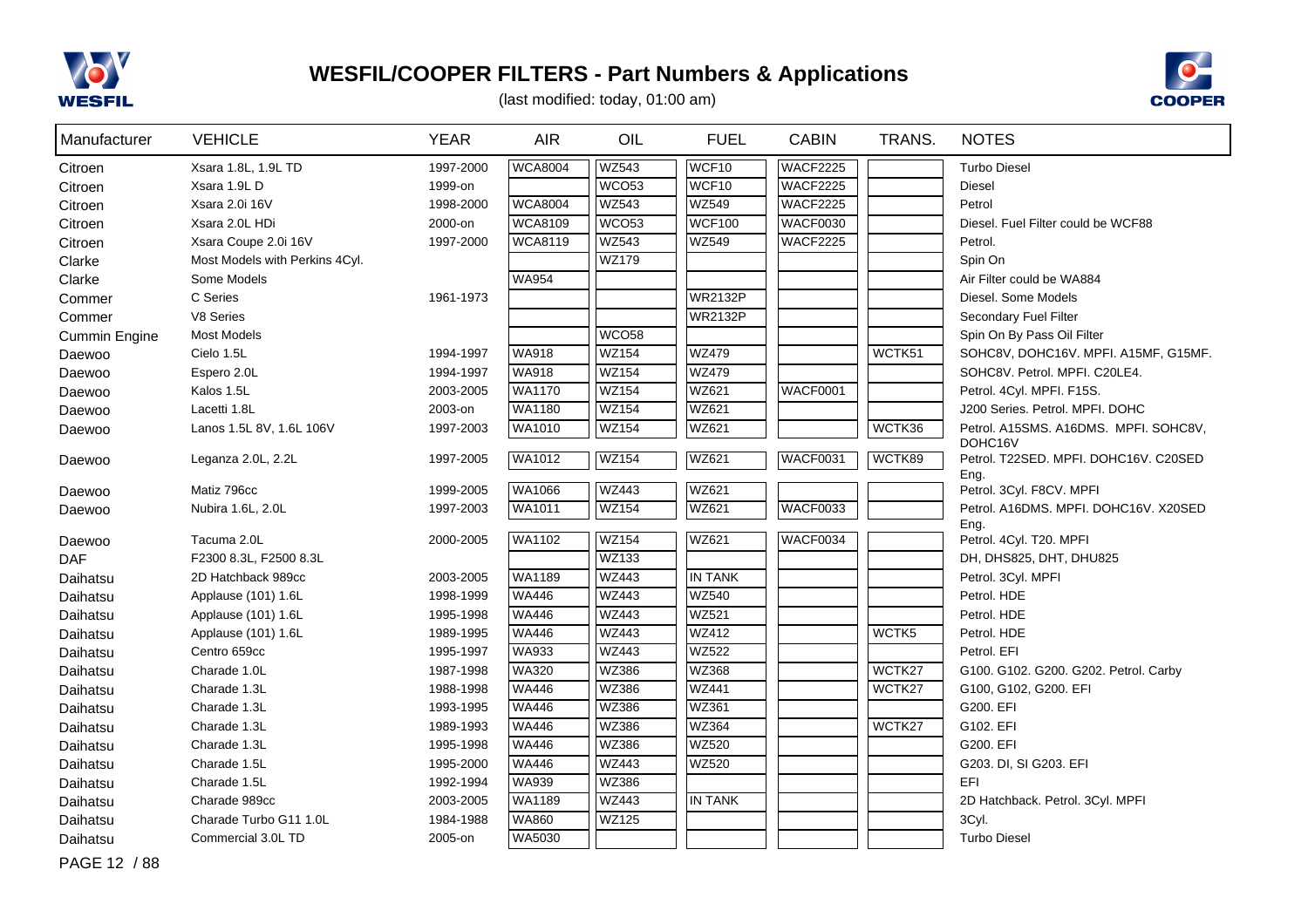# WESFIL/COOPER FILTERS - Part Numbers & Applications

(last modified: today, 01:00 am)

| Manufacturer | VEHICLE | YEAR | AIR | OIL | FUEL | CABIN | TRANS. | NOTES |
|---|---|---|---|---|---|---|---|---|
| Citroen | Xsara 1.8L, 1.9L TD | 1997-2000 | WCA8004 | WZ543 | WCF10 | WACF2225 | | Turbo Diesel |
| Citroen | Xsara 1.9L D | 1999-on | | WCO53 | WCF10 | WACF2225 | | Diesel |
| Citroen | Xsara 2.0i 16V | 1998-2000 | WCA8004 | WZ543 | WZ549 | WACF2225 | | Petrol |
| Citroen | Xsara 2.0L HDi | 2000-on | WCA8109 | WCO53 | WCF100 | WACF0030 | | Diesel. Fuel Filter could be WCF88 |
| Citroen | Xsara Coupe 2.0i 16V | 1997-2000 | WCA8119 | WZ543 | WZ549 | WACF2225 | | Petrol. |
| Clarke | Most Models with Perkins 4Cyl. | | | WZ179 | | | | Spin On |
| Clarke | Some Models | | WA954 | | | | | Air Filter could be WA884 |
| Commer | C Series | 1961-1973 | | | WR2132P | | | Diesel. Some Models |
| Commer | V8 Series | | | | WR2132P | | | Secondary Fuel Filter |
| Cummin Engine | Most Models | | | WCO58 | | | | Spin On By Pass Oil Filter |
| Daewoo | Cielo 1.5L | 1994-1997 | WA918 | WZ154 | WZ479 | | WCTK51 | SOHC8V, DOHC16V. MPFI. A15MF, G15MF. |
| Daewoo | Espero 2.0L | 1994-1997 | WA918 | WZ154 | WZ479 | | | SOHC8V. Petrol. MPFI. C20LE4. |
| Daewoo | Kalos 1.5L | 2003-2005 | WA1170 | WZ154 | WZ621 | WACF0001 | | Petrol. 4Cyl. MPFI. F15S. |
| Daewoo | Lacetti 1.8L | 2003-on | WA1180 | WZ154 | WZ621 | | | J200 Series. Petrol. MPFI. DOHC |
| Daewoo | Lanos 1.5L 8V, 1.6L 106V | 1997-2003 | WA1010 | WZ154 | WZ621 | | WCTK36 | Petrol. A15SMS. A16DMS. MPFI. SOHC8V, DOHC16V |
| Daewoo | Leganza 2.0L, 2.2L | 1997-2005 | WA1012 | WZ154 | WZ621 | WACF0031 | WCTK89 | Petrol. T22SED. MPFI. DOHC16V. C20SED Eng. |
| Daewoo | Matiz 796cc | 1999-2005 | WA1066 | WZ443 | WZ621 | | | Petrol. 3Cyl. F8CV. MPFI |
| Daewoo | Nubira 1.6L, 2.0L | 1997-2003 | WA1011 | WZ154 | WZ621 | WACF0033 | | Petrol. A16DMS. MPFI. DOHC16V. X20SED Eng. |
| Daewoo | Tacuma 2.0L | 2000-2005 | WA1102 | WZ154 | WZ621 | WACF0034 | | Petrol. 4Cyl. T20. MPFI |
| DAF | F2300 8.3L, F2500 8.3L | | | WZ133 | | | | DH, DHS825, DHT, DHU825 |
| Daihatsu | 2D Hatchback 989cc | 2003-2005 | WA1189 | WZ443 | IN TANK | | | Petrol. 3Cyl. MPFI |
| Daihatsu | Applause (101) 1.6L | 1998-1999 | WA446 | WZ443 | WZ540 | | | Petrol. HDE |
| Daihatsu | Applause (101) 1.6L | 1995-1998 | WA446 | WZ443 | WZ521 | | | Petrol. HDE |
| Daihatsu | Applause (101) 1.6L | 1989-1995 | WA446 | WZ443 | WZ412 | | WCTK5 | Petrol. HDE |
| Daihatsu | Centro 659cc | 1995-1997 | WA933 | WZ443 | WZ522 | | | Petrol. EFI |
| Daihatsu | Charade 1.0L | 1987-1998 | WA320 | WZ386 | WZ368 | | WCTK27 | G100. G102. G200. G202. Petrol. Carby |
| Daihatsu | Charade 1.3L | 1988-1998 | WA446 | WZ386 | WZ441 | | WCTK27 | G100, G102, G200. EFI |
| Daihatsu | Charade 1.3L | 1993-1995 | WA446 | WZ386 | WZ361 | | | G200. EFI |
| Daihatsu | Charade 1.3L | 1989-1993 | WA446 | WZ386 | WZ364 | | WCTK27 | G102. EFI |
| Daihatsu | Charade 1.3L | 1995-1998 | WA446 | WZ386 | WZ520 | | | G200. EFI |
| Daihatsu | Charade 1.5L | 1995-2000 | WA446 | WZ443 | WZ520 | | | G203. DI, SI G203. EFI |
| Daihatsu | Charade 1.5L | 1992-1994 | WA939 | WZ386 | | | | EFI |
| Daihatsu | Charade 989cc | 2003-2005 | WA1189 | WZ443 | IN TANK | | | 2D Hatchback. Petrol. 3Cyl. MPFI |
| Daihatsu | Charade Turbo G11 1.0L | 1984-1988 | WA860 | WZ125 | | | | 3Cyl. |
| Daihatsu | Commercial 3.0L TD | 2005-on | WA5030 | | | | | Turbo Diesel |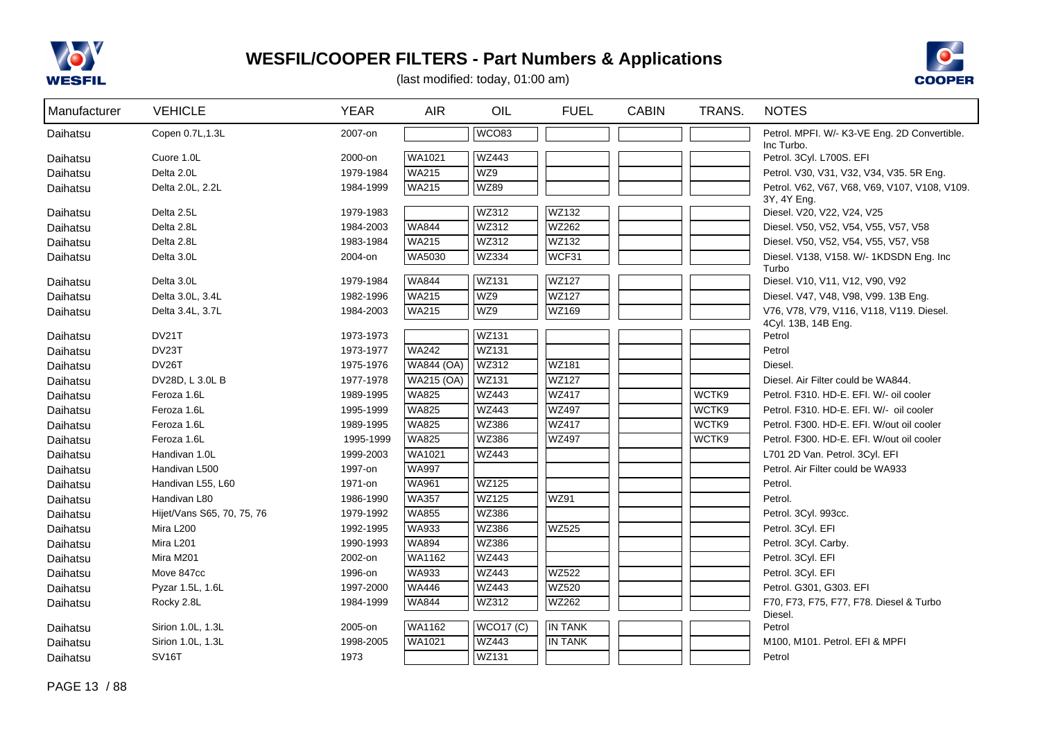# WESFIL/COOPER FILTERS - Part Numbers & Applications

(last modified: today, 01:00 am)

| Manufacturer | VEHICLE | YEAR | AIR | OIL | FUEL | CABIN | TRANS. | NOTES |
|---|---|---|---|---|---|---|---|---|
| Daihatsu | Copen 0.7L,1.3L | 2007-on | | WCO83 | | | | Petrol. MPFI. W/- K3-VE Eng. 2D Convertible. Inc Turbo. |
| Daihatsu | Cuore 1.0L | 2000-on | WA1021 | WZ443 | | | | Petrol. 3Cyl. L700S. EFI |
| Daihatsu | Delta 2.0L | 1979-1984 | WA215 | WZ9 | | | | Petrol. V30, V31, V32, V34, V35. 5R Eng. |
| Daihatsu | Delta 2.0L, 2.2L | 1984-1999 | WA215 | WZ89 | | | | Petrol. V62, V67, V68, V69, V107, V108, V109. 3Y, 4Y Eng. |
| Daihatsu | Delta 2.5L | 1979-1983 | | WZ312 | WZ132 | | | Diesel. V20, V22, V24, V25 |
| Daihatsu | Delta 2.8L | 1984-2003 | WA844 | WZ312 | WZ262 | | | Diesel. V50, V52, V54, V55, V57, V58 |
| Daihatsu | Delta 2.8L | 1983-1984 | WA215 | WZ312 | WZ132 | | | Diesel. V50, V52, V54, V55, V57, V58 |
| Daihatsu | Delta 3.0L | 2004-on | WA5030 | WZ334 | WCF31 | | | Diesel. V138, V158. W/- 1KDSDN Eng. Inc Turbo |
| Daihatsu | Delta 3.0L | 1979-1984 | WA844 | WZ131 | WZ127 | | | Diesel. V10, V11, V12, V90, V92 |
| Daihatsu | Delta 3.0L, 3.4L | 1982-1996 | WA215 | WZ9 | WZ127 | | | Diesel. V47, V48, V98, V99. 13B Eng. |
| Daihatsu | Delta 3.4L, 3.7L | 1984-2003 | WA215 | WZ9 | WZ169 | | | V76, V78, V79, V116, V118, V119. Diesel. 4Cyl. 13B, 14B Eng. |
| Daihatsu | DV21T | 1973-1973 | | WZ131 | | | | Petrol |
| Daihatsu | DV23T | 1973-1977 | WA242 | WZ131 | | | | Petrol |
| Daihatsu | DV26T | 1975-1976 | WA844 (OA) | WZ312 | WZ181 | | | Diesel. |
| Daihatsu | DV28D, L 3.0L B | 1977-1978 | WA215 (OA) | WZ131 | WZ127 | | | Diesel. Air Filter could be WA844. |
| Daihatsu | Feroza 1.6L | 1989-1995 | WA825 | WZ443 | WZ417 | | WCTK9 | Petrol. F310. HD-E. EFI. W/- oil cooler |
| Daihatsu | Feroza 1.6L | 1995-1999 | WA825 | WZ443 | WZ497 | | WCTK9 | Petrol. F310. HD-E. EFI. W/- oil cooler |
| Daihatsu | Feroza 1.6L | 1989-1995 | WA825 | WZ386 | WZ417 | | WCTK9 | Petrol. F300. HD-E. EFI. W/out oil cooler |
| Daihatsu | Feroza 1.6L | 1995-1999 | WA825 | WZ386 | WZ497 | | WCTK9 | Petrol. F300. HD-E. EFI. W/out oil cooler |
| Daihatsu | Handivan 1.0L | 1999-2003 | WA1021 | WZ443 | | | | L701 2D Van. Petrol. 3Cyl. EFI |
| Daihatsu | Handivan L500 | 1997-on | WA997 | | | | | Petrol. Air Filter could be WA933 |
| Daihatsu | Handivan L55, L60 | 1971-on | WA961 | WZ125 | | | | Petrol. |
| Daihatsu | Handivan L80 | 1986-1990 | WA357 | WZ125 | WZ91 | | | Petrol. |
| Daihatsu | Hijet/Vans S65, 70, 75, 76 | 1979-1992 | WA855 | WZ386 | | | | Petrol. 3Cyl. 993cc. |
| Daihatsu | Mira L200 | 1992-1995 | WA933 | WZ386 | WZ525 | | | Petrol. 3Cyl. EFI |
| Daihatsu | Mira L201 | 1990-1993 | WA894 | WZ386 | | | | Petrol. 3Cyl. Carby. |
| Daihatsu | Mira M201 | 2002-on | WA1162 | WZ443 | | | | Petrol. 3Cyl. EFI |
| Daihatsu | Move 847cc | 1996-on | WA933 | WZ443 | WZ522 | | | Petrol. 3Cyl. EFI |
| Daihatsu | Pyzar 1.5L, 1.6L | 1997-2000 | WA446 | WZ443 | WZ520 | | | Petrol. G301, G303. EFI |
| Daihatsu | Rocky 2.8L | 1984-1999 | WA844 | WZ312 | WZ262 | | | F70, F73, F75, F77, F78. Diesel & Turbo Diesel. |
| Daihatsu | Sirion 1.0L, 1.3L | 2005-on | WA1162 | WCO17 (C) | IN TANK | | | Petrol |
| Daihatsu | Sirion 1.0L, 1.3L | 1998-2005 | WA1021 | WZ443 | IN TANK | | | M100, M101. Petrol. EFI & MPFI |
| Daihatsu | SV16T | 1973 | | WZ131 | | | | Petrol |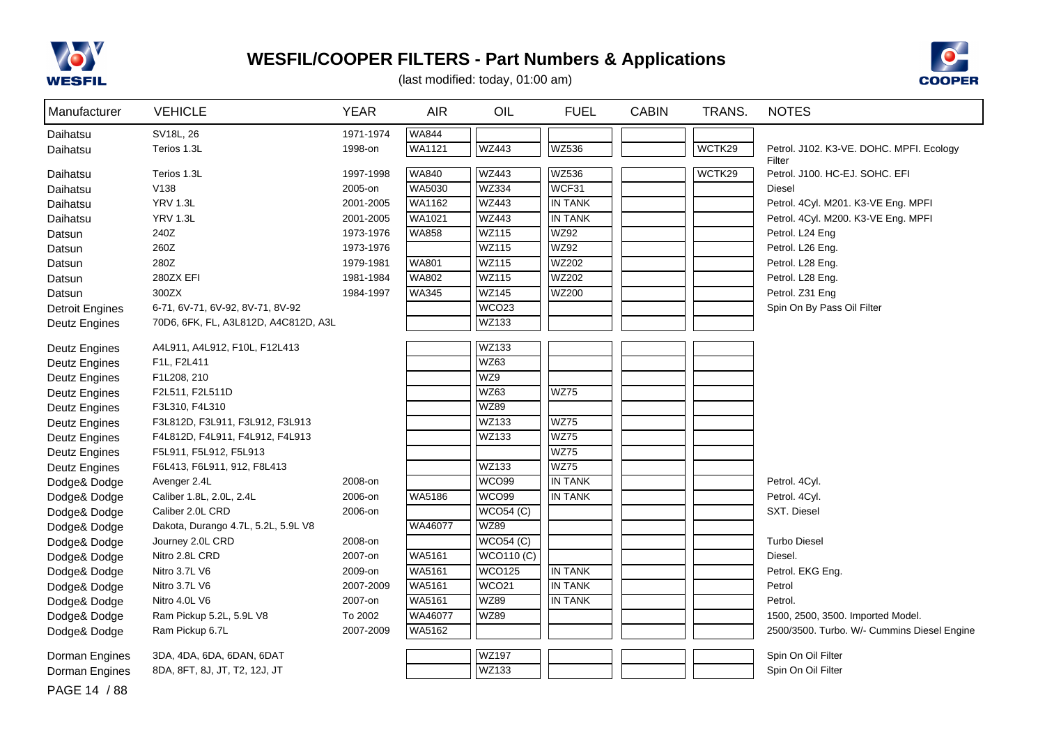# WESFIL/COOPER FILTERS - Part Numbers & Applications

(last modified: today, 01:00 am)

| Manufacturer | VEHICLE | YEAR | AIR | OIL | FUEL | CABIN | TRANS. | NOTES |
|---|---|---|---|---|---|---|---|---|
| Daihatsu | SV18L, 26 | 1971-1974 | WA844 | | | | | |
| Daihatsu | Terios 1.3L | 1998-on | WA1121 | WZ443 | WZ536 | | WCTK29 | Petrol. J102. K3-VE. DOHC. MPFI. Ecology Filter |
| Daihatsu | Terios 1.3L | 1997-1998 | WA840 | WZ443 | WZ536 | | WCTK29 | Petrol. J100. HC-EJ. SOHC. EFI |
| Daihatsu | V138 | 2005-on | WA5030 | WZ334 | WCF31 | | | Diesel |
| Daihatsu | YRV 1.3L | 2001-2005 | WA1162 | WZ443 | IN TANK | | | Petrol. 4Cyl. M201. K3-VE Eng. MPFI |
| Daihatsu | YRV 1.3L | 2001-2005 | WA1021 | WZ443 | IN TANK | | | Petrol. 4Cyl. M200. K3-VE Eng. MPFI |
| Datsun | 240Z | 1973-1976 | WA858 | WZ115 | WZ92 | | | Petrol. L24 Eng |
| Datsun | 260Z | 1973-1976 | | WZ115 | WZ92 | | | Petrol. L26 Eng. |
| Datsun | 280Z | 1979-1981 | WA801 | WZ115 | WZ202 | | | Petrol. L28 Eng. |
| Datsun | 280ZX EFI | 1981-1984 | WA802 | WZ115 | WZ202 | | | Petrol. L28 Eng. |
| Datsun | 300ZX | 1984-1997 | WA345 | WZ145 | WZ200 | | | Petrol. Z31 Eng |
| Detroit Engines | 6-71, 6V-71, 6V-92, 8V-71, 8V-92 | | | WCO23 | | | | Spin On By Pass Oil Filter |
| Deutz Engines | 70D6, 6FK, FL, A3L812D, A4C812D, A3L | | | WZ133 | | | | |
| Deutz Engines | A4L911, A4L912, F10L, F12L413 | | | WZ133 | | | | |
| Deutz Engines | F1L, F2L411 | | | WZ63 | | | | |
| Deutz Engines | F1L208, 210 | | | WZ9 | | | | |
| Deutz Engines | F2L511, F2L511D | | | WZ63 | WZ75 | | | |
| Deutz Engines | F3L310, F4L310 | | | WZ89 | | | | |
| Deutz Engines | F3L812D, F3L911, F3L912, F3L913 | | | WZ133 | WZ75 | | | |
| Deutz Engines | F4L812D, F4L911, F4L912, F4L913 | | | WZ133 | WZ75 | | | |
| Deutz Engines | F5L911, F5L912, F5L913 | | | | WZ75 | | | |
| Deutz Engines | F6L413, F6L911, 912, F8L413 | | | WZ133 | WZ75 | | | |
| Dodge& Dodge | Avenger 2.4L | 2008-on | | WCO99 | IN TANK | | | Petrol. 4Cyl. |
| Dodge& Dodge | Caliber 1.8L, 2.0L, 2.4L | 2006-on | WA5186 | WCO99 | IN TANK | | | Petrol. 4Cyl. |
| Dodge& Dodge | Caliber 2.0L CRD | 2006-on | | WCO54 (C) | | | | SXT. Diesel |
| Dodge& Dodge | Dakota, Durango 4.7L, 5.2L, 5.9L V8 | | WA46077 | WZ89 | | | | |
| Dodge& Dodge | Journey 2.0L CRD | 2008-on | | WCO54 (C) | | | | Turbo Diesel |
| Dodge& Dodge | Nitro 2.8L CRD | 2007-on | WA5161 | WCO110 (C) | | | | Diesel. |
| Dodge& Dodge | Nitro 3.7L V6 | 2009-on | WA5161 | WCO125 | IN TANK | | | Petrol. EKG Eng. |
| Dodge& Dodge | Nitro 3.7L V6 | 2007-2009 | WA5161 | WCO21 | IN TANK | | | Petrol |
| Dodge& Dodge | Nitro 4.0L V6 | 2007-on | WA5161 | WZ89 | IN TANK | | | Petrol. |
| Dodge& Dodge | Ram Pickup 5.2L, 5.9L V8 | To 2002 | WA46077 | WZ89 | | | | 1500, 2500, 3500. Imported Model. |
| Dodge& Dodge | Ram Pickup 6.7L | 2007-2009 | WA5162 | | | | | 2500/3500. Turbo. W/- Cummins Diesel Engine |
| Dorman Engines | 3DA, 4DA, 6DA, 6DAN, 6DAT | | | WZ197 | | | | Spin On Oil Filter |
| Dorman Engines | 8DA, 8FT, 8J, JT, T2, 12J, JT | | | WZ133 | | | | Spin On Oil Filter |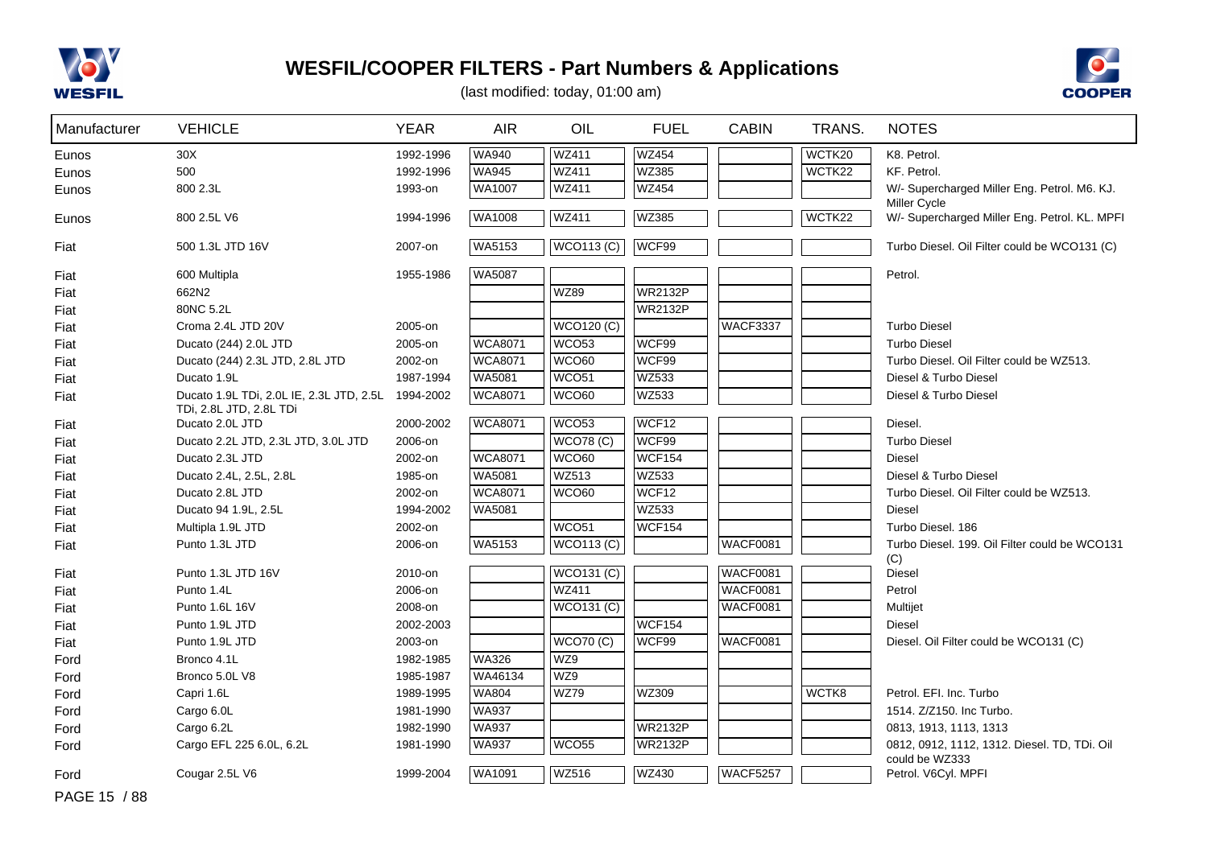# WESFIL/COOPER FILTERS - Part Numbers & Applications

(last modified: today, 01:00 am)

| Manufacturer | VEHICLE | YEAR | AIR | OIL | FUEL | CABIN | TRANS. | NOTES |
|---|---|---|---|---|---|---|---|---|
| Eunos | 30X | 1992-1996 | WA940 | WZ411 | WZ454 | | WCTK20 | K8. Petrol. |
| Eunos | 500 | 1992-1996 | WA945 | WZ411 | WZ385 | | WCTK22 | KF. Petrol. |
| Eunos | 800 2.3L | 1993-on | WA1007 | WZ411 | WZ454 | | | W/- Supercharged Miller Eng. Petrol. M6. KJ. Miller Cycle |
| Eunos | 800 2.5L V6 | 1994-1996 | WA1008 | WZ411 | WZ385 | | WCTK22 | W/- Supercharged Miller Eng. Petrol. KL. MPFI |
| Fiat | 500 1.3L JTD 16V | 2007-on | WA5153 | WCO113 (C) | WCF99 | | | Turbo Diesel. Oil Filter could be WCO131 (C) |
| Fiat | 600 Multipla | 1955-1986 | WA5087 | | | | | Petrol. |
| Fiat | 662N2 | | | WZ89 | WR2132P | | | |
| Fiat | 80NC 5.2L | | | | WR2132P | | | |
| Fiat | Croma 2.4L JTD 20V | 2005-on | | WCO120 (C) | | WACF3337 | | Turbo Diesel |
| Fiat | Ducato (244) 2.0L JTD | 2005-on | WCA8071 | WCO53 | WCF99 | | | Turbo Diesel |
| Fiat | Ducato (244) 2.3L JTD, 2.8L JTD | 2002-on | WCA8071 | WCO60 | WCF99 | | | Turbo Diesel. Oil Filter could be WZ513. |
| Fiat | Ducato 1.9L | 1987-1994 | WA5081 | WCO51 | WZ533 | | | Diesel & Turbo Diesel |
| Fiat | Ducato 1.9L TDi, 2.0L IE, 2.3L JTD, 2.5L TDi, 2.8L JTD, 2.8L TDi | 1994-2002 | WCA8071 | WCO60 | WZ533 | | | Diesel & Turbo Diesel |
| Fiat | Ducato 2.0L JTD | 2000-2002 | WCA8071 | WCO53 | WCF12 | | | Diesel. |
| Fiat | Ducato 2.2L JTD, 2.3L JTD, 3.0L JTD | 2006-on | | WCO78 (C) | WCF99 | | | Turbo Diesel |
| Fiat | Ducato 2.3L JTD | 2002-on | WCA8071 | WCO60 | WCF154 | | | Diesel |
| Fiat | Ducato 2.4L, 2.5L, 2.8L | 1985-on | WA5081 | WZ513 | WZ533 | | | Diesel & Turbo Diesel |
| Fiat | Ducato 2.8L JTD | 2002-on | WCA8071 | WCO60 | WCF12 | | | Turbo Diesel. Oil Filter could be WZ513. |
| Fiat | Ducato 94 1.9L, 2.5L | 1994-2002 | WA5081 | | WZ533 | | | Diesel |
| Fiat | Multipla 1.9L JTD | 2002-on | | WCO51 | WCF154 | | | Turbo Diesel. 186 |
| Fiat | Punto 1.3L JTD | 2006-on | WA5153 | WCO113 (C) | | WACF0081 | | Turbo Diesel. 199. Oil Filter could be WCO131 (C) |
| Fiat | Punto 1.3L JTD 16V | 2010-on | | WCO131 (C) | | WACF0081 | | Diesel |
| Fiat | Punto 1.4L | 2006-on | | WZ411 | | WACF0081 | | Petrol |
| Fiat | Punto 1.6L 16V | 2008-on | | WCO131 (C) | | WACF0081 | | Multijet |
| Fiat | Punto 1.9L JTD | 2002-2003 | | | WCF154 | | | Diesel |
| Fiat | Punto 1.9L JTD | 2003-on | | WCO70 (C) | WCF99 | WACF0081 | | Diesel. Oil Filter could be WCO131 (C) |
| Ford | Bronco 4.1L | 1982-1985 | WA326 | WZ9 | | | | |
| Ford | Bronco 5.0L V8 | 1985-1987 | WA46134 | WZ9 | | | | |
| Ford | Capri 1.6L | 1989-1995 | WA804 | WZ79 | WZ309 | | WCTK8 | Petrol. EFI. Inc. Turbo |
| Ford | Cargo 6.0L | 1981-1990 | WA937 | | | | | 1514. Z/Z150. Inc Turbo. |
| Ford | Cargo 6.2L | 1982-1990 | WA937 | | WR2132P | | | 0813, 1913, 1113, 1313 |
| Ford | Cargo EFL 225 6.0L, 6.2L | 1981-1990 | WA937 | WCO55 | WR2132P | | | 0812, 0912, 1112, 1312. Diesel. TD, TDi. Oil could be WZ333 |
| Ford | Cougar 2.5L V6 | 1999-2004 | WA1091 | WZ516 | WZ430 | WACF5257 | | Petrol. V6Cyl. MPFI |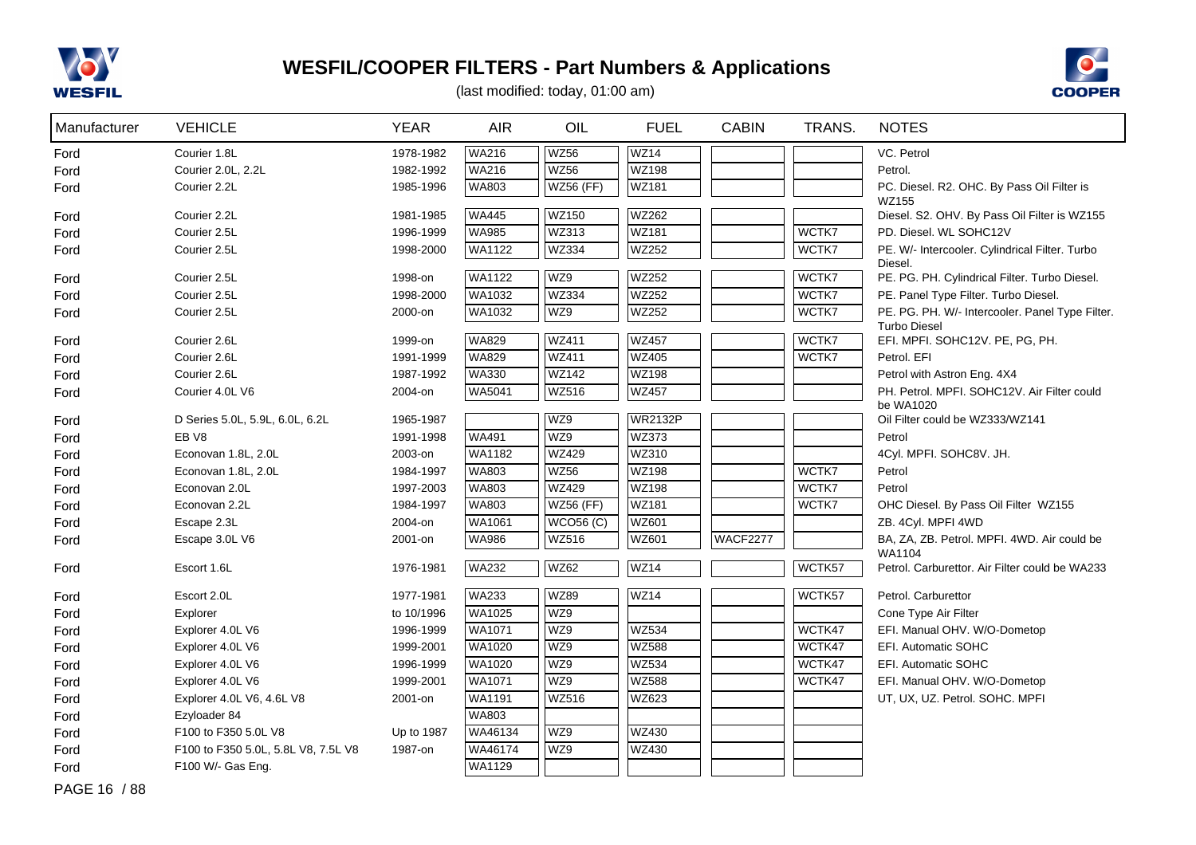# WESFIL/COOPER FILTERS - Part Numbers & Applications

(last modified: today, 01:00 am)

| Manufacturer | VEHICLE | YEAR | AIR | OIL | FUEL | CABIN | TRANS. | NOTES |
|---|---|---|---|---|---|---|---|---|
| Ford | Courier 1.8L | 1978-1982 | WA216 | WZ56 | WZ14 | | | VC. Petrol |
| Ford | Courier 2.0L, 2.2L | 1982-1992 | WA216 | WZ56 | WZ198 | | | Petrol. |
| Ford | Courier 2.2L | 1985-1996 | WA803 | WZ56 (FF) | WZ181 | | | PC. Diesel. R2. OHC. By Pass Oil Filter is WZ155 |
| Ford | Courier 2.2L | 1981-1985 | WA445 | WZ150 | WZ262 | | | Diesel. S2. OHV. By Pass Oil Filter is WZ155 |
| Ford | Courier 2.5L | 1996-1999 | WA985 | WZ313 | WZ181 | | WCTK7 | PD. Diesel. WL SOHC12V |
| Ford | Courier 2.5L | 1998-2000 | WA1122 | WZ334 | WZ252 | | WCTK7 | PE. W/- Intercooler. Cylindrical Filter. Turbo Diesel. |
| Ford | Courier 2.5L | 1998-on | WA1122 | WZ9 | WZ252 | | WCTK7 | PE. PG. PH. Cylindrical Filter. Turbo Diesel. |
| Ford | Courier 2.5L | 1998-2000 | WA1032 | WZ334 | WZ252 | | WCTK7 | PE. Panel Type Filter. Turbo Diesel. |
| Ford | Courier 2.5L | 2000-on | WA1032 | WZ9 | WZ252 | | WCTK7 | PE. PG. PH. W/- Intercooler. Panel Type Filter. Turbo Diesel |
| Ford | Courier 2.6L | 1999-on | WA829 | WZ411 | WZ457 | | WCTK7 | EFI. MPFI. SOHC12V. PE, PG, PH. |
| Ford | Courier 2.6L | 1991-1999 | WA829 | WZ411 | WZ405 | | WCTK7 | Petrol. EFI |
| Ford | Courier 2.6L | 1987-1992 | WA330 | WZ142 | WZ198 | | | Petrol with Astron Eng. 4X4 |
| Ford | Courier 4.0L V6 | 2004-on | WA5041 | WZ516 | WZ457 | | | PH. Petrol. MPFI. SOHC12V. Air Filter could be WA1020 |
| Ford | D Series 5.0L, 5.9L, 6.0L, 6.2L | 1965-1987 | | WZ9 | WR2132P | | | Oil Filter could be WZ333/WZ141 |
| Ford | EB V8 | 1991-1998 | WA491 | WZ9 | WZ373 | | | Petrol |
| Ford | Econovan 1.8L, 2.0L | 2003-on | WA1182 | WZ429 | WZ310 | | | 4Cyl. MPFI. SOHC8V. JH. |
| Ford | Econovan 1.8L, 2.0L | 1984-1997 | WA803 | WZ56 | WZ198 | | WCTK7 | Petrol |
| Ford | Econovan 2.0L | 1997-2003 | WA803 | WZ429 | WZ198 | | WCTK7 | Petrol |
| Ford | Econovan 2.2L | 1984-1997 | WA803 | WZ56 (FF) | WZ181 | | WCTK7 | OHC Diesel. By Pass Oil Filter WZ155 |
| Ford | Escape 2.3L | 2004-on | WA1061 | WCO56 (C) | WZ601 | | | ZB. 4Cyl. MPFI 4WD |
| Ford | Escape 3.0L V6 | 2001-on | WA986 | WZ516 | WZ601 | WACF2277 | | BA, ZA, ZB. Petrol. MPFI. 4WD. Air could be WA1104 |
| Ford | Escort 1.6L | 1976-1981 | WA232 | WZ62 | WZ14 | | WCTK57 | Petrol. Carburettor. Air Filter could be WA233 |
| Ford | Escort 2.0L | 1977-1981 | WA233 | WZ89 | WZ14 | | WCTK57 | Petrol. Carburettor |
| Ford | Explorer | to 10/1996 | WA1025 | WZ9 | | | | Cone Type Air Filter |
| Ford | Explorer 4.0L V6 | 1996-1999 | WA1071 | WZ9 | WZ534 | | WCTK47 | EFI. Manual OHV. W/O-Dometop |
| Ford | Explorer 4.0L V6 | 1999-2001 | WA1020 | WZ9 | WZ588 | | WCTK47 | EFI. Automatic SOHC |
| Ford | Explorer 4.0L V6 | 1996-1999 | WA1020 | WZ9 | WZ534 | | WCTK47 | EFI. Automatic SOHC |
| Ford | Explorer 4.0L V6 | 1999-2001 | WA1071 | WZ9 | WZ588 | | WCTK47 | EFI. Manual OHV. W/O-Dometop |
| Ford | Explorer 4.0L V6, 4.6L V8 | 2001-on | WA1191 | WZ516 | WZ623 | | | UT, UX, UZ. Petrol. SOHC. MPFI |
| Ford | Ezyloader 84 | | WA803 | | | | | |
| Ford | F100 to F350 5.0L V8 | Up to 1987 | WA46134 | WZ9 | WZ430 | | | |
| Ford | F100 to F350 5.0L, 5.8L V8, 7.5L V8 | 1987-on | WA46174 | WZ9 | WZ430 | | | |
| Ford | F100 W/- Gas Eng. | | WA1129 | | | | | |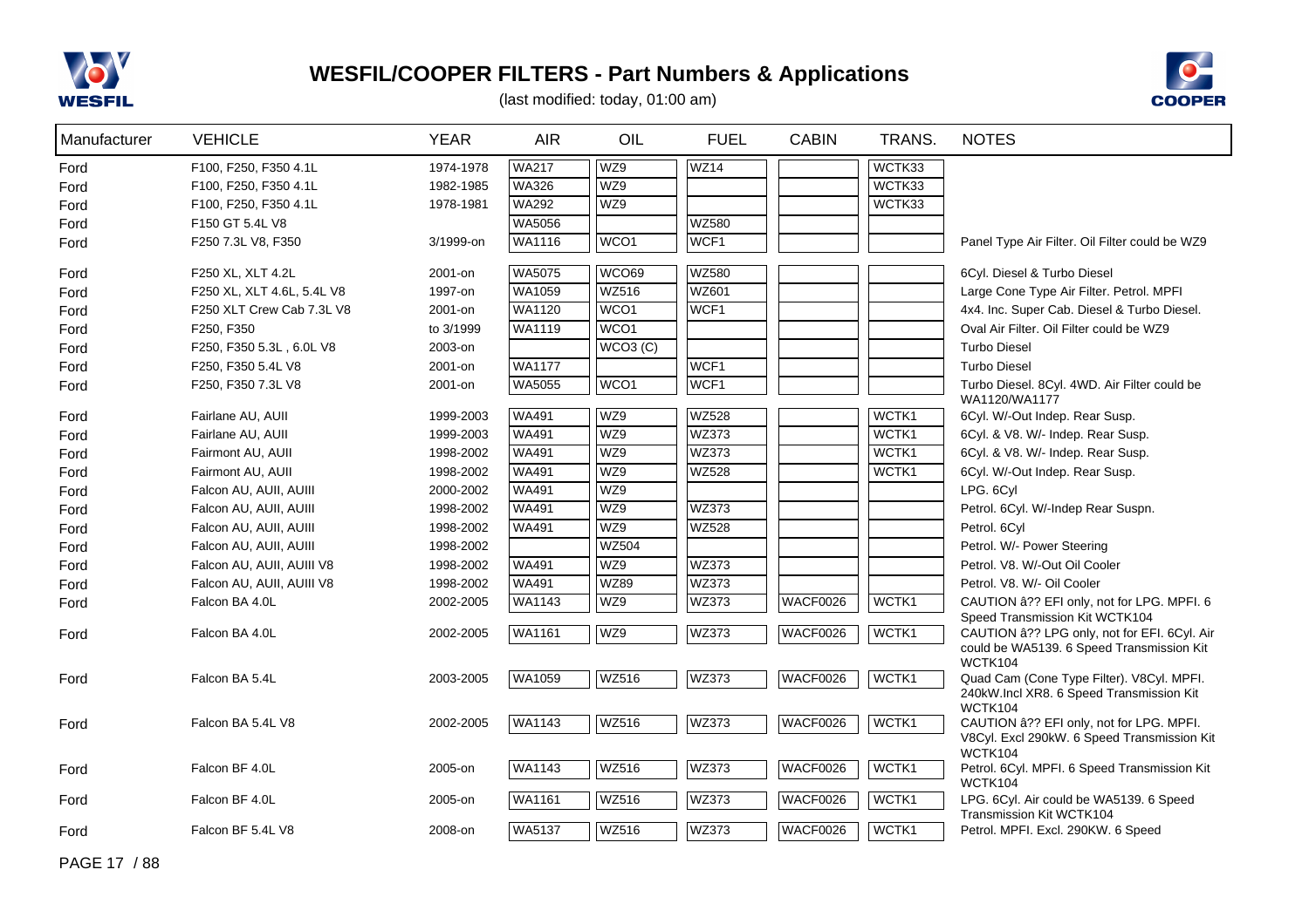# WESFIL/COOPER FILTERS - Part Numbers & Applications

(last modified: today, 01:00 am)

| Manufacturer | VEHICLE | YEAR | AIR | OIL | FUEL | CABIN | TRANS. | NOTES |
|---|---|---|---|---|---|---|---|---|
| Ford | F100, F250, F350 4.1L | 1974-1978 | WA217 | WZ9 | WZ14 | | WCTK33 | |
| Ford | F100, F250, F350 4.1L | 1982-1985 | WA326 | WZ9 | | | WCTK33 | |
| Ford | F100, F250, F350 4.1L | 1978-1981 | WA292 | WZ9 | | | WCTK33 | |
| Ford | F150 GT 5.4L V8 | | WA5056 | | WZ580 | | | |
| Ford | F250 7.3L V8, F350 | 3/1999-on | WA1116 | WCO1 | WCF1 | | | Panel Type Air Filter. Oil Filter could be WZ9 |
| Ford | F250 XL, XLT 4.2L | 2001-on | WA5075 | WCO69 | WZ580 | | | 6Cyl. Diesel & Turbo Diesel |
| Ford | F250 XL, XLT 4.6L, 5.4L V8 | 1997-on | WA1059 | WZ516 | WZ601 | | | Large Cone Type Air Filter. Petrol. MPFI |
| Ford | F250 XLT Crew Cab 7.3L V8 | 2001-on | WA1120 | WCO1 | WCF1 | | | 4x4. Inc. Super Cab. Diesel & Turbo Diesel. |
| Ford | F250, F350 | to 3/1999 | WA1119 | WCO1 | | | | Oval Air Filter. Oil Filter could be WZ9 |
| Ford | F250, F350 5.3L , 6.0L V8 | 2003-on | | WCO3 (C) | | | | Turbo Diesel |
| Ford | F250, F350 5.4L V8 | 2001-on | WA1177 | | WCF1 | | | Turbo Diesel |
| Ford | F250, F350 7.3L V8 | 2001-on | WA5055 | WCO1 | WCF1 | | | Turbo Diesel. 8Cyl. 4WD. Air Filter could be WA1120/WA1177 |
| Ford | Fairlane AU, AUII | 1999-2003 | WA491 | WZ9 | WZ528 | | WCTK1 | 6Cyl. W/-Out Indep. Rear Susp. |
| Ford | Fairlane AU, AUII | 1999-2003 | WA491 | WZ9 | WZ373 | | WCTK1 | 6Cyl. & V8. W/- Indep. Rear Susp. |
| Ford | Fairmont AU, AUII | 1998-2002 | WA491 | WZ9 | WZ373 | | WCTK1 | 6Cyl. & V8. W/- Indep. Rear Susp. |
| Ford | Fairmont AU, AUII | 1998-2002 | WA491 | WZ9 | WZ528 | | WCTK1 | 6Cyl. W/-Out Indep. Rear Susp. |
| Ford | Falcon AU, AUII, AUIII | 2000-2002 | WA491 | WZ9 | | | | LPG. 6Cyl |
| Ford | Falcon AU, AUII, AUIII | 1998-2002 | WA491 | WZ9 | WZ373 | | | Petrol. 6Cyl. W/-Indep Rear Suspn. |
| Ford | Falcon AU, AUII, AUIII | 1998-2002 | WA491 | WZ9 | WZ528 | | | Petrol. 6Cyl |
| Ford | Falcon AU, AUII, AUIII | 1998-2002 | | WZ504 | | | | Petrol. W/- Power Steering |
| Ford | Falcon AU, AUII, AUIII V8 | 1998-2002 | WA491 | WZ9 | WZ373 | | | Petrol. V8. W/-Out Oil Cooler |
| Ford | Falcon AU, AUII, AUIII V8 | 1998-2002 | WA491 | WZ89 | WZ373 | | | Petrol. V8. W/- Oil Cooler |
| Ford | Falcon BA 4.0L | 2002-2005 | WA1143 | WZ9 | WZ373 | WACF0026 | WCTK1 | CAUTION â?? EFI only, not for LPG. MPFI. 6 Speed Transmission Kit WCTK104 |
| Ford | Falcon BA 4.0L | 2002-2005 | WA1161 | WZ9 | WZ373 | WACF0026 | WCTK1 | CAUTION â?? LPG only, not for EFI. 6Cyl. Air could be WA5139. 6 Speed Transmission Kit WCTK104 |
| Ford | Falcon BA 5.4L | 2003-2005 | WA1059 | WZ516 | WZ373 | WACF0026 | WCTK1 | Quad Cam (Cone Type Filter). V8Cyl. MPFI. 240kW.Incl XR8. 6 Speed Transmission Kit WCTK104 |
| Ford | Falcon BA 5.4L V8 | 2002-2005 | WA1143 | WZ516 | WZ373 | WACF0026 | WCTK1 | CAUTION â?? EFI only, not for LPG. MPFI. V8Cyl. Excl 290kW. 6 Speed Transmission Kit WCTK104 |
| Ford | Falcon BF 4.0L | 2005-on | WA1143 | WZ516 | WZ373 | WACF0026 | WCTK1 | Petrol. 6Cyl. MPFI. 6 Speed Transmission Kit WCTK104 |
| Ford | Falcon BF 4.0L | 2005-on | WA1161 | WZ516 | WZ373 | WACF0026 | WCTK1 | LPG. 6Cyl. Air could be WA5139. 6 Speed Transmission Kit WCTK104 |
| Ford | Falcon BF 5.4L V8 | 2008-on | WA5137 | WZ516 | WZ373 | WACF0026 | WCTK1 | Petrol. MPFI. Excl. 290KW. 6 Speed |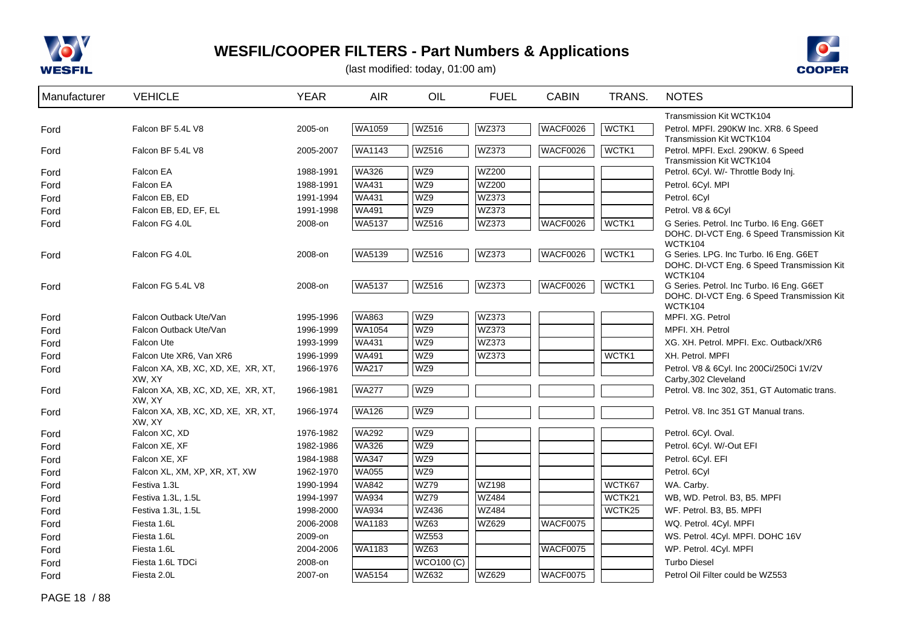# WESFIL/COOPER FILTERS - Part Numbers & Applications

(last modified: today, 01:00 am)

| Manufacturer | VEHICLE | YEAR | AIR | OIL | FUEL | CABIN | TRANS. | NOTES |
|---|---|---|---|---|---|---|---|---|
| | | | | | | | | Transmission Kit WCTK104 |
| Ford | Falcon BF 5.4L V8 | 2005-on | WA1059 | WZ516 | WZ373 | WACF0026 | WCTK1 | Petrol. MPFI. 290KW Inc. XR8. 6 Speed Transmission Kit WCTK104 |
| Ford | Falcon BF 5.4L V8 | 2005-2007 | WA1143 | WZ516 | WZ373 | WACF0026 | WCTK1 | Petrol. MPFI. Excl. 290KW. 6 Speed Transmission Kit WCTK104 |
| Ford | Falcon EA | 1988-1991 | WA326 | WZ9 | WZ200 | | | Petrol. 6Cyl. W/- Throttle Body Inj. |
| Ford | Falcon EA | 1988-1991 | WA431 | WZ9 | WZ200 | | | Petrol. 6Cyl. MPI |
| Ford | Falcon EB, ED | 1991-1994 | WA431 | WZ9 | WZ373 | | | Petrol. 6Cyl |
| Ford | Falcon EB, ED, EF, EL | 1991-1998 | WA491 | WZ9 | WZ373 | | | Petrol. V8 & 6Cyl |
| Ford | Falcon FG 4.0L | 2008-on | WA5137 | WZ516 | WZ373 | WACF0026 | WCTK1 | G Series. Petrol. Inc Turbo. I6 Eng. G6ET DOHC. DI-VCT Eng. 6 Speed Transmission Kit WCTK104 |
| Ford | Falcon FG 4.0L | 2008-on | WA5139 | WZ516 | WZ373 | WACF0026 | WCTK1 | G Series. LPG. Inc Turbo. I6 Eng. G6ET DOHC. DI-VCT Eng. 6 Speed Transmission Kit WCTK104 |
| Ford | Falcon FG 5.4L V8 | 2008-on | WA5137 | WZ516 | WZ373 | WACF0026 | WCTK1 | G Series. Petrol. Inc Turbo. I6 Eng. G6ET DOHC. DI-VCT Eng. 6 Speed Transmission Kit WCTK104 |
| Ford | Falcon Outback Ute/Van | 1995-1996 | WA863 | WZ9 | WZ373 | | | MPFI. XG. Petrol |
| Ford | Falcon Outback Ute/Van | 1996-1999 | WA1054 | WZ9 | WZ373 | | | MPFI. XH. Petrol |
| Ford | Falcon Ute | 1993-1999 | WA431 | WZ9 | WZ373 | | | XG. XH. Petrol. MPFI. Exc. Outback/XR6 |
| Ford | Falcon Ute XR6, Van XR6 | 1996-1999 | WA491 | WZ9 | WZ373 | | WCTK1 | XH. Petrol. MPFI |
| Ford | Falcon XA, XB, XC, XD, XE, XR, XT, XW, XY | 1966-1976 | WA217 | WZ9 | | | | Petrol. V8 & 6Cyl. Inc 200Ci/250Ci 1V/2V Carby,302 Cleveland |
| Ford | Falcon XA, XB, XC, XD, XE, XR, XT, XW, XY | 1966-1981 | WA277 | WZ9 | | | | Petrol. V8. Inc 302, 351, GT Automatic trans. |
| Ford | Falcon XA, XB, XC, XD, XE, XR, XT, XW, XY | 1966-1974 | WA126 | WZ9 | | | | Petrol. V8. Inc 351 GT Manual trans. |
| Ford | Falcon XC, XD | 1976-1982 | WA292 | WZ9 | | | | Petrol. 6Cyl. Oval. |
| Ford | Falcon XE, XF | 1982-1986 | WA326 | WZ9 | | | | Petrol. 6Cyl. W/-Out EFI |
| Ford | Falcon XE, XF | 1984-1988 | WA347 | WZ9 | | | | Petrol. 6Cyl. EFI |
| Ford | Falcon XL, XM, XP, XR, XT, XW | 1962-1970 | WA055 | WZ9 | | | | Petrol. 6Cyl |
| Ford | Festiva 1.3L | 1990-1994 | WA842 | WZ79 | WZ198 | | WCTK67 | WA. Carby. |
| Ford | Festiva 1.3L, 1.5L | 1994-1997 | WA934 | WZ79 | WZ484 | | WCTK21 | WB, WD. Petrol. B3, B5. MPFI |
| Ford | Festiva 1.3L, 1.5L | 1998-2000 | WA934 | WZ436 | WZ484 | | WCTK25 | WF. Petrol. B3, B5. MPFI |
| Ford | Fiesta 1.6L | 2006-2008 | WA1183 | WZ63 | WZ629 | WACF0075 | | WQ. Petrol. 4Cyl. MPFI |
| Ford | Fiesta 1.6L | 2009-on | | WZ553 | | | | WS. Petrol. 4Cyl. MPFI. DOHC 16V |
| Ford | Fiesta 1.6L | 2004-2006 | WA1183 | WZ63 | | WACF0075 | | WP. Petrol. 4Cyl. MPFI |
| Ford | Fiesta 1.6L TDCi | 2008-on | | WCO100 (C) | | | | Turbo Diesel |
| Ford | Fiesta 2.0L | 2007-on | WA5154 | WZ632 | WZ629 | WACF0075 | | Petrol Oil Filter could be WZ553 |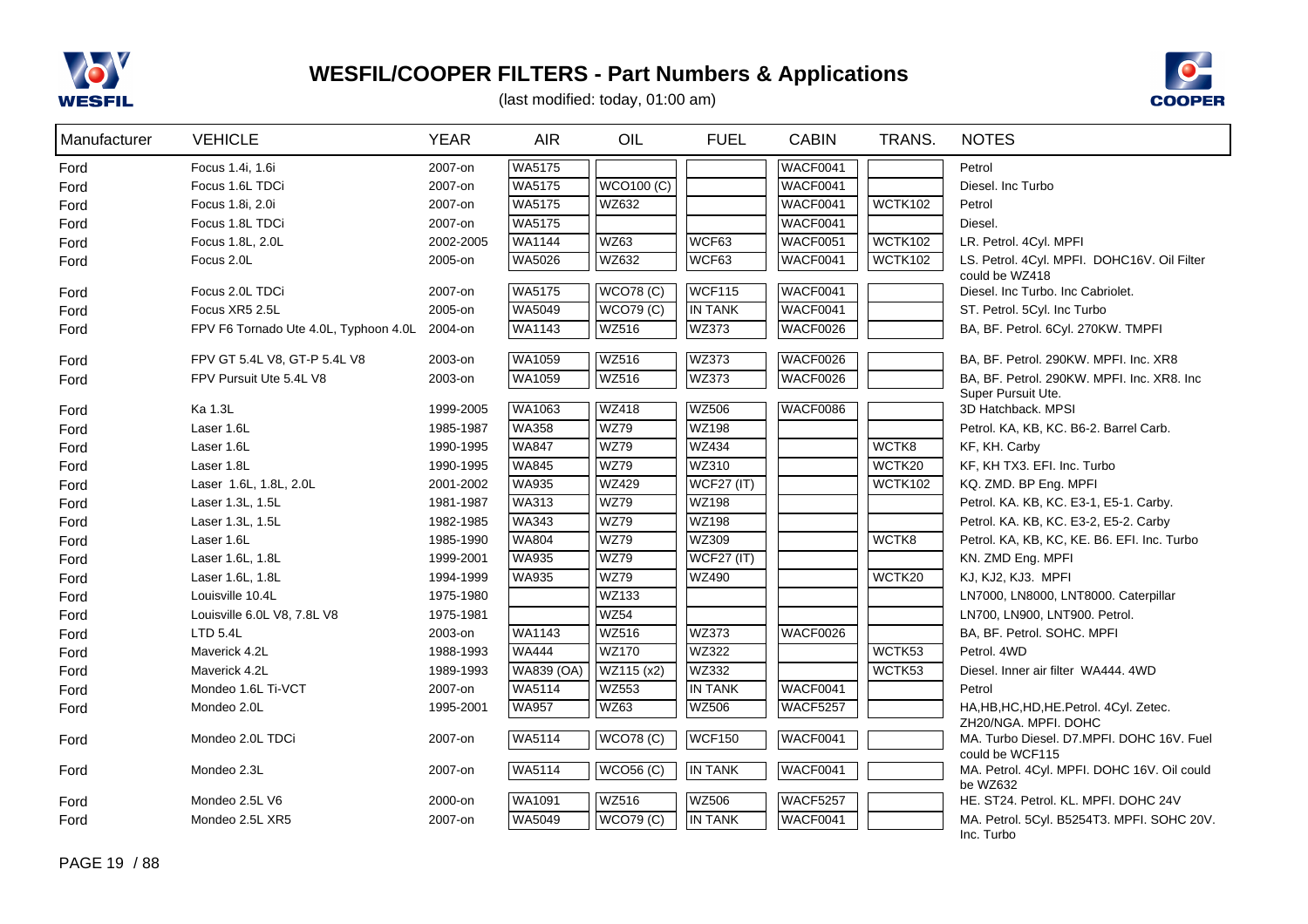# WESFIL/COOPER FILTERS - Part Numbers & Applications

(last modified: today, 01:00 am)

| Manufacturer | VEHICLE | YEAR | AIR | OIL | FUEL | CABIN | TRANS. | NOTES |
|---|---|---|---|---|---|---|---|---|
| Ford | Focus 1.4i, 1.6i | 2007-on | WA5175 | | | WACF0041 | | Petrol |
| Ford | Focus 1.6L TDCi | 2007-on | WA5175 | WCO100 (C) | | WACF0041 | | Diesel. Inc Turbo |
| Ford | Focus 1.8i, 2.0i | 2007-on | WA5175 | WZ632 | | WACF0041 | WCTK102 | Petrol |
| Ford | Focus 1.8L TDCi | 2007-on | WA5175 | | | WACF0041 | | Diesel. |
| Ford | Focus 1.8L, 2.0L | 2002-2005 | WA1144 | WZ63 | WCF63 | WACF0051 | WCTK102 | LR. Petrol. 4Cyl. MPFI |
| Ford | Focus 2.0L | 2005-on | WA5026 | WZ632 | WCF63 | WACF0041 | WCTK102 | LS. Petrol. 4Cyl. MPFI. DOHC16V. Oil Filter could be WZ418 |
| Ford | Focus 2.0L TDCi | 2007-on | WA5175 | WCO78 (C) | WCF115 | WACF0041 | | Diesel. Inc Turbo. Inc Cabriolet. |
| Ford | Focus XR5 2.5L | 2005-on | WA5049 | WCO79 (C) | IN TANK | WACF0041 | | ST. Petrol. 5Cyl. Inc Turbo |
| Ford | FPV F6 Tornado Ute 4.0L, Typhoon 4.0L | 2004-on | WA1143 | WZ516 | WZ373 | WACF0026 | | BA, BF. Petrol. 6Cyl. 270KW. TMPFI |
| Ford | FPV GT 5.4L V8, GT-P 5.4L V8 | 2003-on | WA1059 | WZ516 | WZ373 | WACF0026 | | BA, BF. Petrol. 290KW. MPFI. Inc. XR8 |
| Ford | FPV Pursuit Ute 5.4L V8 | 2003-on | WA1059 | WZ516 | WZ373 | WACF0026 | | BA, BF. Petrol. 290KW. MPFI. Inc. XR8. Inc Super Pursuit Ute. |
| Ford | Ka 1.3L | 1999-2005 | WA1063 | WZ418 | WZ506 | WACF0086 | | 3D Hatchback. MPSI |
| Ford | Laser 1.6L | 1985-1987 | WA358 | WZ79 | WZ198 | | | Petrol. KA, KB, KC. B6-2. Barrel Carb. |
| Ford | Laser 1.6L | 1990-1995 | WA847 | WZ79 | WZ434 | | WCTK8 | KF, KH. Carby |
| Ford | Laser 1.8L | 1990-1995 | WA845 | WZ79 | WZ310 | | WCTK20 | KF, KH TX3. EFI. Inc. Turbo |
| Ford | Laser 1.6L, 1.8L, 2.0L | 2001-2002 | WA935 | WZ429 | WCF27 (IT) | | WCTK102 | KQ. ZMD. BP Eng. MPFI |
| Ford | Laser 1.3L, 1.5L | 1981-1987 | WA313 | WZ79 | WZ198 | | | Petrol. KA. KB, KC. E3-1, E5-1. Carby. |
| Ford | Laser 1.3L, 1.5L | 1982-1985 | WA343 | WZ79 | WZ198 | | | Petrol. KA. KB, KC. E3-2, E5-2. Carby |
| Ford | Laser 1.6L | 1985-1990 | WA804 | WZ79 | WZ309 | | WCTK8 | Petrol. KA, KB, KC, KE. B6. EFI. Inc. Turbo |
| Ford | Laser 1.6L, 1.8L | 1999-2001 | WA935 | WZ79 | WCF27 (IT) | | | KN. ZMD Eng. MPFI |
| Ford | Laser 1.6L, 1.8L | 1994-1999 | WA935 | WZ79 | WZ490 | | WCTK20 | KJ, KJ2, KJ3. MPFI |
| Ford | Louisville 10.4L | 1975-1980 | | WZ133 | | | | LN7000, LN8000, LNT8000. Caterpillar |
| Ford | Louisville 6.0L V8, 7.8L V8 | 1975-1981 | | WZ54 | | | | LN700, LN900, LNT900. Petrol. |
| Ford | LTD 5.4L | 2003-on | WA1143 | WZ516 | WZ373 | WACF0026 | | BA, BF. Petrol. SOHC. MPFI |
| Ford | Maverick 4.2L | 1988-1993 | WA444 | WZ170 | WZ322 | | WCTK53 | Petrol. 4WD |
| Ford | Maverick 4.2L | 1989-1993 | WA839 (OA) | WZ115 (x2) | WZ332 | | WCTK53 | Diesel. Inner air filter WA444. 4WD |
| Ford | Mondeo 1.6L Ti-VCT | 2007-on | WA5114 | WZ553 | IN TANK | WACF0041 | | Petrol |
| Ford | Mondeo 2.0L | 1995-2001 | WA957 | WZ63 | WZ506 | WACF5257 | | HA,HB,HC,HD,HE.Petrol. 4Cyl. Zetec. ZH20/NGA. MPFI. DOHC |
| Ford | Mondeo 2.0L TDCi | 2007-on | WA5114 | WCO78 (C) | WCF150 | WACF0041 | | MA. Turbo Diesel. D7.MPFI. DOHC 16V. Fuel could be WCF115 |
| Ford | Mondeo 2.3L | 2007-on | WA5114 | WCO56 (C) | IN TANK | WACF0041 | | MA. Petrol. 4Cyl. MPFI. DOHC 16V. Oil could be WZ632 |
| Ford | Mondeo 2.5L V6 | 2000-on | WA1091 | WZ516 | WZ506 | WACF5257 | | HE. ST24. Petrol. KL. MPFI. DOHC 24V |
| Ford | Mondeo 2.5L XR5 | 2007-on | WA5049 | WCO79 (C) | IN TANK | WACF0041 | | MA. Petrol. 5Cyl. B5254T3. MPFI. SOHC 20V. Inc. Turbo |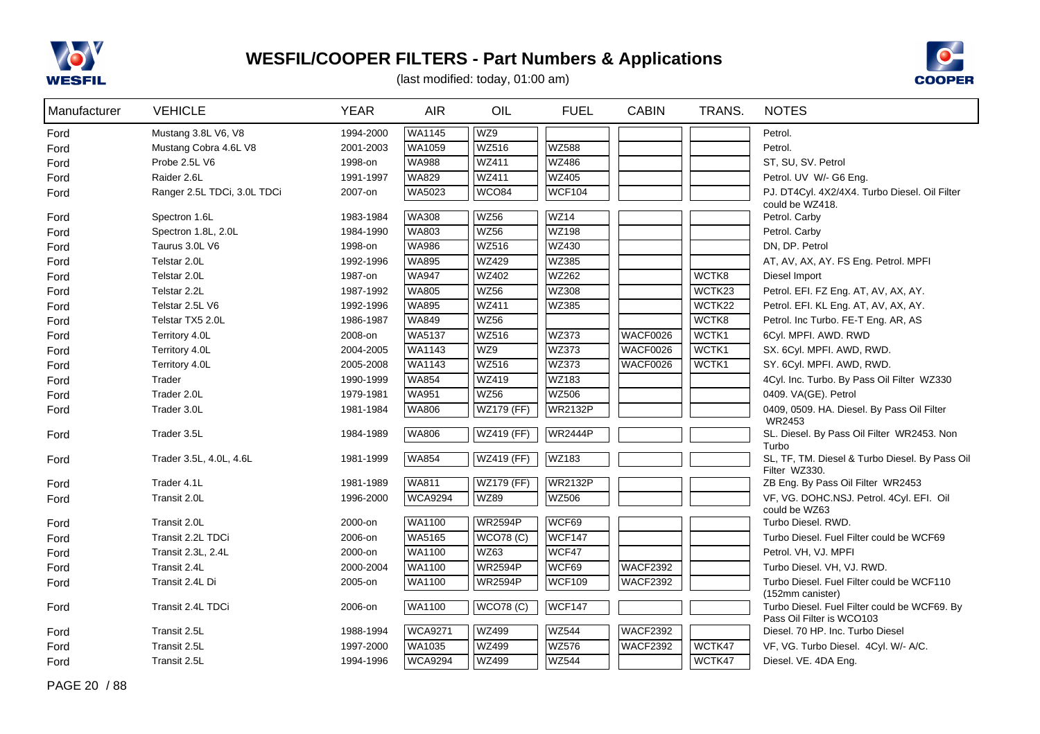# WESFIL/COOPER FILTERS - Part Numbers & Applications

(last modified: today, 01:00 am)

| Manufacturer | VEHICLE | YEAR | AIR | OIL | FUEL | CABIN | TRANS. | NOTES |
|---|---|---|---|---|---|---|---|---|
| Ford | Mustang 3.8L V6, V8 | 1994-2000 | WA1145 | WZ9 | | | | Petrol. |
| Ford | Mustang Cobra 4.6L V8 | 2001-2003 | WA1059 | WZ516 | WZ588 | | | Petrol. |
| Ford | Probe 2.5L V6 | 1998-on | WA988 | WZ411 | WZ486 | | | ST, SU, SV. Petrol |
| Ford | Raider 2.6L | 1991-1997 | WA829 | WZ411 | WZ405 | | | Petrol. UV W/- G6 Eng. |
| Ford | Ranger 2.5L TDCi, 3.0L TDCi | 2007-on | WA5023 | WCO84 | WCF104 | | | PJ. DT4Cyl. 4X2/4X4. Turbo Diesel. Oil Filter could be WZ418. |
| Ford | Spectron 1.6L | 1983-1984 | WA308 | WZ56 | WZ14 | | | Petrol. Carby |
| Ford | Spectron 1.8L, 2.0L | 1984-1990 | WA803 | WZ56 | WZ198 | | | Petrol. Carby |
| Ford | Taurus 3.0L V6 | 1998-on | WA986 | WZ516 | WZ430 | | | DN, DP. Petrol |
| Ford | Telstar 2.0L | 1992-1996 | WA895 | WZ429 | WZ385 | | | AT, AV, AX, AY. FS Eng. Petrol. MPFI |
| Ford | Telstar 2.0L | 1987-on | WA947 | WZ402 | WZ262 | | WCTK8 | Diesel Import |
| Ford | Telstar 2.2L | 1987-1992 | WA805 | WZ56 | WZ308 | | WCTK23 | Petrol. EFI. FZ Eng. AT, AV, AX, AY. |
| Ford | Telstar 2.5L V6 | 1992-1996 | WA895 | WZ411 | WZ385 | | WCTK22 | Petrol. EFI. KL Eng. AT, AV, AX, AY. |
| Ford | Telstar TX5 2.0L | 1986-1987 | WA849 | WZ56 | | | WCTK8 | Petrol. Inc Turbo. FE-T Eng. AR, AS |
| Ford | Territory 4.0L | 2008-on | WA5137 | WZ516 | WZ373 | WACF0026 | WCTK1 | 6Cyl. MPFI. AWD. RWD |
| Ford | Territory 4.0L | 2004-2005 | WA1143 | WZ9 | WZ373 | WACF0026 | WCTK1 | SX. 6Cyl. MPFI. AWD, RWD. |
| Ford | Territory 4.0L | 2005-2008 | WA1143 | WZ516 | WZ373 | WACF0026 | WCTK1 | SY. 6Cyl. MPFI. AWD, RWD. |
| Ford | Trader | 1990-1999 | WA854 | WZ419 | WZ183 | | | 4Cyl. Inc. Turbo. By Pass Oil Filter WZ330 |
| Ford | Trader 2.0L | 1979-1981 | WA951 | WZ56 | WZ506 | | | 0409. VA(GE). Petrol |
| Ford | Trader 3.0L | 1981-1984 | WA806 | WZ179 (FF) | WR2132P | | | 0409, 0509. HA. Diesel. By Pass Oil Filter WR2453 |
| Ford | Trader 3.5L | 1984-1989 | WA806 | WZ419 (FF) | WR2444P | | | SL. Diesel. By Pass Oil Filter WR2453. Non Turbo |
| Ford | Trader 3.5L, 4.0L, 4.6L | 1981-1999 | WA854 | WZ419 (FF) | WZ183 | | | SL, TF, TM. Diesel & Turbo Diesel. By Pass Oil Filter WZ330. |
| Ford | Trader 4.1L | 1981-1989 | WA811 | WZ179 (FF) | WR2132P | | | ZB Eng. By Pass Oil Filter WR2453 |
| Ford | Transit 2.0L | 1996-2000 | WCA9294 | WZ89 | WZ506 | | | VF, VG. DOHC.NSJ. Petrol. 4Cyl. EFI. Oil could be WZ63 |
| Ford | Transit 2.0L | 2000-on | WA1100 | WR2594P | WCF69 | | | Turbo Diesel. RWD. |
| Ford | Transit 2.2L TDCi | 2006-on | WA5165 | WCO78 (C) | WCF147 | | | Turbo Diesel. Fuel Filter could be WCF69 |
| Ford | Transit 2.3L, 2.4L | 2000-on | WA1100 | WZ63 | WCF47 | | | Petrol. VH, VJ. MPFI |
| Ford | Transit 2.4L | 2000-2004 | WA1100 | WR2594P | WCF69 | WACF2392 | | Turbo Diesel. VH, VJ. RWD. |
| Ford | Transit 2.4L Di | 2005-on | WA1100 | WR2594P | WCF109 | WACF2392 | | Turbo Diesel. Fuel Filter could be WCF110 (152mm canister) |
| Ford | Transit 2.4L TDCi | 2006-on | WA1100 | WCO78 (C) | WCF147 | | | Turbo Diesel. Fuel Filter could be WCF69. By Pass Oil Filter is WCO103 |
| Ford | Transit 2.5L | 1988-1994 | WCA9271 | WZ499 | WZ544 | WACF2392 | | Diesel. 70 HP. Inc. Turbo Diesel |
| Ford | Transit 2.5L | 1997-2000 | WA1035 | WZ499 | WZ576 | WACF2392 | WCTK47 | VF, VG. Turbo Diesel. 4Cyl. W/- A/C. |
| Ford | Transit 2.5L | 1994-1996 | WCA9294 | WZ499 | WZ544 | | WCTK47 | Diesel. VE. 4DA Eng. |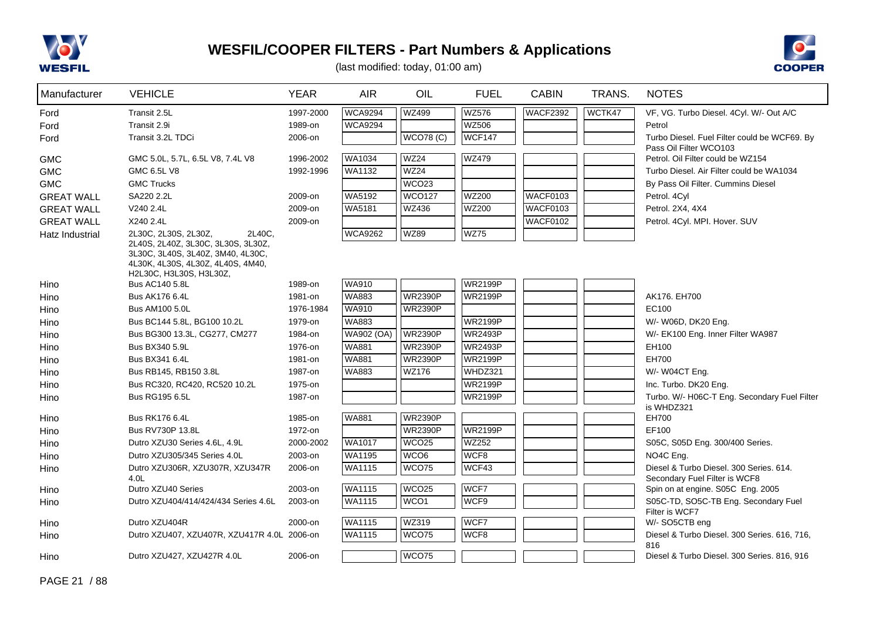# WESFIL/COOPER FILTERS - Part Numbers & Applications

(last modified: today, 01:00 am)

| Manufacturer | VEHICLE | YEAR | AIR | OIL | FUEL | CABIN | TRANS. | NOTES |
|---|---|---|---|---|---|---|---|---|
| Ford | Transit 2.5L | 1997-2000 | WCA9294 | WZ499 | WZ576 | WACF2392 | WCTK47 | VF, VG. Turbo Diesel. 4Cyl. W/- Out A/C |
| Ford | Transit 2.9i | 1989-on | WCA9294 | | WZ506 | | | Petrol |
| Ford | Transit 3.2L TDCi | 2006-on | | WCO78 (C) | WCF147 | | | Turbo Diesel. Fuel Filter could be WCF69. By Pass Oil Filter WCO103 |
| GMC | GMC 5.0L, 5.7L, 6.5L V8, 7.4L V8 | 1996-2002 | WA1034 | WZ24 | WZ479 | | | Petrol. Oil Filter could be WZ154 |
| GMC | GMC 6.5L V8 | 1992-1996 | WA1132 | WZ24 | | | | Turbo Diesel. Air Filter could be WA1034 |
| GMC | GMC Trucks | | | WCO23 | | | | By Pass Oil Filter. Cummins Diesel |
| GREAT WALL | SA220 2.2L | 2009-on | WA5192 | WCO127 | WZ200 | WACF0103 | | Petrol. 4Cyl |
| GREAT WALL | V240 2.4L | 2009-on | WA5181 | WZ436 | WZ200 | WACF0103 | | Petrol. 2X4, 4X4 |
| GREAT WALL | X240 2.4L | 2009-on | | | | WACF0102 | | Petrol. 4Cyl. MPI. Hover. SUV |
| Hatz Industrial | 2L30C, 2L30S, 2L30Z, 2L40C, 2L40S, 2L40Z, 3L30C, 3L30S, 3L30Z, 3L30C, 3L40S, 3L40Z, 3M40, 4L30C, 4L30K, 4L30S, 4L30Z, 4L40S, 4M40, H2L30C, H3L30S, H3L30Z, | | WCA9262 | WZ89 | WZ75 | | | |
| Hino | Bus AC140 5.8L | 1989-on | WA910 | | WR2199P | | | |
| Hino | Bus AK176 6.4L | 1981-on | WA883 | WR2390P | WR2199P | | | AK176. EH700 |
| Hino | Bus AM100 5.0L | 1976-1984 | WA910 | WR2390P | | | | EC100 |
| Hino | Bus BC144 5.8L, BG100 10.2L | 1979-on | WA883 | | WR2199P | | | W/- W06D, DK20 Eng. |
| Hino | Bus BG300 13.3L, CG277, CM277 | 1984-on | WA902 (OA) | WR2390P | WR2493P | | | W/- EK100 Eng. Inner Filter WA987 |
| Hino | Bus BX340 5.9L | 1976-on | WA881 | WR2390P | WR2493P | | | EH100 |
| Hino | Bus BX341 6.4L | 1981-on | WA881 | WR2390P | WR2199P | | | EH700 |
| Hino | Bus RB145, RB150 3.8L | 1987-on | WA883 | WZ176 | WHDZ321 | | | W/- W04CT Eng. |
| Hino | Bus RC320, RC420, RC520 10.2L | 1975-on | | | WR2199P | | | Inc. Turbo. DK20 Eng. |
| Hino | Bus RG195 6.5L | 1987-on | | | WR2199P | | | Turbo. W/- H06C-T Eng. Secondary Fuel Filter is WHDZ321 |
| Hino | Bus RK176 6.4L | 1985-on | WA881 | WR2390P | | | | EH700 |
| Hino | Bus RV730P 13.8L | 1972-on | | WR2390P | WR2199P | | | EF100 |
| Hino | Dutro XZU30 Series 4.6L, 4.9L | 2000-2002 | WA1017 | WCO25 | WZ252 | | | S05C, S05D Eng. 300/400 Series. |
| Hino | Dutro XZU305/345 Series 4.0L | 2003-on | WA1195 | WCO6 | WCF8 | | | NO4C Eng. |
| Hino | Dutro XZU306R, XZU307R, XZU347R 4.0L | 2006-on | WA1115 | WCO75 | WCF43 | | | Diesel & Turbo Diesel. 300 Series. 614. Secondary Fuel Filter is WCF8 |
| Hino | Dutro XZU40 Series | 2003-on | WA1115 | WCO25 | WCF7 | | | Spin on at engine. S05C Eng. 2005 |
| Hino | Dutro XZU404/414/424/434 Series 4.6L | 2003-on | WA1115 | WCO1 | WCF9 | | | S05C-TD, SO5C-TB Eng. Secondary Fuel Filter is WCF7 |
| Hino | Dutro XZU404R | 2000-on | WA1115 | WZ319 | WCF7 | | | W/- SO5CTB eng |
| Hino | Dutro XZU407, XZU407R, XZU417R 4.0L | 2006-on | WA1115 | WCO75 | WCF8 | | | Diesel & Turbo Diesel. 300 Series. 616, 716, 816 |
| Hino | Dutro XZU427, XZU427R 4.0L | 2006-on | | WCO75 | | | | Diesel & Turbo Diesel. 300 Series. 816, 916 |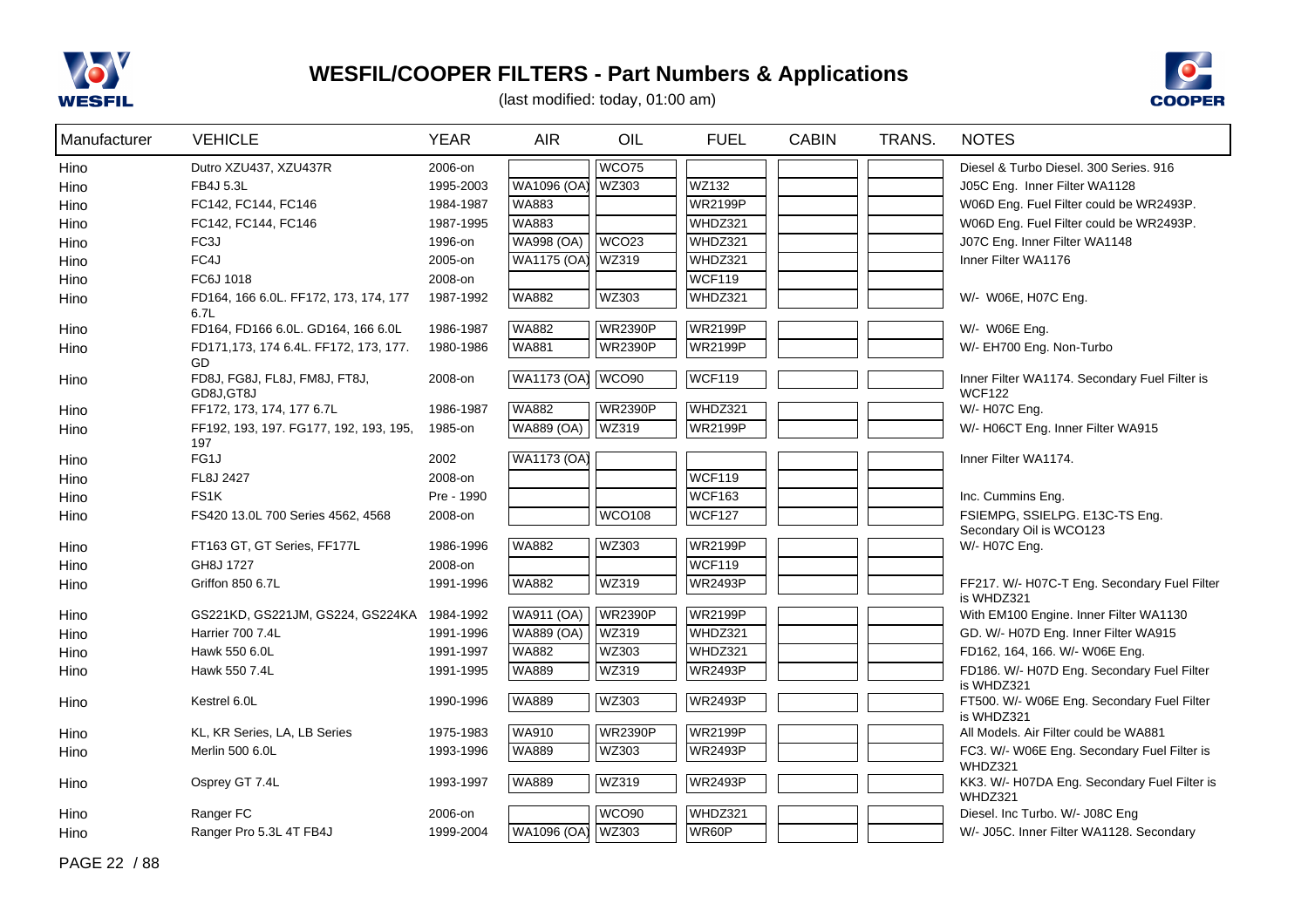# WESFIL/COOPER FILTERS - Part Numbers & Applications

(last modified: today, 01:00 am)

| Manufacturer | VEHICLE | YEAR | AIR | OIL | FUEL | CABIN | TRANS. | NOTES |
|---|---|---|---|---|---|---|---|---|
| Hino | Dutro XZU437, XZU437R | 2006-on | | WCO75 | | | | Diesel & Turbo Diesel. 300 Series. 916 |
| Hino | FB4J 5.3L | 1995-2003 | WA1096 (OA) | WZ303 | WZ132 | | | J05C Eng. Inner Filter WA1128 |
| Hino | FC142, FC144, FC146 | 1984-1987 | WA883 | | WR2199P | | | W06D Eng. Fuel Filter could be WR2493P. |
| Hino | FC142, FC144, FC146 | 1987-1995 | WA883 | | WHDZ321 | | | W06D Eng. Fuel Filter could be WR2493P. |
| Hino | FC3J | 1996-on | WA998 (OA) | WCO23 | WHDZ321 | | | J07C Eng. Inner Filter WA1148 |
| Hino | FC4J | 2005-on | WA1175 (OA) | WZ319 | WHDZ321 | | | Inner Filter WA1176 |
| Hino | FC6J 1018 | 2008-on | | | WCF119 | | | |
| Hino | FD164, 166 6.0L. FF172, 173, 174, 177 6.7L | 1987-1992 | WA882 | WZ303 | WHDZ321 | | | W/- W06E, H07C Eng. |
| Hino | FD164, FD166 6.0L. GD164, 166 6.0L | 1986-1987 | WA882 | WR2390P | WR2199P | | | W/- W06E Eng. |
| Hino | FD171,173, 174 6.4L. FF172, 173, 177. GD | 1980-1986 | WA881 | WR2390P | WR2199P | | | W/- EH700 Eng. Non-Turbo |
| Hino | FD8J, FG8J, FL8J, FM8J, FT8J, GD8J,GT8J | 2008-on | WA1173 (OA) | WCO90 | WCF119 | | | Inner Filter WA1174. Secondary Fuel Filter is WCF122 |
| Hino | FF172, 173, 174, 177 6.7L | 1986-1987 | WA882 | WR2390P | WHDZ321 | | | W/- H07C Eng. |
| Hino | FF192, 193, 197. FG177, 192, 193, 195, 197 | 1985-on | WA889 (OA) | WZ319 | WR2199P | | | W/- H06CT Eng. Inner Filter WA915 |
| Hino | FG1J | 2002 | WA1173 (OA) | | | | | Inner Filter WA1174. |
| Hino | FL8J 2427 | 2008-on | | | WCF119 | | | |
| Hino | FS1K | Pre - 1990 | | | WCF163 | | | Inc. Cummins Eng. |
| Hino | FS420 13.0L 700 Series 4562, 4568 | 2008-on | | WCO108 | WCF127 | | | FSIEMPG, SSIELPG. E13C-TS Eng. Secondary Oil is WCO123 |
| Hino | FT163 GT, GT Series, FF177L | 1986-1996 | WA882 | WZ303 | WR2199P | | | W/- H07C Eng. |
| Hino | GH8J 1727 | 2008-on | | | WCF119 | | | |
| Hino | Griffon 850 6.7L | 1991-1996 | WA882 | WZ319 | WR2493P | | | FF217. W/- H07C-T Eng. Secondary Fuel Filter is WHDZ321 |
| Hino | GS221KD, GS221JM, GS224, GS224KA | 1984-1992 | WA911 (OA) | WR2390P | WR2199P | | | With EM100 Engine. Inner Filter WA1130 |
| Hino | Harrier 700 7.4L | 1991-1996 | WA889 (OA) | WZ319 | WHDZ321 | | | GD. W/- H07D Eng. Inner Filter WA915 |
| Hino | Hawk 550 6.0L | 1991-1997 | WA882 | WZ303 | WHDZ321 | | | FD162, 164, 166. W/- W06E Eng. |
| Hino | Hawk 550 7.4L | 1991-1995 | WA889 | WZ319 | WR2493P | | | FD186. W/- H07D Eng. Secondary Fuel Filter is WHDZ321 |
| Hino | Kestrel 6.0L | 1990-1996 | WA889 | WZ303 | WR2493P | | | FT500. W/- W06E Eng. Secondary Fuel Filter is WHDZ321 |
| Hino | KL, KR Series, LA, LB Series | 1975-1983 | WA910 | WR2390P | WR2199P | | | All Models. Air Filter could be WA881 |
| Hino | Merlin 500 6.0L | 1993-1996 | WA889 | WZ303 | WR2493P | | | FC3. W/- W06E Eng. Secondary Fuel Filter is WHDZ321 |
| Hino | Osprey GT 7.4L | 1993-1997 | WA889 | WZ319 | WR2493P | | | KK3. W/- H07DA Eng. Secondary Fuel Filter is WHDZ321 |
| Hino | Ranger FC | 2006-on | | WCO90 | WHDZ321 | | | Diesel. Inc Turbo. W/- J08C Eng |
| Hino | Ranger Pro 5.3L 4T FB4J | 1999-2004 | WA1096 (OA) | WZ303 | WR60P | | | W/- J05C. Inner Filter WA1128. Secondary |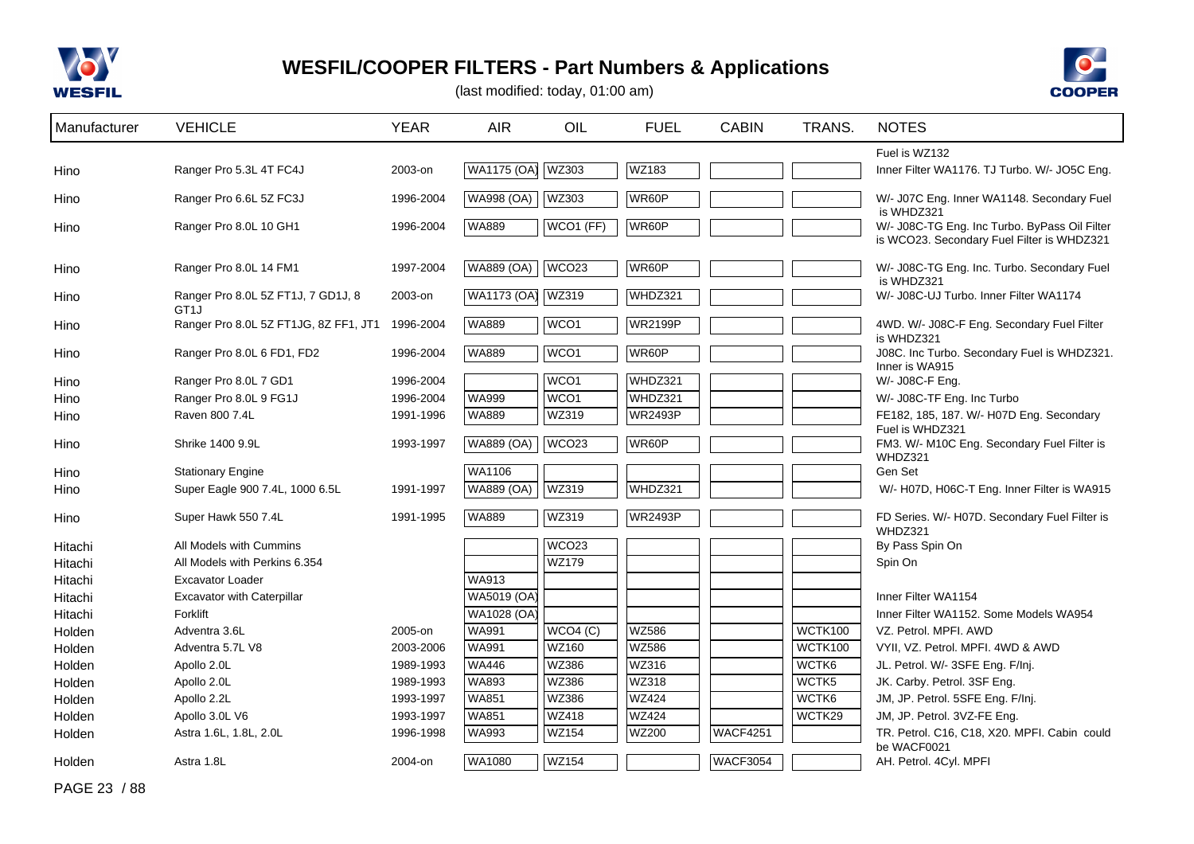# WESFIL/COOPER FILTERS - Part Numbers & Applications

(last modified: today, 01:00 am)

| Manufacturer | VEHICLE | YEAR | AIR | OIL | FUEL | CABIN | TRANS. | NOTES |
|---|---|---|---|---|---|---|---|---|
| | | | | | | | | Fuel is WZ132 |
| Hino | Ranger Pro 5.3L 4T FC4J | 2003-on | WA1175 (OA) | WZ303 | WZ183 | | | Inner Filter WA1176. TJ Turbo. W/- JO5C Eng. |
| Hino | Ranger Pro 6.6L 5Z FC3J | 1996-2004 | WA998 (OA) | WZ303 | WR60P | | | W/- J07C Eng. Inner WA1148. Secondary Fuel is WHDZ321 |
| Hino | Ranger Pro 8.0L 10 GH1 | 1996-2004 | WA889 | WCO1 (FF) | WR60P | | | W/- J08C-TG Eng. Inc Turbo. ByPass Oil Filter is WCO23. Secondary Fuel Filter is WHDZ321 |
| Hino | Ranger Pro 8.0L 14 FM1 | 1997-2004 | WA889 (OA) | WCO23 | WR60P | | | W/- J08C-TG Eng. Inc. Turbo. Secondary Fuel is WHDZ321 |
| Hino | Ranger Pro 8.0L 5Z FT1J, 7 GD1J, 8 GT1J | 2003-on | WA1173 (OA) | WZ319 | WHDZ321 | | | W/- J08C-UJ Turbo. Inner Filter WA1174 |
| Hino | Ranger Pro 8.0L 5Z FT1JG, 8Z FF1, JT1 | 1996-2004 | WA889 | WCO1 | WR2199P | | | 4WD. W/- J08C-F Eng. Secondary Fuel Filter is WHDZ321 |
| Hino | Ranger Pro 8.0L 6 FD1, FD2 | 1996-2004 | WA889 | WCO1 | WR60P | | | J08C. Inc Turbo. Secondary Fuel is WHDZ321. Inner is WA915 |
| Hino | Ranger Pro 8.0L 7 GD1 | 1996-2004 | | WCO1 | WHDZ321 | | | W/- J08C-F Eng. |
| Hino | Ranger Pro 8.0L 9 FG1J | 1996-2004 | WA999 | WCO1 | WHDZ321 | | | W/- J08C-TF Eng. Inc Turbo |
| Hino | Raven 800 7.4L | 1991-1996 | WA889 | WZ319 | WR2493P | | | FE182, 185, 187. W/- H07D Eng. Secondary Fuel is WHDZ321 |
| Hino | Shrike 1400 9.9L | 1993-1997 | WA889 (OA) | WCO23 | WR60P | | | FM3. W/- M10C Eng. Secondary Fuel Filter is WHDZ321 |
| Hino | Stationary Engine | | WA1106 | | | | | Gen Set |
| Hino | Super Eagle 900 7.4L, 1000 6.5L | 1991-1997 | WA889 (OA) | WZ319 | WHDZ321 | | | W/- H07D, H06C-T Eng. Inner Filter is WA915 |
| Hino | Super Hawk 550 7.4L | 1991-1995 | WA889 | WZ319 | WR2493P | | | FD Series. W/- H07D. Secondary Fuel Filter is WHDZ321 |
| Hitachi | All Models with Cummins | | | WCO23 | | | | By Pass Spin On |
| Hitachi | All Models with Perkins 6.354 | | | WZ179 | | | | Spin On |
| Hitachi | Excavator Loader | | WA913 | | | | | |
| Hitachi | Excavator with Caterpillar | | WA5019 (OA) | | | | | Inner Filter WA1154 |
| Hitachi | Forklift | | WA1028 (OA) | | | | | Inner Filter WA1152. Some Models WA954 |
| Holden | Adventra 3.6L | 2005-on | WA991 | WCO4 (C) | WZ586 | | WCTK100 | VZ. Petrol. MPFI. AWD |
| Holden | Adventra 5.7L V8 | 2003-2006 | WA991 | WZ160 | WZ586 | | WCTK100 | VYII, VZ. Petrol. MPFI. 4WD & AWD |
| Holden | Apollo 2.0L | 1989-1993 | WA446 | WZ386 | WZ316 | | WCTK6 | JL. Petrol. W/- 3SFE Eng. F/Inj. |
| Holden | Apollo 2.0L | 1989-1993 | WA893 | WZ386 | WZ318 | | WCTK5 | JK. Carby. Petrol. 3SF Eng. |
| Holden | Apollo 2.2L | 1993-1997 | WA851 | WZ386 | WZ424 | | WCTK6 | JM, JP. Petrol. 5SFE Eng. F/Inj. |
| Holden | Apollo 3.0L V6 | 1993-1997 | WA851 | WZ418 | WZ424 | | WCTK29 | JM, JP. Petrol. 3VZ-FE Eng. |
| Holden | Astra 1.6L, 1.8L, 2.0L | 1996-1998 | WA993 | WZ154 | WZ200 | WACF4251 | | TR. Petrol. C16, C18, X20. MPFI. Cabin could be WACF0021 |
| Holden | Astra 1.8L | 2004-on | WA1080 | WZ154 | | WACF3054 | | AH. Petrol. 4Cyl. MPFI |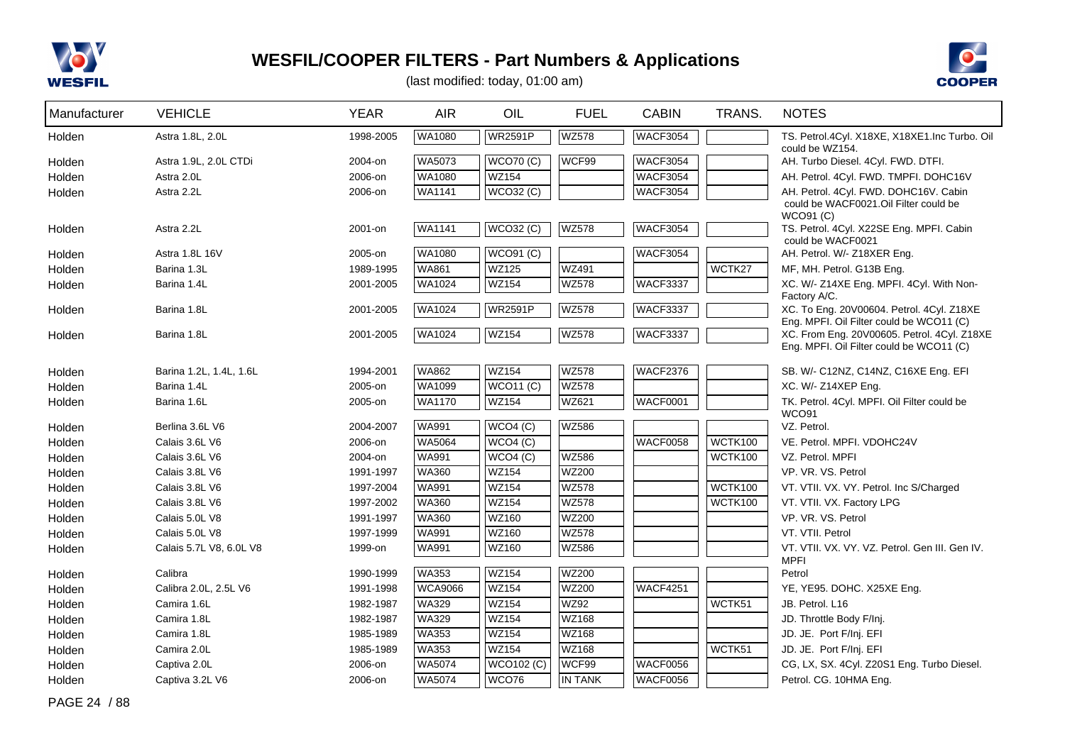# WESFIL/COOPER FILTERS - Part Numbers & Applications

(last modified: today, 01:00 am)

| Manufacturer | VEHICLE | YEAR | AIR | OIL | FUEL | CABIN | TRANS. | NOTES |
|---|---|---|---|---|---|---|---|---|
| Holden | Astra 1.8L, 2.0L | 1998-2005 | WA1080 | WR2591P | WZ578 | WACF3054 | | TS. Petrol.4Cyl. X18XE, X18XE1.Inc Turbo. Oil could be WZ154. |
| Holden | Astra 1.9L, 2.0L CTDi | 2004-on | WA5073 | WCO70 (C) | WCF99 | WACF3054 | | AH. Turbo Diesel. 4Cyl. FWD. DTFI. |
| Holden | Astra 2.0L | 2006-on | WA1080 | WZ154 | | WACF3054 | | AH. Petrol. 4Cyl. FWD. TMPFI. DOHC16V |
| Holden | Astra 2.2L | 2006-on | WA1141 | WCO32 (C) | | WACF3054 | | AH. Petrol. 4Cyl. FWD. DOHC16V. Cabin could be WACF0021.Oil Filter could be WCO91 (C) |
| Holden | Astra 2.2L | 2001-on | WA1141 | WCO32 (C) | WZ578 | WACF3054 | | TS. Petrol. 4Cyl. X22SE Eng. MPFI. Cabin could be WACF0021 |
| Holden | Astra 1.8L 16V | 2005-on | WA1080 | WCO91 (C) | | WACF3054 | | AH. Petrol. W/- Z18XER Eng. |
| Holden | Barina 1.3L | 1989-1995 | WA861 | WZ125 | WZ491 | | WCTK27 | MF, MH. Petrol. G13B Eng. |
| Holden | Barina 1.4L | 2001-2005 | WA1024 | WZ154 | WZ578 | WACF3337 | | XC. W/- Z14XE Eng. MPFI. 4Cyl. With Non-Factory A/C. |
| Holden | Barina 1.8L | 2001-2005 | WA1024 | WR2591P | WZ578 | WACF3337 | | XC. To Eng. 20V00604. Petrol. 4Cyl. Z18XE Eng. MPFI. Oil Filter could be WCO11 (C) |
| Holden | Barina 1.8L | 2001-2005 | WA1024 | WZ154 | WZ578 | WACF3337 | | XC. From Eng. 20V00605. Petrol. 4Cyl. Z18XE Eng. MPFI. Oil Filter could be WCO11 (C) |
| Holden | Barina 1.2L, 1.4L, 1.6L | 1994-2001 | WA862 | WZ154 | WZ578 | WACF2376 | | SB. W/- C12NZ, C14NZ, C16XE Eng. EFI |
| Holden | Barina 1.4L | 2005-on | WA1099 | WCO11 (C) | WZ578 | | | XC. W/- Z14XEP Eng. |
| Holden | Barina 1.6L | 2005-on | WA1170 | WZ154 | WZ621 | WACF0001 | | TK. Petrol. 4Cyl. MPFI. Oil Filter could be WCO91 |
| Holden | Berlina 3.6L V6 | 2004-2007 | WA991 | WCO4 (C) | WZ586 | | | VZ. Petrol. |
| Holden | Calais 3.6L V6 | 2006-on | WA5064 | WCO4 (C) | | WACF0058 | WCTK100 | VE. Petrol. MPFI. VDOHC24V |
| Holden | Calais 3.6L V6 | 2004-on | WA991 | WCO4 (C) | WZ586 | | WCTK100 | VZ. Petrol. MPFI |
| Holden | Calais 3.8L V6 | 1991-1997 | WA360 | WZ154 | WZ200 | | | VP. VR. VS. Petrol |
| Holden | Calais 3.8L V6 | 1997-2004 | WA991 | WZ154 | WZ578 | | WCTK100 | VT. VTII. VX. VY. Petrol. Inc S/Charged |
| Holden | Calais 3.8L V6 | 1997-2002 | WA360 | WZ154 | WZ578 | | WCTK100 | VT. VTII. VX. Factory LPG |
| Holden | Calais 5.0L V8 | 1991-1997 | WA360 | WZ160 | WZ200 | | | VP. VR. VS. Petrol |
| Holden | Calais 5.0L V8 | 1997-1999 | WA991 | WZ160 | WZ578 | | | VT. VTII. Petrol |
| Holden | Calais 5.7L V8, 6.0L V8 | 1999-on | WA991 | WZ160 | WZ586 | | | VT. VTII. VX. VY. VZ. Petrol. Gen III. Gen IV. MPFI |
| Holden | Calibra | 1990-1999 | WA353 | WZ154 | WZ200 | | | Petrol |
| Holden | Calibra 2.0L, 2.5L V6 | 1991-1998 | WCA9066 | WZ154 | WZ200 | WACF4251 | | YE, YE95. DOHC. X25XE Eng. |
| Holden | Camira 1.6L | 1982-1987 | WA329 | WZ154 | WZ92 | | WCTK51 | JB. Petrol. L16 |
| Holden | Camira 1.8L | 1982-1987 | WA329 | WZ154 | WZ168 | | | JD. Throttle Body F/Inj. |
| Holden | Camira 1.8L | 1985-1989 | WA353 | WZ154 | WZ168 | | | JD. JE. Port F/Inj. EFI |
| Holden | Camira 2.0L | 1985-1989 | WA353 | WZ154 | WZ168 | | WCTK51 | JD. JE. Port F/Inj. EFI |
| Holden | Captiva 2.0L | 2006-on | WA5074 | WCO102 (C) | WCF99 | WACF0056 | | CG, LX, SX. 4Cyl. Z20S1 Eng. Turbo Diesel. |
| Holden | Captiva 3.2L V6 | 2006-on | WA5074 | WCO76 | IN TANK | WACF0056 | | Petrol. CG. 10HMA Eng. |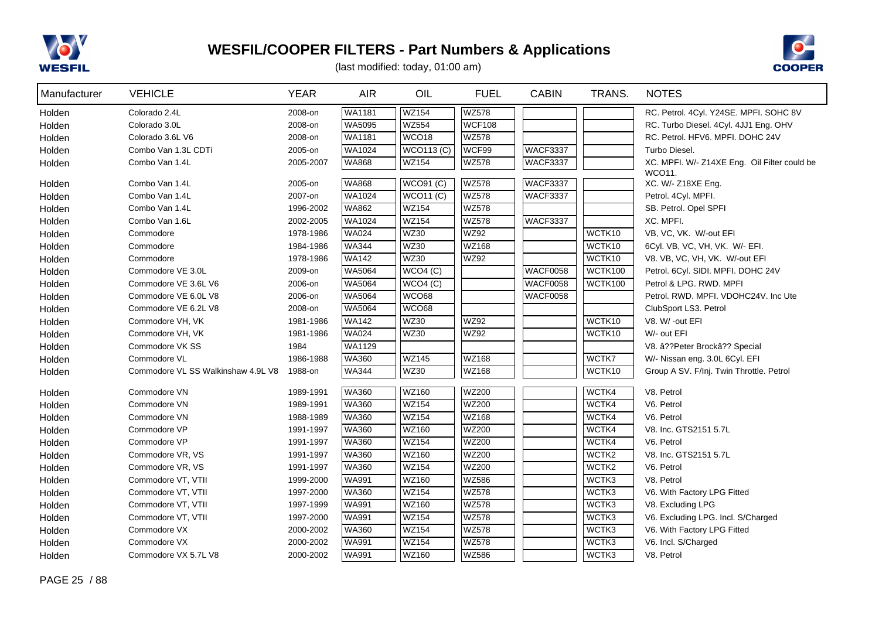# WESFIL/COOPER FILTERS - Part Numbers & Applications

(last modified: today, 01:00 am)

| Manufacturer | VEHICLE | YEAR | AIR | OIL | FUEL | CABIN | TRANS. | NOTES |
|---|---|---|---|---|---|---|---|---|
| Holden | Colorado 2.4L | 2008-on | WA1181 | WZ154 | WZ578 | | | RC. Petrol. 4Cyl. Y24SE. MPFI. SOHC 8V |
| Holden | Colorado 3.0L | 2008-on | WA5095 | WZ554 | WCF108 | | | RC. Turbo Diesel. 4Cyl. 4JJ1 Eng. OHV |
| Holden | Colorado 3.6L V6 | 2008-on | WA1181 | WCO18 | WZ578 | | | RC. Petrol. HFV6. MPFI. DOHC 24V |
| Holden | Combo Van 1.3L CDTi | 2005-on | WA1024 | WCO113 (C) | WCF99 | WACF3337 | | Turbo Diesel. |
| Holden | Combo Van 1.4L | 2005-2007 | WA868 | WZ154 | WZ578 | WACF3337 | | XC. MPFI. W/- Z14XE Eng. Oil Filter could be WCO11. |
| Holden | Combo Van 1.4L | 2005-on | WA868 | WCO91 (C) | WZ578 | WACF3337 | | XC. W/- Z18XE Eng. |
| Holden | Combo Van 1.4L | 2007-on | WA1024 | WCO11 (C) | WZ578 | WACF3337 | | Petrol. 4Cyl. MPFI. |
| Holden | Combo Van 1.4L | 1996-2002 | WA862 | WZ154 | WZ578 | | | SB. Petrol. Opel SPFI |
| Holden | Combo Van 1.6L | 2002-2005 | WA1024 | WZ154 | WZ578 | WACF3337 | | XC. MPFI. |
| Holden | Commodore | 1978-1986 | WA024 | WZ30 | WZ92 | | WCTK10 | VB, VC, VK. W/-out EFI |
| Holden | Commodore | 1984-1986 | WA344 | WZ30 | WZ168 | | WCTK10 | 6Cyl. VB, VC, VH, VK. W/- EFI. |
| Holden | Commodore | 1978-1986 | WA142 | WZ30 | WZ92 | | WCTK10 | V8. VB, VC, VH, VK. W/-out EFI |
| Holden | Commodore VE 3.0L | 2009-on | WA5064 | WCO4 (C) | | WACF0058 | WCTK100 | Petrol. 6Cyl. SIDI. MPFI. DOHC 24V |
| Holden | Commodore VE 3.6L V6 | 2006-on | WA5064 | WCO4 (C) | | WACF0058 | WCTK100 | Petrol & LPG. RWD. MPFI |
| Holden | Commodore VE 6.0L V8 | 2006-on | WA5064 | WCO68 | | WACF0058 | | Petrol. RWD. MPFI. VDOHC24V. Inc Ute |
| Holden | Commodore VE 6.2L V8 | 2008-on | WA5064 | WCO68 | | | | ClubSport LS3. Petrol |
| Holden | Commodore VH, VK | 1981-1986 | WA142 | WZ30 | WZ92 | | WCTK10 | V8. W/ -out EFI |
| Holden | Commodore VH, VK | 1981-1986 | WA024 | WZ30 | WZ92 | | WCTK10 | W/- out EFI |
| Holden | Commodore VK SS | 1984 | WA1129 | | | | | V8. â??Peter Brockâ?? Special |
| Holden | Commodore VL | 1986-1988 | WA360 | WZ145 | WZ168 | | WCTK7 | W/- Nissan eng. 3.0L 6Cyl. EFI |
| Holden | Commodore VL SS Walkinshaw 4.9L V8 | 1988-on | WA344 | WZ30 | WZ168 | | WCTK10 | Group A SV. F/Inj. Twin Throttle. Petrol |
| Holden | Commodore VN | 1989-1991 | WA360 | WZ160 | WZ200 | | WCTK4 | V8. Petrol |
| Holden | Commodore VN | 1989-1991 | WA360 | WZ154 | WZ200 | | WCTK4 | V6. Petrol |
| Holden | Commodore VN | 1988-1989 | WA360 | WZ154 | WZ168 | | WCTK4 | V6. Petrol |
| Holden | Commodore VP | 1991-1997 | WA360 | WZ160 | WZ200 | | WCTK4 | V8. Inc. GTS2151 5.7L |
| Holden | Commodore VP | 1991-1997 | WA360 | WZ154 | WZ200 | | WCTK4 | V6. Petrol |
| Holden | Commodore VR, VS | 1991-1997 | WA360 | WZ160 | WZ200 | | WCTK2 | V8. Inc. GTS2151 5.7L |
| Holden | Commodore VR, VS | 1991-1997 | WA360 | WZ154 | WZ200 | | WCTK2 | V6. Petrol |
| Holden | Commodore VT, VTII | 1999-2000 | WA991 | WZ160 | WZ586 | | WCTK3 | V8. Petrol |
| Holden | Commodore VT, VTII | 1997-2000 | WA360 | WZ154 | WZ578 | | WCTK3 | V6. With Factory LPG Fitted |
| Holden | Commodore VT, VTII | 1997-1999 | WA991 | WZ160 | WZ578 | | WCTK3 | V8. Excluding LPG |
| Holden | Commodore VT, VTII | 1997-2000 | WA991 | WZ154 | WZ578 | | WCTK3 | V6. Excluding LPG. Incl. S/Charged |
| Holden | Commodore VX | 2000-2002 | WA360 | WZ154 | WZ578 | | WCTK3 | V6. With Factory LPG Fitted |
| Holden | Commodore VX | 2000-2002 | WA991 | WZ154 | WZ578 | | WCTK3 | V6. Incl. S/Charged |
| Holden | Commodore VX 5.7L V8 | 2000-2002 | WA991 | WZ160 | WZ586 | | WCTK3 | V8. Petrol |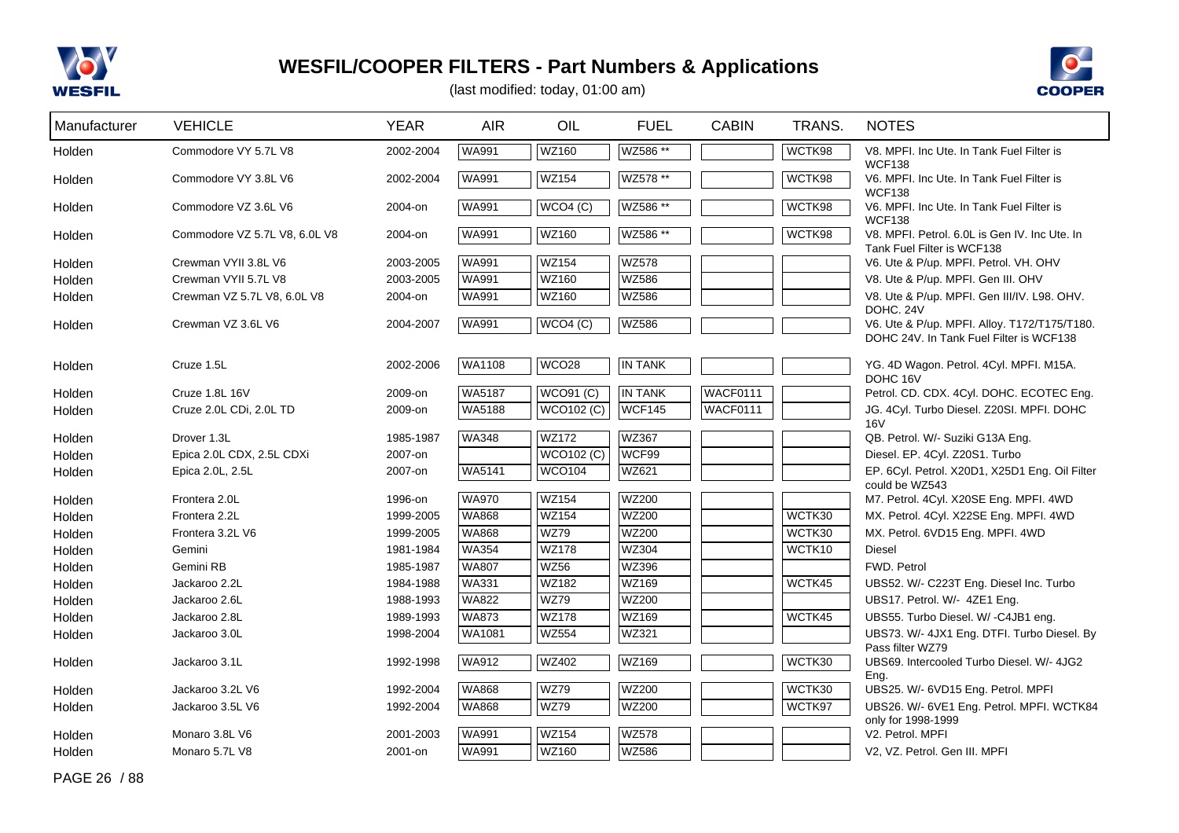# WESFIL/COOPER FILTERS - Part Numbers & Applications

(last modified: today, 01:00 am)

| Manufacturer | VEHICLE | YEAR | AIR | OIL | FUEL | CABIN | TRANS. | NOTES |
|---|---|---|---|---|---|---|---|---|
| Holden | Commodore VY 5.7L V8 | 2002-2004 | WA991 | WZ160 | WZ586 ** | | WCTK98 | V8. MPFI. Inc Ute. In Tank Fuel Filter is WCF138 |
| Holden | Commodore VY 3.8L V6 | 2002-2004 | WA991 | WZ154 | WZ578 ** | | WCTK98 | V6. MPFI. Inc Ute. In Tank Fuel Filter is WCF138 |
| Holden | Commodore VZ 3.6L V6 | 2004-on | WA991 | WCO4 (C) | WZ586 ** | | WCTK98 | V6. MPFI. Inc Ute. In Tank Fuel Filter is WCF138 |
| Holden | Commodore VZ 5.7L V8, 6.0L V8 | 2004-on | WA991 | WZ160 | WZ586 ** | | WCTK98 | V8. MPFI. Petrol. 6.0L is Gen IV. Inc Ute. In Tank Fuel Filter is WCF138 |
| Holden | Crewman VYII 3.8L V6 | 2003-2005 | WA991 | WZ154 | WZ578 | | | V6. Ute & P/up. MPFI. Petrol. VH. OHV |
| Holden | Crewman VYII 5.7L V8 | 2003-2005 | WA991 | WZ160 | WZ586 | | | V8. Ute & P/up. MPFI. Gen III. OHV |
| Holden | Crewman VZ 5.7L V8, 6.0L V8 | 2004-on | WA991 | WZ160 | WZ586 | | | V8. Ute & P/up. MPFI. Gen III/IV. L98. OHV. DOHC. 24V |
| Holden | Crewman VZ 3.6L V6 | 2004-2007 | WA991 | WCO4 (C) | WZ586 | | | V6. Ute & P/up. MPFI. Alloy. T172/T175/T180. DOHC 24V. In Tank Fuel Filter is WCF138 |
| Holden | Cruze 1.5L | 2002-2006 | WA1108 | WCO28 | IN TANK | | | YG. 4D Wagon. Petrol. 4Cyl. MPFI. M15A. DOHC 16V |
| Holden | Cruze 1.8L 16V | 2009-on | WA5187 | WCO91 (C) | IN TANK | WACF0111 | | Petrol. CD. CDX. 4Cyl. DOHC. ECOTEC Eng. |
| Holden | Cruze 2.0L CDi, 2.0L TD | 2009-on | WA5188 | WCO102 (C) | WCF145 | WACF0111 | | JG. 4Cyl. Turbo Diesel. Z20SI. MPFI. DOHC 16V |
| Holden | Drover 1.3L | 1985-1987 | WA348 | WZ172 | WZ367 | | | QB. Petrol. W/- Suziki G13A Eng. |
| Holden | Epica 2.0L CDX, 2.5L CDXi | 2007-on | | WCO102 (C) | WCF99 | | | Diesel. EP. 4Cyl. Z20S1. Turbo |
| Holden | Epica 2.0L, 2.5L | 2007-on | WA5141 | WCO104 | WZ621 | | | EP. 6Cyl. Petrol. X20D1, X25D1 Eng. Oil Filter could be WZ543 |
| Holden | Frontera 2.0L | 1996-on | WA970 | WZ154 | WZ200 | | | M7. Petrol. 4Cyl. X20SE Eng. MPFI. 4WD |
| Holden | Frontera 2.2L | 1999-2005 | WA868 | WZ154 | WZ200 | | WCTK30 | MX. Petrol. 4Cyl. X22SE Eng. MPFI. 4WD |
| Holden | Frontera 3.2L V6 | 1999-2005 | WA868 | WZ79 | WZ200 | | WCTK30 | MX. Petrol. 6VD15 Eng. MPFI. 4WD |
| Holden | Gemini | 1981-1984 | WA354 | WZ178 | WZ304 | | WCTK10 | Diesel |
| Holden | Gemini RB | 1985-1987 | WA807 | WZ56 | WZ396 | | | FWD. Petrol |
| Holden | Jackaroo 2.2L | 1984-1988 | WA331 | WZ182 | WZ169 | | WCTK45 | UBS52. W/- C223T Eng. Diesel Inc. Turbo |
| Holden | Jackaroo 2.6L | 1988-1993 | WA822 | WZ79 | WZ200 | | | UBS17. Petrol. W/- 4ZE1 Eng. |
| Holden | Jackaroo 2.8L | 1989-1993 | WA873 | WZ178 | WZ169 | | WCTK45 | UBS55. Turbo Diesel. W/ -C4JB1 eng. |
| Holden | Jackaroo 3.0L | 1998-2004 | WA1081 | WZ554 | WZ321 | | | UBS73. W/- 4JX1 Eng. DTFI. Turbo Diesel. By Pass filter WZ79 |
| Holden | Jackaroo 3.1L | 1992-1998 | WA912 | WZ402 | WZ169 | | WCTK30 | UBS69. Intercooled Turbo Diesel. W/- 4JG2 Eng. |
| Holden | Jackaroo 3.2L V6 | 1992-2004 | WA868 | WZ79 | WZ200 | | WCTK30 | UBS25. W/- 6VD15 Eng. Petrol. MPFI |
| Holden | Jackaroo 3.5L V6 | 1992-2004 | WA868 | WZ79 | WZ200 | | WCTK97 | UBS26. W/- 6VE1 Eng. Petrol. MPFI. WCTK84 only for 1998-1999 |
| Holden | Monaro 3.8L V6 | 2001-2003 | WA991 | WZ154 | WZ578 | | | V2. Petrol. MPFI |
| Holden | Monaro 5.7L V8 | 2001-on | WA991 | WZ160 | WZ586 | | | V2, VZ. Petrol. Gen III. MPFI |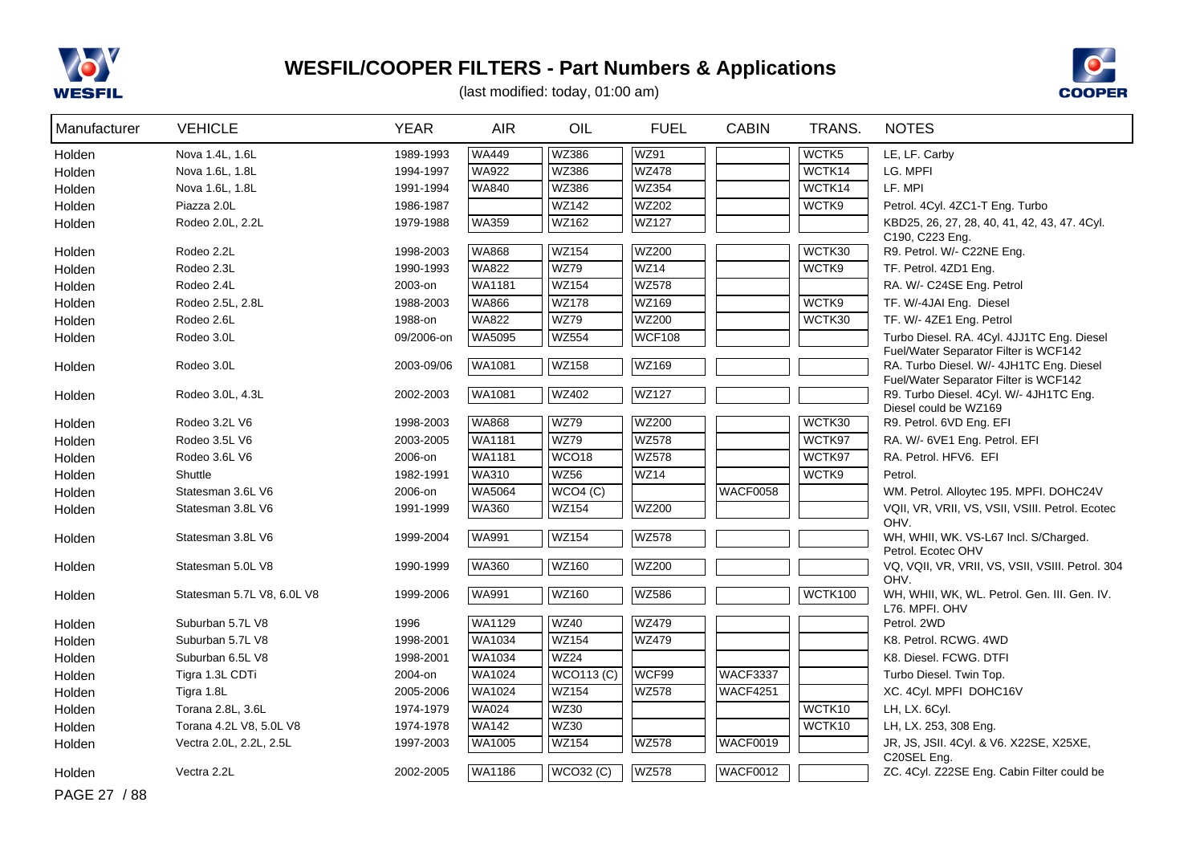# WESFIL/COOPER FILTERS - Part Numbers & Applications

(last modified: today, 01:00 am)

| Manufacturer | VEHICLE | YEAR | AIR | OIL | FUEL | CABIN | TRANS. | NOTES |
|---|---|---|---|---|---|---|---|---|
| Holden | Nova 1.4L, 1.6L | 1989-1993 | WA449 | WZ386 | WZ91 | | WCTK5 | LE, LF. Carby |
| Holden | Nova 1.6L, 1.8L | 1994-1997 | WA922 | WZ386 | WZ478 | | WCTK14 | LG. MPFI |
| Holden | Nova 1.6L, 1.8L | 1991-1994 | WA840 | WZ386 | WZ354 | | WCTK14 | LF. MPI |
| Holden | Piazza 2.0L | 1986-1987 | | WZ142 | WZ202 | | WCTK9 | Petrol. 4Cyl. 4ZC1-T Eng. Turbo |
| Holden | Rodeo 2.0L, 2.2L | 1979-1988 | WA359 | WZ162 | WZ127 | | | KBD25, 26, 27, 28, 40, 41, 42, 43, 47. 4Cyl. C190, C223 Eng. |
| Holden | Rodeo 2.2L | 1998-2003 | WA868 | WZ154 | WZ200 | | WCTK30 | R9. Petrol. W/- C22NE Eng. |
| Holden | Rodeo 2.3L | 1990-1993 | WA822 | WZ79 | WZ14 | | WCTK9 | TF. Petrol. 4ZD1 Eng. |
| Holden | Rodeo 2.4L | 2003-on | WA1181 | WZ154 | WZ578 | | | RA. W/- C24SE Eng. Petrol |
| Holden | Rodeo 2.5L, 2.8L | 1988-2003 | WA866 | WZ178 | WZ169 | | WCTK9 | TF. W/-4JAI Eng. Diesel |
| Holden | Rodeo 2.6L | 1988-on | WA822 | WZ79 | WZ200 | | WCTK30 | TF. W/- 4ZE1 Eng. Petrol |
| Holden | Rodeo 3.0L | 09/2006-on | WA5095 | WZ554 | WCF108 | | | Turbo Diesel. RA. 4Cyl. 4JJ1TC Eng. Diesel Fuel/Water Separator Filter is WCF142 |
| Holden | Rodeo 3.0L | 2003-09/06 | WA1081 | WZ158 | WZ169 | | | RA. Turbo Diesel. W/- 4JH1TC Eng. Diesel Fuel/Water Separator Filter is WCF142 |
| Holden | Rodeo 3.0L, 4.3L | 2002-2003 | WA1081 | WZ402 | WZ127 | | | R9. Turbo Diesel. 4Cyl. W/- 4JH1TC Eng. Diesel could be WZ169 |
| Holden | Rodeo 3.2L V6 | 1998-2003 | WA868 | WZ79 | WZ200 | | WCTK30 | R9. Petrol. 6VD Eng. EFI |
| Holden | Rodeo 3.5L V6 | 2003-2005 | WA1181 | WZ79 | WZ578 | | WCTK97 | RA. W/- 6VE1 Eng. Petrol. EFI |
| Holden | Rodeo 3.6L V6 | 2006-on | WA1181 | WCO18 | WZ578 | | WCTK97 | RA. Petrol. HFV6. EFI |
| Holden | Shuttle | 1982-1991 | WA310 | WZ56 | WZ14 | | WCTK9 | Petrol. |
| Holden | Statesman 3.6L V6 | 2006-on | WA5064 | WCO4 (C) | | WACF0058 | | WM. Petrol. Alloytec 195. MPFI. DOHC24V |
| Holden | Statesman 3.8L V6 | 1991-1999 | WA360 | WZ154 | WZ200 | | | VQII, VR, VRII, VS, VSII, VSIII. Petrol. Ecotec OHV. |
| Holden | Statesman 3.8L V6 | 1999-2004 | WA991 | WZ154 | WZ578 | | | WH, WHII, WK. VS-L67 Incl. S/Charged. Petrol. Ecotec OHV |
| Holden | Statesman 5.0L V8 | 1990-1999 | WA360 | WZ160 | WZ200 | | | VQ, VQII, VR, VRII, VS, VSII, VSIII. Petrol. 304 OHV. |
| Holden | Statesman 5.7L V8, 6.0L V8 | 1999-2006 | WA991 | WZ160 | WZ586 | | WCTK100 | WH, WHII, WK, WL. Petrol. Gen. III. Gen. IV. L76. MPFI. OHV |
| Holden | Suburban 5.7L V8 | 1996 | WA1129 | WZ40 | WZ479 | | | Petrol. 2WD |
| Holden | Suburban 5.7L V8 | 1998-2001 | WA1034 | WZ154 | WZ479 | | | K8. Petrol. RCWG. 4WD |
| Holden | Suburban 6.5L V8 | 1998-2001 | WA1034 | WZ24 | | | | K8. Diesel. FCWG. DTFI |
| Holden | Tigra 1.3L CDTi | 2004-on | WA1024 | WCO113 (C) | WCF99 | WACF3337 | | Turbo Diesel. Twin Top. |
| Holden | Tigra 1.8L | 2005-2006 | WA1024 | WZ154 | WZ578 | WACF4251 | | XC. 4Cyl. MPFI DOHC16V |
| Holden | Torana 2.8L, 3.6L | 1974-1979 | WA024 | WZ30 | | | WCTK10 | LH, LX. 6Cyl. |
| Holden | Torana 4.2L V8, 5.0L V8 | 1974-1978 | WA142 | WZ30 | | | WCTK10 | LH, LX. 253, 308 Eng. |
| Holden | Vectra 2.0L, 2.2L, 2.5L | 1997-2003 | WA1005 | WZ154 | WZ578 | WACF0019 | | JR, JS, JSII. 4Cyl. & V6. X22SE, X25XE, C20SEL Eng. |
| Holden | Vectra 2.2L | 2002-2005 | WA1186 | WCO32 (C) | WZ578 | WACF0012 | | ZC. 4Cyl. Z22SE Eng. Cabin Filter could be |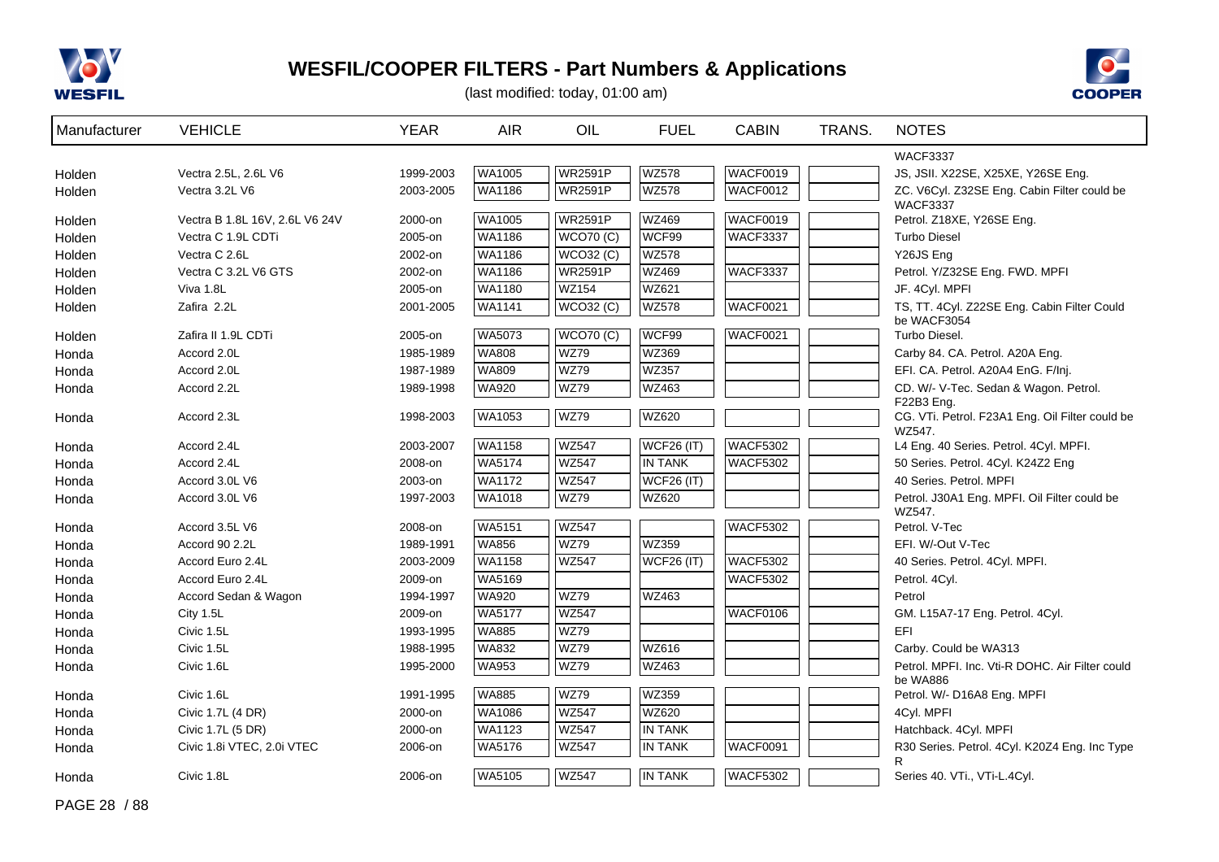# WESFIL/COOPER FILTERS - Part Numbers & Applications

(last modified: today, 01:00 am)

| Manufacturer | VEHICLE | YEAR | AIR | OIL | FUEL | CABIN | TRANS. | NOTES |
|---|---|---|---|---|---|---|---|---|
| | | | | | | | | WACF3337 |
| Holden | Vectra 2.5L, 2.6L V6 | 1999-2003 | WA1005 | WR2591P | WZ578 | WACF0019 | | JS, JSII. X22SE, X25XE, Y26SE Eng. |
| Holden | Vectra 3.2L V6 | 2003-2005 | WA1186 | WR2591P | WZ578 | WACF0012 | | ZC. V6Cyl. Z32SE Eng. Cabin Filter could be WACF3337 |
| Holden | Vectra B 1.8L 16V, 2.6L V6 24V | 2000-on | WA1005 | WR2591P | WZ469 | WACF0019 | | Petrol. Z18XE, Y26SE Eng. |
| Holden | Vectra C 1.9L CDTi | 2005-on | WA1186 | WCO70 (C) | WCF99 | WACF3337 | | Turbo Diesel |
| Holden | Vectra C 2.6L | 2002-on | WA1186 | WCO32 (C) | WZ578 | | | Y26JS Eng |
| Holden | Vectra C 3.2L V6 GTS | 2002-on | WA1186 | WR2591P | WZ469 | WACF3337 | | Petrol. Y/Z32SE Eng. FWD. MPFI |
| Holden | Viva 1.8L | 2005-on | WA1180 | WZ154 | WZ621 | | | JF. 4Cyl. MPFI |
| Holden | Zafira 2.2L | 2001-2005 | WA1141 | WCO32 (C) | WZ578 | WACF0021 | | TS, TT. 4Cyl. Z22SE Eng. Cabin Filter Could be WACF3054 |
| Holden | Zafira II 1.9L CDTi | 2005-on | WA5073 | WCO70 (C) | WCF99 | WACF0021 | | Turbo Diesel. |
| Honda | Accord 2.0L | 1985-1989 | WA808 | WZ79 | WZ369 | | | Carby 84. CA. Petrol. A20A Eng. |
| Honda | Accord 2.0L | 1987-1989 | WA809 | WZ79 | WZ357 | | | EFI. CA. Petrol. A20A4 EnG. F/Inj. |
| Honda | Accord 2.2L | 1989-1998 | WA920 | WZ79 | WZ463 | | | CD. W/- V-Tec. Sedan & Wagon. Petrol. F22B3 Eng. |
| Honda | Accord 2.3L | 1998-2003 | WA1053 | WZ79 | WZ620 | | | CG. VTi. Petrol. F23A1 Eng. Oil Filter could be WZ547. |
| Honda | Accord 2.4L | 2003-2007 | WA1158 | WZ547 | WCF26 (IT) | WACF5302 | | L4 Eng. 40 Series. Petrol. 4Cyl. MPFI. |
| Honda | Accord 2.4L | 2008-on | WA5174 | WZ547 | IN TANK | WACF5302 | | 50 Series. Petrol. 4Cyl. K24Z2 Eng |
| Honda | Accord 3.0L V6 | 2003-on | WA1172 | WZ547 | WCF26 (IT) | | | 40 Series. Petrol. MPFI |
| Honda | Accord 3.0L V6 | 1997-2003 | WA1018 | WZ79 | WZ620 | | | Petrol. J30A1 Eng. MPFI. Oil Filter could be WZ547. |
| Honda | Accord 3.5L V6 | 2008-on | WA5151 | WZ547 | | WACF5302 | | Petrol. V-Tec |
| Honda | Accord 90 2.2L | 1989-1991 | WA856 | WZ79 | WZ359 | | | EFI. W/-Out V-Tec |
| Honda | Accord Euro 2.4L | 2003-2009 | WA1158 | WZ547 | WCF26 (IT) | WACF5302 | | 40 Series. Petrol. 4Cyl. MPFI. |
| Honda | Accord Euro 2.4L | 2009-on | WA5169 | | | WACF5302 | | Petrol. 4Cyl. |
| Honda | Accord Sedan & Wagon | 1994-1997 | WA920 | WZ79 | WZ463 | | | Petrol |
| Honda | City 1.5L | 2009-on | WA5177 | WZ547 | | WACF0106 | | GM. L15A7-17 Eng. Petrol. 4Cyl. |
| Honda | Civic 1.5L | 1993-1995 | WA885 | WZ79 | | | | EFI |
| Honda | Civic 1.5L | 1988-1995 | WA832 | WZ79 | WZ616 | | | Carby. Could be WA313 |
| Honda | Civic 1.6L | 1995-2000 | WA953 | WZ79 | WZ463 | | | Petrol. MPFI. Inc. Vti-R DOHC. Air Filter could be WA886 |
| Honda | Civic 1.6L | 1991-1995 | WA885 | WZ79 | WZ359 | | | Petrol. W/- D16A8 Eng. MPFI |
| Honda | Civic 1.7L (4 DR) | 2000-on | WA1086 | WZ547 | WZ620 | | | 4Cyl. MPFI |
| Honda | Civic 1.7L (5 DR) | 2000-on | WA1123 | WZ547 | IN TANK | | | Hatchback. 4Cyl. MPFI |
| Honda | Civic 1.8i VTEC, 2.0i VTEC | 2006-on | WA5176 | WZ547 | IN TANK | WACF0091 | | R30 Series. Petrol. 4Cyl. K20Z4 Eng. Inc Type R |
| Honda | Civic 1.8L | 2006-on | WA5105 | WZ547 | IN TANK | WACF5302 | | Series 40. VTi., VTi-L.4Cyl. |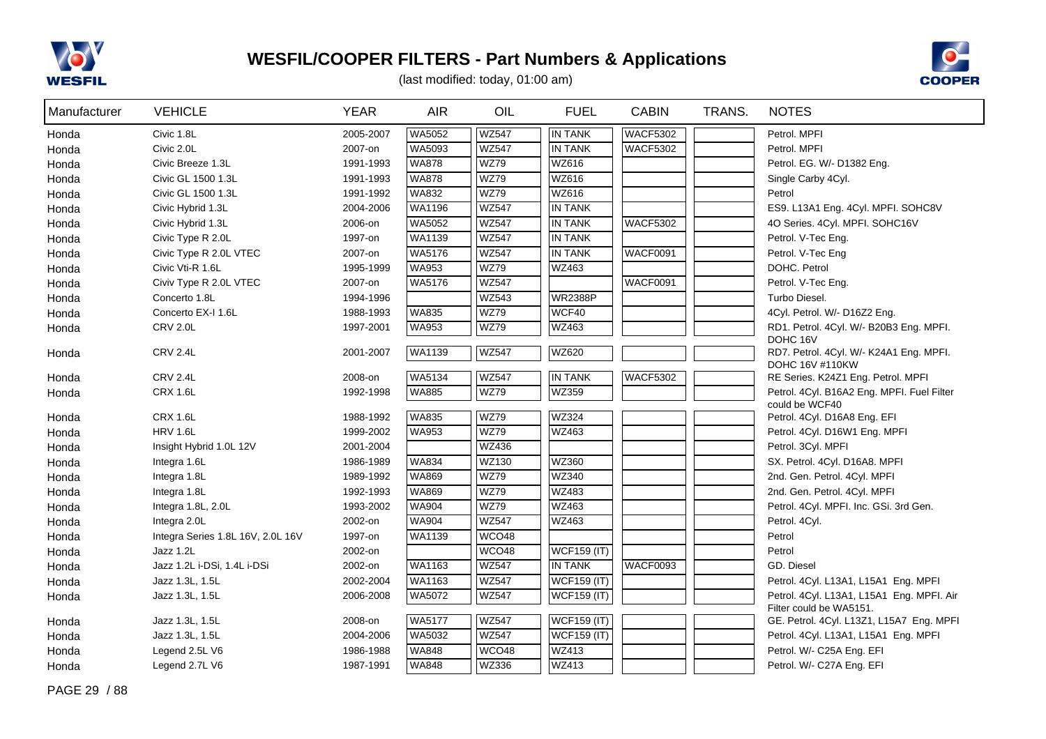# WESFIL/COOPER FILTERS - Part Numbers & Applications

(last modified: today, 01:00 am)

| Manufacturer | VEHICLE | YEAR | AIR | OIL | FUEL | CABIN | TRANS. | NOTES |
|---|---|---|---|---|---|---|---|---|
| Honda | Civic 1.8L | 2005-2007 | WA5052 | WZ547 | IN TANK | WACF5302 | | Petrol. MPFI |
| Honda | Civic 2.0L | 2007-on | WA5093 | WZ547 | IN TANK | WACF5302 | | Petrol. MPFI |
| Honda | Civic Breeze 1.3L | 1991-1993 | WA878 | WZ79 | WZ616 | | | Petrol. EG. W/- D1382 Eng. |
| Honda | Civic GL 1500 1.3L | 1991-1993 | WA878 | WZ79 | WZ616 | | | Single Carby 4Cyl. |
| Honda | Civic GL 1500 1.3L | 1991-1992 | WA832 | WZ79 | WZ616 | | | Petrol |
| Honda | Civic Hybrid 1.3L | 2004-2006 | WA1196 | WZ547 | IN TANK | | | ES9. L13A1 Eng. 4Cyl. MPFI. SOHC8V |
| Honda | Civic Hybrid 1.3L | 2006-on | WA5052 | WZ547 | IN TANK | WACF5302 | | 4O Series. 4Cyl. MPFI. SOHC16V |
| Honda | Civic Type R 2.0L | 1997-on | WA1139 | WZ547 | IN TANK | | | Petrol. V-Tec Eng. |
| Honda | Civic Type R 2.0L VTEC | 2007-on | WA5176 | WZ547 | IN TANK | WACF0091 | | Petrol. V-Tec Eng |
| Honda | Civic Vti-R 1.6L | 1995-1999 | WA953 | WZ79 | WZ463 | | | DOHC. Petrol |
| Honda | Civiv Type R 2.0L VTEC | 2007-on | WA5176 | WZ547 | | WACF0091 | | Petrol. V-Tec Eng. |
| Honda | Concerto 1.8L | 1994-1996 | | WZ543 | WR2388P | | | Turbo Diesel. |
| Honda | Concerto EX-I 1.6L | 1988-1993 | WA835 | WZ79 | WCF40 | | | 4Cyl. Petrol. W/- D16Z2 Eng. |
| Honda | CRV 2.0L | 1997-2001 | WA953 | WZ79 | WZ463 | | | RD1. Petrol. 4Cyl. W/- B20B3 Eng. MPFI. DOHC 16V |
| Honda | CRV 2.4L | 2001-2007 | WA1139 | WZ547 | WZ620 | | | RD7. Petrol. 4Cyl. W/- K24A1 Eng. MPFI. DOHC 16V #110KW |
| Honda | CRV 2.4L | 2008-on | WA5134 | WZ547 | IN TANK | WACF5302 | | RE Series. K24Z1 Eng. Petrol. MPFI |
| Honda | CRX 1.6L | 1992-1998 | WA885 | WZ79 | WZ359 | | | Petrol. 4Cyl. B16A2 Eng. MPFI. Fuel Filter could be WCF40 |
| Honda | CRX 1.6L | 1988-1992 | WA835 | WZ79 | WZ324 | | | Petrol. 4Cyl. D16A8 Eng. EFI |
| Honda | HRV 1.6L | 1999-2002 | WA953 | WZ79 | WZ463 | | | Petrol. 4Cyl. D16W1 Eng. MPFI |
| Honda | Insight Hybrid 1.0L 12V | 2001-2004 | | WZ436 | | | | Petrol. 3Cyl. MPFI |
| Honda | Integra 1.6L | 1986-1989 | WA834 | WZ130 | WZ360 | | | SX. Petrol. 4Cyl. D16A8. MPFI |
| Honda | Integra 1.8L | 1989-1992 | WA869 | WZ79 | WZ340 | | | 2nd. Gen. Petrol. 4Cyl. MPFI |
| Honda | Integra 1.8L | 1992-1993 | WA869 | WZ79 | WZ483 | | | 2nd. Gen. Petrol. 4Cyl. MPFI |
| Honda | Integra 1.8L, 2.0L | 1993-2002 | WA904 | WZ79 | WZ463 | | | Petrol. 4Cyl. MPFI. Inc. GSi. 3rd Gen. |
| Honda | Integra 2.0L | 2002-on | WA904 | WZ547 | WZ463 | | | Petrol. 4Cyl. |
| Honda | Integra Series 1.8L 16V, 2.0L 16V | 1997-on | WA1139 | WCO48 | | | | Petrol |
| Honda | Jazz 1.2L | 2002-on | | WCO48 | WCF159 (IT) | | | Petrol |
| Honda | Jazz 1.2L i-DSi, 1.4L i-DSi | 2002-on | WA1163 | WZ547 | IN TANK | WACF0093 | | GD. Diesel |
| Honda | Jazz 1.3L, 1.5L | 2002-2004 | WA1163 | WZ547 | WCF159 (IT) | | | Petrol. 4Cyl. L13A1, L15A1 Eng. MPFI |
| Honda | Jazz 1.3L, 1.5L | 2006-2008 | WA5072 | WZ547 | WCF159 (IT) | | | Petrol. 4Cyl. L13A1, L15A1 Eng. MPFI. Air Filter could be WA5151. |
| Honda | Jazz 1.3L, 1.5L | 2008-on | WA5177 | WZ547 | WCF159 (IT) | | | GE. Petrol. 4Cyl. L13Z1, L15A7 Eng. MPFI |
| Honda | Jazz 1.3L, 1.5L | 2004-2006 | WA5032 | WZ547 | WCF159 (IT) | | | Petrol. 4Cyl. L13A1, L15A1 Eng. MPFI |
| Honda | Legend 2.5L V6 | 1986-1988 | WA848 | WCO48 | WZ413 | | | Petrol. W/- C25A Eng. EFI |
| Honda | Legend 2.7L V6 | 1987-1991 | WA848 | WZ336 | WZ413 | | | Petrol. W/- C27A Eng. EFI |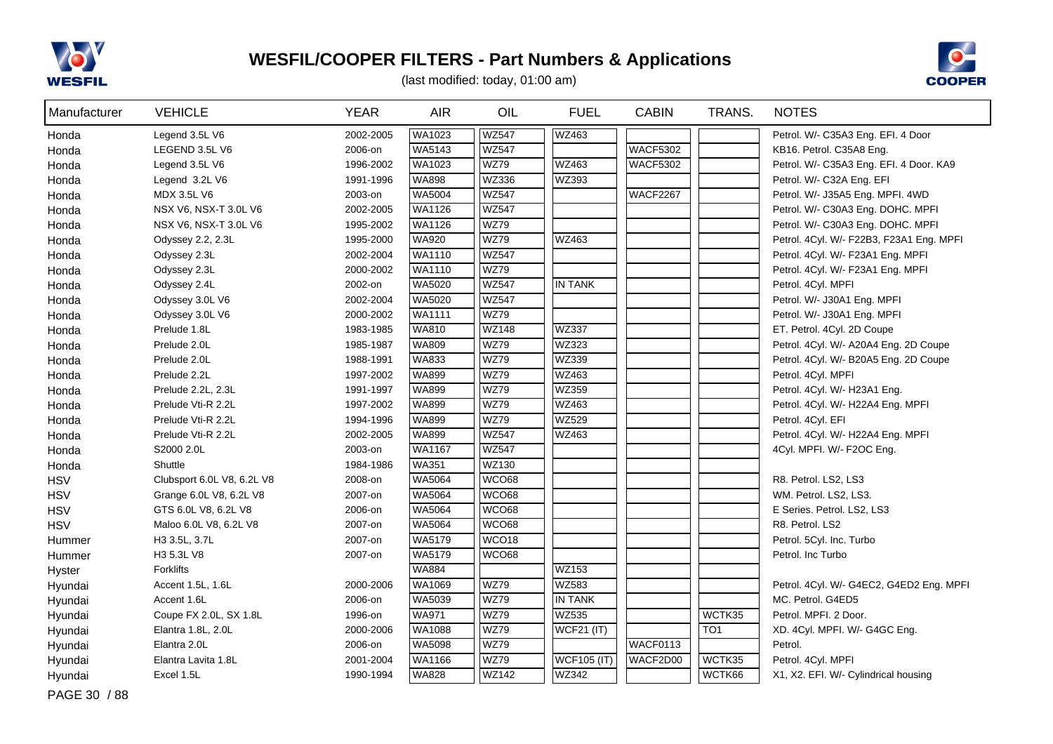# WESFIL/COOPER FILTERS - Part Numbers & Applications

(last modified: today, 01:00 am)

| Manufacturer | VEHICLE | YEAR | AIR | OIL | FUEL | CABIN | TRANS. | NOTES |
|---|---|---|---|---|---|---|---|---|
| Honda | Legend 3.5L V6 | 2002-2005 | WA1023 | WZ547 | WZ463 | | | Petrol. W/- C35A3 Eng. EFI. 4 Door |
| Honda | LEGEND 3.5L V6 | 2006-on | WA5143 | WZ547 | | WACF5302 | | KB16. Petrol. C35A8 Eng. |
| Honda | Legend 3.5L V6 | 1996-2002 | WA1023 | WZ79 | WZ463 | WACF5302 | | Petrol. W/- C35A3 Eng. EFI. 4 Door. KA9 |
| Honda | Legend 3.2L V6 | 1991-1996 | WA898 | WZ336 | WZ393 | | | Petrol. W/- C32A Eng. EFI |
| Honda | MDX 3.5L V6 | 2003-on | WA5004 | WZ547 | | WACF2267 | | Petrol. W/- J35A5 Eng. MPFI. 4WD |
| Honda | NSX V6, NSX-T 3.0L V6 | 2002-2005 | WA1126 | WZ547 | | | | Petrol. W/- C30A3 Eng. DOHC. MPFI |
| Honda | NSX V6, NSX-T 3.0L V6 | 1995-2002 | WA1126 | WZ79 | | | | Petrol. W/- C30A3 Eng. DOHC. MPFI |
| Honda | Odyssey 2.2, 2.3L | 1995-2000 | WA920 | WZ79 | WZ463 | | | Petrol. 4Cyl. W/- F22B3, F23A1 Eng. MPFI |
| Honda | Odyssey 2.3L | 2002-2004 | WA1110 | WZ547 | | | | Petrol. 4Cyl. W/- F23A1 Eng. MPFI |
| Honda | Odyssey 2.3L | 2000-2002 | WA1110 | WZ79 | | | | Petrol. 4Cyl. W/- F23A1 Eng. MPFI |
| Honda | Odyssey 2.4L | 2002-on | WA5020 | WZ547 | IN TANK | | | Petrol. 4Cyl. MPFI |
| Honda | Odyssey 3.0L V6 | 2002-2004 | WA5020 | WZ547 | | | | Petrol. W/- J30A1 Eng. MPFI |
| Honda | Odyssey 3.0L V6 | 2000-2002 | WA1111 | WZ79 | | | | Petrol. W/- J30A1 Eng. MPFI |
| Honda | Prelude 1.8L | 1983-1985 | WA810 | WZ148 | WZ337 | | | ET. Petrol. 4Cyl. 2D Coupe |
| Honda | Prelude 2.0L | 1985-1987 | WA809 | WZ79 | WZ323 | | | Petrol. 4Cyl. W/- A20A4 Eng. 2D Coupe |
| Honda | Prelude 2.0L | 1988-1991 | WA833 | WZ79 | WZ339 | | | Petrol. 4Cyl. W/- B20A5 Eng. 2D Coupe |
| Honda | Prelude 2.2L | 1997-2002 | WA899 | WZ79 | WZ463 | | | Petrol. 4Cyl. MPFI |
| Honda | Prelude 2.2L, 2.3L | 1991-1997 | WA899 | WZ79 | WZ359 | | | Petrol. 4Cyl. W/- H23A1 Eng. |
| Honda | Prelude Vti-R 2.2L | 1997-2002 | WA899 | WZ79 | WZ463 | | | Petrol. 4Cyl. W/- H22A4 Eng. MPFI |
| Honda | Prelude Vti-R 2.2L | 1994-1996 | WA899 | WZ79 | WZ529 | | | Petrol. 4Cyl. EFI |
| Honda | Prelude Vti-R 2.2L | 2002-2005 | WA899 | WZ547 | WZ463 | | | Petrol. 4Cyl. W/- H22A4 Eng. MPFI |
| Honda | S2000 2.0L | 2003-on | WA1167 | WZ547 | | | | 4Cyl. MPFI. W/- F2OC Eng. |
| Honda | Shuttle | 1984-1986 | WA351 | WZ130 | | | | |
| HSV | Clubsport 6.0L V8, 6.2L V8 | 2008-on | WA5064 | WCO68 | | | | R8. Petrol. LS2, LS3 |
| HSV | Grange 6.0L V8, 6.2L V8 | 2007-on | WA5064 | WCO68 | | | | WM. Petrol. LS2, LS3. |
| HSV | GTS 6.0L V8, 6.2L V8 | 2006-on | WA5064 | WCO68 | | | | E Series. Petrol. LS2, LS3 |
| HSV | Maloo 6.0L V8, 6.2L V8 | 2007-on | WA5064 | WCO68 | | | | R8. Petrol. LS2 |
| Hummer | H3 3.5L, 3.7L | 2007-on | WA5179 | WCO18 | | | | Petrol. 5Cyl. Inc. Turbo |
| Hummer | H3 5.3L V8 | 2007-on | WA5179 | WCO68 | | | | Petrol. Inc Turbo |
| Hyster | Forklifts | | WA884 | | WZ153 | | | |
| Hyundai | Accent 1.5L, 1.6L | 2000-2006 | WA1069 | WZ79 | WZ583 | | | Petrol. 4Cyl. W/- G4EC2, G4ED2 Eng. MPFI |
| Hyundai | Accent 1.6L | 2006-on | WA5039 | WZ79 | IN TANK | | | MC. Petrol. G4ED5 |
| Hyundai | Coupe FX 2.0L, SX 1.8L | 1996-on | WA971 | WZ79 | WZ535 | | WCTK35 | Petrol. MPFI. 2 Door. |
| Hyundai | Elantra 1.8L, 2.0L | 2000-2006 | WA1088 | WZ79 | WCF21 (IT) | | TO1 | XD. 4Cyl. MPFI. W/- G4GC Eng. |
| Hyundai | Elantra 2.0L | 2006-on | WA5098 | WZ79 | | WACF0113 | | Petrol. |
| Hyundai | Elantra Lavita 1.8L | 2001-2004 | WA1166 | WZ79 | WCF105 (IT) | WACF2D00 | WCTK35 | Petrol. 4Cyl. MPFI |
| Hyundai | Excel 1.5L | 1990-1994 | WA828 | WZ142 | WZ342 | | WCTK66 | X1, X2. EFI. W/- Cylindrical housing |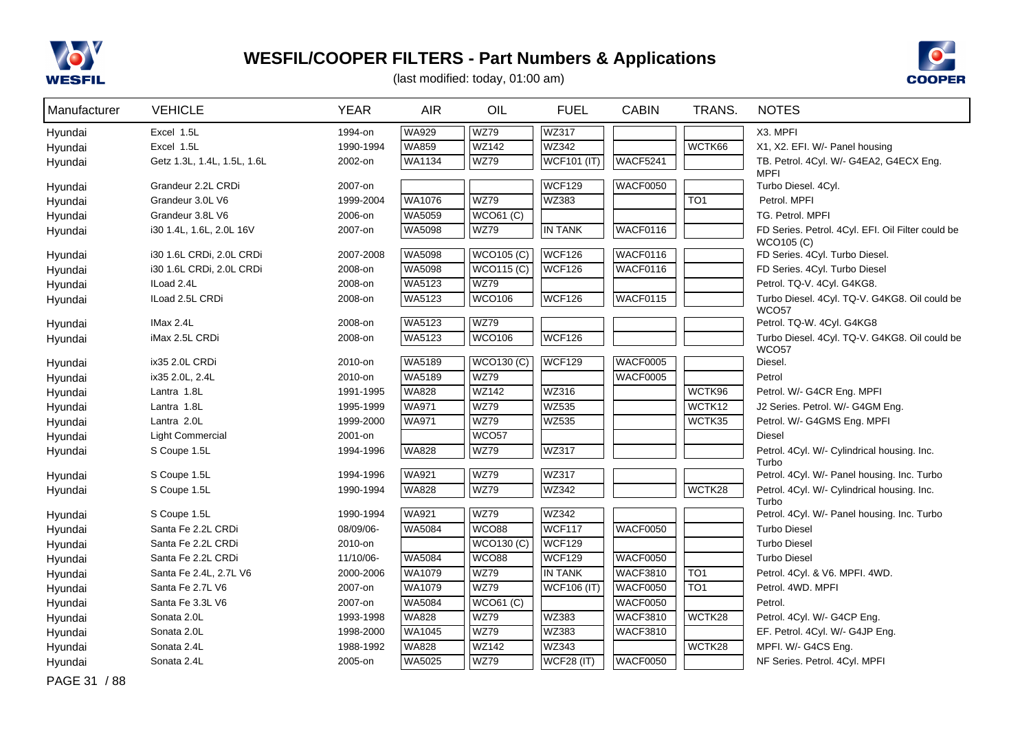# WESFIL/COOPER FILTERS - Part Numbers & Applications

(last modified: today, 01:00 am)

| Manufacturer | VEHICLE | YEAR | AIR | OIL | FUEL | CABIN | TRANS. | NOTES |
|---|---|---|---|---|---|---|---|---|
| Hyundai | Excel 1.5L | 1994-on | WA929 | WZ79 | WZ317 | | | X3. MPFI |
| Hyundai | Excel 1.5L | 1990-1994 | WA859 | WZ142 | WZ342 | | WCTK66 | X1, X2. EFI. W/- Panel housing |
| Hyundai | Getz 1.3L, 1.4L, 1.5L, 1.6L | 2002-on | WA1134 | WZ79 | WCF101 (IT) | WACF5241 | | TB. Petrol. 4Cyl. W/- G4EA2, G4ECX Eng. MPFI |
| Hyundai | Grandeur 2.2L CRDi | 2007-on | | | WCF129 | WACF0050 | | Turbo Diesel. 4Cyl. |
| Hyundai | Grandeur 3.0L V6 | 1999-2004 | WA1076 | WZ79 | WZ383 | | TO1 | Petrol. MPFI |
| Hyundai | Grandeur 3.8L V6 | 2006-on | WA5059 | WCO61 (C) | | | | TG. Petrol. MPFI |
| Hyundai | i30 1.4L, 1.6L, 2.0L 16V | 2007-on | WA5098 | WZ79 | IN TANK | WACF0116 | | FD Series. Petrol. 4Cyl. EFI. Oil Filter could be WCO105 (C) |
| Hyundai | i30 1.6L CRDi, 2.0L CRDi | 2007-2008 | WA5098 | WCO105 (C) | WCF126 | WACF0116 | | FD Series. 4Cyl. Turbo Diesel. |
| Hyundai | i30 1.6L CRDi, 2.0L CRDi | 2008-on | WA5098 | WCO115 (C) | WCF126 | WACF0116 | | FD Series. 4Cyl. Turbo Diesel |
| Hyundai | ILoad 2.4L | 2008-on | WA5123 | WZ79 | | | | Petrol. TQ-V. 4Cyl. G4KG8. |
| Hyundai | ILoad 2.5L CRDi | 2008-on | WA5123 | WCO106 | WCF126 | WACF0115 | | Turbo Diesel. 4Cyl. TQ-V. G4KG8. Oil could be WCO57 |
| Hyundai | IMax 2.4L | 2008-on | WA5123 | WZ79 | | | | Petrol. TQ-W. 4Cyl. G4KG8 |
| Hyundai | iMax 2.5L CRDi | 2008-on | WA5123 | WCO106 | WCF126 | | | Turbo Diesel. 4Cyl. TQ-V. G4KG8. Oil could be WCO57 |
| Hyundai | ix35 2.0L CRDi | 2010-on | WA5189 | WCO130 (C) | WCF129 | WACF0005 | | Diesel. |
| Hyundai | ix35 2.0L, 2.4L | 2010-on | WA5189 | WZ79 | | WACF0005 | | Petrol |
| Hyundai | Lantra 1.8L | 1991-1995 | WA828 | WZ142 | WZ316 | | WCTK96 | Petrol. W/- G4CR Eng. MPFI |
| Hyundai | Lantra 1.8L | 1995-1999 | WA971 | WZ79 | WZ535 | | WCTK12 | J2 Series. Petrol. W/- G4GM Eng. |
| Hyundai | Lantra 2.0L | 1999-2000 | WA971 | WZ79 | WZ535 | | WCTK35 | Petrol. W/- G4GMS Eng. MPFI |
| Hyundai | Light Commercial | 2001-on | | WCO57 | | | | Diesel |
| Hyundai | S Coupe 1.5L | 1994-1996 | WA828 | WZ79 | WZ317 | | | Petrol. 4Cyl. W/- Cylindrical housing. Inc. Turbo |
| Hyundai | S Coupe 1.5L | 1994-1996 | WA921 | WZ79 | WZ317 | | | Petrol. 4Cyl. W/- Panel housing. Inc. Turbo |
| Hyundai | S Coupe 1.5L | 1990-1994 | WA828 | WZ79 | WZ342 | | WCTK28 | Petrol. 4Cyl. W/- Cylindrical housing. Inc. Turbo |
| Hyundai | S Coupe 1.5L | 1990-1994 | WA921 | WZ79 | WZ342 | | | Petrol. 4Cyl. W/- Panel housing. Inc. Turbo |
| Hyundai | Santa Fe 2.2L CRDi | 08/09/06- | WA5084 | WCO88 | WCF117 | WACF0050 | | Turbo Diesel |
| Hyundai | Santa Fe 2.2L CRDi | 2010-on | | WCO130 (C) | WCF129 | | | Turbo Diesel |
| Hyundai | Santa Fe 2.2L CRDi | 11/10/06- | WA5084 | WCO88 | WCF129 | WACF0050 | | Turbo Diesel |
| Hyundai | Santa Fe 2.4L, 2.7L V6 | 2000-2006 | WA1079 | WZ79 | IN TANK | WACF3810 | TO1 | Petrol. 4Cyl. & V6. MPFI. 4WD. |
| Hyundai | Santa Fe 2.7L V6 | 2007-on | WA1079 | WZ79 | WCF106 (IT) | WACF0050 | TO1 | Petrol. 4WD. MPFI |
| Hyundai | Santa Fe 3.3L V6 | 2007-on | WA5084 | WCO61 (C) | | WACF0050 | | Petrol. |
| Hyundai | Sonata 2.0L | 1993-1998 | WA828 | WZ79 | WZ383 | WACF3810 | WCTK28 | Petrol. 4Cyl. W/- G4CP Eng. |
| Hyundai | Sonata 2.0L | 1998-2000 | WA1045 | WZ79 | WZ383 | WACF3810 | | EF. Petrol. 4Cyl. W/- G4JP Eng. |
| Hyundai | Sonata 2.4L | 1988-1992 | WA828 | WZ142 | WZ343 | | WCTK28 | MPFI. W/- G4CS Eng. |
| Hyundai | Sonata 2.4L | 2005-on | WA5025 | WZ79 | WCF28 (IT) | WACF0050 | | NF Series. Petrol. 4Cyl. MPFI |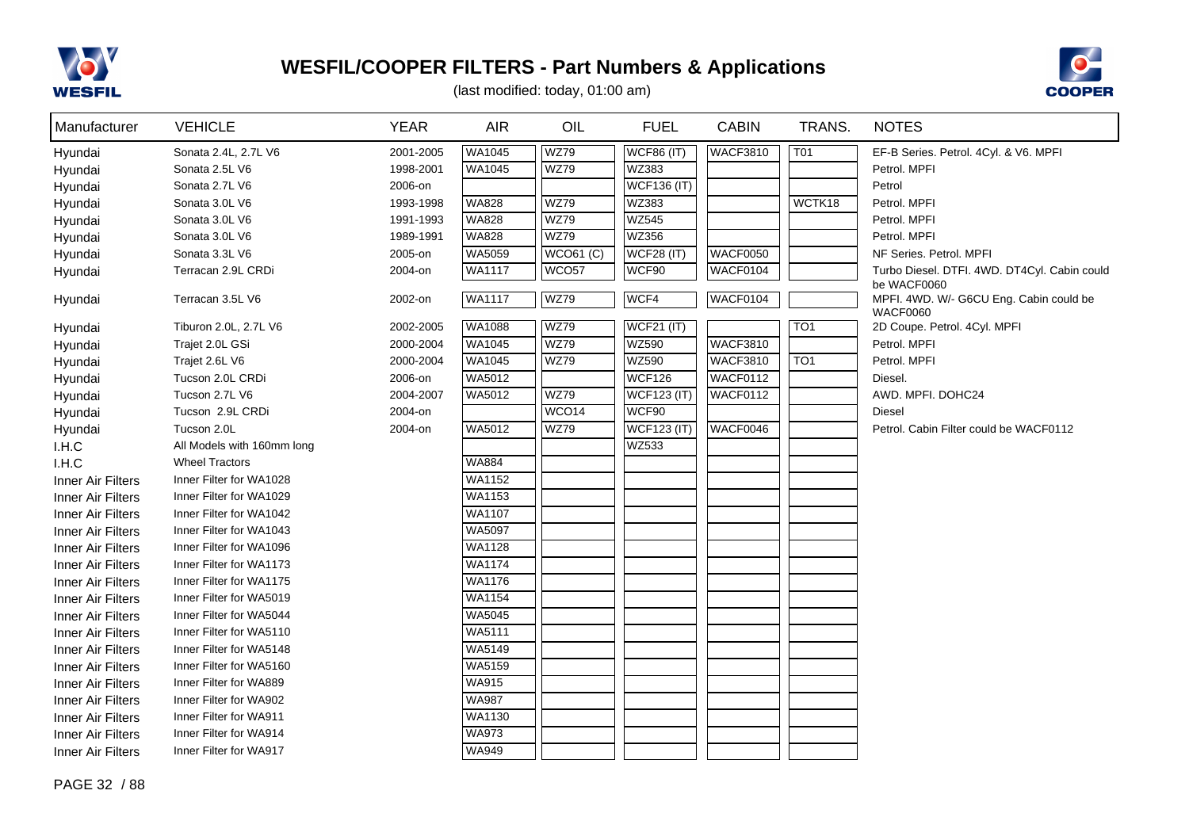# WESFIL/COOPER FILTERS - Part Numbers & Applications

(last modified: today, 01:00 am)

| Manufacturer | VEHICLE | YEAR | AIR | OIL | FUEL | CABIN | TRANS. | NOTES |
|---|---|---|---|---|---|---|---|---|
| Hyundai | Sonata 2.4L, 2.7L V6 | 2001-2005 | WA1045 | WZ79 | WCF86 (IT) | WACF3810 | T01 | EF-B Series. Petrol. 4Cyl. & V6. MPFI |
| Hyundai | Sonata 2.5L V6 | 1998-2001 | WA1045 | WZ79 | WZ383 | | | Petrol. MPFI |
| Hyundai | Sonata 2.7L V6 | 2006-on | | | WCF136 (IT) | | | Petrol |
| Hyundai | Sonata 3.0L V6 | 1993-1998 | WA828 | WZ79 | WZ383 | | WCTK18 | Petrol. MPFI |
| Hyundai | Sonata 3.0L V6 | 1991-1993 | WA828 | WZ79 | WZ545 | | | Petrol. MPFI |
| Hyundai | Sonata 3.0L V6 | 1989-1991 | WA828 | WZ79 | WZ356 | | | Petrol. MPFI |
| Hyundai | Sonata 3.3L V6 | 2005-on | WA5059 | WCO61 (C) | WCF28 (IT) | WACF0050 | | NF Series. Petrol. MPFI |
| Hyundai | Terracan 2.9L CRDi | 2004-on | WA1117 | WCO57 | WCF90 | WACF0104 | | Turbo Diesel. DTFI. 4WD. DT4Cyl. Cabin could be WACF0060 |
| Hyundai | Terracan 3.5L V6 | 2002-on | WA1117 | WZ79 | WCF4 | WACF0104 | | MPFI. 4WD. W/- G6CU Eng. Cabin could be WACF0060 |
| Hyundai | Tiburon 2.0L, 2.7L V6 | 2002-2005 | WA1088 | WZ79 | WCF21 (IT) | | TO1 | 2D Coupe. Petrol. 4Cyl. MPFI |
| Hyundai | Trajet 2.0L GSi | 2000-2004 | WA1045 | WZ79 | WZ590 | WACF3810 | | Petrol. MPFI |
| Hyundai | Trajet 2.6L V6 | 2000-2004 | WA1045 | WZ79 | WZ590 | WACF3810 | TO1 | Petrol. MPFI |
| Hyundai | Tucson 2.0L CRDi | 2006-on | WA5012 | | WCF126 | WACF0112 | | Diesel. |
| Hyundai | Tucson 2.7L V6 | 2004-2007 | WA5012 | WZ79 | WCF123 (IT) | WACF0112 | | AWD. MPFI. DOHC24 |
| Hyundai | Tucson 2.9L CRDi | 2004-on | | WCO14 | WCF90 | | | Diesel |
| Hyundai | Tucson 2.0L | 2004-on | WA5012 | WZ79 | WCF123 (IT) | WACF0046 | | Petrol. Cabin Filter could be WACF0112 |
| I.H.C | All Models with 160mm long | | | | WZ533 | | | |
| I.H.C | Wheel Tractors | | WA884 | | | | | |
| Inner Air Filters | Inner Filter for WA1028 | | WA1152 | | | | | |
| Inner Air Filters | Inner Filter for WA1029 | | WA1153 | | | | | |
| Inner Air Filters | Inner Filter for WA1042 | | WA1107 | | | | | |
| Inner Air Filters | Inner Filter for WA1043 | | WA5097 | | | | | |
| Inner Air Filters | Inner Filter for WA1096 | | WA1128 | | | | | |
| Inner Air Filters | Inner Filter for WA1173 | | WA1174 | | | | | |
| Inner Air Filters | Inner Filter for WA1175 | | WA1176 | | | | | |
| Inner Air Filters | Inner Filter for WA5019 | | WA1154 | | | | | |
| Inner Air Filters | Inner Filter for WA5044 | | WA5045 | | | | | |
| Inner Air Filters | Inner Filter for WA5110 | | WA5111 | | | | | |
| Inner Air Filters | Inner Filter for WA5148 | | WA5149 | | | | | |
| Inner Air Filters | Inner Filter for WA5160 | | WA5159 | | | | | |
| Inner Air Filters | Inner Filter for WA889 | | WA915 | | | | | |
| Inner Air Filters | Inner Filter for WA902 | | WA987 | | | | | |
| Inner Air Filters | Inner Filter for WA911 | | WA1130 | | | | | |
| Inner Air Filters | Inner Filter for WA914 | | WA973 | | | | | |
| Inner Air Filters | Inner Filter for WA917 | | WA949 | | | | | |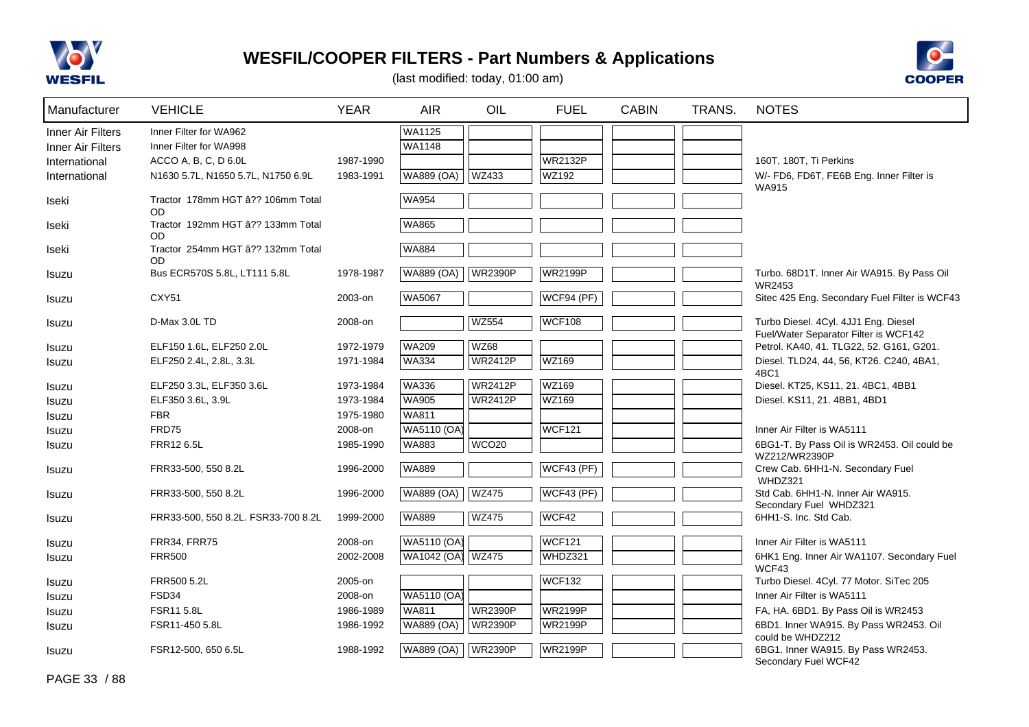# WESFIL/COOPER FILTERS - Part Numbers & Applications

(last modified: today, 01:00 am)

| Manufacturer | VEHICLE | YEAR | AIR | OIL | FUEL | CABIN | TRANS. | NOTES |
|---|---|---|---|---|---|---|---|---|
| Inner Air Filters | Inner Filter for WA962 | | WA1125 | | | | | |
| Inner Air Filters | Inner Filter for WA998 | | WA1148 | | | | | |
| International | ACCO A, B, C, D 6.0L | 1987-1990 | | | WR2132P | | | 160T, 180T, Ti Perkins |
| International | N1630 5.7L, N1650 5.7L, N1750 6.9L | 1983-1991 | WA889 (OA) | WZ433 | WZ192 | | | W/- FD6, FD6T, FE6B Eng. Inner Filter is WA915 |
| Iseki | Tractor 178mm HGT â?? 106mm Total OD | | WA954 | | | | | |
| Iseki | Tractor 192mm HGT â?? 133mm Total OD | | WA865 | | | | | |
| Iseki | Tractor 254mm HGT â?? 132mm Total OD | | WA884 | | | | | |
| Isuzu | Bus ECR570S 5.8L, LT111 5.8L | 1978-1987 | WA889 (OA) | WR2390P | WR2199P | | | Turbo. 68D1T. Inner Air WA915. By Pass Oil WR2453 |
| Isuzu | CXY51 | 2003-on | WA5067 | | WCF94 (PF) | | | Sitec 425 Eng. Secondary Fuel Filter is WCF43 |
| Isuzu | D-Max 3.0L TD | 2008-on | | WZ554 | WCF108 | | | Turbo Diesel. 4Cyl. 4JJ1 Eng. Diesel Fuel/Water Separator Filter is WCF142 |
| Isuzu | ELF150 1.6L, ELF250 2.0L | 1972-1979 | WA209 | WZ68 | | | | Petrol. KA40, 41. TLG22, 52. G161, G201. |
| Isuzu | ELF250 2.4L, 2.8L, 3.3L | 1971-1984 | WA334 | WR2412P | WZ169 | | | Diesel. TLD24, 44, 56, KT26. C240, 4BA1, 4BC1 |
| Isuzu | ELF250 3.3L, ELF350 3.6L | 1973-1984 | WA336 | WR2412P | WZ169 | | | Diesel. KT25, KS11, 21. 4BC1, 4BB1 |
| Isuzu | ELF350 3.6L, 3.9L | 1973-1984 | WA905 | WR2412P | WZ169 | | | Diesel. KS11, 21. 4BB1, 4BD1 |
| Isuzu | FBR | 1975-1980 | WA811 | | | | | |
| Isuzu | FRD75 | 2008-on | WA5110 (OA) | | WCF121 | | | Inner Air Filter is WA5111 |
| Isuzu | FRR12 6.5L | 1985-1990 | WA883 | WCO20 | | | | 6BG1-T. By Pass Oil is WR2453. Oil could be WZ212/WR2390P |
| Isuzu | FRR33-500, 550 8.2L | 1996-2000 | WA889 | | WCF43 (PF) | | | Crew Cab. 6HH1-N. Secondary Fuel WHDZ321 |
| Isuzu | FRR33-500, 550 8.2L | 1996-2000 | WA889 (OA) | WZ475 | WCF43 (PF) | | | Std Cab. 6HH1-N. Inner Air WA915. Secondary Fuel WHDZ321 |
| Isuzu | FRR33-500, 550 8.2L. FSR33-700 8.2L | 1999-2000 | WA889 | WZ475 | WCF42 | | | 6HH1-S. Inc. Std Cab. |
| Isuzu | FRR34, FRR75 | 2008-on | WA5110 (OA) | | WCF121 | | | Inner Air Filter is WA5111 |
| Isuzu | FRR500 | 2002-2008 | WA1042 (OA) | WZ475 | WHDZ321 | | | 6HK1 Eng. Inner Air WA1107. Secondary Fuel WCF43 |
| Isuzu | FRR500 5.2L | 2005-on | | | WCF132 | | | Turbo Diesel. 4Cyl. 77 Motor. SiTec 205 |
| Isuzu | FSD34 | 2008-on | WA5110 (OA) | | | | | Inner Air Filter is WA5111 |
| Isuzu | FSR11 5.8L | 1986-1989 | WA811 | WR2390P | WR2199P | | | FA, HA. 6BD1. By Pass Oil is WR2453 |
| Isuzu | FSR11-450 5.8L | 1986-1992 | WA889 (OA) | WR2390P | WR2199P | | | 6BD1. Inner WA915. By Pass WR2453. Oil could be WHDZ212 |
| Isuzu | FSR12-500, 650 6.5L | 1988-1992 | WA889 (OA) | WR2390P | WR2199P | | | 6BG1. Inner WA915. By Pass WR2453. Secondary Fuel WCF42 |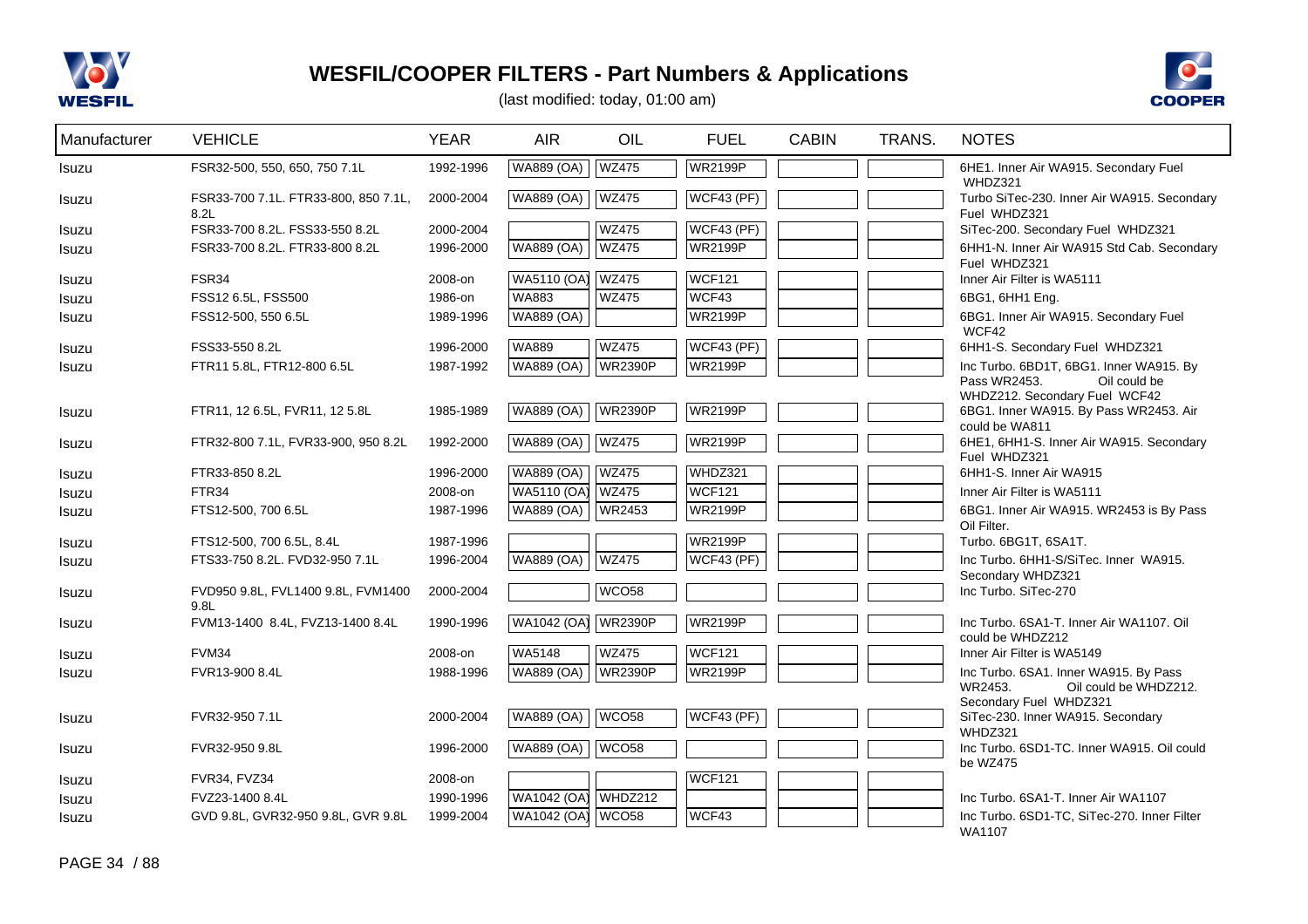# WESFIL/COOPER FILTERS - Part Numbers & Applications

(last modified: today, 01:00 am)

| Manufacturer | VEHICLE | YEAR | AIR | OIL | FUEL | CABIN | TRANS. | NOTES |
|---|---|---|---|---|---|---|---|---|
| Isuzu | FSR32-500, 550, 650, 750 7.1L | 1992-1996 | WA889 (OA) | WZ475 | WR2199P | | | 6HE1. Inner Air WA915. Secondary Fuel WHDZ321 |
| Isuzu | FSR33-700 7.1L. FTR33-800, 850 7.1L, 8.2L | 2000-2004 | WA889 (OA) | WZ475 | WCF43 (PF) | | | Turbo SiTec-230. Inner Air WA915. Secondary Fuel WHDZ321 |
| Isuzu | FSR33-700 8.2L. FSS33-550 8.2L | 2000-2004 | | WZ475 | WCF43 (PF) | | | SiTec-200. Secondary Fuel WHDZ321 |
| Isuzu | FSR33-700 8.2L. FTR33-800 8.2L | 1996-2000 | WA889 (OA) | WZ475 | WR2199P | | | 6HH1-N. Inner Air WA915 Std Cab. Secondary Fuel WHDZ321 |
| Isuzu | FSR34 | 2008-on | WA5110 (OA) | WZ475 | WCF121 | | | Inner Air Filter is WA5111 |
| Isuzu | FSS12 6.5L, FSS500 | 1986-on | WA883 | WZ475 | WCF43 | | | 6BG1, 6HH1 Eng. |
| Isuzu | FSS12-500, 550 6.5L | 1989-1996 | WA889 (OA) | | WR2199P | | | 6BG1. Inner Air WA915. Secondary Fuel WCF42 |
| Isuzu | FSS33-550 8.2L | 1996-2000 | WA889 | WZ475 | WCF43 (PF) | | | 6HH1-S. Secondary Fuel WHDZ321 |
| Isuzu | FTR11 5.8L, FTR12-800 6.5L | 1987-1992 | WA889 (OA) | WR2390P | WR2199P | | | Inc Turbo. 6BD1T, 6BG1. Inner WA915. By Pass WR2453. Oil could be WHDZ212. Secondary Fuel WCF42 |
| Isuzu | FTR11, 12 6.5L, FVR11, 12 5.8L | 1985-1989 | WA889 (OA) | WR2390P | WR2199P | | | 6BG1. Inner WA915. By Pass WR2453. Air could be WA811 |
| Isuzu | FTR32-800 7.1L, FVR33-900, 950 8.2L | 1992-2000 | WA889 (OA) | WZ475 | WR2199P | | | 6HE1, 6HH1-S. Inner Air WA915. Secondary Fuel WHDZ321 |
| Isuzu | FTR33-850 8.2L | 1996-2000 | WA889 (OA) | WZ475 | WHDZ321 | | | 6HH1-S. Inner Air WA915 |
| Isuzu | FTR34 | 2008-on | WA5110 (OA) | WZ475 | WCF121 | | | Inner Air Filter is WA5111 |
| Isuzu | FTS12-500, 700 6.5L | 1987-1996 | WA889 (OA) | WR2453 | WR2199P | | | 6BG1. Inner Air WA915. WR2453 is By Pass Oil Filter. |
| Isuzu | FTS12-500, 700 6.5L, 8.4L | 1987-1996 | | | WR2199P | | | Turbo. 6BG1T, 6SA1T. |
| Isuzu | FTS33-750 8.2L. FVD32-950 7.1L | 1996-2004 | WA889 (OA) | WZ475 | WCF43 (PF) | | | Inc Turbo. 6HH1-S/SiTec. Inner WA915. Secondary WHDZ321 |
| Isuzu | FVD950 9.8L, FVL1400 9.8L, FVM1400 9.8L | 2000-2004 | | WCO58 | | | | Inc Turbo. SiTec-270 |
| Isuzu | FVM13-1400 8.4L, FVZ13-1400 8.4L | 1990-1996 | WA1042 (OA) | WR2390P | WR2199P | | | Inc Turbo. 6SA1-T. Inner Air WA1107. Oil could be WHDZ212 |
| Isuzu | FVM34 | 2008-on | WA5148 | WZ475 | WCF121 | | | Inner Air Filter is WA5149 |
| Isuzu | FVR13-900 8.4L | 1988-1996 | WA889 (OA) | WR2390P | WR2199P | | | Inc Turbo. 6SA1. Inner WA915. By Pass WR2453. Oil could be WHDZ212. Secondary Fuel WHDZ321 |
| Isuzu | FVR32-950 7.1L | 2000-2004 | WA889 (OA) | WCO58 | WCF43 (PF) | | | SiTec-230. Inner WA915. Secondary WHDZ321 |
| Isuzu | FVR32-950 9.8L | 1996-2000 | WA889 (OA) | WCO58 | | | | Inc Turbo. 6SD1-TC. Inner WA915. Oil could be WZ475 |
| Isuzu | FVR34, FVZ34 | 2008-on | | | WCF121 | | | |
| Isuzu | FVZ23-1400 8.4L | 1990-1996 | WA1042 (OA) | WHDZ212 | | | | Inc Turbo. 6SA1-T. Inner Air WA1107 |
| Isuzu | GVD 9.8L, GVR32-950 9.8L, GVR 9.8L | 1999-2004 | WA1042 (OA) | WCO58 | WCF43 | | | Inc Turbo. 6SD1-TC, SiTec-270. Inner Filter WA1107 |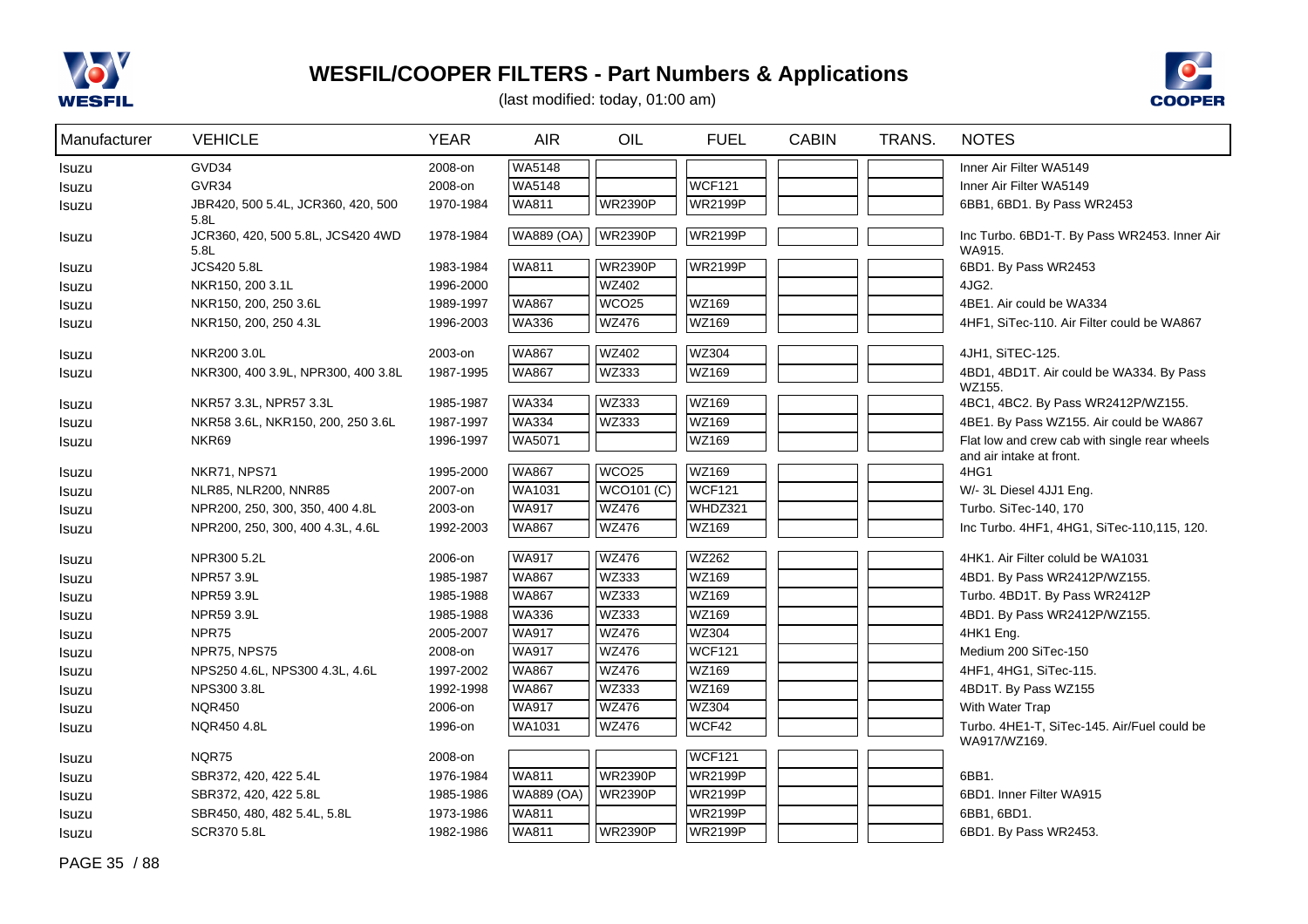# WESFIL/COOPER FILTERS - Part Numbers & Applications

(last modified: today, 01:00 am)

| Manufacturer | VEHICLE | YEAR | AIR | OIL | FUEL | CABIN | TRANS. | NOTES |
|---|---|---|---|---|---|---|---|---|
| Isuzu | GVD34 | 2008-on | WA5148 | | | | | Inner Air Filter WA5149 |
| Isuzu | GVR34 | 2008-on | WA5148 | | WCF121 | | | Inner Air Filter WA5149 |
| Isuzu | JBR420, 500 5.4L, JCR360, 420, 500 5.8L | 1970-1984 | WA811 | WR2390P | WR2199P | | | 6BB1, 6BD1. By Pass WR2453 |
| Isuzu | JCR360, 420, 500 5.8L, JCS420 4WD 5.8L | 1978-1984 | WA889 (OA) | WR2390P | WR2199P | | | Inc Turbo. 6BD1-T. By Pass WR2453. Inner Air WA915. |
| Isuzu | JCS420 5.8L | 1983-1984 | WA811 | WR2390P | WR2199P | | | 6BD1. By Pass WR2453 |
| Isuzu | NKR150, 200 3.1L | 1996-2000 | | WZ402 | | | | 4JG2. |
| Isuzu | NKR150, 200, 250 3.6L | 1989-1997 | WA867 | WCO25 | WZ169 | | | 4BE1. Air could be WA334 |
| Isuzu | NKR150, 200, 250 4.3L | 1996-2003 | WA336 | WZ476 | WZ169 | | | 4HF1, SiTec-110. Air Filter could be WA867 |
| Isuzu | NKR200 3.0L | 2003-on | WA867 | WZ402 | WZ304 | | | 4JH1, SiTEC-125. |
| Isuzu | NKR300, 400 3.9L, NPR300, 400 3.8L | 1987-1995 | WA867 | WZ333 | WZ169 | | | 4BD1, 4BD1T. Air could be WA334. By Pass WZ155. |
| Isuzu | NKR57 3.3L, NPR57 3.3L | 1985-1987 | WA334 | WZ333 | WZ169 | | | 4BC1, 4BC2. By Pass WR2412P/WZ155. |
| Isuzu | NKR58 3.6L, NKR150, 200, 250 3.6L | 1987-1997 | WA334 | WZ333 | WZ169 | | | 4BE1. By Pass WZ155. Air could be WA867 |
| Isuzu | NKR69 | 1996-1997 | WA5071 | | WZ169 | | | Flat low and crew cab with single rear wheels and air intake at front. |
| Isuzu | NKR71, NPS71 | 1995-2000 | WA867 | WCO25 | WZ169 | | | 4HG1 |
| Isuzu | NLR85, NLR200, NNR85 | 2007-on | WA1031 | WCO101 (C) | WCF121 | | | W/- 3L Diesel 4JJ1 Eng. |
| Isuzu | NPR200, 250, 300, 350, 400 4.8L | 2003-on | WA917 | WZ476 | WHDZ321 | | | Turbo. SiTec-140, 170 |
| Isuzu | NPR200, 250, 300, 400 4.3L, 4.6L | 1992-2003 | WA867 | WZ476 | WZ169 | | | Inc Turbo. 4HF1, 4HG1, SiTec-110,115, 120. |
| Isuzu | NPR300 5.2L | 2006-on | WA917 | WZ476 | WZ262 | | | 4HK1. Air Filter coluld be WA1031 |
| Isuzu | NPR57 3.9L | 1985-1987 | WA867 | WZ333 | WZ169 | | | 4BD1. By Pass WR2412P/WZ155. |
| Isuzu | NPR59 3.9L | 1985-1988 | WA867 | WZ333 | WZ169 | | | Turbo. 4BD1T. By Pass WR2412P |
| Isuzu | NPR59 3.9L | 1985-1988 | WA336 | WZ333 | WZ169 | | | 4BD1. By Pass WR2412P/WZ155. |
| Isuzu | NPR75 | 2005-2007 | WA917 | WZ476 | WZ304 | | | 4HK1 Eng. |
| Isuzu | NPR75, NPS75 | 2008-on | WA917 | WZ476 | WCF121 | | | Medium 200 SiTec-150 |
| Isuzu | NPS250 4.6L, NPS300 4.3L, 4.6L | 1997-2002 | WA867 | WZ476 | WZ169 | | | 4HF1, 4HG1, SiTec-115. |
| Isuzu | NPS300 3.8L | 1992-1998 | WA867 | WZ333 | WZ169 | | | 4BD1T. By Pass WZ155 |
| Isuzu | NQR450 | 2006-on | WA917 | WZ476 | WZ304 | | | With Water Trap |
| Isuzu | NQR450 4.8L | 1996-on | WA1031 | WZ476 | WCF42 | | | Turbo. 4HE1-T, SiTec-145. Air/Fuel could be WA917/WZ169. |
| Isuzu | NQR75 | 2008-on | | | WCF121 | | | |
| Isuzu | SBR372, 420, 422 5.4L | 1976-1984 | WA811 | WR2390P | WR2199P | | | 6BB1. |
| Isuzu | SBR372, 420, 422 5.8L | 1985-1986 | WA889 (OA) | WR2390P | WR2199P | | | 6BD1. Inner Filter WA915 |
| Isuzu | SBR450, 480, 482 5.4L, 5.8L | 1973-1986 | WA811 | | WR2199P | | | 6BB1, 6BD1. |
| Isuzu | SCR370 5.8L | 1982-1986 | WA811 | WR2390P | WR2199P | | | 6BD1. By Pass WR2453. |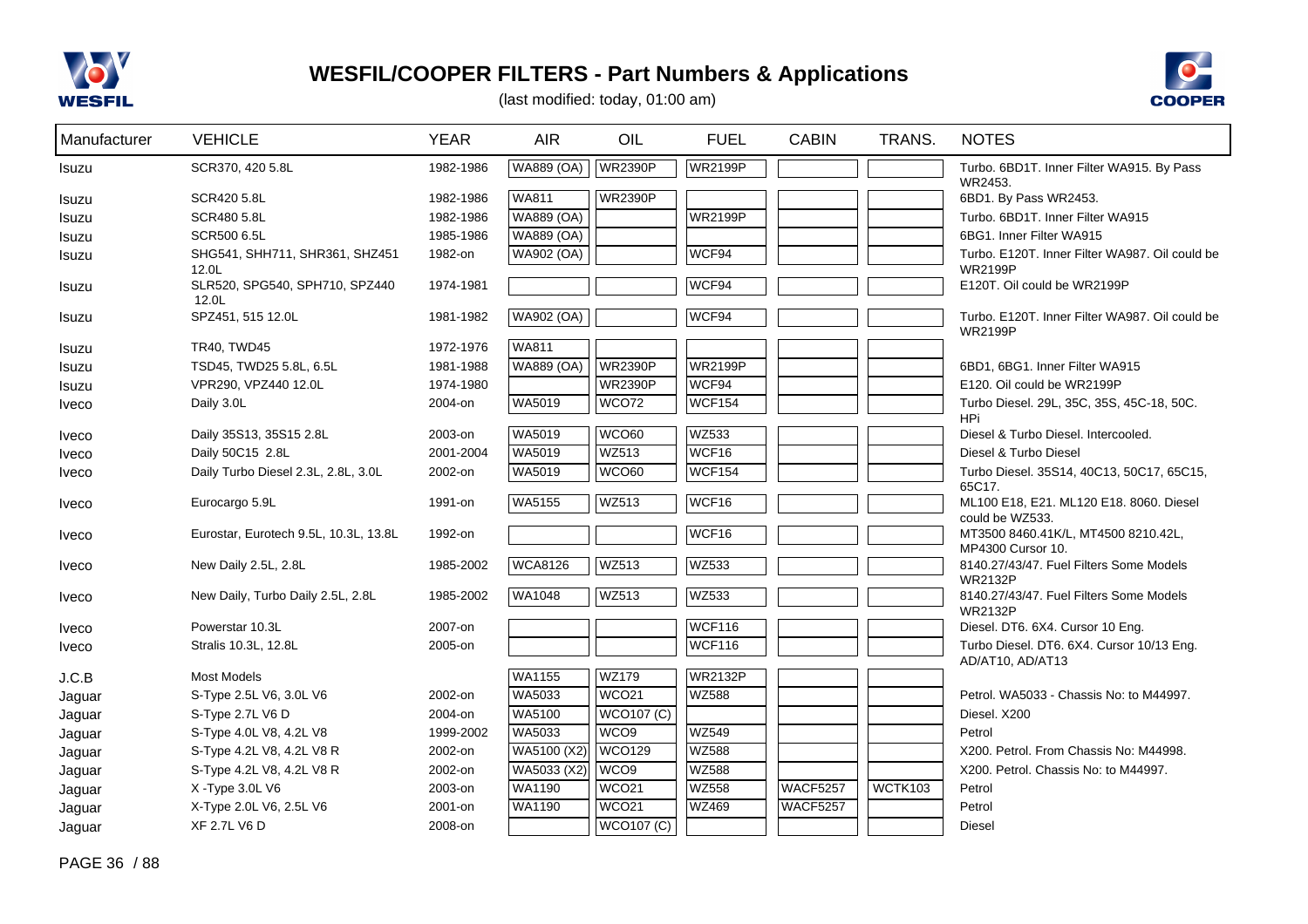# WESFIL/COOPER FILTERS - Part Numbers & Applications

(last modified: today, 01:00 am)

| Manufacturer | VEHICLE | YEAR | AIR | OIL | FUEL | CABIN | TRANS. | NOTES |
|---|---|---|---|---|---|---|---|---|
| Isuzu | SCR370, 420 5.8L | 1982-1986 | WA889 (OA) | WR2390P | WR2199P | | | Turbo. 6BD1T. Inner Filter WA915. By Pass WR2453. |
| Isuzu | SCR420 5.8L | 1982-1986 | WA811 | WR2390P | | | | 6BD1. By Pass WR2453. |
| Isuzu | SCR480 5.8L | 1982-1986 | WA889 (OA) | | WR2199P | | | Turbo. 6BD1T. Inner Filter WA915 |
| Isuzu | SCR500 6.5L | 1985-1986 | WA889 (OA) | | | | | 6BG1. Inner Filter WA915 |
| Isuzu | SHG541, SHH711, SHR361, SHZ451 12.0L | 1982-on | WA902 (OA) | | WCF94 | | | Turbo. E120T. Inner Filter WA987. Oil could be WR2199P |
| Isuzu | SLR520, SPG540, SPH710, SPZ440 12.0L | 1974-1981 | | | WCF94 | | | E120T. Oil could be WR2199P |
| Isuzu | SPZ451, 515 12.0L | 1981-1982 | WA902 (OA) | | WCF94 | | | Turbo. E120T. Inner Filter WA987. Oil could be WR2199P |
| Isuzu | TR40, TWD45 | 1972-1976 | WA811 | | | | | |
| Isuzu | TSD45, TWD25 5.8L, 6.5L | 1981-1988 | WA889 (OA) | WR2390P | WR2199P | | | 6BD1, 6BG1. Inner Filter WA915 |
| Isuzu | VPR290, VPZ440 12.0L | 1974-1980 | | WR2390P | WCF94 | | | E120. Oil could be WR2199P |
| Iveco | Daily 3.0L | 2004-on | WA5019 | WCO72 | WCF154 | | | Turbo Diesel. 29L, 35C, 35S, 45C-18, 50C. HPi |
| Iveco | Daily 35S13, 35S15 2.8L | 2003-on | WA5019 | WCO60 | WZ533 | | | Diesel & Turbo Diesel. Intercooled. |
| Iveco | Daily 50C15 2.8L | 2001-2004 | WA5019 | WZ513 | WCF16 | | | Diesel & Turbo Diesel |
| Iveco | Daily Turbo Diesel 2.3L, 2.8L, 3.0L | 2002-on | WA5019 | WCO60 | WCF154 | | | Turbo Diesel. 35S14, 40C13, 50C17, 65C15, 65C17. |
| Iveco | Eurocargo 5.9L | 1991-on | WA5155 | WZ513 | WCF16 | | | ML100 E18, E21. ML120 E18. 8060. Diesel could be WZ533. |
| Iveco | Eurostar, Eurotech 9.5L, 10.3L, 13.8L | 1992-on | | | WCF16 | | | MT3500 8460.41K/L, MT4500 8210.42L, MP4300 Cursor 10. |
| Iveco | New Daily 2.5L, 2.8L | 1985-2002 | WCA8126 | WZ513 | WZ533 | | | 8140.27/43/47. Fuel Filters Some Models WR2132P |
| Iveco | New Daily, Turbo Daily 2.5L, 2.8L | 1985-2002 | WA1048 | WZ513 | WZ533 | | | 8140.27/43/47. Fuel Filters Some Models WR2132P |
| Iveco | Powerstar 10.3L | 2007-on | | | WCF116 | | | Diesel. DT6. 6X4. Cursor 10 Eng. |
| Iveco | Stralis 10.3L, 12.8L | 2005-on | | | WCF116 | | | Turbo Diesel. DT6. 6X4. Cursor 10/13 Eng. AD/AT10, AD/AT13 |
| J.C.B | Most Models | | WA1155 | WZ179 | WR2132P | | | |
| Jaguar | S-Type 2.5L V6, 3.0L V6 | 2002-on | WA5033 | WCO21 | WZ588 | | | Petrol. WA5033 - Chassis No: to M44997. |
| Jaguar | S-Type 2.7L V6 D | 2004-on | WA5100 | WCO107 (C) | | | | Diesel. X200 |
| Jaguar | S-Type 4.0L V8, 4.2L V8 | 1999-2002 | WA5033 | WCO9 | WZ549 | | | Petrol |
| Jaguar | S-Type 4.2L V8, 4.2L V8 R | 2002-on | WA5100 (X2) | WCO129 | WZ588 | | | X200. Petrol. From Chassis No: M44998. |
| Jaguar | S-Type 4.2L V8, 4.2L V8 R | 2002-on | WA5033 (X2) | WCO9 | WZ588 | | | X200. Petrol. Chassis No: to M44997. |
| Jaguar | X -Type 3.0L V6 | 2003-on | WA1190 | WCO21 | WZ558 | WACF5257 | WCTK103 | Petrol |
| Jaguar | X-Type 2.0L V6, 2.5L V6 | 2001-on | WA1190 | WCO21 | WZ469 | WACF5257 | | Petrol |
| Jaguar | XF 2.7L V6 D | 2008-on | | WCO107 (C) | | | | Diesel |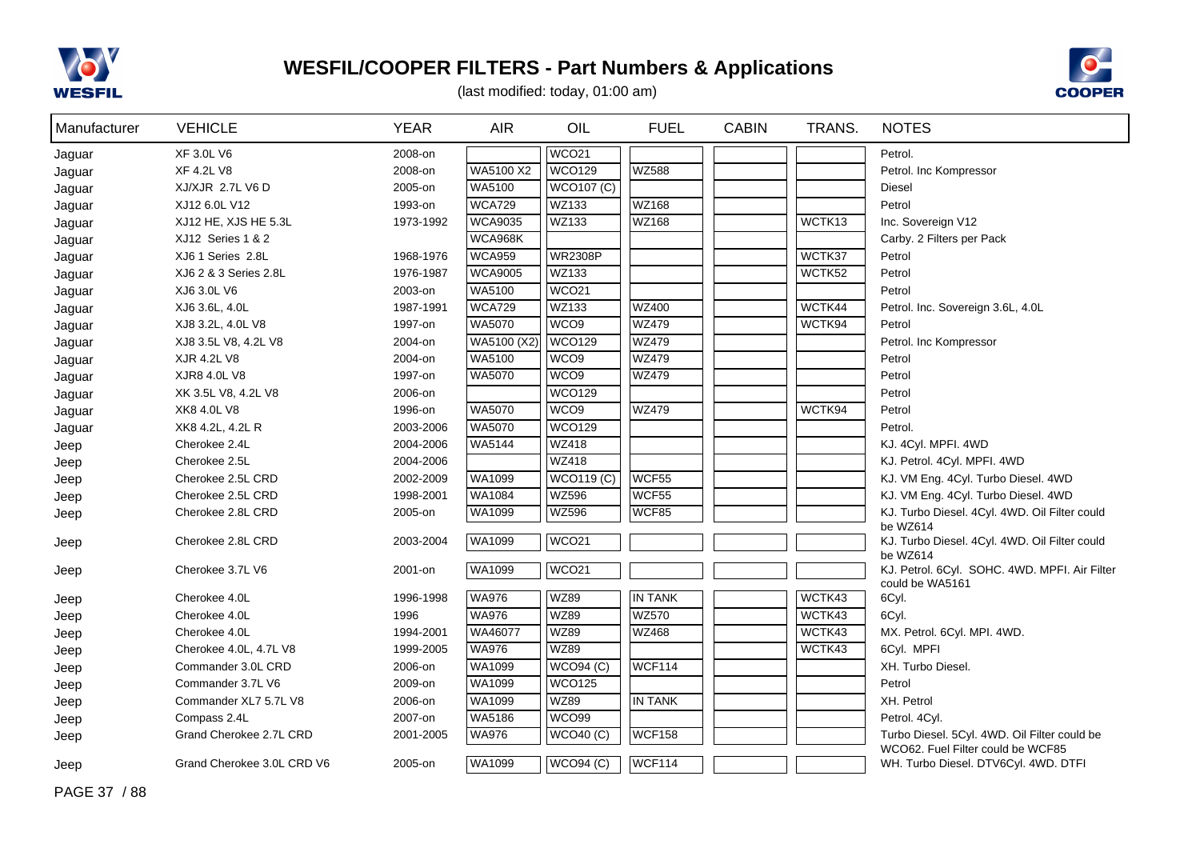# WESFIL/COOPER FILTERS - Part Numbers & Applications

(last modified: today, 01:00 am)

| Manufacturer | VEHICLE | YEAR | AIR | OIL | FUEL | CABIN | TRANS. | NOTES |
|---|---|---|---|---|---|---|---|---|
| Jaguar | XF 3.0L V6 | 2008-on | | WCO21 | | | | Petrol. |
| Jaguar | XF 4.2L V8 | 2008-on | WA5100 X2 | WCO129 | WZ588 | | | Petrol. Inc Kompressor |
| Jaguar | XJ/XJR 2.7L V6 D | 2005-on | WA5100 | WCO107 (C) | | | | Diesel |
| Jaguar | XJ12 6.0L V12 | 1993-on | WCA729 | WZ133 | WZ168 | | | Petrol |
| Jaguar | XJ12 HE, XJS HE 5.3L | 1973-1992 | WCA9035 | WZ133 | WZ168 | | WCTK13 | Inc. Sovereign V12 |
| Jaguar | XJ12 Series 1 & 2 | | WCA968K | | | | | Carby. 2 Filters per Pack |
| Jaguar | XJ6 1 Series 2.8L | 1968-1976 | WCA959 | WR2308P | | | WCTK37 | Petrol |
| Jaguar | XJ6 2 & 3 Series 2.8L | 1976-1987 | WCA9005 | WZ133 | | | WCTK52 | Petrol |
| Jaguar | XJ6 3.0L V6 | 2003-on | WA5100 | WCO21 | | | | Petrol |
| Jaguar | XJ6 3.6L, 4.0L | 1987-1991 | WCA729 | WZ133 | WZ400 | | WCTK44 | Petrol. Inc. Sovereign 3.6L, 4.0L |
| Jaguar | XJ8 3.2L, 4.0L V8 | 1997-on | WA5070 | WCO9 | WZ479 | | WCTK94 | Petrol |
| Jaguar | XJ8 3.5L V8, 4.2L V8 | 2004-on | WA5100 (X2) | WCO129 | WZ479 | | | Petrol. Inc Kompressor |
| Jaguar | XJR 4.2L V8 | 2004-on | WA5100 | WCO9 | WZ479 | | | Petrol |
| Jaguar | XJR8 4.0L V8 | 1997-on | WA5070 | WCO9 | WZ479 | | | Petrol |
| Jaguar | XK 3.5L V8, 4.2L V8 | 2006-on | | WCO129 | | | | Petrol |
| Jaguar | XK8 4.0L V8 | 1996-on | WA5070 | WCO9 | WZ479 | | WCTK94 | Petrol |
| Jaguar | XK8 4.2L, 4.2L R | 2003-2006 | WA5070 | WCO129 | | | | Petrol. |
| Jeep | Cherokee 2.4L | 2004-2006 | WA5144 | WZ418 | | | | KJ. 4Cyl. MPFI. 4WD |
| Jeep | Cherokee 2.5L | 2004-2006 | | WZ418 | | | | KJ. Petrol. 4Cyl. MPFI. 4WD |
| Jeep | Cherokee 2.5L CRD | 2002-2009 | WA1099 | WCO119 (C) | WCF55 | | | KJ. VM Eng. 4Cyl. Turbo Diesel. 4WD |
| Jeep | Cherokee 2.5L CRD | 1998-2001 | WA1084 | WZ596 | WCF55 | | | KJ. VM Eng. 4Cyl. Turbo Diesel. 4WD |
| Jeep | Cherokee 2.8L CRD | 2005-on | WA1099 | WZ596 | WCF85 | | | KJ. Turbo Diesel. 4Cyl. 4WD. Oil Filter could be WZ614 |
| Jeep | Cherokee 2.8L CRD | 2003-2004 | WA1099 | WCO21 | | | | KJ. Turbo Diesel. 4Cyl. 4WD. Oil Filter could be WZ614 |
| Jeep | Cherokee 3.7L V6 | 2001-on | WA1099 | WCO21 | | | | KJ. Petrol. 6Cyl. SOHC. 4WD. MPFI. Air Filter could be WA5161 |
| Jeep | Cherokee 4.0L | 1996-1998 | WA976 | WZ89 | IN TANK | | WCTK43 | 6Cyl. |
| Jeep | Cherokee 4.0L | 1996 | WA976 | WZ89 | WZ570 | | WCTK43 | 6Cyl. |
| Jeep | Cherokee 4.0L | 1994-2001 | WA46077 | WZ89 | WZ468 | | WCTK43 | MX. Petrol. 6Cyl. MPI. 4WD. |
| Jeep | Cherokee 4.0L, 4.7L V8 | 1999-2005 | WA976 | WZ89 | | | WCTK43 | 6Cyl. MPFI |
| Jeep | Commander 3.0L CRD | 2006-on | WA1099 | WCO94 (C) | WCF114 | | | XH. Turbo Diesel. |
| Jeep | Commander 3.7L V6 | 2009-on | WA1099 | WCO125 | | | | Petrol |
| Jeep | Commander XL7 5.7L V8 | 2006-on | WA1099 | WZ89 | IN TANK | | | XH. Petrol |
| Jeep | Compass 2.4L | 2007-on | WA5186 | WCO99 | | | | Petrol. 4Cyl. |
| Jeep | Grand Cherokee 2.7L CRD | 2001-2005 | WA976 | WCO40 (C) | WCF158 | | | Turbo Diesel. 5Cyl. 4WD. Oil Filter could be WCO62. Fuel Filter could be WCF85 |
| Jeep | Grand Cherokee 3.0L CRD V6 | 2005-on | WA1099 | WCO94 (C) | WCF114 | | | WH. Turbo Diesel. DTV6Cyl. 4WD. DTFI |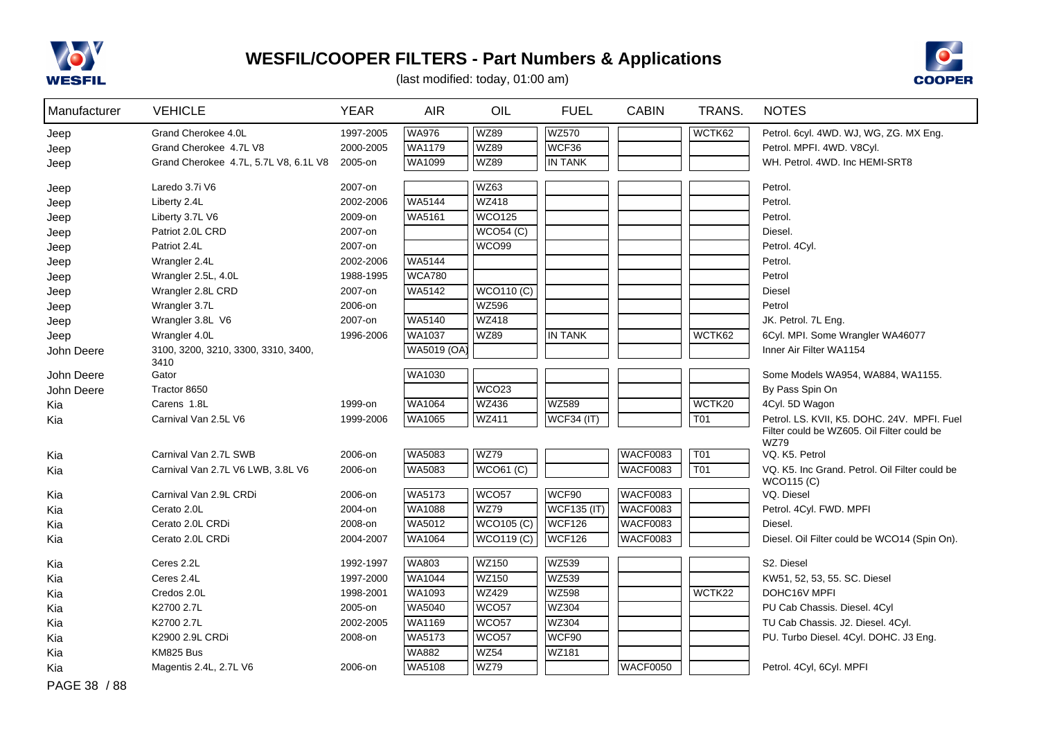# WESFIL/COOPER FILTERS - Part Numbers & Applications

(last modified: today, 01:00 am)

| Manufacturer | VEHICLE | YEAR | AIR | OIL | FUEL | CABIN | TRANS. | NOTES |
|---|---|---|---|---|---|---|---|---|
| Jeep | Grand Cherokee 4.0L | 1997-2005 | WA976 | WZ89 | WZ570 | | WCTK62 | Petrol. 6cyl. 4WD. WJ, WG, ZG. MX Eng. |
| Jeep | Grand Cherokee 4.7L V8 | 2000-2005 | WA1179 | WZ89 | WCF36 | | | Petrol. MPFI. 4WD. V8Cyl. |
| Jeep | Grand Cherokee 4.7L, 5.7L V8, 6.1L V8 | 2005-on | WA1099 | WZ89 | IN TANK | | | WH. Petrol. 4WD. Inc HEMI-SRT8 |
| Jeep | Laredo 3.7i V6 | 2007-on | | WZ63 | | | | Petrol. |
| Jeep | Liberty 2.4L | 2002-2006 | WA5144 | WZ418 | | | | Petrol. |
| Jeep | Liberty 3.7L V6 | 2009-on | WA5161 | WCO125 | | | | Petrol. |
| Jeep | Patriot 2.0L CRD | 2007-on | | WCO54 (C) | | | | Diesel. |
| Jeep | Patriot 2.4L | 2007-on | | WCO99 | | | | Petrol. 4Cyl. |
| Jeep | Wrangler 2.4L | 2002-2006 | WA5144 | | | | | Petrol. |
| Jeep | Wrangler 2.5L, 4.0L | 1988-1995 | WCA780 | | | | | Petrol |
| Jeep | Wrangler 2.8L CRD | 2007-on | WA5142 | WCO110 (C) | | | | Diesel |
| Jeep | Wrangler 3.7L | 2006-on | | WZ596 | | | | Petrol |
| Jeep | Wrangler 3.8L V6 | 2007-on | WA5140 | WZ418 | | | | JK. Petrol. 7L Eng. |
| Jeep | Wrangler 4.0L | 1996-2006 | WA1037 | WZ89 | IN TANK | | WCTK62 | 6Cyl. MPI. Some Wrangler WA46077 |
| John Deere | 3100, 3200, 3210, 3300, 3310, 3400, 3410 | | WA5019 (OA) | | | | | Inner Air Filter WA1154 |
| John Deere | Gator | | WA1030 | | | | | Some Models WA954, WA884, WA1155. |
| John Deere | Tractor 8650 | | | WCO23 | | | | By Pass Spin On |
| Kia | Carens 1.8L | 1999-on | WA1064 | WZ436 | WZ589 | | WCTK20 | 4Cyl. 5D Wagon |
| Kia | Carnival Van 2.5L V6 | 1999-2006 | WA1065 | WZ411 | WCF34 (IT) | | T01 | Petrol. LS. KVII, K5. DOHC. 24V. MPFI. Fuel Filter could be WZ605. Oil Filter could be WZ79 |
| Kia | Carnival Van 2.7L SWB | 2006-on | WA5083 | WZ79 | | WACF0083 | T01 | VQ. K5. Petrol |
| Kia | Carnival Van 2.7L V6 LWB, 3.8L V6 | 2006-on | WA5083 | WCO61 (C) | | WACF0083 | T01 | VQ. K5. Inc Grand. Petrol. Oil Filter could be WCO115 (C) |
| Kia | Carnival Van 2.9L CRDi | 2006-on | WA5173 | WCO57 | WCF90 | WACF0083 | | VQ. Diesel |
| Kia | Cerato 2.0L | 2004-on | WA1088 | WZ79 | WCF135 (IT) | WACF0083 | | Petrol. 4Cyl. FWD. MPFI |
| Kia | Cerato 2.0L CRDi | 2008-on | WA5012 | WCO105 (C) | WCF126 | WACF0083 | | Diesel. |
| Kia | Cerato 2.0L CRDi | 2004-2007 | WA1064 | WCO119 (C) | WCF126 | WACF0083 | | Diesel. Oil Filter could be WCO14 (Spin On). |
| Kia | Ceres 2.2L | 1992-1997 | WA803 | WZ150 | WZ539 | | | S2. Diesel |
| Kia | Ceres 2.4L | 1997-2000 | WA1044 | WZ150 | WZ539 | | | KW51, 52, 53, 55. SC. Diesel |
| Kia | Credos 2.0L | 1998-2001 | WA1093 | WZ429 | WZ598 | | WCTK22 | DOHC16V MPFI |
| Kia | K2700 2.7L | 2005-on | WA5040 | WCO57 | WZ304 | | | PU Cab Chassis. Diesel. 4Cyl |
| Kia | K2700 2.7L | 2002-2005 | WA1169 | WCO57 | WZ304 | | | TU Cab Chassis. J2. Diesel. 4Cyl. |
| Kia | K2900 2.9L CRDi | 2008-on | WA5173 | WCO57 | WCF90 | | | PU. Turbo Diesel. 4Cyl. DOHC. J3 Eng. |
| Kia | KM825 Bus | | WA882 | WZ54 | WZ181 | | | |
| Kia | Magentis 2.4L, 2.7L V6 | 2006-on | WA5108 | WZ79 | | WACF0050 | | Petrol. 4Cyl, 6Cyl. MPFI |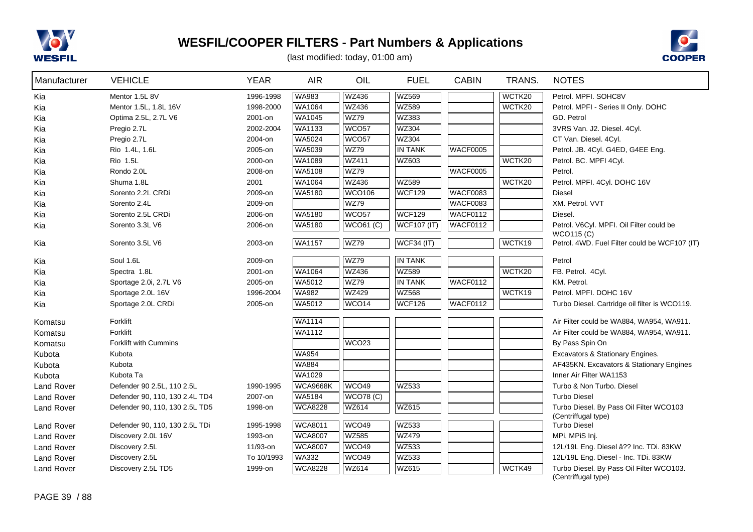# WESFIL/COOPER FILTERS - Part Numbers & Applications

(last modified: today, 01:00 am)

| Manufacturer | VEHICLE | YEAR | AIR | OIL | FUEL | CABIN | TRANS. | NOTES |
|---|---|---|---|---|---|---|---|---|
| Kia | Mentor 1.5L 8V | 1996-1998 | WA983 | WZ436 | WZ569 | | WCTK20 | Petrol. MPFI. SOHC8V |
| Kia | Mentor 1.5L, 1.8L 16V | 1998-2000 | WA1064 | WZ436 | WZ589 | | WCTK20 | Petrol. MPFI - Series II Only. DOHC |
| Kia | Optima 2.5L, 2.7L V6 | 2001-on | WA1045 | WZ79 | WZ383 | | | GD. Petrol |
| Kia | Pregio 2.7L | 2002-2004 | WA1133 | WCO57 | WZ304 | | | 3VRS Van. J2. Diesel. 4Cyl. |
| Kia | Pregio 2.7L | 2004-on | WA5024 | WCO57 | WZ304 | | | CT Van. Diesel. 4Cyl. |
| Kia | Rio 1.4L, 1.6L | 2005-on | WA5039 | WZ79 | IN TANK | WACF0005 | | Petrol. JB. 4Cyl. G4ED, G4EE Eng. |
| Kia | Rio 1.5L | 2000-on | WA1089 | WZ411 | WZ603 | | WCTK20 | Petrol. BC. MPFI 4Cyl. |
| Kia | Rondo 2.0L | 2008-on | WA5108 | WZ79 | | WACF0005 | | Petrol. |
| Kia | Shuma 1.8L | 2001 | WA1064 | WZ436 | WZ589 | | WCTK20 | Petrol. MPFI. 4Cyl. DOHC 16V |
| Kia | Sorento 2.2L CRDi | 2009-on | WA5180 | WCO106 | WCF129 | WACF0083 | | Diesel |
| Kia | Sorento 2.4L | 2009-on | | WZ79 | | WACF0083 | | XM. Petrol. VVT |
| Kia | Sorento 2.5L CRDi | 2006-on | WA5180 | WCO57 | WCF129 | WACF0112 | | Diesel. |
| Kia | Sorento 3.3L V6 | 2006-on | WA5180 | WCO61 (C) | WCF107 (IT) | WACF0112 | | Petrol. V6Cyl. MPFI. Oil Filter could be WCO115 (C) |
| Kia | Sorento 3.5L V6 | 2003-on | WA1157 | WZ79 | WCF34 (IT) | | WCTK19 | Petrol. 4WD. Fuel Filter could be WCF107 (IT) |
| Kia | Soul 1.6L | 2009-on | | WZ79 | IN TANK | | | Petrol |
| Kia | Spectra 1.8L | 2001-on | WA1064 | WZ436 | WZ589 | | WCTK20 | FB. Petrol. 4Cyl. |
| Kia | Sportage 2.0i, 2.7L V6 | 2005-on | WA5012 | WZ79 | IN TANK | WACF0112 | | KM. Petrol. |
| Kia | Sportage 2.0L 16V | 1996-2004 | WA982 | WZ429 | WZ568 | | WCTK19 | Petrol. MPFI. DOHC 16V |
| Kia | Sportage 2.0L CRDi | 2005-on | WA5012 | WCO14 | WCF126 | WACF0112 | | Turbo Diesel. Cartridge oil filter is WCO119. |
| Komatsu | Forklift | | WA1114 | | | | | Air Filter could be WA884, WA954, WA911. |
| Komatsu | Forklift | | WA1112 | | | | | Air Filter could be WA884, WA954, WA911. |
| Komatsu | Forklift with Cummins | | | WCO23 | | | | By Pass Spin On |
| Kubota | Kubota | | WA954 | | | | | Excavators & Stationary Engines. |
| Kubota | Kubota | | WA884 | | | | | AF435KN. Excavators & Stationary Engines |
| Kubota | Kubota Ta | | WA1029 | | | | | Inner Air Filter WA1153 |
| Land Rover | Defender 90 2.5L, 110 2.5L | 1990-1995 | WCA9668K | WCO49 | WZ533 | | | Turbo & Non Turbo. Diesel |
| Land Rover | Defender 90, 110, 130 2.4L TD4 | 2007-on | WA5184 | WCO78 (C) | | | | Turbo Diesel |
| Land Rover | Defender 90, 110, 130 2.5L TD5 | 1998-on | WCA8228 | WZ614 | WZ615 | | | Turbo Diesel. By Pass Oil Filter WCO103 (Centriffugal type) |
| Land Rover | Defender 90, 110, 130 2.5L TDi | 1995-1998 | WCA8011 | WCO49 | WZ533 | | | Turbo Diesel |
| Land Rover | Discovery 2.0L 16V | 1993-on | WCA8007 | WZ585 | WZ479 | | | MPi, MPiS Inj. |
| Land Rover | Discovery 2.5L | 11/93-on | WCA8007 | WCO49 | WZ533 | | | 12L/19L Eng. Diesel â?? Inc. TDi. 83KW |
| Land Rover | Discovery 2.5L | To 10/1993 | WA332 | WCO49 | WZ533 | | | 12L/19L Eng. Diesel - Inc. TDi. 83KW |
| Land Rover | Discovery 2.5L TD5 | 1999-on | WCA8228 | WZ614 | WZ615 | | WCTK49 | Turbo Diesel. By Pass Oil Filter WCO103. (Centriffugal type) |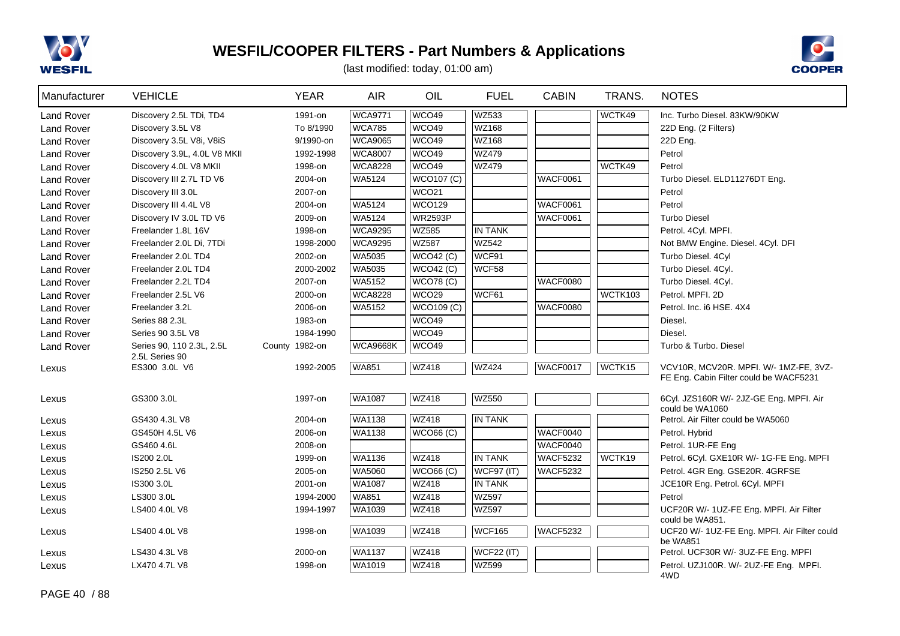# WESFIL/COOPER FILTERS - Part Numbers & Applications

(last modified: today, 01:00 am)

| Manufacturer | VEHICLE | YEAR | AIR | OIL | FUEL | CABIN | TRANS. | NOTES |
|---|---|---|---|---|---|---|---|---|
| Land Rover | Discovery 2.5L TDi, TD4 | 1991-on | WCA9771 | WCO49 | WZ533 | | WCTK49 | Inc. Turbo Diesel. 83KW/90KW |
| Land Rover | Discovery 3.5L V8 | To 8/1990 | WCA785 | WCO49 | WZ168 | | | 22D Eng. (2 Filters) |
| Land Rover | Discovery 3.5L V8i, V8iS | 9/1990-on | WCA9065 | WCO49 | WZ168 | | | 22D Eng. |
| Land Rover | Discovery 3.9L, 4.0L V8 MKII | 1992-1998 | WCA8007 | WCO49 | WZ479 | | | Petrol |
| Land Rover | Discovery 4.0L V8 MKII | 1998-on | WCA8228 | WCO49 | WZ479 | | WCTK49 | Petrol |
| Land Rover | Discovery III 2.7L TD V6 | 2004-on | WA5124 | WCO107 (C) | | WACF0061 | | Turbo Diesel. ELD11276DT Eng. |
| Land Rover | Discovery III 3.0L | 2007-on | | WCO21 | | | | Petrol |
| Land Rover | Discovery III 4.4L V8 | 2004-on | WA5124 | WCO129 | | WACF0061 | | Petrol |
| Land Rover | Discovery IV 3.0L TD V6 | 2009-on | WA5124 | WR2593P | | WACF0061 | | Turbo Diesel |
| Land Rover | Freelander 1.8L 16V | 1998-on | WCA9295 | WZ585 | IN TANK | | | Petrol. 4Cyl. MPFI. |
| Land Rover | Freelander 2.0L Di, 7TDi | 1998-2000 | WCA9295 | WZ587 | WZ542 | | | Not BMW Engine. Diesel. 4Cyl. DFI |
| Land Rover | Freelander 2.0L TD4 | 2002-on | WA5035 | WCO42 (C) | WCF91 | | | Turbo Diesel. 4Cyl |
| Land Rover | Freelander 2.0L TD4 | 2000-2002 | WA5035 | WCO42 (C) | WCF58 | | | Turbo Diesel. 4Cyl. |
| Land Rover | Freelander 2.2L TD4 | 2007-on | WA5152 | WCO78 (C) | | WACF0080 | | Turbo Diesel. 4Cyl. |
| Land Rover | Freelander 2.5L V6 | 2000-on | WCA8228 | WCO29 | WCF61 | | WCTK103 | Petrol. MPFI. 2D |
| Land Rover | Freelander 3.2L | 2006-on | WA5152 | WCO109 (C) | | WACF0080 | | Petrol. Inc. i6 HSE. 4X4 |
| Land Rover | Series 88 2.3L | 1983-on | | WCO49 | | | | Diesel. |
| Land Rover | Series 90 3.5L V8 | 1984-1990 | | WCO49 | | | | Diesel. |
| Land Rover | Series 90, 110 2.3L, 2.5L County 2.5L Series 90 | 1982-on | WCA9668K | WCO49 | | | | Turbo & Turbo. Diesel |
| Lexus | ES300 3.0L V6 | 1992-2005 | WA851 | WZ418 | WZ424 | WACF0017 | WCTK15 | VCV10R, MCV20R. MPFI. W/- 1MZ-FE, 3VZ-FE Eng. Cabin Filter could be WACF5231 |
| Lexus | GS300 3.0L | 1997-on | WA1087 | WZ418 | WZ550 | | | 6Cyl. JZS160R W/- 2JZ-GE Eng. MPFI. Air could be WA1060 |
| Lexus | GS430 4.3L V8 | 2004-on | WA1138 | WZ418 | IN TANK | | | Petrol. Air Filter could be WA5060 |
| Lexus | GS450H 4.5L V6 | 2006-on | WA1138 | WCO66 (C) | | WACF0040 | | Petrol. Hybrid |
| Lexus | GS460 4.6L | 2008-on | | | | WACF0040 | | Petrol. 1UR-FE Eng |
| Lexus | IS200 2.0L | 1999-on | WA1136 | WZ418 | IN TANK | WACF5232 | WCTK19 | Petrol. 6Cyl. GXE10R W/- 1G-FE Eng. MPFI |
| Lexus | IS250 2.5L V6 | 2005-on | WA5060 | WCO66 (C) | WCF97 (IT) | WACF5232 | | Petrol. 4GR Eng. GSE20R. 4GRFSE |
| Lexus | IS300 3.0L | 2001-on | WA1087 | WZ418 | IN TANK | | | JCE10R Eng. Petrol. 6Cyl. MPFI |
| Lexus | LS300 3.0L | 1994-2000 | WA851 | WZ418 | WZ597 | | | Petrol |
| Lexus | LS400 4.0L V8 | 1994-1997 | WA1039 | WZ418 | WZ597 | | | UCF20R W/- 1UZ-FE Eng. MPFI. Air Filter could be WA851. |
| Lexus | LS400 4.0L V8 | 1998-on | WA1039 | WZ418 | WCF165 | WACF5232 | | UCF20 W/- 1UZ-FE Eng. MPFI. Air Filter could be WA851 |
| Lexus | LS430 4.3L V8 | 2000-on | WA1137 | WZ418 | WCF22 (IT) | | | Petrol. UCF30R W/- 3UZ-FE Eng. MPFI |
| Lexus | LX470 4.7L V8 | 1998-on | WA1019 | WZ418 | WZ599 | | | Petrol. UZJ100R. W/- 2UZ-FE Eng. MPFI. 4WD |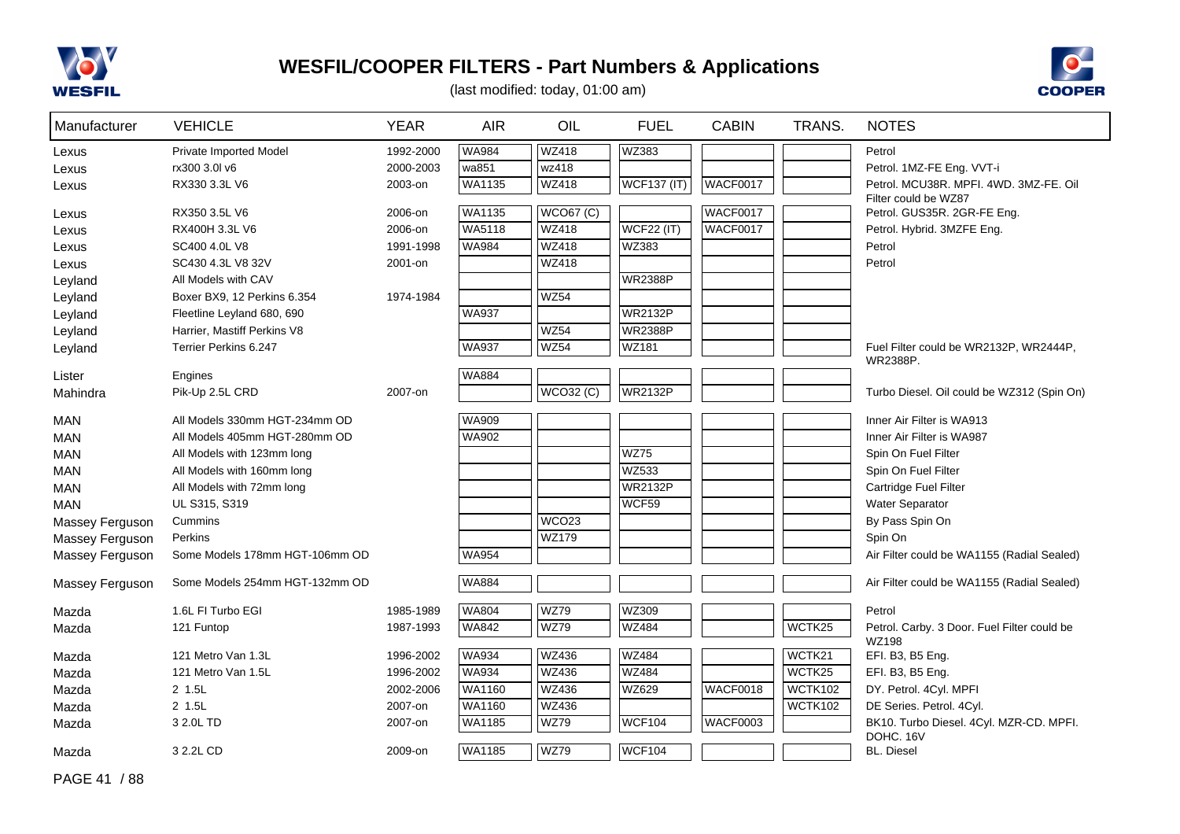# WESFIL/COOPER FILTERS - Part Numbers & Applications

(last modified: today, 01:00 am)

| Manufacturer | VEHICLE | YEAR | AIR | OIL | FUEL | CABIN | TRANS. | NOTES |
|---|---|---|---|---|---|---|---|---|
| Lexus | Private Imported Model | 1992-2000 | WA984 | WZ418 | WZ383 | | | Petrol |
| Lexus | rx300 3.0l v6 | 2000-2003 | wa851 | wz418 | | | | Petrol. 1MZ-FE Eng. VVT-i |
| Lexus | RX330 3.3L V6 | 2003-on | WA1135 | WZ418 | WCF137 (IT) | WACF0017 | | Petrol. MCU38R. MPFI. 4WD. 3MZ-FE. Oil Filter could be WZ87 |
| Lexus | RX350 3.5L V6 | 2006-on | WA1135 | WCO67 (C) | | WACF0017 | | Petrol. GUS35R. 2GR-FE Eng. |
| Lexus | RX400H 3.3L V6 | 2006-on | WA5118 | WZ418 | WCF22 (IT) | WACF0017 | | Petrol. Hybrid. 3MZFE Eng. |
| Lexus | SC400 4.0L V8 | 1991-1998 | WA984 | WZ418 | WZ383 | | | Petrol |
| Lexus | SC430 4.3L V8 32V | 2001-on | | WZ418 | | | | Petrol |
| Leyland | All Models with CAV | | | | WR2388P | | | |
| Leyland | Boxer BX9, 12 Perkins 6.354 | 1974-1984 | | WZ54 | | | | |
| Leyland | Fleetline Leyland 680, 690 | | WA937 | | WR2132P | | | |
| Leyland | Harrier, Mastiff Perkins V8 | | | WZ54 | WR2388P | | | |
| Leyland | Terrier Perkins 6.247 | | WA937 | WZ54 | WZ181 | | | Fuel Filter could be WR2132P, WR2444P, WR2388P. |
| Lister | Engines | | WA884 | | | | | |
| Mahindra | Pik-Up 2.5L CRD | 2007-on | | WCO32 (C) | WR2132P | | | Turbo Diesel. Oil could be WZ312 (Spin On) |
| MAN | All Models 330mm HGT-234mm OD | | WA909 | | | | | Inner Air Filter is WA913 |
| MAN | All Models 405mm HGT-280mm OD | | WA902 | | | | | Inner Air Filter is WA987 |
| MAN | All Models with 123mm long | | | | WZ75 | | | Spin On Fuel Filter |
| MAN | All Models with 160mm long | | | | WZ533 | | | Spin On Fuel Filter |
| MAN | All Models with 72mm long | | | | WR2132P | | | Cartridge Fuel Filter |
| MAN | UL S315, S319 | | | | WCF59 | | | Water Separator |
| Massey Ferguson | Cummins | | | WCO23 | | | | By Pass Spin On |
| Massey Ferguson | Perkins | | | WZ179 | | | | Spin On |
| Massey Ferguson | Some Models 178mm HGT-106mm OD | | WA954 | | | | | Air Filter could be WA1155 (Radial Sealed) |
| Massey Ferguson | Some Models 254mm HGT-132mm OD | | WA884 | | | | | Air Filter could be WA1155 (Radial Sealed) |
| Mazda | 1.6L FI Turbo EGI | 1985-1989 | WA804 | WZ79 | WZ309 | | | Petrol |
| Mazda | 121 Funtop | 1987-1993 | WA842 | WZ79 | WZ484 | | WCTK25 | Petrol. Carby. 3 Door. Fuel Filter could be WZ198 |
| Mazda | 121 Metro Van 1.3L | 1996-2002 | WA934 | WZ436 | WZ484 | | WCTK21 | EFI. B3, B5 Eng. |
| Mazda | 121 Metro Van 1.5L | 1996-2002 | WA934 | WZ436 | WZ484 | | WCTK25 | EFI. B3, B5 Eng. |
| Mazda | 2 1.5L | 2002-2006 | WA1160 | WZ436 | WZ629 | WACF0018 | WCTK102 | DY. Petrol. 4Cyl. MPFI |
| Mazda | 2 1.5L | 2007-on | WA1160 | WZ436 | | | WCTK102 | DE Series. Petrol. 4Cyl. |
| Mazda | 3 2.0L TD | 2007-on | WA1185 | WZ79 | WCF104 | WACF0003 | | BK10. Turbo Diesel. 4Cyl. MZR-CD. MPFI. DOHC. 16V |
| Mazda | 3 2.2L CD | 2009-on | WA1185 | WZ79 | WCF104 | | | BL. Diesel |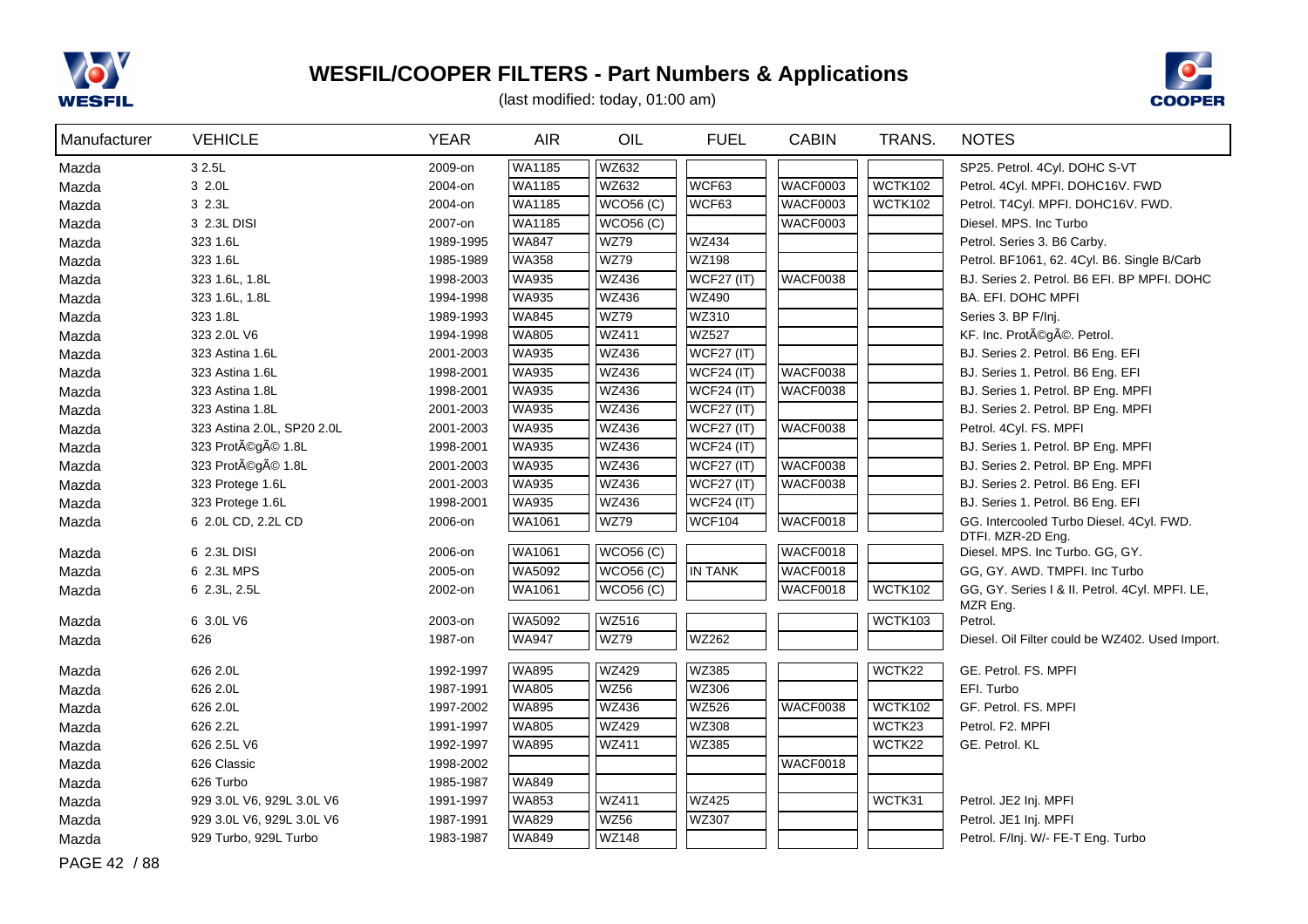# WESFIL/COOPER FILTERS - Part Numbers & Applications

(last modified: today, 01:00 am)

| Manufacturer | VEHICLE | YEAR | AIR | OIL | FUEL | CABIN | TRANS. | NOTES |
|---|---|---|---|---|---|---|---|---|
| Mazda | 3 2.5L | 2009-on | WA1185 | WZ632 | | | | SP25. Petrol. 4Cyl. DOHC S-VT |
| Mazda | 3 2.0L | 2004-on | WA1185 | WZ632 | WCF63 | WACF0003 | WCTK102 | Petrol. 4Cyl. MPFI. DOHC16V. FWD |
| Mazda | 3 2.3L | 2004-on | WA1185 | WCO56 (C) | WCF63 | WACF0003 | WCTK102 | Petrol. T4Cyl. MPFI. DOHC16V. FWD. |
| Mazda | 3 2.3L DISI | 2007-on | WA1185 | WCO56 (C) | | WACF0003 | | Diesel. MPS. Inc Turbo |
| Mazda | 323 1.6L | 1989-1995 | WA847 | WZ79 | WZ434 | | | Petrol. Series 3. B6 Carby. |
| Mazda | 323 1.6L | 1985-1989 | WA358 | WZ79 | WZ198 | | | Petrol. BF1061, 62. 4Cyl. B6. Single B/Carb |
| Mazda | 323 1.6L, 1.8L | 1998-2003 | WA935 | WZ436 | WCF27 (IT) | WACF0038 | | BJ. Series 2. Petrol. B6 EFI. BP MPFI. DOHC |
| Mazda | 323 1.6L, 1.8L | 1994-1998 | WA935 | WZ436 | WZ490 | | | BA. EFI. DOHC MPFI |
| Mazda | 323 1.8L | 1989-1993 | WA845 | WZ79 | WZ310 | | | Series 3. BP F/Inj. |
| Mazda | 323 2.0L V6 | 1994-1998 | WA805 | WZ411 | WZ527 | | | KF. Inc. ProtÃ©gÃ©. Petrol. |
| Mazda | 323 Astina 1.6L | 2001-2003 | WA935 | WZ436 | WCF27 (IT) | | | BJ. Series 2. Petrol. B6 Eng. EFI |
| Mazda | 323 Astina 1.6L | 1998-2001 | WA935 | WZ436 | WCF24 (IT) | WACF0038 | | BJ. Series 1. Petrol. B6 Eng. EFI |
| Mazda | 323 Astina 1.8L | 1998-2001 | WA935 | WZ436 | WCF24 (IT) | WACF0038 | | BJ. Series 1. Petrol. BP Eng. MPFI |
| Mazda | 323 Astina 1.8L | 2001-2003 | WA935 | WZ436 | WCF27 (IT) | | | BJ. Series 2. Petrol. BP Eng. MPFI |
| Mazda | 323 Astina 2.0L, SP20 2.0L | 2001-2003 | WA935 | WZ436 | WCF27 (IT) | WACF0038 | | Petrol. 4Cyl. FS. MPFI |
| Mazda | 323 ProtÃ©gÃ© 1.8L | 1998-2001 | WA935 | WZ436 | WCF24 (IT) | | | BJ. Series 1. Petrol. BP Eng. MPFI |
| Mazda | 323 ProtÃ©gÃ© 1.8L | 2001-2003 | WA935 | WZ436 | WCF27 (IT) | WACF0038 | | BJ. Series 2. Petrol. BP Eng. MPFI |
| Mazda | 323 Protege 1.6L | 2001-2003 | WA935 | WZ436 | WCF27 (IT) | WACF0038 | | BJ. Series 2. Petrol. B6 Eng. EFI |
| Mazda | 323 Protege 1.6L | 1998-2001 | WA935 | WZ436 | WCF24 (IT) | | | BJ. Series 1. Petrol. B6 Eng. EFI |
| Mazda | 6 2.0L CD, 2.2L CD | 2006-on | WA1061 | WZ79 | WCF104 | WACF0018 | | GG. Intercooled Turbo Diesel. 4Cyl. FWD. DTFI. MZR-2D Eng. |
| Mazda | 6 2.3L DISI | 2006-on | WA1061 | WCO56 (C) | | WACF0018 | | Diesel. MPS. Inc Turbo. GG, GY. |
| Mazda | 6 2.3L MPS | 2005-on | WA5092 | WCO56 (C) | IN TANK | WACF0018 | | GG, GY. AWD. TMPFI. Inc Turbo |
| Mazda | 6 2.3L, 2.5L | 2002-on | WA1061 | WCO56 (C) | | WACF0018 | WCTK102 | GG, GY. Series I & II. Petrol. 4Cyl. MPFI. LE, MZR Eng. |
| Mazda | 6 3.0L V6 | 2003-on | WA5092 | WZ516 | | | WCTK103 | Petrol. |
| Mazda | 626 | 1987-on | WA947 | WZ79 | WZ262 | | | Diesel. Oil Filter could be WZ402. Used Import. |
| Mazda | 626 2.0L | 1992-1997 | WA895 | WZ429 | WZ385 | | WCTK22 | GE. Petrol. FS. MPFI |
| Mazda | 626 2.0L | 1987-1991 | WA805 | WZ56 | WZ306 | | | EFI. Turbo |
| Mazda | 626 2.0L | 1997-2002 | WA895 | WZ436 | WZ526 | WACF0038 | WCTK102 | GF. Petrol. FS. MPFI |
| Mazda | 626 2.2L | 1991-1997 | WA805 | WZ429 | WZ308 | | WCTK23 | Petrol. F2. MPFI |
| Mazda | 626 2.5L V6 | 1992-1997 | WA895 | WZ411 | WZ385 | | WCTK22 | GE. Petrol. KL |
| Mazda | 626 Classic | 1998-2002 | | | | WACF0018 | | |
| Mazda | 626 Turbo | 1985-1987 | WA849 | | | | | |
| Mazda | 929 3.0L V6, 929L 3.0L V6 | 1991-1997 | WA853 | WZ411 | WZ425 | | WCTK31 | Petrol. JE2 Inj. MPFI |
| Mazda | 929 3.0L V6, 929L 3.0L V6 | 1987-1991 | WA829 | WZ56 | WZ307 | | | Petrol. JE1 Inj. MPFI |
| Mazda | 929 Turbo, 929L Turbo | 1983-1987 | WA849 | WZ148 | | | | Petrol. F/Inj. W/- FE-T Eng. Turbo |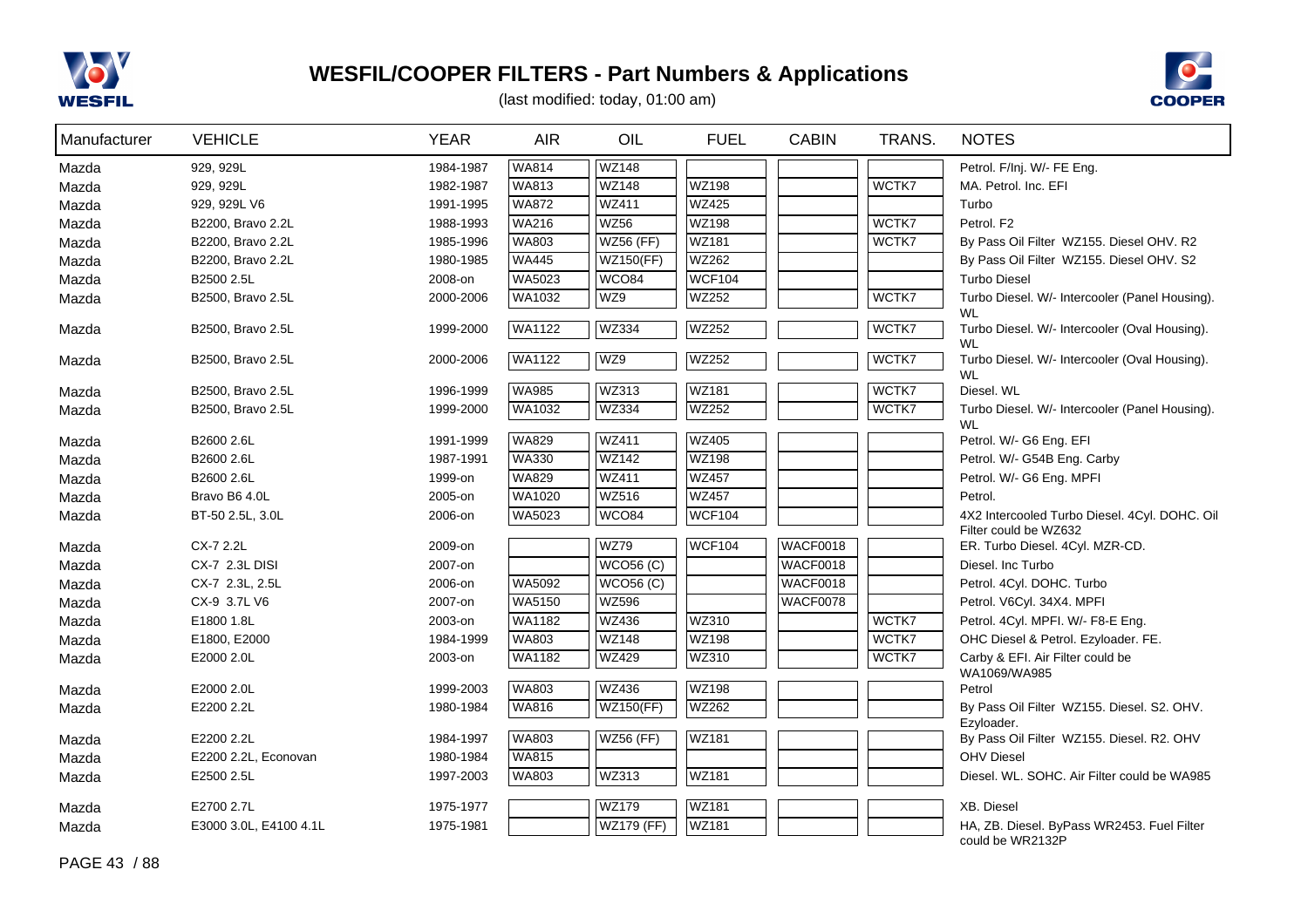# WESFIL/COOPER FILTERS - Part Numbers & Applications

(last modified: today, 01:00 am)

| Manufacturer | VEHICLE | YEAR | AIR | OIL | FUEL | CABIN | TRANS. | NOTES |
|---|---|---|---|---|---|---|---|---|
| Mazda | 929, 929L | 1984-1987 | WA814 | WZ148 | | | | Petrol. F/Inj. W/- FE Eng. |
| Mazda | 929, 929L | 1982-1987 | WA813 | WZ148 | WZ198 | | WCTK7 | MA. Petrol. Inc. EFI |
| Mazda | 929, 929L V6 | 1991-1995 | WA872 | WZ411 | WZ425 | | | Turbo |
| Mazda | B2200, Bravo 2.2L | 1988-1993 | WA216 | WZ56 | WZ198 | | WCTK7 | Petrol. F2 |
| Mazda | B2200, Bravo 2.2L | 1985-1996 | WA803 | WZ56 (FF) | WZ181 | | WCTK7 | By Pass Oil Filter WZ155. Diesel OHV. R2 |
| Mazda | B2200, Bravo 2.2L | 1980-1985 | WA445 | WZ150(FF) | WZ262 | | | By Pass Oil Filter WZ155. Diesel OHV. S2 |
| Mazda | B2500 2.5L | 2008-on | WA5023 | WCO84 | WCF104 | | | Turbo Diesel |
| Mazda | B2500, Bravo 2.5L | 2000-2006 | WA1032 | WZ9 | WZ252 | | WCTK7 | Turbo Diesel. W/- Intercooler (Panel Housing). WL |
| Mazda | B2500, Bravo 2.5L | 1999-2000 | WA1122 | WZ334 | WZ252 | | WCTK7 | Turbo Diesel. W/- Intercooler (Oval Housing). WL |
| Mazda | B2500, Bravo 2.5L | 2000-2006 | WA1122 | WZ9 | WZ252 | | WCTK7 | Turbo Diesel. W/- Intercooler (Oval Housing). WL |
| Mazda | B2500, Bravo 2.5L | 1996-1999 | WA985 | WZ313 | WZ181 | | WCTK7 | Diesel. WL |
| Mazda | B2500, Bravo 2.5L | 1999-2000 | WA1032 | WZ334 | WZ252 | | WCTK7 | Turbo Diesel. W/- Intercooler (Panel Housing). WL |
| Mazda | B2600 2.6L | 1991-1999 | WA829 | WZ411 | WZ405 | | | Petrol. W/- G6 Eng. EFI |
| Mazda | B2600 2.6L | 1987-1991 | WA330 | WZ142 | WZ198 | | | Petrol. W/- G54B Eng. Carby |
| Mazda | B2600 2.6L | 1999-on | WA829 | WZ411 | WZ457 | | | Petrol. W/- G6 Eng. MPFI |
| Mazda | Bravo B6 4.0L | 2005-on | WA1020 | WZ516 | WZ457 | | | Petrol. |
| Mazda | BT-50 2.5L, 3.0L | 2006-on | WA5023 | WCO84 | WCF104 | | | 4X2 Intercooled Turbo Diesel. 4Cyl. DOHC. Oil Filter could be WZ632 |
| Mazda | CX-7 2.2L | 2009-on | | WZ79 | WCF104 | WACF0018 | | ER. Turbo Diesel. 4Cyl. MZR-CD. |
| Mazda | CX-7 2.3L DISI | 2007-on | | WCO56 (C) | | WACF0018 | | Diesel. Inc Turbo |
| Mazda | CX-7 2.3L, 2.5L | 2006-on | WA5092 | WCO56 (C) | | WACF0018 | | Petrol. 4Cyl. DOHC. Turbo |
| Mazda | CX-9 3.7L V6 | 2007-on | WA5150 | WZ596 | | WACF0078 | | Petrol. V6Cyl. 34X4. MPFI |
| Mazda | E1800 1.8L | 2003-on | WA1182 | WZ436 | WZ310 | | WCTK7 | Petrol. 4Cyl. MPFI. W/- F8-E Eng. |
| Mazda | E1800, E2000 | 1984-1999 | WA803 | WZ148 | WZ198 | | WCTK7 | OHC Diesel & Petrol. Ezyloader. FE. |
| Mazda | E2000 2.0L | 2003-on | WA1182 | WZ429 | WZ310 | | WCTK7 | Carby & EFI. Air Filter could be WA1069/WA985 |
| Mazda | E2000 2.0L | 1999-2003 | WA803 | WZ436 | WZ198 | | | Petrol |
| Mazda | E2200 2.2L | 1980-1984 | WA816 | WZ150(FF) | WZ262 | | | By Pass Oil Filter WZ155. Diesel. S2. OHV. Ezyloader. |
| Mazda | E2200 2.2L | 1984-1997 | WA803 | WZ56 (FF) | WZ181 | | | By Pass Oil Filter WZ155. Diesel. R2. OHV |
| Mazda | E2200 2.2L, Econovan | 1980-1984 | WA815 | | | | | OHV Diesel |
| Mazda | E2500 2.5L | 1997-2003 | WA803 | WZ313 | WZ181 | | | Diesel. WL. SOHC. Air Filter could be WA985 |
| Mazda | E2700 2.7L | 1975-1977 | | WZ179 | WZ181 | | | XB. Diesel |
| Mazda | E3000 3.0L, E4100 4.1L | 1975-1981 | | WZ179 (FF) | WZ181 | | | HA, ZB. Diesel. ByPass WR2453. Fuel Filter could be WR2132P |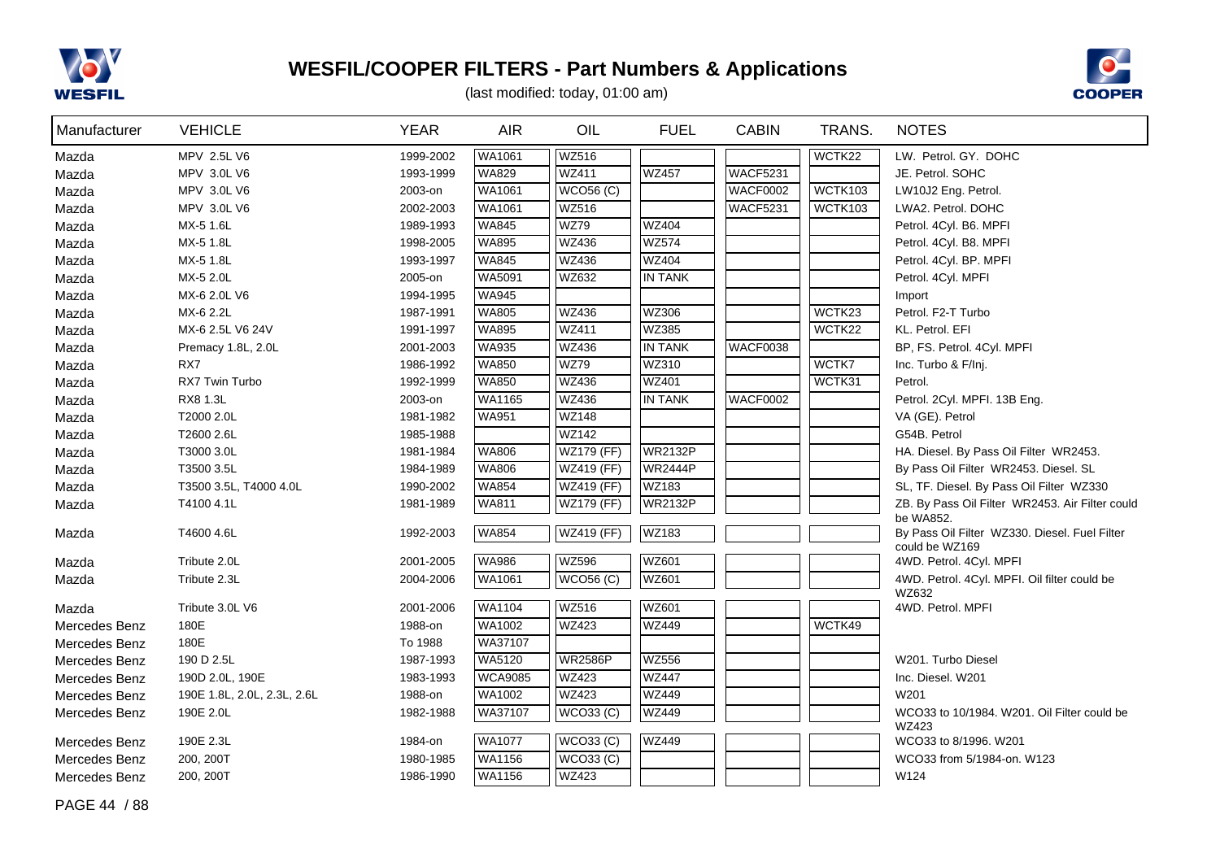# WESFIL/COOPER FILTERS - Part Numbers & Applications

(last modified: today, 01:00 am)

| Manufacturer | VEHICLE | YEAR | AIR | OIL | FUEL | CABIN | TRANS. | NOTES |
|---|---|---|---|---|---|---|---|---|
| Mazda | MPV 2.5L V6 | 1999-2002 | WA1061 | WZ516 | | | WCTK22 | LW. Petrol. GY. DOHC |
| Mazda | MPV 3.0L V6 | 1993-1999 | WA829 | WZ411 | WZ457 | WACF5231 | | JE. Petrol. SOHC |
| Mazda | MPV 3.0L V6 | 2003-on | WA1061 | WCO56 (C) | | WACF0002 | WCTK103 | LW10J2 Eng. Petrol. |
| Mazda | MPV 3.0L V6 | 2002-2003 | WA1061 | WZ516 | | WACF5231 | WCTK103 | LWA2. Petrol. DOHC |
| Mazda | MX-5 1.6L | 1989-1993 | WA845 | WZ79 | WZ404 | | | Petrol. 4Cyl. B6. MPFI |
| Mazda | MX-5 1.8L | 1998-2005 | WA895 | WZ436 | WZ574 | | | Petrol. 4Cyl. B8. MPFI |
| Mazda | MX-5 1.8L | 1993-1997 | WA845 | WZ436 | WZ404 | | | Petrol. 4Cyl. BP. MPFI |
| Mazda | MX-5 2.0L | 2005-on | WA5091 | WZ632 | IN TANK | | | Petrol. 4Cyl. MPFI |
| Mazda | MX-6 2.0L V6 | 1994-1995 | WA945 | | | | | Import |
| Mazda | MX-6 2.2L | 1987-1991 | WA805 | WZ436 | WZ306 | | WCTK23 | Petrol. F2-T Turbo |
| Mazda | MX-6 2.5L V6 24V | 1991-1997 | WA895 | WZ411 | WZ385 | | WCTK22 | KL. Petrol. EFI |
| Mazda | Premacy 1.8L, 2.0L | 2001-2003 | WA935 | WZ436 | IN TANK | WACF0038 | | BP, FS. Petrol. 4Cyl. MPFI |
| Mazda | RX7 | 1986-1992 | WA850 | WZ79 | WZ310 | | WCTK7 | Inc. Turbo & F/Inj. |
| Mazda | RX7 Twin Turbo | 1992-1999 | WA850 | WZ436 | WZ401 | | WCTK31 | Petrol. |
| Mazda | RX8 1.3L | 2003-on | WA1165 | WZ436 | IN TANK | WACF0002 | | Petrol. 2Cyl. MPFI. 13B Eng. |
| Mazda | T2000 2.0L | 1981-1982 | WA951 | WZ148 | | | | VA (GE). Petrol |
| Mazda | T2600 2.6L | 1985-1988 | | WZ142 | | | | G54B. Petrol |
| Mazda | T3000 3.0L | 1981-1984 | WA806 | WZ179 (FF) | WR2132P | | | HA. Diesel. By Pass Oil Filter WR2453. |
| Mazda | T3500 3.5L | 1984-1989 | WA806 | WZ419 (FF) | WR2444P | | | By Pass Oil Filter WR2453. Diesel. SL |
| Mazda | T3500 3.5L, T4000 4.0L | 1990-2002 | WA854 | WZ419 (FF) | WZ183 | | | SL, TF. Diesel. By Pass Oil Filter WZ330 |
| Mazda | T4100 4.1L | 1981-1989 | WA811 | WZ179 (FF) | WR2132P | | | ZB. By Pass Oil Filter WR2453. Air Filter could be WA852. |
| Mazda | T4600 4.6L | 1992-2003 | WA854 | WZ419 (FF) | WZ183 | | | By Pass Oil Filter WZ330. Diesel. Fuel Filter could be WZ169 |
| Mazda | Tribute 2.0L | 2001-2005 | WA986 | WZ596 | WZ601 | | | 4WD. Petrol. 4Cyl. MPFI |
| Mazda | Tribute 2.3L | 2004-2006 | WA1061 | WCO56 (C) | WZ601 | | | 4WD. Petrol. 4Cyl. MPFI. Oil filter could be WZ632 |
| Mazda | Tribute 3.0L V6 | 2001-2006 | WA1104 | WZ516 | WZ601 | | | 4WD. Petrol. MPFI |
| Mercedes Benz | 180E | 1988-on | WA1002 | WZ423 | WZ449 | | WCTK49 | |
| Mercedes Benz | 180E | To 1988 | WA37107 | | | | | |
| Mercedes Benz | 190 D 2.5L | 1987-1993 | WA5120 | WR2586P | WZ556 | | | W201. Turbo Diesel |
| Mercedes Benz | 190D 2.0L, 190E | 1983-1993 | WCA9085 | WZ423 | WZ447 | | | Inc. Diesel. W201 |
| Mercedes Benz | 190E 1.8L, 2.0L, 2.3L, 2.6L | 1988-on | WA1002 | WZ423 | WZ449 | | | W201 |
| Mercedes Benz | 190E 2.0L | 1982-1988 | WA37107 | WCO33 (C) | WZ449 | | | WCO33 to 10/1984. W201. Oil Filter could be WZ423 |
| Mercedes Benz | 190E 2.3L | 1984-on | WA1077 | WCO33 (C) | WZ449 | | | WCO33 to 8/1996. W201 |
| Mercedes Benz | 200, 200T | 1980-1985 | WA1156 | WCO33 (C) | | | | WCO33 from 5/1984-on. W123 |
| Mercedes Benz | 200, 200T | 1986-1990 | WA1156 | WZ423 | | | | W124 |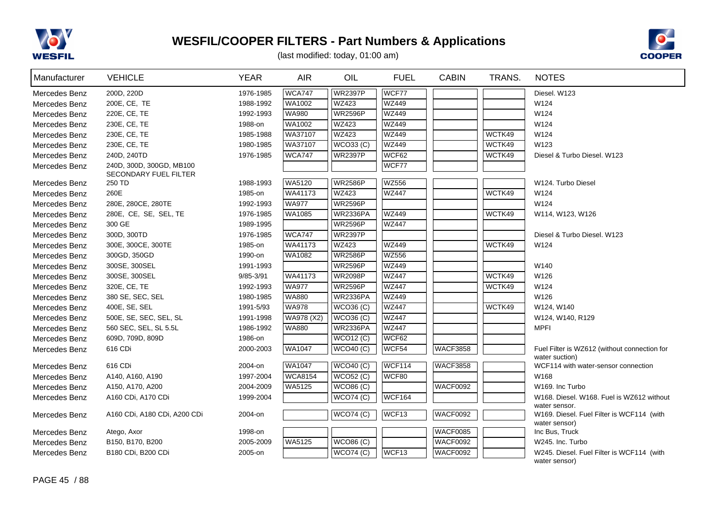# WESFIL/COOPER FILTERS - Part Numbers & Applications

(last modified: today, 01:00 am)

| Manufacturer | VEHICLE | YEAR | AIR | OIL | FUEL | CABIN | TRANS. | NOTES |
|---|---|---|---|---|---|---|---|---|
| Mercedes Benz | 200D, 220D | 1976-1985 | WCA747 | WR2397P | WCF77 | | | Diesel. W123 |
| Mercedes Benz | 200E, CE, TE | 1988-1992 | WA1002 | WZ423 | WZ449 | | | W124 |
| Mercedes Benz | 220E, CE, TE | 1992-1993 | WA980 | WR2596P | WZ449 | | | W124 |
| Mercedes Benz | 230E, CE, TE | 1988-on | WA1002 | WZ423 | WZ449 | | | W124 |
| Mercedes Benz | 230E, CE, TE | 1985-1988 | WA37107 | WZ423 | WZ449 | | WCTK49 | W124 |
| Mercedes Benz | 230E, CE, TE | 1980-1985 | WA37107 | WCO33 (C) | WZ449 | | WCTK49 | W123 |
| Mercedes Benz | 240D, 240TD | 1976-1985 | WCA747 | WR2397P | WCF62 | | WCTK49 | Diesel & Turbo Diesel. W123 |
| Mercedes Benz | 240D, 300D, 300GD, MB100 SECONDARY FUEL FILTER | | | | WCF77 | | | |
| Mercedes Benz | 250 TD | 1988-1993 | WA5120 | WR2586P | WZ556 | | | W124. Turbo Diesel |
| Mercedes Benz | 260E | 1985-on | WA41173 | WZ423 | WZ447 | | WCTK49 | W124 |
| Mercedes Benz | 280E, 280CE, 280TE | 1992-1993 | WA977 | WR2596P | | | | W124 |
| Mercedes Benz | 280E, CE, SE, SEL, TE | 1976-1985 | WA1085 | WR2336PA | WZ449 | | WCTK49 | W114, W123, W126 |
| Mercedes Benz | 300 GE | 1989-1995 | | WR2596P | WZ447 | | | |
| Mercedes Benz | 300D, 300TD | 1976-1985 | WCA747 | WR2397P | | | | Diesel & Turbo Diesel. W123 |
| Mercedes Benz | 300E, 300CE, 300TE | 1985-on | WA41173 | WZ423 | WZ449 | | WCTK49 | W124 |
| Mercedes Benz | 300GD, 350GD | 1990-on | WA1082 | WR2586P | WZ556 | | | |
| Mercedes Benz | 300SE, 300SEL | 1991-1993 | | WR2596P | WZ449 | | | W140 |
| Mercedes Benz | 300SE, 300SEL | 9/85-3/91 | WA41173 | WR2098P | WZ447 | | WCTK49 | W126 |
| Mercedes Benz | 320E, CE, TE | 1992-1993 | WA977 | WR2596P | WZ447 | | WCTK49 | W124 |
| Mercedes Benz | 380 SE, SEC, SEL | 1980-1985 | WA880 | WR2336PA | WZ449 | | | W126 |
| Mercedes Benz | 400E, SE, SEL | 1991-5/93 | WA978 | WCO36 (C) | WZ447 | | WCTK49 | W124, W140 |
| Mercedes Benz | 500E, SE, SEC, SEL, SL | 1991-1998 | WA978 (X2) | WCO36 (C) | WZ447 | | | W124, W140, R129 |
| Mercedes Benz | 560 SEC, SEL, SL 5.5L | 1986-1992 | WA880 | WR2336PA | WZ447 | | | MPFI |
| Mercedes Benz | 609D, 709D, 809D | 1986-on | | WCO12 (C) | WCF62 | | | |
| Mercedes Benz | 616 CDi | 2000-2003 | WA1047 | WCO40 (C) | WCF54 | WACF3858 | | Fuel Filter is WZ612 (without connection for water suction) |
| Mercedes Benz | 616 CDi | 2004-on | WA1047 | WCO40 (C) | WCF114 | WACF3858 | | WCF114 with water-sensor connection |
| Mercedes Benz | A140, A160, A190 | 1997-2004 | WCA8154 | WCO52 (C) | WCF80 | | | W168 |
| Mercedes Benz | A150, A170, A200 | 2004-2009 | WA5125 | WCO86 (C) | | WACF0092 | | W169. Inc Turbo |
| Mercedes Benz | A160 CDi, A170 CDi | 1999-2004 | | WCO74 (C) | WCF164 | | | W168. Diesel. W168. Fuel is WZ612 without water sensor. |
| Mercedes Benz | A160 CDi, A180 CDi, A200 CDi | 2004-on | | WCO74 (C) | WCF13 | WACF0092 | | W169. Diesel. Fuel Filter is WCF114 (with water sensor) |
| Mercedes Benz | Atego, Axor | 1998-on | | | | WACF0085 | | Inc Bus, Truck |
| Mercedes Benz | B150, B170, B200 | 2005-2009 | WA5125 | WCO86 (C) | | WACF0092 | | W245. Inc. Turbo |
| Mercedes Benz | B180 CDi, B200 CDi | 2005-on | | WCO74 (C) | WCF13 | WACF0092 | | W245. Diesel. Fuel Filter is WCF114 (with water sensor) |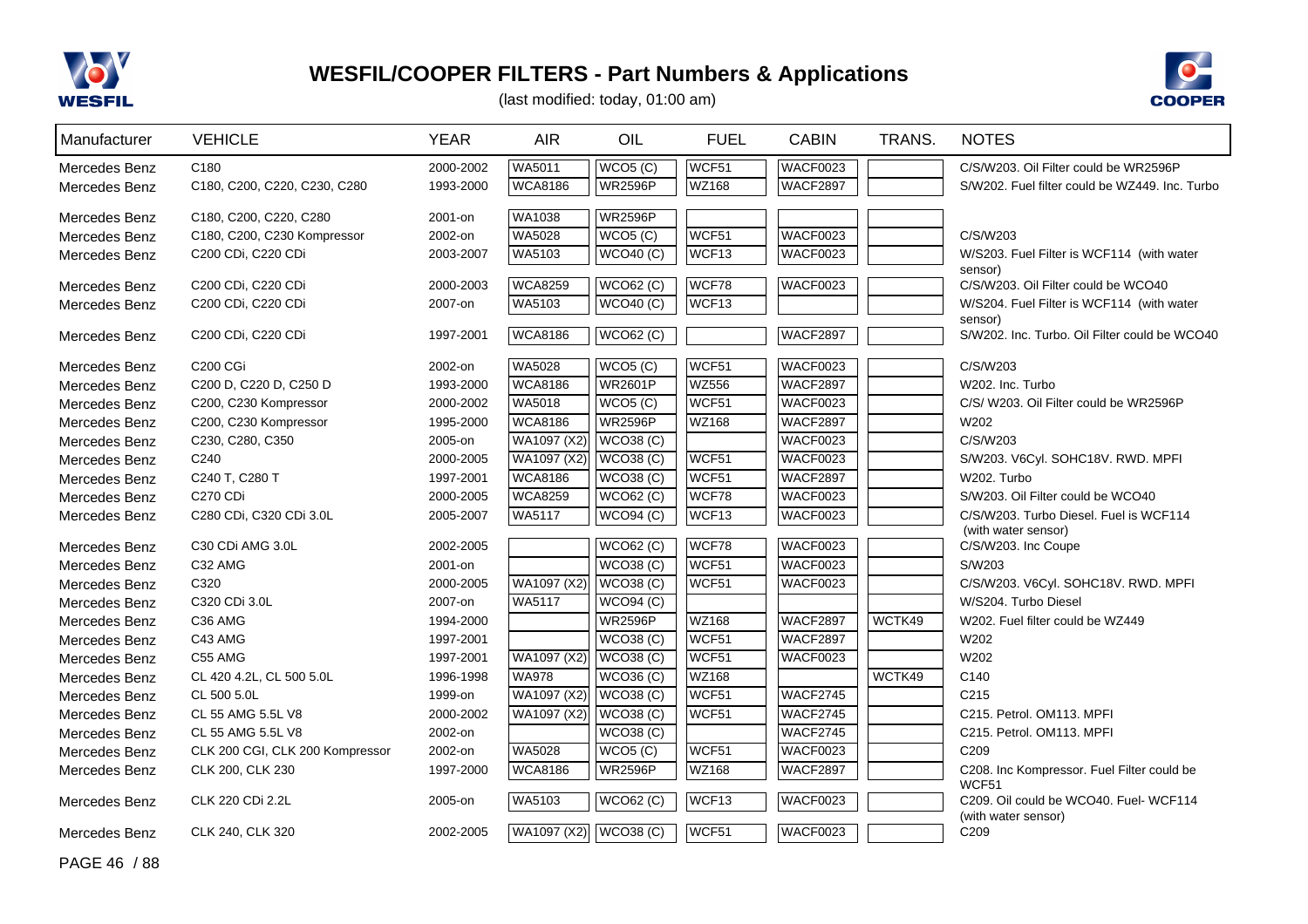# WESFIL/COOPER FILTERS - Part Numbers & Applications

(last modified: today, 01:00 am)

| Manufacturer | VEHICLE | YEAR | AIR | OIL | FUEL | CABIN | TRANS. | NOTES |
|---|---|---|---|---|---|---|---|---|
| Mercedes Benz | C180 | 2000-2002 | WA5011 | WCO5 (C) | WCF51 | WACF0023 | | C/S/W203. Oil Filter could be WR2596P |
| Mercedes Benz | C180, C200, C220, C230, C280 | 1993-2000 | WCA8186 | WR2596P | WZ168 | WACF2897 | | S/W202. Fuel filter could be WZ449. Inc. Turbo |
| Mercedes Benz | C180, C200, C220, C280 | 2001-on | WA1038 | WR2596P | | | | |
| Mercedes Benz | C180, C200, C230 Kompressor | 2002-on | WA5028 | WCO5 (C) | WCF51 | WACF0023 | | C/S/W203 |
| Mercedes Benz | C200 CDi, C220 CDi | 2003-2007 | WA5103 | WCO40 (C) | WCF13 | WACF0023 | | W/S203. Fuel Filter is WCF114 (with water sensor) |
| Mercedes Benz | C200 CDi, C220 CDi | 2000-2003 | WCA8259 | WCO62 (C) | WCF78 | WACF0023 | | C/S/W203. Oil Filter could be WCO40 |
| Mercedes Benz | C200 CDi, C220 CDi | 2007-on | WA5103 | WCO40 (C) | WCF13 | | | W/S204. Fuel Filter is WCF114 (with water sensor) |
| Mercedes Benz | C200 CDi, C220 CDi | 1997-2001 | WCA8186 | WCO62 (C) | | WACF2897 | | S/W202. Inc. Turbo. Oil Filter could be WCO40 |
| Mercedes Benz | C200 CGi | 2002-on | WA5028 | WCO5 (C) | WCF51 | WACF0023 | | C/S/W203 |
| Mercedes Benz | C200 D, C220 D, C250 D | 1993-2000 | WCA8186 | WR2601P | WZ556 | WACF2897 | | W202. Inc. Turbo |
| Mercedes Benz | C200, C230 Kompressor | 2000-2002 | WA5018 | WCO5 (C) | WCF51 | WACF0023 | | C/S/ W203. Oil Filter could be WR2596P |
| Mercedes Benz | C200, C230 Kompressor | 1995-2000 | WCA8186 | WR2596P | WZ168 | WACF2897 | | W202 |
| Mercedes Benz | C230, C280, C350 | 2005-on | WA1097 (X2) | WCO38 (C) | | WACF0023 | | C/S/W203 |
| Mercedes Benz | C240 | 2000-2005 | WA1097 (X2) | WCO38 (C) | WCF51 | WACF0023 | | S/W203. V6Cyl. SOHC18V. RWD. MPFI |
| Mercedes Benz | C240 T, C280 T | 1997-2001 | WCA8186 | WCO38 (C) | WCF51 | WACF2897 | | W202. Turbo |
| Mercedes Benz | C270 CDi | 2000-2005 | WCA8259 | WCO62 (C) | WCF78 | WACF0023 | | S/W203. Oil Filter could be WCO40 |
| Mercedes Benz | C280 CDi, C320 CDi 3.0L | 2005-2007 | WA5117 | WCO94 (C) | WCF13 | WACF0023 | | C/S/W203. Turbo Diesel. Fuel is WCF114 (with water sensor) |
| Mercedes Benz | C30 CDi AMG 3.0L | 2002-2005 | | WCO62 (C) | WCF78 | WACF0023 | | C/S/W203. Inc Coupe |
| Mercedes Benz | C32 AMG | 2001-on | | WCO38 (C) | WCF51 | WACF0023 | | S/W203 |
| Mercedes Benz | C320 | 2000-2005 | WA1097 (X2) | WCO38 (C) | WCF51 | WACF0023 | | C/S/W203. V6Cyl. SOHC18V. RWD. MPFI |
| Mercedes Benz | C320 CDi 3.0L | 2007-on | WA5117 | WCO94 (C) | | | | W/S204. Turbo Diesel |
| Mercedes Benz | C36 AMG | 1994-2000 | | WR2596P | WZ168 | WACF2897 | WCTK49 | W202. Fuel filter could be WZ449 |
| Mercedes Benz | C43 AMG | 1997-2001 | | WCO38 (C) | WCF51 | WACF2897 | | W202 |
| Mercedes Benz | C55 AMG | 1997-2001 | WA1097 (X2) | WCO38 (C) | WCF51 | WACF0023 | | W202 |
| Mercedes Benz | CL 420 4.2L, CL 500 5.0L | 1996-1998 | WA978 | WCO36 (C) | WZ168 | | WCTK49 | C140 |
| Mercedes Benz | CL 500 5.0L | 1999-on | WA1097 (X2) | WCO38 (C) | WCF51 | WACF2745 | | C215 |
| Mercedes Benz | CL 55 AMG 5.5L V8 | 2000-2002 | WA1097 (X2) | WCO38 (C) | WCF51 | WACF2745 | | C215. Petrol. OM113. MPFI |
| Mercedes Benz | CL 55 AMG 5.5L V8 | 2002-on | | WCO38 (C) | | WACF2745 | | C215. Petrol. OM113. MPFI |
| Mercedes Benz | CLK 200 CGI, CLK 200 Kompressor | 2002-on | WA5028 | WCO5 (C) | WCF51 | WACF0023 | | C209 |
| Mercedes Benz | CLK 200, CLK 230 | 1997-2000 | WCA8186 | WR2596P | WZ168 | WACF2897 | | C208. Inc Kompressor. Fuel Filter could be WCF51 |
| Mercedes Benz | CLK 220 CDi 2.2L | 2005-on | WA5103 | WCO62 (C) | WCF13 | WACF0023 | | C209. Oil could be WCO40. Fuel- WCF114 (with water sensor) |
| Mercedes Benz | CLK 240, CLK 320 | 2002-2005 | WA1097 (X2) | WCO38 (C) | WCF51 | WACF0023 | | C209 |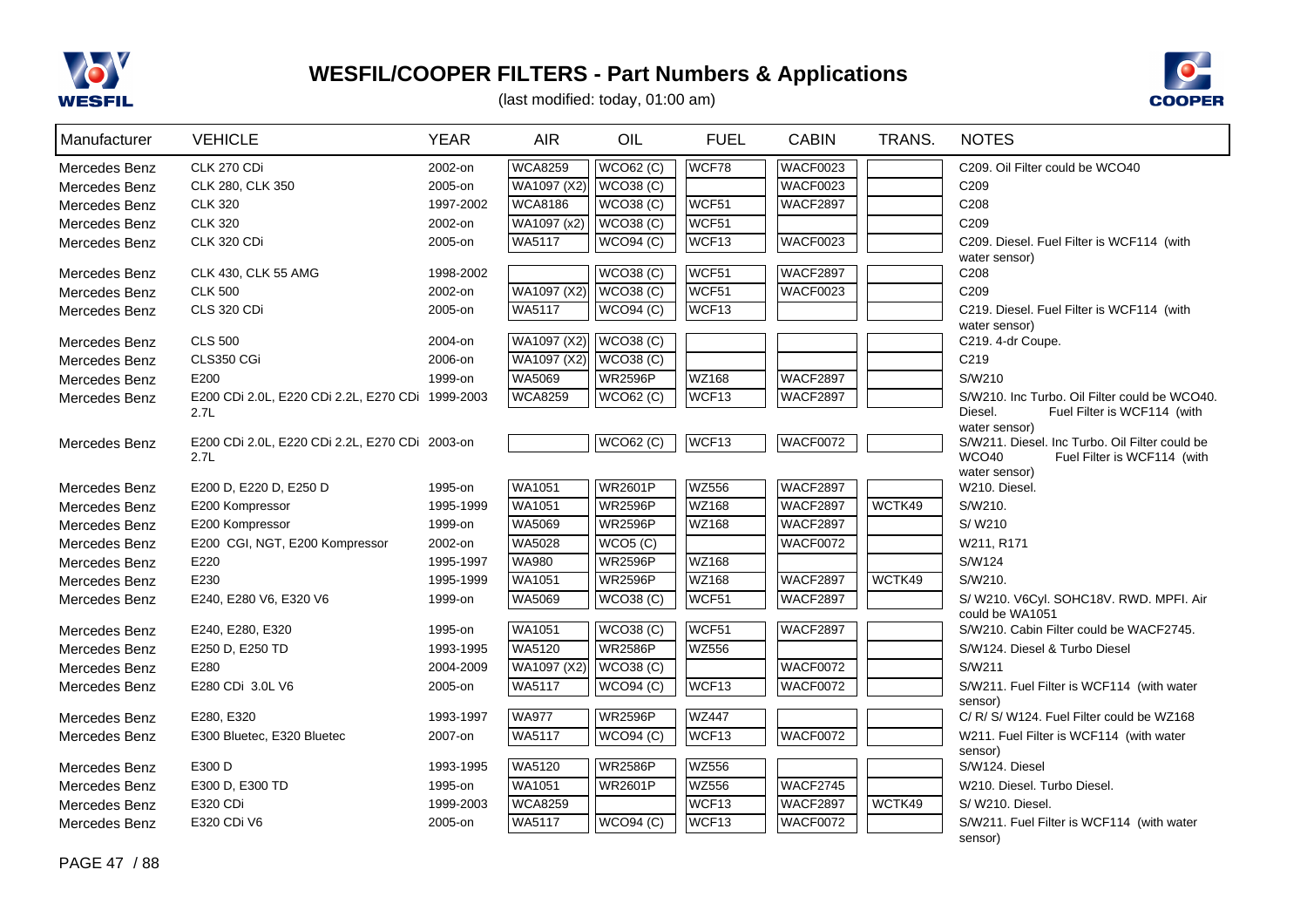# WESFIL/COOPER FILTERS - Part Numbers & Applications

(last modified: today, 01:00 am)

| Manufacturer | VEHICLE | YEAR | AIR | OIL | FUEL | CABIN | TRANS. | NOTES |
|---|---|---|---|---|---|---|---|---|
| Mercedes Benz | CLK 270 CDi | 2002-on | WCA8259 | WCO62 (C) | WCF78 | WACF0023 | | C209. Oil Filter could be WCO40 |
| Mercedes Benz | CLK 280, CLK 350 | 2005-on | WA1097 (X2) | WCO38 (C) | | WACF0023 | | C209 |
| Mercedes Benz | CLK 320 | 1997-2002 | WCA8186 | WCO38 (C) | WCF51 | WACF2897 | | C208 |
| Mercedes Benz | CLK 320 | 2002-on | WA1097 (x2) | WCO38 (C) | WCF51 | | | C209 |
| Mercedes Benz | CLK 320 CDi | 2005-on | WA5117 | WCO94 (C) | WCF13 | WACF0023 | | C209. Diesel. Fuel Filter is WCF114 (with water sensor) |
| Mercedes Benz | CLK 430, CLK 55 AMG | 1998-2002 | | WCO38 (C) | WCF51 | WACF2897 | | C208 |
| Mercedes Benz | CLK 500 | 2002-on | WA1097 (X2) | WCO38 (C) | WCF51 | WACF0023 | | C209 |
| Mercedes Benz | CLS 320 CDi | 2005-on | WA5117 | WCO94 (C) | WCF13 | | | C219. Diesel. Fuel Filter is WCF114 (with water sensor) |
| Mercedes Benz | CLS 500 | 2004-on | WA1097 (X2) | WCO38 (C) | | | | C219. 4-dr Coupe. |
| Mercedes Benz | CLS350 CGi | 2006-on | WA1097 (X2) | WCO38 (C) | | | | C219 |
| Mercedes Benz | E200 | 1999-on | WA5069 | WR2596P | WZ168 | WACF2897 | | S/W210 |
| Mercedes Benz | E200 CDi 2.0L, E220 CDi 2.2L, E270 CDi 2.7L | 1999-2003 | WCA8259 | WCO62 (C) | WCF13 | WACF2897 | | S/W210. Inc Turbo. Oil Filter could be WCO40. Diesel. Fuel Filter is WCF114 (with water sensor) |
| Mercedes Benz | E200 CDi 2.0L, E220 CDi 2.2L, E270 CDi 2.7L | 2003-on | | WCO62 (C) | WCF13 | WACF0072 | | S/W211. Diesel. Inc Turbo. Oil Filter could be WCO40 Fuel Filter is WCF114 (with water sensor) |
| Mercedes Benz | E200 D, E220 D, E250 D | 1995-on | WA1051 | WR2601P | WZ556 | WACF2897 | | W210. Diesel. |
| Mercedes Benz | E200 Kompressor | 1995-1999 | WA1051 | WR2596P | WZ168 | WACF2897 | WCTK49 | S/W210. |
| Mercedes Benz | E200 Kompressor | 1999-on | WA5069 | WR2596P | WZ168 | WACF2897 | | S/ W210 |
| Mercedes Benz | E200 CGI, NGT, E200 Kompressor | 2002-on | WA5028 | WCO5 (C) | | WACF0072 | | W211, R171 |
| Mercedes Benz | E220 | 1995-1997 | WA980 | WR2596P | WZ168 | | | S/W124 |
| Mercedes Benz | E230 | 1995-1999 | WA1051 | WR2596P | WZ168 | WACF2897 | WCTK49 | S/W210. |
| Mercedes Benz | E240, E280 V6, E320 V6 | 1999-on | WA5069 | WCO38 (C) | WCF51 | WACF2897 | | S/ W210. V6Cyl. SOHC18V. RWD. MPFI. Air could be WA1051 |
| Mercedes Benz | E240, E280, E320 | 1995-on | WA1051 | WCO38 (C) | WCF51 | WACF2897 | | S/W210. Cabin Filter could be WACF2745. |
| Mercedes Benz | E250 D, E250 TD | 1993-1995 | WA5120 | WR2586P | WZ556 | | | S/W124. Diesel & Turbo Diesel |
| Mercedes Benz | E280 | 2004-2009 | WA1097 (X2) | WCO38 (C) | | WACF0072 | | S/W211 |
| Mercedes Benz | E280 CDi 3.0L V6 | 2005-on | WA5117 | WCO94 (C) | WCF13 | WACF0072 | | S/W211. Fuel Filter is WCF114 (with water sensor) |
| Mercedes Benz | E280, E320 | 1993-1997 | WA977 | WR2596P | WZ447 | | | C/ R/ S/ W124. Fuel Filter could be WZ168 |
| Mercedes Benz | E300 Bluetec, E320 Bluetec | 2007-on | WA5117 | WCO94 (C) | WCF13 | WACF0072 | | W211. Fuel Filter is WCF114 (with water sensor) |
| Mercedes Benz | E300 D | 1993-1995 | WA5120 | WR2586P | WZ556 | | | S/W124. Diesel |
| Mercedes Benz | E300 D, E300 TD | 1995-on | WA1051 | WR2601P | WZ556 | WACF2745 | | W210. Diesel. Turbo Diesel. |
| Mercedes Benz | E320 CDi | 1999-2003 | WCA8259 | | WCF13 | WACF2897 | WCTK49 | S/ W210. Diesel. |
| Mercedes Benz | E320 CDi V6 | 2005-on | WA5117 | WCO94 (C) | WCF13 | WACF0072 | | S/W211. Fuel Filter is WCF114 (with water sensor) |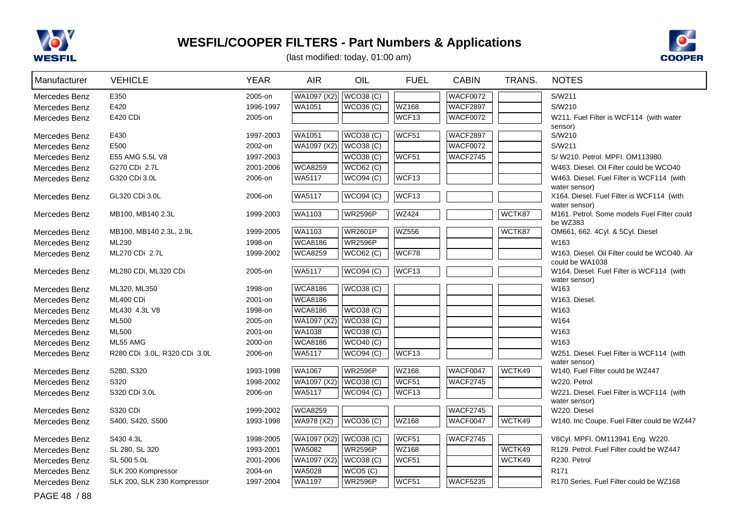# WESFIL/COOPER FILTERS - Part Numbers & Applications

(last modified: today, 01:00 am)

| Manufacturer | VEHICLE | YEAR | AIR | OIL | FUEL | CABIN | TRANS. | NOTES |
|---|---|---|---|---|---|---|---|---|
| Mercedes Benz | E350 | 2005-on | WA1097 (X2) | WCO38 (C) | | WACF0072 | | S/W211 |
| Mercedes Benz | E420 | 1996-1997 | WA1051 | WCO36 (C) | WZ168 | WACF2897 | | S/W210 |
| Mercedes Benz | E420 CDi | 2005-on | | | WCF13 | WACF0072 | | W211. Fuel Filter is WCF114 (with water sensor) |
| Mercedes Benz | E430 | 1997-2003 | WA1051 | WCO38 (C) | WCF51 | WACF2897 | | S/W210 |
| Mercedes Benz | E500 | 2002-on | WA1097 (X2) | WCO38 (C) | | WACF0072 | | S/W211 |
| Mercedes Benz | E55 AMG 5.5L V8 | 1997-2003 | | WCO38 (C) | WCF51 | WACF2745 | | S/ W210. Petrol. MPFI. OM113980. |
| Mercedes Benz | G270 CDi 2.7L | 2001-2006 | WCA8259 | WCO62 (C) | | | | W463. Diesel. Oil Filter could be WCO40 |
| Mercedes Benz | G320 CDi 3.0L | 2006-on | WA5117 | WCO94 (C) | WCF13 | | | W463. Diesel. Fuel Filter is WCF114 (with water sensor) |
| Mercedes Benz | GL320 CDi 3.0L | 2006-on | WA5117 | WCO94 (C) | WCF13 | | | X164. Diesel. Fuel Filter is WCF114 (with water sensor) |
| Mercedes Benz | MB100, MB140 2.3L | 1999-2003 | WA1103 | WR2596P | WZ424 | | WCTK87 | M161. Petrol. Some models Fuel Filter could be WZ383 |
| Mercedes Benz | MB100, MB140 2.3L, 2.9L | 1999-2005 | WA1103 | WR2601P | WZ556 | | WCTK87 | OM661, 662. 4Cyl. & 5Cyl. Diesel |
| Mercedes Benz | ML230 | 1998-on | WCA8186 | WR2596P | | | | W163 |
| Mercedes Benz | ML270 CDi 2.7L | 1999-2002 | WCA8259 | WCO62 (C) | WCF78 | | | W163. Diesel. Oil Filter could be WCO40. Air could be WA1038 |
| Mercedes Benz | ML280 CDi, ML320 CDi | 2005-on | WA5117 | WCO94 (C) | WCF13 | | | W164. Diesel. Fuel Filter is WCF114 (with water sensor) |
| Mercedes Benz | ML320, ML350 | 1998-on | WCA8186 | WCO38 (C) | | | | W163 |
| Mercedes Benz | ML400 CDi | 2001-on | WCA8186 | | | | | W163. Diesel. |
| Mercedes Benz | ML430 4.3L V8 | 1998-on | WCA8186 | WCO38 (C) | | | | W163 |
| Mercedes Benz | ML500 | 2005-on | WA1097 (X2) | WCO38 (C) | | | | W164 |
| Mercedes Benz | ML500 | 2001-on | WA1038 | WCO38 (C) | | | | W163 |
| Mercedes Benz | ML55 AMG | 2000-on | WCA8186 | WCO40 (C) | | | | W163 |
| Mercedes Benz | R280 CDi 3.0L, R320 CDi 3.0L | 2006-on | WA5117 | WCO94 (C) | WCF13 | | | W251. Diesel. Fuel Filter is WCF114 (with water sensor) |
| Mercedes Benz | S280, S320 | 1993-1998 | WA1067 | WR2596P | WZ168 | WACF0047 | WCTK49 | W140. Fuel Filter could be WZ447 |
| Mercedes Benz | S320 | 1998-2002 | WA1097 (X2) | WCO38 (C) | WCF51 | WACF2745 | | W220. Petrol |
| Mercedes Benz | S320 CDi 3.0L | 2006-on | WA5117 | WCO94 (C) | WCF13 | | | W221. Diesel. Fuel Filter is WCF114 (with water sensor) |
| Mercedes Benz | S320 CDi | 1999-2002 | WCA8259 | | | WACF2745 | | W220. Diesel |
| Mercedes Benz | S400, S420, S500 | 1993-1998 | WA978 (X2) | WCO36 (C) | WZ168 | WACF0047 | WCTK49 | W140. Inc Coupe. Fuel Filter could be WZ447 |
| Mercedes Benz | S430 4.3L | 1998-2005 | WA1097 (X2) | WCO38 (C) | WCF51 | WACF2745 | | V8Cyl. MPFI. OM113941 Eng. W220. |
| Mercedes Benz | SL 280, SL 320 | 1993-2001 | WA5082 | WR2596P | WZ168 | | WCTK49 | R129. Petrol. Fuel Filter could be WZ447 |
| Mercedes Benz | SL 500 5.0L | 2001-2006 | WA1097 (X2) | WCO38 (C) | WCF51 | | WCTK49 | R230. Petrol |
| Mercedes Benz | SLK 200 Kompressor | 2004-on | WA5028 | WCO5 (C) | | | | R171 |
| Mercedes Benz | SLK 200, SLK 230 Kompressor | 1997-2004 | WA1197 | WR2596P | WCF51 | WACF5235 | | R170 Series. Fuel Filter could be WZ168 |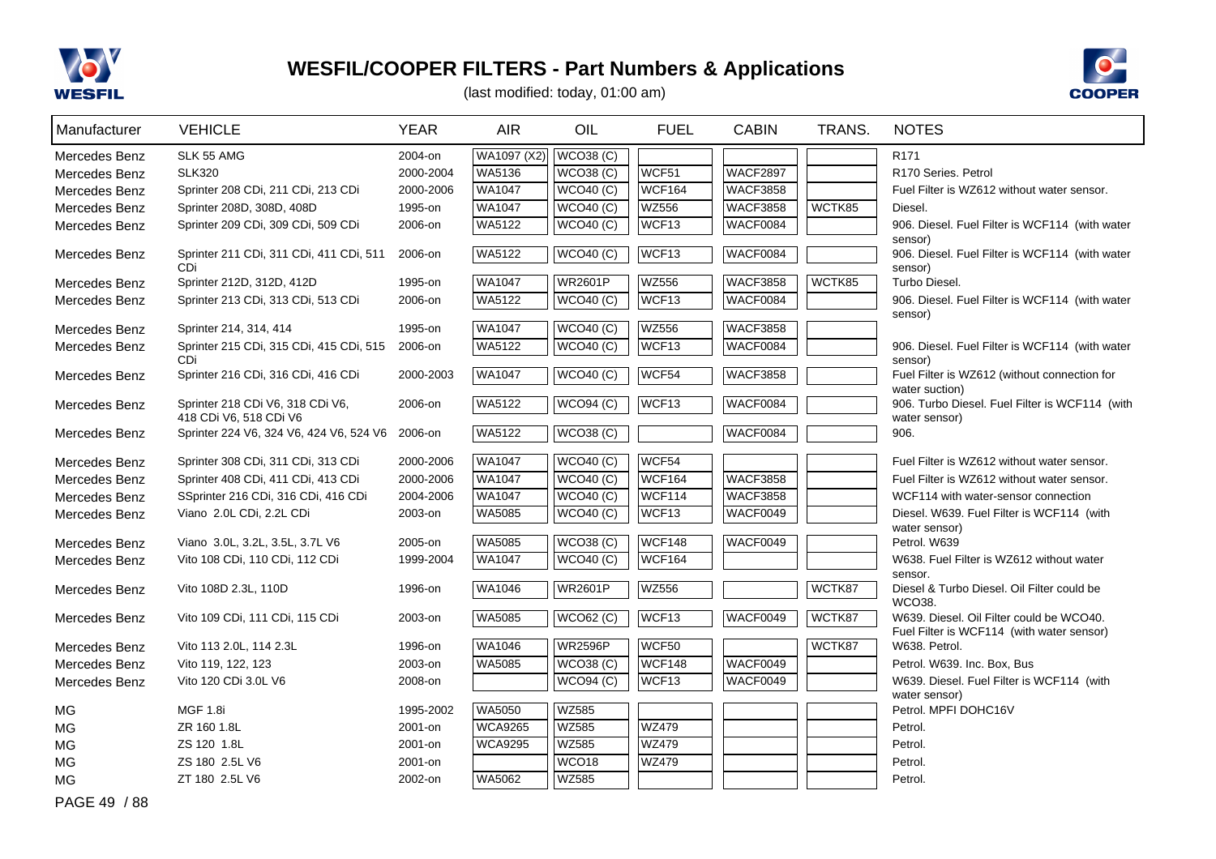# WESFIL/COOPER FILTERS - Part Numbers & Applications

(last modified: today, 01:00 am)

| Manufacturer | VEHICLE | YEAR | AIR | OIL | FUEL | CABIN | TRANS. | NOTES |
|---|---|---|---|---|---|---|---|---|
| Mercedes Benz | SLK 55 AMG | 2004-on | WA1097 (X2) | WCO38 (C) | | | | R171 |
| Mercedes Benz | SLK320 | 2000-2004 | WA5136 | WCO38 (C) | WCF51 | WACF2897 | | R170 Series. Petrol |
| Mercedes Benz | Sprinter 208 CDi, 211 CDi, 213 CDi | 2000-2006 | WA1047 | WCO40 (C) | WCF164 | WACF3858 | | Fuel Filter is WZ612 without water sensor. |
| Mercedes Benz | Sprinter 208D, 308D, 408D | 1995-on | WA1047 | WCO40 (C) | WZ556 | WACF3858 | WCTK85 | Diesel. |
| Mercedes Benz | Sprinter 209 CDi, 309 CDi, 509 CDi | 2006-on | WA5122 | WCO40 (C) | WCF13 | WACF0084 | | 906. Diesel. Fuel Filter is WCF114 (with water sensor) |
| Mercedes Benz | Sprinter 211 CDi, 311 CDi, 411 CDi, 511 CDi | 2006-on | WA5122 | WCO40 (C) | WCF13 | WACF0084 | | 906. Diesel. Fuel Filter is WCF114 (with water sensor) |
| Mercedes Benz | Sprinter 212D, 312D, 412D | 1995-on | WA1047 | WR2601P | WZ556 | WACF3858 | WCTK85 | Turbo Diesel. |
| Mercedes Benz | Sprinter 213 CDi, 313 CDi, 513 CDi | 2006-on | WA5122 | WCO40 (C) | WCF13 | WACF0084 | | 906. Diesel. Fuel Filter is WCF114 (with water sensor) |
| Mercedes Benz | Sprinter 214, 314, 414 | 1995-on | WA1047 | WCO40 (C) | WZ556 | WACF3858 | | |
| Mercedes Benz | Sprinter 215 CDi, 315 CDi, 415 CDi, 515 CDi | 2006-on | WA5122 | WCO40 (C) | WCF13 | WACF0084 | | 906. Diesel. Fuel Filter is WCF114 (with water sensor) |
| Mercedes Benz | Sprinter 216 CDi, 316 CDi, 416 CDi | 2000-2003 | WA1047 | WCO40 (C) | WCF54 | WACF3858 | | Fuel Filter is WZ612 (without connection for water suction) |
| Mercedes Benz | Sprinter 218 CDi V6, 318 CDi V6, 418 CDi V6, 518 CDi V6 | 2006-on | WA5122 | WCO94 (C) | WCF13 | WACF0084 | | 906. Turbo Diesel. Fuel Filter is WCF114 (with water sensor) |
| Mercedes Benz | Sprinter 224 V6, 324 V6, 424 V6, 524 V6 | 2006-on | WA5122 | WCO38 (C) | | WACF0084 | | 906. |
| Mercedes Benz | Sprinter 308 CDi, 311 CDi, 313 CDi | 2000-2006 | WA1047 | WCO40 (C) | WCF54 | | | Fuel Filter is WZ612 without water sensor. |
| Mercedes Benz | Sprinter 408 CDi, 411 CDi, 413 CDi | 2000-2006 | WA1047 | WCO40 (C) | WCF164 | WACF3858 | | Fuel Filter is WZ612 without water sensor. |
| Mercedes Benz | SSprinter 216 CDi, 316 CDi, 416 CDi | 2004-2006 | WA1047 | WCO40 (C) | WCF114 | WACF3858 | | WCF114 with water-sensor connection |
| Mercedes Benz | Viano 2.0L CDi, 2.2L CDi | 2003-on | WA5085 | WCO40 (C) | WCF13 | WACF0049 | | Diesel. W639. Fuel Filter is WCF114 (with water sensor) |
| Mercedes Benz | Viano 3.0L, 3.2L, 3.5L, 3.7L V6 | 2005-on | WA5085 | WCO38 (C) | WCF148 | WACF0049 | | Petrol. W639 |
| Mercedes Benz | Vito 108 CDi, 110 CDi, 112 CDi | 1999-2004 | WA1047 | WCO40 (C) | WCF164 | | | W638. Fuel Filter is WZ612 without water sensor. |
| Mercedes Benz | Vito 108D 2.3L, 110D | 1996-on | WA1046 | WR2601P | WZ556 | | WCTK87 | Diesel & Turbo Diesel. Oil Filter could be WCO38. |
| Mercedes Benz | Vito 109 CDi, 111 CDi, 115 CDi | 2003-on | WA5085 | WCO62 (C) | WCF13 | WACF0049 | WCTK87 | W639. Diesel. Oil Filter could be WCO40. Fuel Filter is WCF114 (with water sensor) |
| Mercedes Benz | Vito 113 2.0L, 114 2.3L | 1996-on | WA1046 | WR2596P | WCF50 | | WCTK87 | W638. Petrol. |
| Mercedes Benz | Vito 119, 122, 123 | 2003-on | WA5085 | WCO38 (C) | WCF148 | WACF0049 | | Petrol. W639. Inc. Box, Bus |
| Mercedes Benz | Vito 120 CDi 3.0L V6 | 2008-on | | WCO94 (C) | WCF13 | WACF0049 | | W639. Diesel. Fuel Filter is WCF114 (with water sensor) |
| MG | MGF 1.8i | 1995-2002 | WA5050 | WZ585 | | | | Petrol. MPFI DOHC16V |
| MG | ZR 160 1.8L | 2001-on | WCA9265 | WZ585 | WZ479 | | | Petrol. |
| MG | ZS 120 1.8L | 2001-on | WCA9295 | WZ585 | WZ479 | | | Petrol. |
| MG | ZS 180 2.5L V6 | 2001-on | | WCO18 | WZ479 | | | Petrol. |
| MG | ZT 180 2.5L V6 | 2002-on | WA5062 | WZ585 | | | | Petrol. |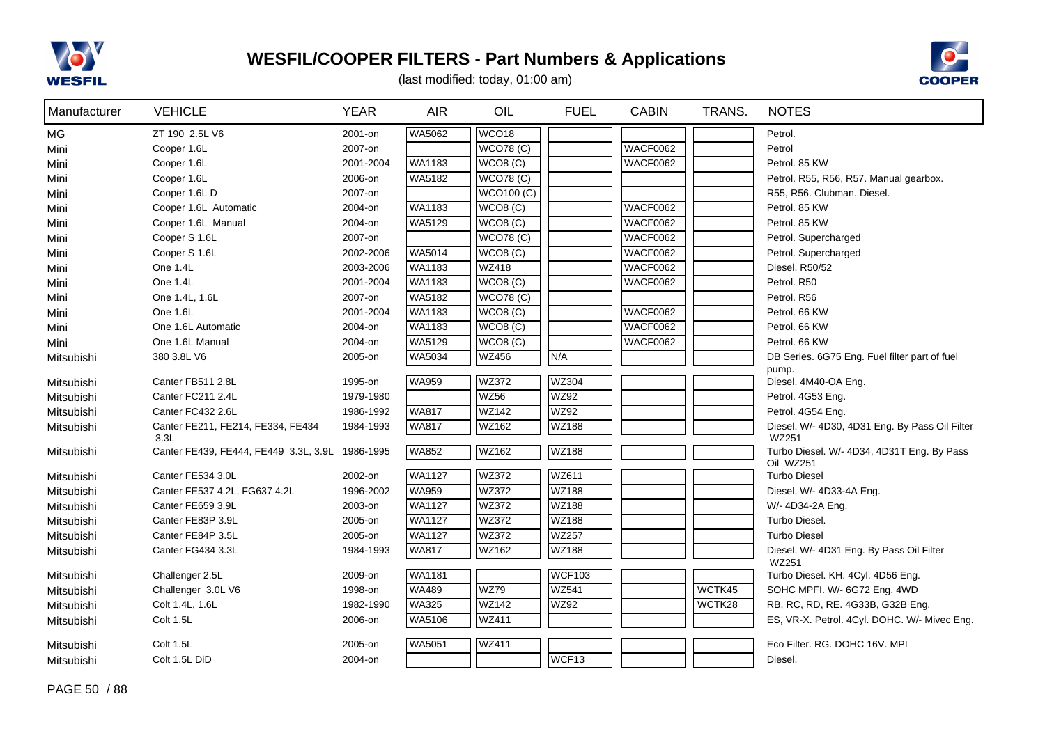# WESFIL/COOPER FILTERS - Part Numbers & Applications

(last modified: today, 01:00 am)

| Manufacturer | VEHICLE | YEAR | AIR | OIL | FUEL | CABIN | TRANS. | NOTES |
|---|---|---|---|---|---|---|---|---|
| MG | ZT 190 2.5L V6 | 2001-on | WA5062 | WCO18 | | | | Petrol. |
| Mini | Cooper 1.6L | 2007-on | | WCO78 (C) | | WACF0062 | | Petrol |
| Mini | Cooper 1.6L | 2001-2004 | WA1183 | WCO8 (C) | | WACF0062 | | Petrol. 85 KW |
| Mini | Cooper 1.6L | 2006-on | WA5182 | WCO78 (C) | | | | Petrol. R55, R56, R57. Manual gearbox. |
| Mini | Cooper 1.6L D | 2007-on | | WCO100 (C) | | | | R55, R56. Clubman. Diesel. |
| Mini | Cooper 1.6L Automatic | 2004-on | WA1183 | WCO8 (C) | | WACF0062 | | Petrol. 85 KW |
| Mini | Cooper 1.6L Manual | 2004-on | WA5129 | WCO8 (C) | | WACF0062 | | Petrol. 85 KW |
| Mini | Cooper S 1.6L | 2007-on | | WCO78 (C) | | WACF0062 | | Petrol. Supercharged |
| Mini | Cooper S 1.6L | 2002-2006 | WA5014 | WCO8 (C) | | WACF0062 | | Petrol. Supercharged |
| Mini | One 1.4L | 2003-2006 | WA1183 | WZ418 | | WACF0062 | | Diesel. R50/52 |
| Mini | One 1.4L | 2001-2004 | WA1183 | WCO8 (C) | | WACF0062 | | Petrol. R50 |
| Mini | One 1.4L, 1.6L | 2007-on | WA5182 | WCO78 (C) | | | | Petrol. R56 |
| Mini | One 1.6L | 2001-2004 | WA1183 | WCO8 (C) | | WACF0062 | | Petrol. 66 KW |
| Mini | One 1.6L Automatic | 2004-on | WA1183 | WCO8 (C) | | WACF0062 | | Petrol. 66 KW |
| Mini | One 1.6L Manual | 2004-on | WA5129 | WCO8 (C) | | WACF0062 | | Petrol. 66 KW |
| Mitsubishi | 380 3.8L V6 | 2005-on | WA5034 | WZ456 | N/A | | | DB Series. 6G75 Eng. Fuel filter part of fuel pump. |
| Mitsubishi | Canter FB511 2.8L | 1995-on | WA959 | WZ372 | WZ304 | | | Diesel. 4M40-OA Eng. |
| Mitsubishi | Canter FC211 2.4L | 1979-1980 | | WZ56 | WZ92 | | | Petrol. 4G53 Eng. |
| Mitsubishi | Canter FC432 2.6L | 1986-1992 | WA817 | WZ142 | WZ92 | | | Petrol. 4G54 Eng. |
| Mitsubishi | Canter FE211, FE214, FE334, FE434 3.3L | 1984-1993 | WA817 | WZ162 | WZ188 | | | Diesel. W/- 4D30, 4D31 Eng. By Pass Oil Filter WZ251 |
| Mitsubishi | Canter FE439, FE444, FE449 3.3L, 3.9L | 1986-1995 | WA852 | WZ162 | WZ188 | | | Turbo Diesel. W/- 4D34, 4D31T Eng. By Pass Oil WZ251 |
| Mitsubishi | Canter FE534 3.0L | 2002-on | WA1127 | WZ372 | WZ611 | | | Turbo Diesel |
| Mitsubishi | Canter FE537 4.2L, FG637 4.2L | 1996-2002 | WA959 | WZ372 | WZ188 | | | Diesel. W/- 4D33-4A Eng. |
| Mitsubishi | Canter FE659 3.9L | 2003-on | WA1127 | WZ372 | WZ188 | | | W/- 4D34-2A Eng. |
| Mitsubishi | Canter FE83P 3.9L | 2005-on | WA1127 | WZ372 | WZ188 | | | Turbo Diesel. |
| Mitsubishi | Canter FE84P 3.5L | 2005-on | WA1127 | WZ372 | WZ257 | | | Turbo Diesel |
| Mitsubishi | Canter FG434 3.3L | 1984-1993 | WA817 | WZ162 | WZ188 | | | Diesel. W/- 4D31 Eng. By Pass Oil Filter WZ251 |
| Mitsubishi | Challenger 2.5L | 2009-on | WA1181 | | WCF103 | | | Turbo Diesel. KH. 4Cyl. 4D56 Eng. |
| Mitsubishi | Challenger 3.0L V6 | 1998-on | WA489 | WZ79 | WZ541 | | WCTK45 | SOHC MPFI. W/- 6G72 Eng. 4WD |
| Mitsubishi | Colt 1.4L, 1.6L | 1982-1990 | WA325 | WZ142 | WZ92 | | WCTK28 | RB, RC, RD, RE. 4G33B, G32B Eng. |
| Mitsubishi | Colt 1.5L | 2006-on | WA5106 | WZ411 | | | | ES, VR-X. Petrol. 4Cyl. DOHC. W/- Mivec Eng. |
| Mitsubishi | Colt 1.5L | 2005-on | WA5051 | WZ411 | | | | Eco Filter. RG. DOHC 16V. MPI |
| Mitsubishi | Colt 1.5L DiD | 2004-on | | | WCF13 | | | Diesel. |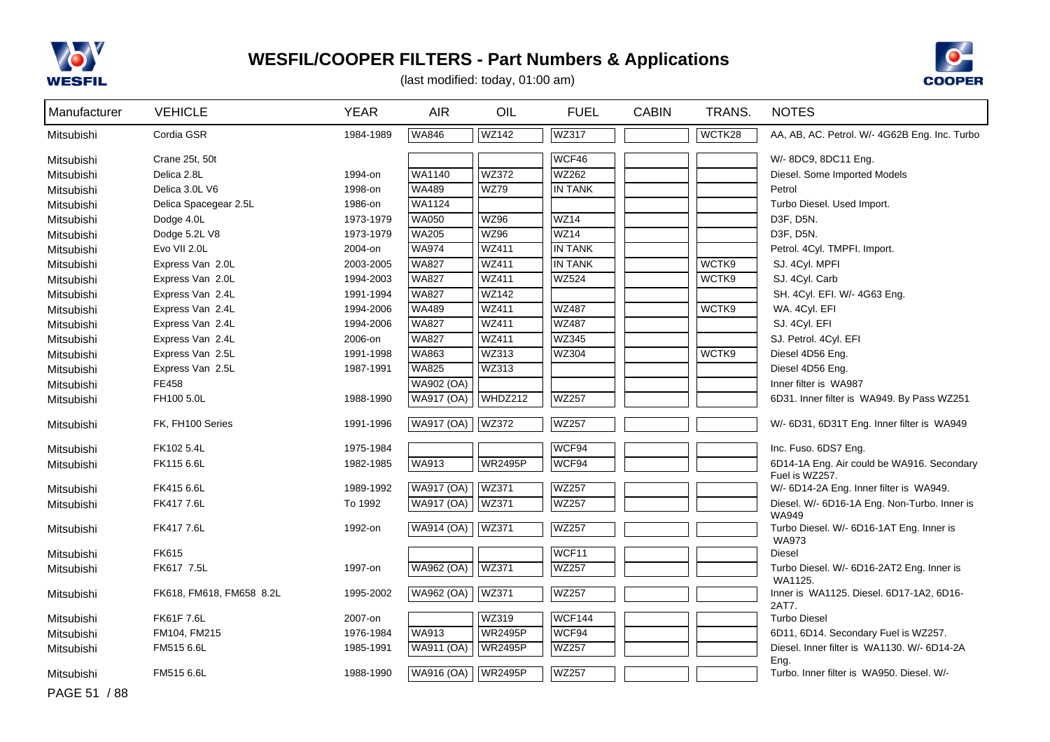# WESFIL/COOPER FILTERS - Part Numbers & Applications

(last modified: today, 01:00 am)

| Manufacturer | VEHICLE | YEAR | AIR | OIL | FUEL | CABIN | TRANS. | NOTES |
|---|---|---|---|---|---|---|---|---|
| Mitsubishi | Cordia GSR | 1984-1989 | WA846 | WZ142 | WZ317 | | WCTK28 | AA, AB, AC. Petrol. W/- 4G62B Eng. Inc. Turbo |
| Mitsubishi | Crane 25t, 50t | | | | WCF46 | | | W/- 8DC9, 8DC11 Eng. |
| Mitsubishi | Delica 2.8L | 1994-on | WA1140 | WZ372 | WZ262 | | | Diesel. Some Imported Models |
| Mitsubishi | Delica 3.0L V6 | 1998-on | WA489 | WZ79 | IN TANK | | | Petrol |
| Mitsubishi | Delica Spacegear 2.5L | 1986-on | WA1124 | | | | | Turbo Diesel. Used Import. |
| Mitsubishi | Dodge 4.0L | 1973-1979 | WA050 | WZ96 | WZ14 | | | D3F, D5N. |
| Mitsubishi | Dodge 5.2L V8 | 1973-1979 | WA205 | WZ96 | WZ14 | | | D3F, D5N. |
| Mitsubishi | Evo VII 2.0L | 2004-on | WA974 | WZ411 | IN TANK | | | Petrol. 4Cyl. TMPFI. Import. |
| Mitsubishi | Express Van 2.0L | 2003-2005 | WA827 | WZ411 | IN TANK | | WCTK9 | SJ. 4Cyl. MPFI |
| Mitsubishi | Express Van 2.0L | 1994-2003 | WA827 | WZ411 | WZ524 | | WCTK9 | SJ. 4Cyl. Carb |
| Mitsubishi | Express Van 2.4L | 1991-1994 | WA827 | WZ142 | | | | SH. 4Cyl. EFI. W/- 4G63 Eng. |
| Mitsubishi | Express Van 2.4L | 1994-2006 | WA489 | WZ411 | WZ487 | | WCTK9 | WA. 4Cyl. EFI |
| Mitsubishi | Express Van 2.4L | 1994-2006 | WA827 | WZ411 | WZ487 | | | SJ. 4Cyl. EFI |
| Mitsubishi | Express Van 2.4L | 2006-on | WA827 | WZ411 | WZ345 | | | SJ. Petrol. 4Cyl. EFI |
| Mitsubishi | Express Van 2.5L | 1991-1998 | WA863 | WZ313 | WZ304 | | WCTK9 | Diesel 4D56 Eng. |
| Mitsubishi | Express Van 2.5L | 1987-1991 | WA825 | WZ313 | | | | Diesel 4D56 Eng. |
| Mitsubishi | FE458 | | WA902 (OA) | | | | | Inner filter is WA987 |
| Mitsubishi | FH100 5.0L | 1988-1990 | WA917 (OA) | WHDZ212 | WZ257 | | | 6D31. Inner filter is WA949. By Pass WZ251 |
| Mitsubishi | FK, FH100 Series | 1991-1996 | WA917 (OA) | WZ372 | WZ257 | | | W/- 6D31, 6D31T Eng. Inner filter is WA949 |
| Mitsubishi | FK102 5.4L | 1975-1984 | | | WCF94 | | | Inc. Fuso. 6DS7 Eng. |
| Mitsubishi | FK115 6.6L | 1982-1985 | WA913 | WR2495P | WCF94 | | | 6D14-1A Eng. Air could be WA916. Secondary Fuel is WZ257. |
| Mitsubishi | FK415 6.6L | 1989-1992 | WA917 (OA) | WZ371 | WZ257 | | | W/- 6D14-2A Eng. Inner filter is WA949. |
| Mitsubishi | FK417 7.6L | To 1992 | WA917 (OA) | WZ371 | WZ257 | | | Diesel. W/- 6D16-1A Eng. Non-Turbo. Inner is WA949 |
| Mitsubishi | FK417 7.6L | 1992-on | WA914 (OA) | WZ371 | WZ257 | | | Turbo Diesel. W/- 6D16-1AT Eng. Inner is WA973 |
| Mitsubishi | FK615 | | | | WCF11 | | | Diesel |
| Mitsubishi | FK617 7.5L | 1997-on | WA962 (OA) | WZ371 | WZ257 | | | Turbo Diesel. W/- 6D16-2AT2 Eng. Inner is WA1125. |
| Mitsubishi | FK618, FM618, FM658 8.2L | 1995-2002 | WA962 (OA) | WZ371 | WZ257 | | | Inner is WA1125. Diesel. 6D17-1A2, 6D16-2AT7. |
| Mitsubishi | FK61F 7.6L | 2007-on | | WZ319 | WCF144 | | | Turbo Diesel |
| Mitsubishi | FM104, FM215 | 1976-1984 | WA913 | WR2495P | WCF94 | | | 6D11, 6D14. Secondary Fuel is WZ257. |
| Mitsubishi | FM515 6.6L | 1985-1991 | WA911 (OA) | WR2495P | WZ257 | | | Diesel. Inner filter is WA1130. W/- 6D14-2A Eng. |
| Mitsubishi | FM515 6.6L | 1988-1990 | WA916 (OA) | WR2495P | WZ257 | | | Turbo. Inner filter is WA950. Diesel. W/- |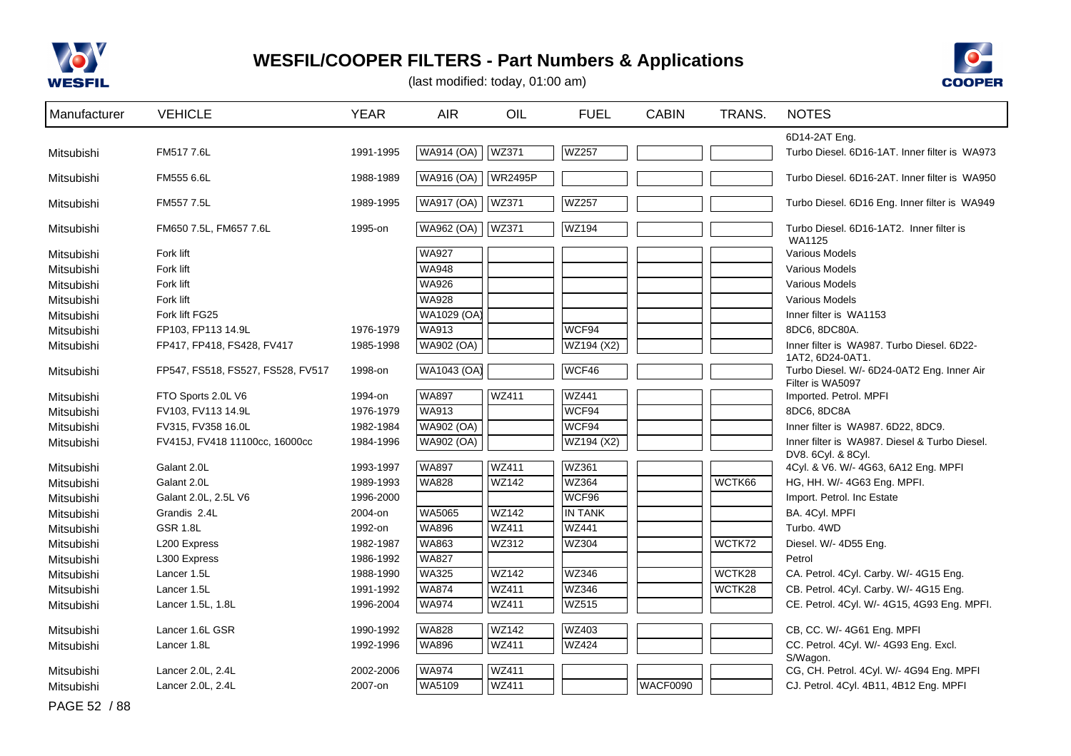# WESFIL/COOPER FILTERS - Part Numbers & Applications

(last modified: today, 01:00 am)

| Manufacturer | VEHICLE | YEAR | AIR | OIL | FUEL | CABIN | TRANS. | NOTES |
|---|---|---|---|---|---|---|---|---|
| | | | | | | | | 6D14-2AT Eng. |
| Mitsubishi | FM517 7.6L | 1991-1995 | WA914 (OA) | WZ371 | WZ257 | | | Turbo Diesel. 6D16-1AT. Inner filter is WA973 |
| Mitsubishi | FM555 6.6L | 1988-1989 | WA916 (OA) | WR2495P | | | | Turbo Diesel. 6D16-2AT. Inner filter is WA950 |
| Mitsubishi | FM557 7.5L | 1989-1995 | WA917 (OA) | WZ371 | WZ257 | | | Turbo Diesel. 6D16 Eng. Inner filter is WA949 |
| Mitsubishi | FM650 7.5L, FM657 7.6L | 1995-on | WA962 (OA) | WZ371 | WZ194 | | | Turbo Diesel. 6D16-1AT2. Inner filter is WA1125 |
| Mitsubishi | Fork lift | | WA927 | | | | | Various Models |
| Mitsubishi | Fork lift | | WA948 | | | | | Various Models |
| Mitsubishi | Fork lift | | WA926 | | | | | Various Models |
| Mitsubishi | Fork lift | | WA928 | | | | | Various Models |
| Mitsubishi | Fork lift FG25 | | WA1029 (OA) | | | | | Inner filter is WA1153 |
| Mitsubishi | FP103, FP113 14.9L | 1976-1979 | WA913 | | WCF94 | | | 8DC6, 8DC80A. |
| Mitsubishi | FP417, FP418, FS428, FV417 | 1985-1998 | WA902 (OA) | | WZ194 (X2) | | | Inner filter is WA987. Turbo Diesel. 6D22-1AT2, 6D24-0AT1. |
| Mitsubishi | FP547, FS518, FS527, FS528, FV517 | 1998-on | WA1043 (OA) | | WCF46 | | | Turbo Diesel. W/- 6D24-0AT2 Eng. Inner Air Filter is WA5097 |
| Mitsubishi | FTO Sports 2.0L V6 | 1994-on | WA897 | WZ411 | WZ441 | | | Imported. Petrol. MPFI |
| Mitsubishi | FV103, FV113 14.9L | 1976-1979 | WA913 | | WCF94 | | | 8DC6, 8DC8A |
| Mitsubishi | FV315, FV358 16.0L | 1982-1984 | WA902 (OA) | | WCF94 | | | Inner filter is WA987. 6D22, 8DC9. |
| Mitsubishi | FV415J, FV418 11100cc, 16000cc | 1984-1996 | WA902 (OA) | | WZ194 (X2) | | | Inner filter is WA987. Diesel & Turbo Diesel. DV8. 6Cyl. & 8Cyl. |
| Mitsubishi | Galant 2.0L | 1993-1997 | WA897 | WZ411 | WZ361 | | | 4Cyl. & V6. W/- 4G63, 6A12 Eng. MPFI |
| Mitsubishi | Galant 2.0L | 1989-1993 | WA828 | WZ142 | WZ364 | | WCTK66 | HG, HH. W/- 4G63 Eng. MPFI. |
| Mitsubishi | Galant 2.0L, 2.5L V6 | 1996-2000 | | | WCF96 | | | Import. Petrol. Inc Estate |
| Mitsubishi | Grandis 2.4L | 2004-on | WA5065 | WZ142 | IN TANK | | | BA. 4Cyl. MPFI |
| Mitsubishi | GSR 1.8L | 1992-on | WA896 | WZ411 | WZ441 | | | Turbo. 4WD |
| Mitsubishi | L200 Express | 1982-1987 | WA863 | WZ312 | WZ304 | | WCTK72 | Diesel. W/- 4D55 Eng. |
| Mitsubishi | L300 Express | 1986-1992 | WA827 | | | | | Petrol |
| Mitsubishi | Lancer 1.5L | 1988-1990 | WA325 | WZ142 | WZ346 | | WCTK28 | CA. Petrol. 4Cyl. Carby. W/- 4G15 Eng. |
| Mitsubishi | Lancer 1.5L | 1991-1992 | WA874 | WZ411 | WZ346 | | WCTK28 | CB. Petrol. 4Cyl. Carby. W/- 4G15 Eng. |
| Mitsubishi | Lancer 1.5L, 1.8L | 1996-2004 | WA974 | WZ411 | WZ515 | | | CE. Petrol. 4Cyl. W/- 4G15, 4G93 Eng. MPFI. |
| Mitsubishi | Lancer 1.6L GSR | 1990-1992 | WA828 | WZ142 | WZ403 | | | CB, CC. W/- 4G61 Eng. MPFI |
| Mitsubishi | Lancer 1.8L | 1992-1996 | WA896 | WZ411 | WZ424 | | | CC. Petrol. 4Cyl. W/- 4G93 Eng. Excl. S/Wagon. |
| Mitsubishi | Lancer 2.0L, 2.4L | 2002-2006 | WA974 | WZ411 | | | | CG, CH. Petrol. 4Cyl. W/- 4G94 Eng. MPFI |
| Mitsubishi | Lancer 2.0L, 2.4L | 2007-on | WA5109 | WZ411 | | WACF0090 | | CJ. Petrol. 4Cyl. 4B11, 4B12 Eng. MPFI |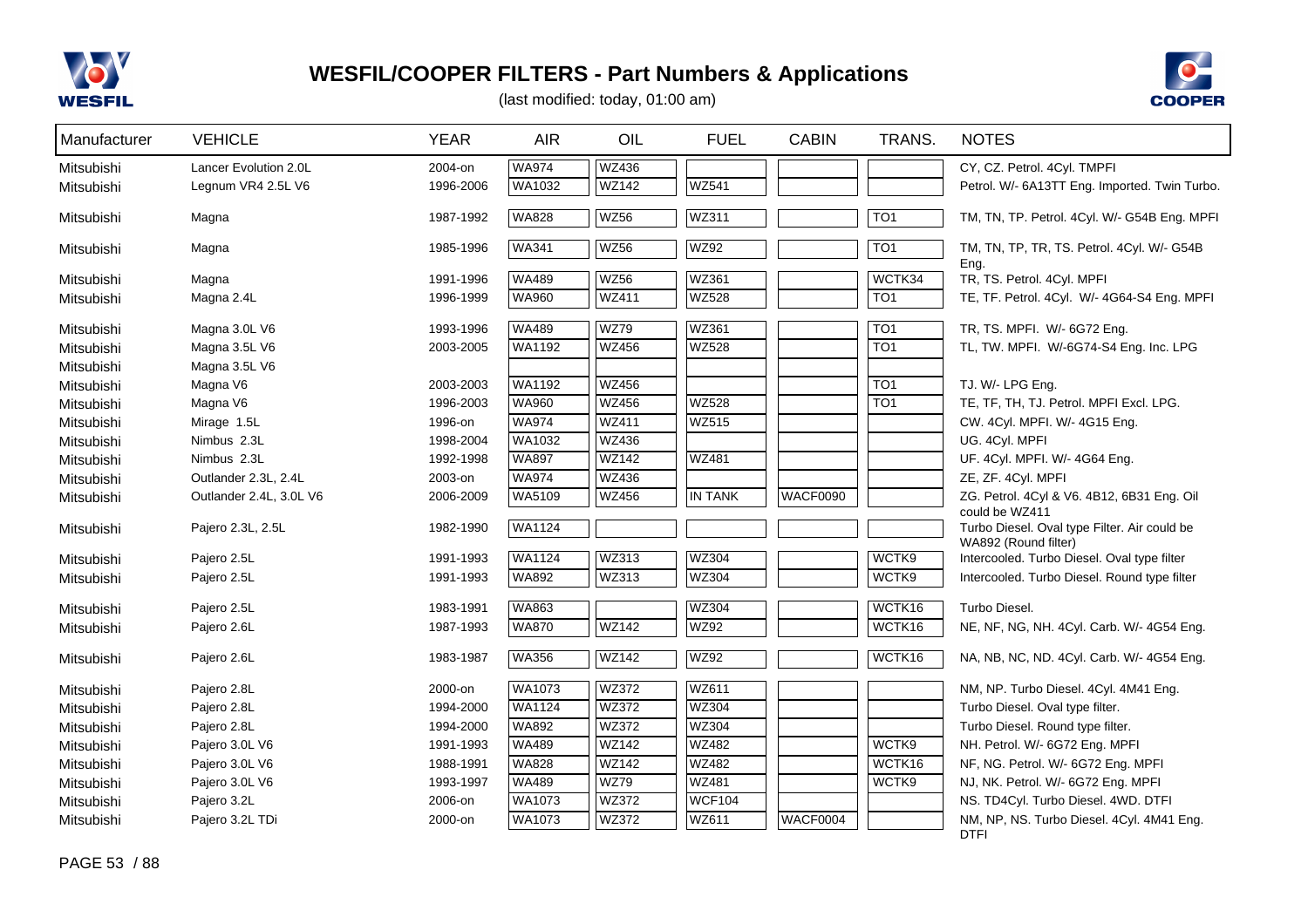# WESFIL/COOPER FILTERS - Part Numbers & Applications

(last modified: today, 01:00 am)

| Manufacturer | VEHICLE | YEAR | AIR | OIL | FUEL | CABIN | TRANS. | NOTES |
|---|---|---|---|---|---|---|---|---|
| Mitsubishi | Lancer Evolution 2.0L | 2004-on | WA974 | WZ436 | | | | CY, CZ. Petrol. 4Cyl. TMPFI |
| Mitsubishi | Legnum VR4 2.5L V6 | 1996-2006 | WA1032 | WZ142 | WZ541 | | | Petrol. W/- 6A13TT Eng. Imported. Twin Turbo. |
| Mitsubishi | Magna | 1987-1992 | WA828 | WZ56 | WZ311 | | TO1 | TM, TN, TP. Petrol. 4Cyl. W/- G54B Eng. MPFI |
| Mitsubishi | Magna | 1985-1996 | WA341 | WZ56 | WZ92 | | TO1 | TM, TN, TP, TR, TS. Petrol. 4Cyl. W/- G54B Eng. |
| Mitsubishi | Magna | 1991-1996 | WA489 | WZ56 | WZ361 | | WCTK34 | TR, TS. Petrol. 4Cyl. MPFI |
| Mitsubishi | Magna 2.4L | 1996-1999 | WA960 | WZ411 | WZ528 | | TO1 | TE, TF. Petrol. 4Cyl. W/- 4G64-S4 Eng. MPFI |
| Mitsubishi | Magna 3.0L V6 | 1993-1996 | WA489 | WZ79 | WZ361 | | TO1 | TR, TS. MPFI. W/- 6G72 Eng. |
| Mitsubishi | Magna 3.5L V6 | 2003-2005 | WA1192 | WZ456 | WZ528 | | TO1 | TL, TW. MPFI. W/-6G74-S4 Eng. Inc. LPG |
| Mitsubishi | Magna 3.5L V6 | | | | | | | |
| Mitsubishi | Magna V6 | 2003-2003 | WA1192 | WZ456 | | | TO1 | TJ. W/- LPG Eng. |
| Mitsubishi | Magna V6 | 1996-2003 | WA960 | WZ456 | WZ528 | | TO1 | TE, TF, TH, TJ. Petrol. MPFI Excl. LPG. |
| Mitsubishi | Mirage 1.5L | 1996-on | WA974 | WZ411 | WZ515 | | | CW. 4Cyl. MPFI. W/- 4G15 Eng. |
| Mitsubishi | Nimbus 2.3L | 1998-2004 | WA1032 | WZ436 | | | | UG. 4Cyl. MPFI |
| Mitsubishi | Nimbus 2.3L | 1992-1998 | WA897 | WZ142 | WZ481 | | | UF. 4Cyl. MPFI. W/- 4G64 Eng. |
| Mitsubishi | Outlander 2.3L, 2.4L | 2003-on | WA974 | WZ436 | | | | ZE, ZF. 4Cyl. MPFI |
| Mitsubishi | Outlander 2.4L, 3.0L V6 | 2006-2009 | WA5109 | WZ456 | IN TANK | WACF0090 | | ZG. Petrol. 4Cyl & V6. 4B12, 6B31 Eng. Oil could be WZ411 |
| Mitsubishi | Pajero 2.3L, 2.5L | 1982-1990 | WA1124 | | | | | Turbo Diesel. Oval type Filter. Air could be WA892 (Round filter) |
| Mitsubishi | Pajero 2.5L | 1991-1993 | WA1124 | WZ313 | WZ304 | | WCTK9 | Intercooled. Turbo Diesel. Oval type filter |
| Mitsubishi | Pajero 2.5L | 1991-1993 | WA892 | WZ313 | WZ304 | | WCTK9 | Intercooled. Turbo Diesel. Round type filter |
| Mitsubishi | Pajero 2.5L | 1983-1991 | WA863 | | WZ304 | | WCTK16 | Turbo Diesel. |
| Mitsubishi | Pajero 2.6L | 1987-1993 | WA870 | WZ142 | WZ92 | | WCTK16 | NE, NF, NG, NH. 4Cyl. Carb. W/- 4G54 Eng. |
| Mitsubishi | Pajero 2.6L | 1983-1987 | WA356 | WZ142 | WZ92 | | WCTK16 | NA, NB, NC, ND. 4Cyl. Carb. W/- 4G54 Eng. |
| Mitsubishi | Pajero 2.8L | 2000-on | WA1073 | WZ372 | WZ611 | | | NM, NP. Turbo Diesel. 4Cyl. 4M41 Eng. |
| Mitsubishi | Pajero 2.8L | 1994-2000 | WA1124 | WZ372 | WZ304 | | | Turbo Diesel. Oval type filter. |
| Mitsubishi | Pajero 2.8L | 1994-2000 | WA892 | WZ372 | WZ304 | | | Turbo Diesel. Round type filter. |
| Mitsubishi | Pajero 3.0L V6 | 1991-1993 | WA489 | WZ142 | WZ482 | | WCTK9 | NH. Petrol. W/- 6G72 Eng. MPFI |
| Mitsubishi | Pajero 3.0L V6 | 1988-1991 | WA828 | WZ142 | WZ482 | | WCTK16 | NF, NG. Petrol. W/- 6G72 Eng. MPFI |
| Mitsubishi | Pajero 3.0L V6 | 1993-1997 | WA489 | WZ79 | WZ481 | | WCTK9 | NJ, NK. Petrol. W/- 6G72 Eng. MPFI |
| Mitsubishi | Pajero 3.2L | 2006-on | WA1073 | WZ372 | WCF104 | | | NS. TD4Cyl. Turbo Diesel. 4WD. DTFI |
| Mitsubishi | Pajero 3.2L TDi | 2000-on | WA1073 | WZ372 | WZ611 | WACF0004 | | NM, NP, NS. Turbo Diesel. 4Cyl. 4M41 Eng. DTFI |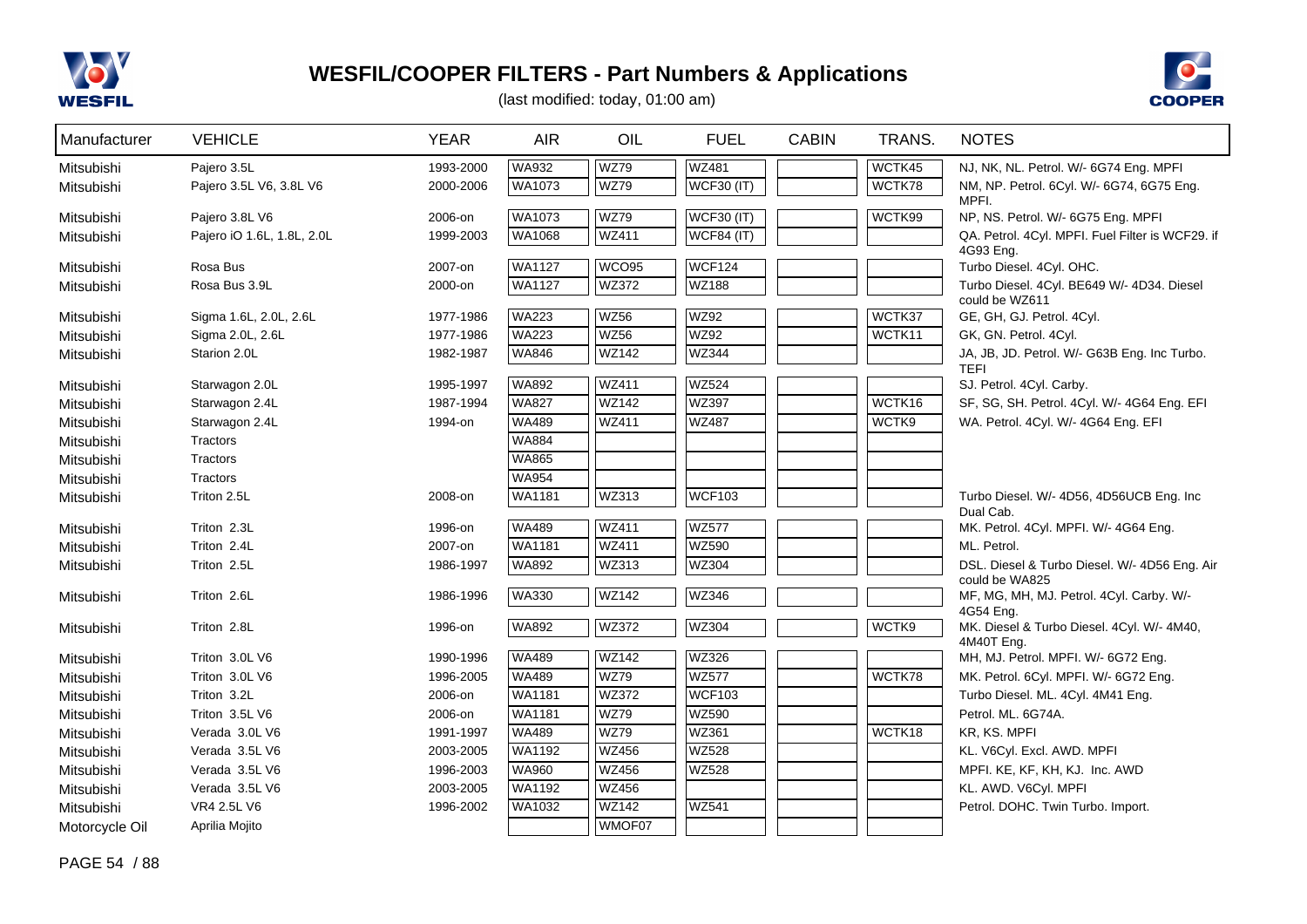# WESFIL/COOPER FILTERS - Part Numbers & Applications

(last modified: today, 01:00 am)

| Manufacturer | VEHICLE | YEAR | AIR | OIL | FUEL | CABIN | TRANS. | NOTES |
|---|---|---|---|---|---|---|---|---|
| Mitsubishi | Pajero 3.5L | 1993-2000 | WA932 | WZ79 | WZ481 | | WCTK45 | NJ, NK, NL. Petrol. W/- 6G74 Eng. MPFI |
| Mitsubishi | Pajero 3.5L V6, 3.8L V6 | 2000-2006 | WA1073 | WZ79 | WCF30 (IT) | | WCTK78 | NM, NP. Petrol. 6Cyl. W/- 6G74, 6G75 Eng. MPFI. |
| Mitsubishi | Pajero 3.8L V6 | 2006-on | WA1073 | WZ79 | WCF30 (IT) | | WCTK99 | NP, NS. Petrol. W/- 6G75 Eng. MPFI |
| Mitsubishi | Pajero iO 1.6L, 1.8L, 2.0L | 1999-2003 | WA1068 | WZ411 | WCF84 (IT) | | | QA. Petrol. 4Cyl. MPFI. Fuel Filter is WCF29. if 4G93 Eng. |
| Mitsubishi | Rosa Bus | 2007-on | WA1127 | WCO95 | WCF124 | | | Turbo Diesel. 4Cyl. OHC. |
| Mitsubishi | Rosa Bus 3.9L | 2000-on | WA1127 | WZ372 | WZ188 | | | Turbo Diesel. 4Cyl. BE649 W/- 4D34. Diesel could be WZ611 |
| Mitsubishi | Sigma 1.6L, 2.0L, 2.6L | 1977-1986 | WA223 | WZ56 | WZ92 | | WCTK37 | GE, GH, GJ. Petrol. 4Cyl. |
| Mitsubishi | Sigma 2.0L, 2.6L | 1977-1986 | WA223 | WZ56 | WZ92 | | WCTK11 | GK, GN. Petrol. 4Cyl. |
| Mitsubishi | Starion 2.0L | 1982-1987 | WA846 | WZ142 | WZ344 | | | JA, JB, JD. Petrol. W/- G63B Eng. Inc Turbo. TEFI |
| Mitsubishi | Starwagon 2.0L | 1995-1997 | WA892 | WZ411 | WZ524 | | | SJ. Petrol. 4Cyl. Carby. |
| Mitsubishi | Starwagon 2.4L | 1987-1994 | WA827 | WZ142 | WZ397 | | WCTK16 | SF, SG, SH. Petrol. 4Cyl. W/- 4G64 Eng. EFI |
| Mitsubishi | Starwagon 2.4L | 1994-on | WA489 | WZ411 | WZ487 | | WCTK9 | WA. Petrol. 4Cyl. W/- 4G64 Eng. EFI |
| Mitsubishi | Tractors | | WA884 | | | | | |
| Mitsubishi | Tractors | | WA865 | | | | | |
| Mitsubishi | Tractors | | WA954 | | | | | |
| Mitsubishi | Triton 2.5L | 2008-on | WA1181 | WZ313 | WCF103 | | | Turbo Diesel. W/- 4D56, 4D56UCB Eng. Inc Dual Cab. |
| Mitsubishi | Triton 2.3L | 1996-on | WA489 | WZ411 | WZ577 | | | MK. Petrol. 4Cyl. MPFI. W/- 4G64 Eng. |
| Mitsubishi | Triton 2.4L | 2007-on | WA1181 | WZ411 | WZ590 | | | ML. Petrol. |
| Mitsubishi | Triton 2.5L | 1986-1997 | WA892 | WZ313 | WZ304 | | | DSL. Diesel & Turbo Diesel. W/- 4D56 Eng. Air could be WA825 |
| Mitsubishi | Triton 2.6L | 1986-1996 | WA330 | WZ142 | WZ346 | | | MF, MG, MH, MJ. Petrol. 4Cyl. Carby. W/- 4G54 Eng. |
| Mitsubishi | Triton 2.8L | 1996-on | WA892 | WZ372 | WZ304 | | WCTK9 | MK. Diesel & Turbo Diesel. 4Cyl. W/- 4M40, 4M40T Eng. |
| Mitsubishi | Triton 3.0L V6 | 1990-1996 | WA489 | WZ142 | WZ326 | | | MH, MJ. Petrol. MPFI. W/- 6G72 Eng. |
| Mitsubishi | Triton 3.0L V6 | 1996-2005 | WA489 | WZ79 | WZ577 | | WCTK78 | MK. Petrol. 6Cyl. MPFI. W/- 6G72 Eng. |
| Mitsubishi | Triton 3.2L | 2006-on | WA1181 | WZ372 | WCF103 | | | Turbo Diesel. ML. 4Cyl. 4M41 Eng. |
| Mitsubishi | Triton 3.5L V6 | 2006-on | WA1181 | WZ79 | WZ590 | | | Petrol. ML. 6G74A. |
| Mitsubishi | Verada 3.0L V6 | 1991-1997 | WA489 | WZ79 | WZ361 | | WCTK18 | KR, KS. MPFI |
| Mitsubishi | Verada 3.5L V6 | 2003-2005 | WA1192 | WZ456 | WZ528 | | | KL. V6Cyl. Excl. AWD. MPFI |
| Mitsubishi | Verada 3.5L V6 | 1996-2003 | WA960 | WZ456 | WZ528 | | | MPFI. KE, KF, KH, KJ. Inc. AWD |
| Mitsubishi | Verada 3.5L V6 | 2003-2005 | WA1192 | WZ456 | | | | KL. AWD. V6Cyl. MPFI |
| Mitsubishi | VR4 2.5L V6 | 1996-2002 | WA1032 | WZ142 | WZ541 | | | Petrol. DOHC. Twin Turbo. Import. |
| Motorcycle Oil | Aprilia Mojito | | | WMOF07 | | | | |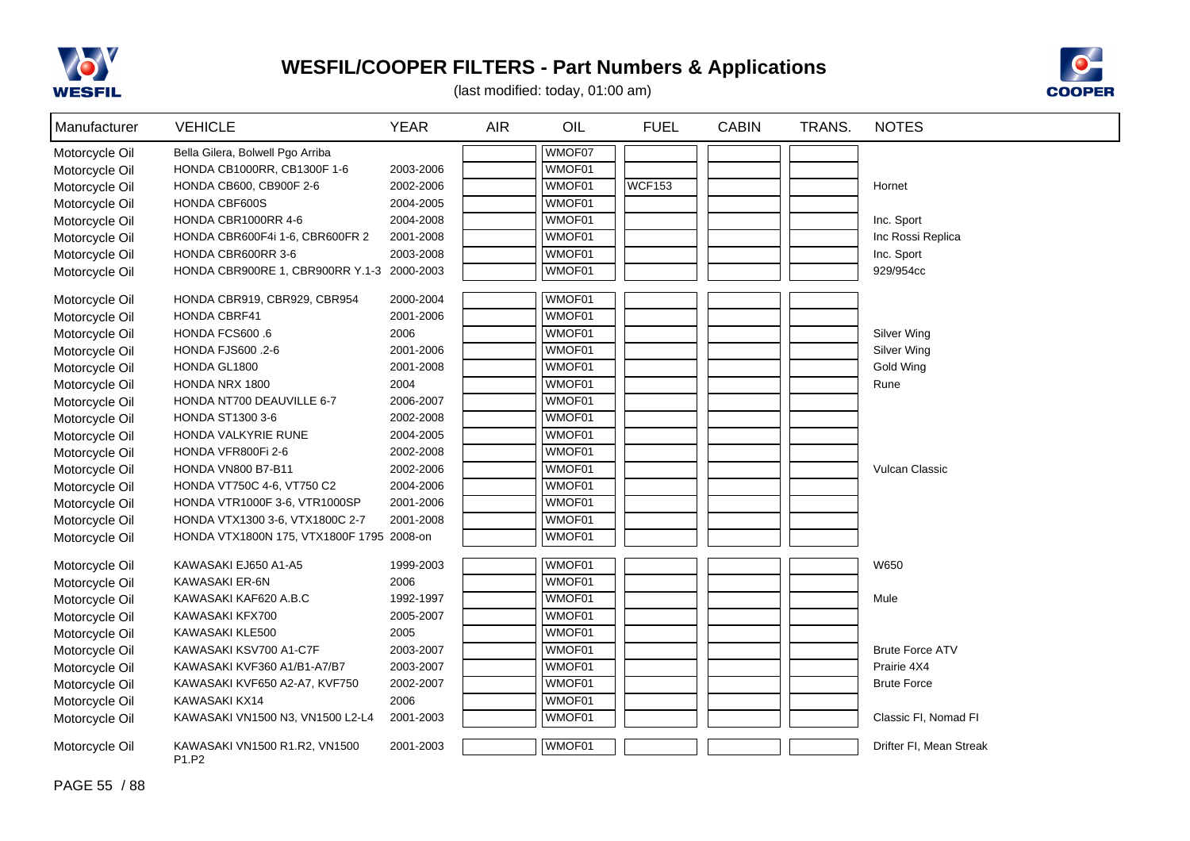# WESFIL/COOPER FILTERS - Part Numbers & Applications

(last modified: today, 01:00 am)

| Manufacturer | VEHICLE | YEAR | AIR | OIL | FUEL | CABIN | TRANS. | NOTES |
|---|---|---|---|---|---|---|---|---|
| Motorcycle Oil | Bella Gilera, Bolwell Pgo Arriba | | | WMOF07 | | | | |
| Motorcycle Oil | HONDA CB1000RR, CB1300F 1-6 | 2003-2006 | | WMOF01 | | | | |
| Motorcycle Oil | HONDA CB600, CB900F 2-6 | 2002-2006 | | WMOF01 | WCF153 | | | Hornet |
| Motorcycle Oil | HONDA CBF600S | 2004-2005 | | WMOF01 | | | | |
| Motorcycle Oil | HONDA CBR1000RR 4-6 | 2004-2008 | | WMOF01 | | | | Inc. Sport |
| Motorcycle Oil | HONDA CBR600F4i 1-6, CBR600FR 2 | 2001-2008 | | WMOF01 | | | | Inc Rossi Replica |
| Motorcycle Oil | HONDA CBR600RR 3-6 | 2003-2008 | | WMOF01 | | | | Inc. Sport |
| Motorcycle Oil | HONDA CBR900RE 1, CBR900RR Y.1-3 | 2000-2003 | | WMOF01 | | | | 929/954cc |
| Motorcycle Oil | HONDA CBR919, CBR929, CBR954 | 2000-2004 | | WMOF01 | | | | |
| Motorcycle Oil | HONDA CBRF41 | 2001-2006 | | WMOF01 | | | | |
| Motorcycle Oil | HONDA FCS600 .6 | 2006 | | WMOF01 | | | | Silver Wing |
| Motorcycle Oil | HONDA FJS600 .2-6 | 2001-2006 | | WMOF01 | | | | Silver Wing |
| Motorcycle Oil | HONDA GL1800 | 2001-2008 | | WMOF01 | | | | Gold Wing |
| Motorcycle Oil | HONDA NRX 1800 | 2004 | | WMOF01 | | | | Rune |
| Motorcycle Oil | HONDA NT700 DEAUVILLE 6-7 | 2006-2007 | | WMOF01 | | | | |
| Motorcycle Oil | HONDA ST1300 3-6 | 2002-2008 | | WMOF01 | | | | |
| Motorcycle Oil | HONDA VALKYRIE RUNE | 2004-2005 | | WMOF01 | | | | |
| Motorcycle Oil | HONDA VFR800Fi 2-6 | 2002-2008 | | WMOF01 | | | | |
| Motorcycle Oil | HONDA VN800 B7-B11 | 2002-2006 | | WMOF01 | | | | Vulcan Classic |
| Motorcycle Oil | HONDA VT750C 4-6, VT750 C2 | 2004-2006 | | WMOF01 | | | | |
| Motorcycle Oil | HONDA VTR1000F 3-6, VTR1000SP | 2001-2006 | | WMOF01 | | | | |
| Motorcycle Oil | HONDA VTX1300 3-6, VTX1800C 2-7 | 2001-2008 | | WMOF01 | | | | |
| Motorcycle Oil | HONDA VTX1800N 175, VTX1800F 1795 | 2008-on | | WMOF01 | | | | |
| Motorcycle Oil | KAWASAKI EJ650 A1-A5 | 1999-2003 | | WMOF01 | | | | W650 |
| Motorcycle Oil | KAWASAKI ER-6N | 2006 | | WMOF01 | | | | |
| Motorcycle Oil | KAWASAKI KAF620 A.B.C | 1992-1997 | | WMOF01 | | | | Mule |
| Motorcycle Oil | KAWASAKI KFX700 | 2005-2007 | | WMOF01 | | | | |
| Motorcycle Oil | KAWASAKI KLE500 | 2005 | | WMOF01 | | | | |
| Motorcycle Oil | KAWASAKI KSV700 A1-C7F | 2003-2007 | | WMOF01 | | | | Brute Force ATV |
| Motorcycle Oil | KAWASAKI KVF360 A1/B1-A7/B7 | 2003-2007 | | WMOF01 | | | | Prairie 4X4 |
| Motorcycle Oil | KAWASAKI KVF650 A2-A7, KVF750 | 2002-2007 | | WMOF01 | | | | Brute Force |
| Motorcycle Oil | KAWASAKI KX14 | 2006 | | WMOF01 | | | | |
| Motorcycle Oil | KAWASAKI VN1500 N3, VN1500 L2-L4 | 2001-2003 | | WMOF01 | | | | Classic FI, Nomad FI |
| Motorcycle Oil | KAWASAKI VN1500 R1.R2, VN1500 P1.P2 | 2001-2003 | | WMOF01 | | | | Drifter FI, Mean Streak |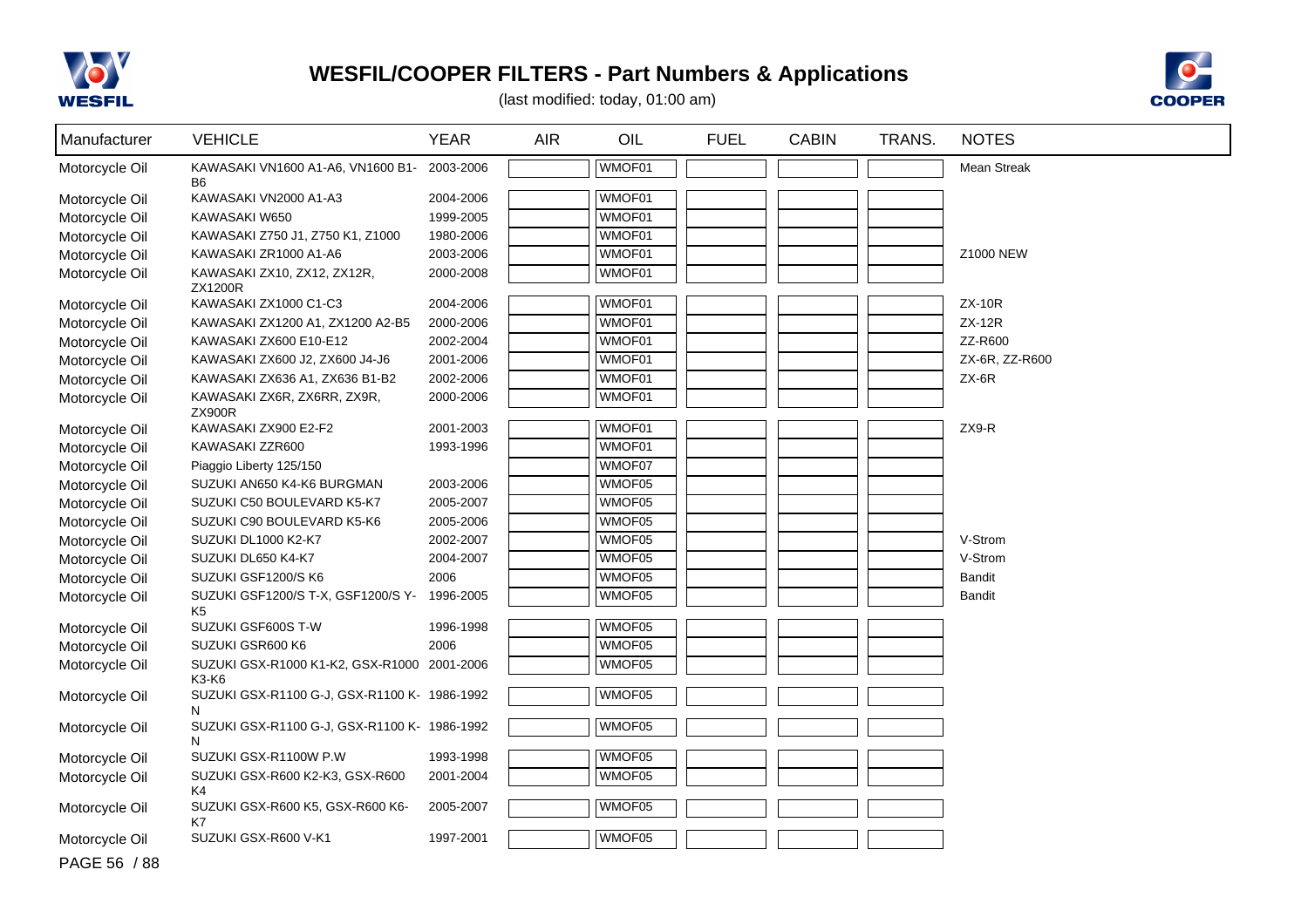# WESFIL/COOPER FILTERS - Part Numbers & Applications

(last modified: today, 01:00 am)

| Manufacturer | VEHICLE | YEAR | AIR | OIL | FUEL | CABIN | TRANS. | NOTES |
|---|---|---|---|---|---|---|---|---|
| Motorcycle Oil | KAWASAKI VN1600 A1-A6, VN1600 B1-B6 | 2003-2006 | | WMOF01 | | | | Mean Streak |
| Motorcycle Oil | KAWASAKI VN2000 A1-A3 | 2004-2006 | | WMOF01 | | | | |
| Motorcycle Oil | KAWASAKI W650 | 1999-2005 | | WMOF01 | | | | |
| Motorcycle Oil | KAWASAKI Z750 J1, Z750 K1, Z1000 | 1980-2006 | | WMOF01 | | | | |
| Motorcycle Oil | KAWASAKI ZR1000 A1-A6 | 2003-2006 | | WMOF01 | | | | Z1000 NEW |
| Motorcycle Oil | KAWASAKI ZX10, ZX12, ZX12R, ZX1200R | 2000-2008 | | WMOF01 | | | | |
| Motorcycle Oil | KAWASAKI ZX1000 C1-C3 | 2004-2006 | | WMOF01 | | | | ZX-10R |
| Motorcycle Oil | KAWASAKI ZX1200 A1, ZX1200 A2-B5 | 2000-2006 | | WMOF01 | | | | ZX-12R |
| Motorcycle Oil | KAWASAKI ZX600 E10-E12 | 2002-2004 | | WMOF01 | | | | ZZ-R600 |
| Motorcycle Oil | KAWASAKI ZX600 J2, ZX600 J4-J6 | 2001-2006 | | WMOF01 | | | | ZX-6R, ZZ-R600 |
| Motorcycle Oil | KAWASAKI ZX636 A1, ZX636 B1-B2 | 2002-2006 | | WMOF01 | | | | ZX-6R |
| Motorcycle Oil | KAWASAKI ZX6R, ZX6RR, ZX9R, ZX900R | 2000-2006 | | WMOF01 | | | | |
| Motorcycle Oil | KAWASAKI ZX900 E2-F2 | 2001-2003 | | WMOF01 | | | | ZX9-R |
| Motorcycle Oil | KAWASAKI ZZR600 | 1993-1996 | | WMOF01 | | | | |
| Motorcycle Oil | Piaggio Liberty 125/150 | | | WMOF07 | | | | |
| Motorcycle Oil | SUZUKI AN650 K4-K6 BURGMAN | 2003-2006 | | WMOF05 | | | | |
| Motorcycle Oil | SUZUKI C50 BOULEVARD K5-K7 | 2005-2007 | | WMOF05 | | | | |
| Motorcycle Oil | SUZUKI C90 BOULEVARD K5-K6 | 2005-2006 | | WMOF05 | | | | |
| Motorcycle Oil | SUZUKI DL1000 K2-K7 | 2002-2007 | | WMOF05 | | | | V-Strom |
| Motorcycle Oil | SUZUKI DL650 K4-K7 | 2004-2007 | | WMOF05 | | | | V-Strom |
| Motorcycle Oil | SUZUKI GSF1200/S K6 | 2006 | | WMOF05 | | | | Bandit |
| Motorcycle Oil | SUZUKI GSF1200/S T-X, GSF1200/S Y-K5 | 1996-2005 | | WMOF05 | | | | Bandit |
| Motorcycle Oil | SUZUKI GSF600S T-W | 1996-1998 | | WMOF05 | | | | |
| Motorcycle Oil | SUZUKI GSR600 K6 | 2006 | | WMOF05 | | | | |
| Motorcycle Oil | SUZUKI GSX-R1000 K1-K2, GSX-R1000 K3-K6 | 2001-2006 | | WMOF05 | | | | |
| Motorcycle Oil | SUZUKI GSX-R1100 G-J, GSX-R1100 K-N | 1986-1992 | | WMOF05 | | | | |
| Motorcycle Oil | SUZUKI GSX-R1100 G-J, GSX-R1100 K-N | 1986-1992 | | WMOF05 | | | | |
| Motorcycle Oil | SUZUKI GSX-R1100W P.W | 1993-1998 | | WMOF05 | | | | |
| Motorcycle Oil | SUZUKI GSX-R600 K2-K3, GSX-R600 K4 | 2001-2004 | | WMOF05 | | | | |
| Motorcycle Oil | SUZUKI GSX-R600 K5, GSX-R600 K6-K7 | 2005-2007 | | WMOF05 | | | | |
| Motorcycle Oil | SUZUKI GSX-R600 V-K1 | 1997-2001 | | WMOF05 | | | | |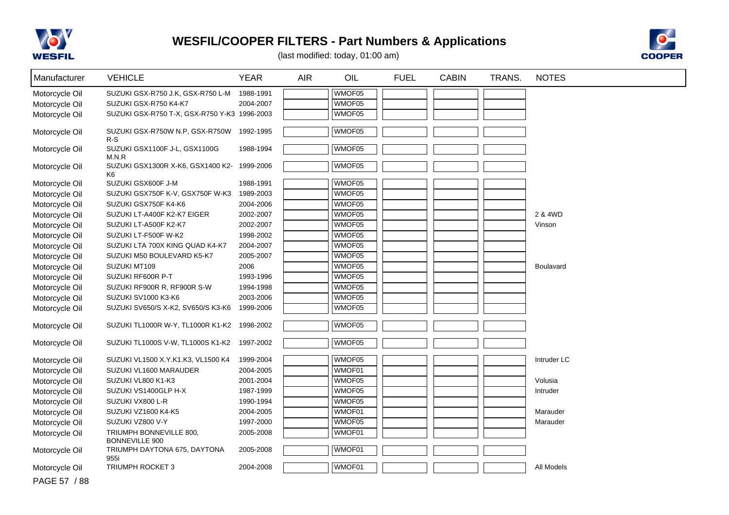# WESFIL/COOPER FILTERS - Part Numbers & Applications

(last modified: today, 01:00 am)

| Manufacturer | VEHICLE | YEAR | AIR | OIL | FUEL | CABIN | TRANS. | NOTES |
|---|---|---|---|---|---|---|---|---|
| Motorcycle Oil | SUZUKI GSX-R750 J.K, GSX-R750 L-M | 1988-1991 | | WMOF05 | | | | |
| Motorcycle Oil | SUZUKI GSX-R750 K4-K7 | 2004-2007 | | WMOF05 | | | | |
| Motorcycle Oil | SUZUKI GSX-R750 T-X, GSX-R750 Y-K3 | 1996-2003 | | WMOF05 | | | | |
| Motorcycle Oil | SUZUKI GSX-R750W N.P, GSX-R750W R-S | 1992-1995 | | WMOF05 | | | | |
| Motorcycle Oil | SUZUKI GSX1100F J-L, GSX1100G M.N.R | 1988-1994 | | WMOF05 | | | | |
| Motorcycle Oil | SUZUKI GSX1300R X-K6, GSX1400 K2-K6 | 1999-2006 | | WMOF05 | | | | |
| Motorcycle Oil | SUZUKI GSX600F J-M | 1988-1991 | | WMOF05 | | | | |
| Motorcycle Oil | SUZUKI GSX750F K-V, GSX750F W-K3 | 1989-2003 | | WMOF05 | | | | |
| Motorcycle Oil | SUZUKI GSX750F K4-K6 | 2004-2006 | | WMOF05 | | | | |
| Motorcycle Oil | SUZUKI LT-A400F K2-K7 EIGER | 2002-2007 | | WMOF05 | | | | 2 & 4WD |
| Motorcycle Oil | SUZUKI LT-A500F K2-K7 | 2002-2007 | | WMOF05 | | | | Vinson |
| Motorcycle Oil | SUZUKI LT-F500F W-K2 | 1998-2002 | | WMOF05 | | | | |
| Motorcycle Oil | SUZUKI LTA 700X KING QUAD K4-K7 | 2004-2007 | | WMOF05 | | | | |
| Motorcycle Oil | SUZUKI M50 BOULEVARD K5-K7 | 2005-2007 | | WMOF05 | | | | |
| Motorcycle Oil | SUZUKI MT109 | 2006 | | WMOF05 | | | | Boulavard |
| Motorcycle Oil | SUZUKI RF600R P-T | 1993-1996 | | WMOF05 | | | | |
| Motorcycle Oil | SUZUKI RF900R R, RF900R S-W | 1994-1998 | | WMOF05 | | | | |
| Motorcycle Oil | SUZUKI SV1000 K3-K6 | 2003-2006 | | WMOF05 | | | | |
| Motorcycle Oil | SUZUKI SV650/S X-K2, SV650/S K3-K6 | 1999-2006 | | WMOF05 | | | | |
| Motorcycle Oil | SUZUKI TL1000R W-Y, TL1000R K1-K2 | 1998-2002 | | WMOF05 | | | | |
| Motorcycle Oil | SUZUKI TL1000S V-W, TL1000S K1-K2 | 1997-2002 | | WMOF05 | | | | |
| Motorcycle Oil | SUZUKI VL1500 X.Y.K1.K3, VL1500 K4 | 1999-2004 | | WMOF05 | | | | Intruder LC |
| Motorcycle Oil | SUZUKI VL1600 MARAUDER | 2004-2005 | | WMOF01 | | | | |
| Motorcycle Oil | SUZUKI VL800 K1-K3 | 2001-2004 | | WMOF05 | | | | Volusia |
| Motorcycle Oil | SUZUKI VS1400GLP H-X | 1987-1999 | | WMOF05 | | | | Intruder |
| Motorcycle Oil | SUZUKI VX800 L-R | 1990-1994 | | WMOF05 | | | | |
| Motorcycle Oil | SUZUKI VZ1600 K4-K5 | 2004-2005 | | WMOF01 | | | | Marauder |
| Motorcycle Oil | SUZUKI VZ800 V-Y | 1997-2000 | | WMOF05 | | | | Marauder |
| Motorcycle Oil | TRIUMPH BONNEVILLE 800, BONNEVILLE 900 | 2005-2008 | | WMOF01 | | | | |
| Motorcycle Oil | TRIUMPH DAYTONA 675, DAYTONA 955i | 2005-2008 | | WMOF01 | | | | |
| Motorcycle Oil | TRIUMPH ROCKET 3 | 2004-2008 | | WMOF01 | | | | All Models |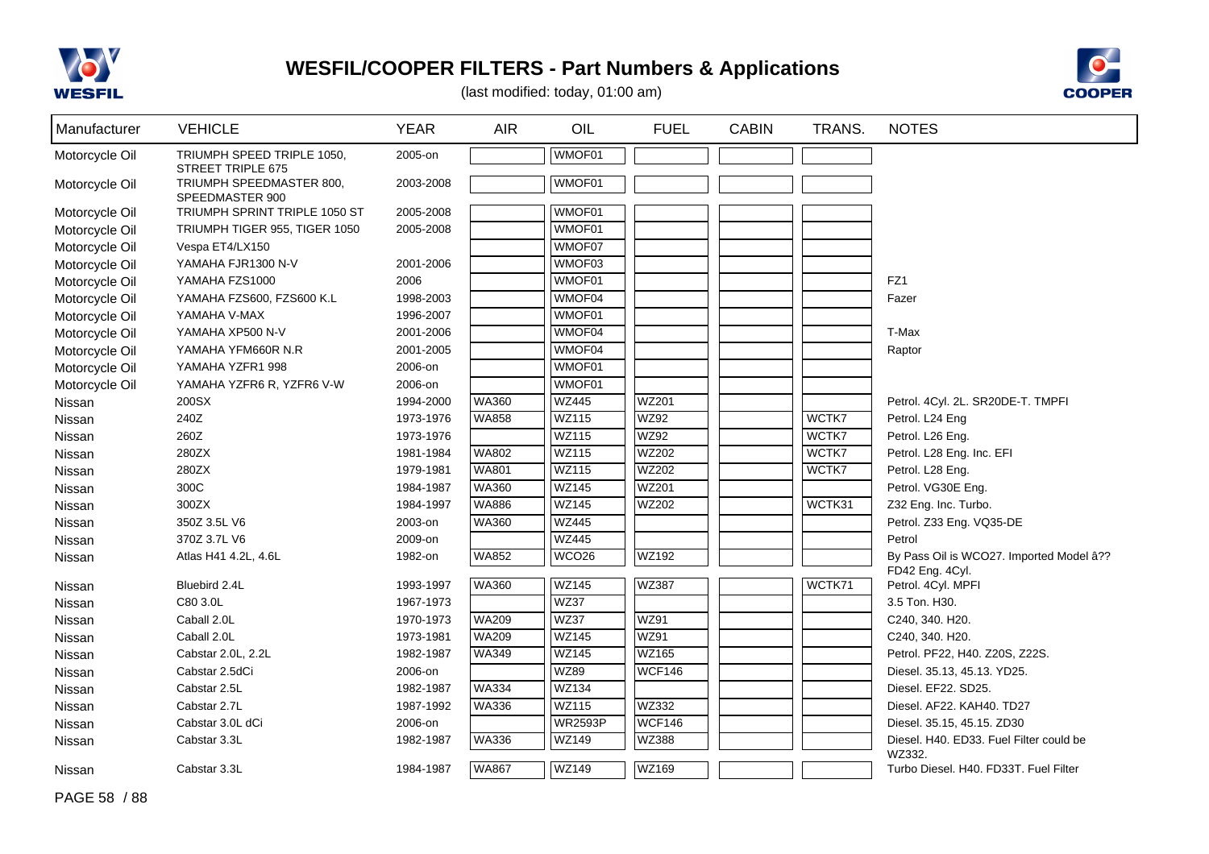# WESFIL/COOPER FILTERS - Part Numbers & Applications

(last modified: today, 01:00 am)

| Manufacturer | VEHICLE | YEAR | AIR | OIL | FUEL | CABIN | TRANS. | NOTES |
|---|---|---|---|---|---|---|---|---|
| Motorcycle Oil | TRIUMPH SPEED TRIPLE 1050, STREET TRIPLE 675 | 2005-on | | WMOF01 | | | | |
| Motorcycle Oil | TRIUMPH SPEEDMASTER 800, SPEEDMASTER 900 | 2003-2008 | | WMOF01 | | | | |
| Motorcycle Oil | TRIUMPH SPRINT TRIPLE 1050 ST | 2005-2008 | | WMOF01 | | | | |
| Motorcycle Oil | TRIUMPH TIGER 955, TIGER 1050 | 2005-2008 | | WMOF01 | | | | |
| Motorcycle Oil | Vespa ET4/LX150 | | | WMOF07 | | | | |
| Motorcycle Oil | YAMAHA FJR1300 N-V | 2001-2006 | | WMOF03 | | | | |
| Motorcycle Oil | YAMAHA FZS1000 | 2006 | | WMOF01 | | | | FZ1 |
| Motorcycle Oil | YAMAHA FZS600, FZS600 K.L | 1998-2003 | | WMOF04 | | | | Fazer |
| Motorcycle Oil | YAMAHA V-MAX | 1996-2007 | | WMOF01 | | | | |
| Motorcycle Oil | YAMAHA XP500 N-V | 2001-2006 | | WMOF04 | | | | T-Max |
| Motorcycle Oil | YAMAHA YFM660R N.R | 2001-2005 | | WMOF04 | | | | Raptor |
| Motorcycle Oil | YAMAHA YZFR1 998 | 2006-on | | WMOF01 | | | | |
| Motorcycle Oil | YAMAHA YZFR6 R, YZFR6 V-W | 2006-on | | WMOF01 | | | | |
| Nissan | 200SX | 1994-2000 | WA360 | WZ445 | WZ201 | | | Petrol. 4Cyl. 2L. SR20DE-T. TMPFI |
| Nissan | 240Z | 1973-1976 | WA858 | WZ115 | WZ92 | | WCTK7 | Petrol. L24 Eng |
| Nissan | 260Z | 1973-1976 | | WZ115 | WZ92 | | WCTK7 | Petrol. L26 Eng. |
| Nissan | 280ZX | 1981-1984 | WA802 | WZ115 | WZ202 | | WCTK7 | Petrol. L28 Eng. Inc. EFI |
| Nissan | 280ZX | 1979-1981 | WA801 | WZ115 | WZ202 | | WCTK7 | Petrol. L28 Eng. |
| Nissan | 300C | 1984-1987 | WA360 | WZ145 | WZ201 | | | Petrol. VG30E Eng. |
| Nissan | 300ZX | 1984-1997 | WA886 | WZ145 | WZ202 | | WCTK31 | Z32 Eng. Inc. Turbo. |
| Nissan | 350Z 3.5L V6 | 2003-on | WA360 | WZ445 | | | | Petrol. Z33 Eng. VQ35-DE |
| Nissan | 370Z 3.7L V6 | 2009-on | | WZ445 | | | | Petrol |
| Nissan | Atlas H41 4.2L, 4.6L | 1982-on | WA852 | WCO26 | WZ192 | | | By Pass Oil is WCO27. Imported Model â?? FD42 Eng. 4Cyl. |
| Nissan | Bluebird 2.4L | 1993-1997 | WA360 | WZ145 | WZ387 | | WCTK71 | Petrol. 4Cyl. MPFI |
| Nissan | C80 3.0L | 1967-1973 | | WZ37 | | | | 3.5 Ton. H30. |
| Nissan | Caball 2.0L | 1970-1973 | WA209 | WZ37 | WZ91 | | | C240, 340. H20. |
| Nissan | Caball 2.0L | 1973-1981 | WA209 | WZ145 | WZ91 | | | C240, 340. H20. |
| Nissan | Cabstar 2.0L, 2.2L | 1982-1987 | WA349 | WZ145 | WZ165 | | | Petrol. PF22, H40. Z20S, Z22S. |
| Nissan | Cabstar 2.5dCi | 2006-on | | WZ89 | WCF146 | | | Diesel. 35.13, 45.13. YD25. |
| Nissan | Cabstar 2.5L | 1982-1987 | WA334 | WZ134 | | | | Diesel. EF22. SD25. |
| Nissan | Cabstar 2.7L | 1987-1992 | WA336 | WZ115 | WZ332 | | | Diesel. AF22. KAH40. TD27 |
| Nissan | Cabstar 3.0L dCi | 2006-on | | WR2593P | WCF146 | | | Diesel. 35.15, 45.15. ZD30 |
| Nissan | Cabstar 3.3L | 1982-1987 | WA336 | WZ149 | WZ388 | | | Diesel. H40. ED33. Fuel Filter could be WZ332. |
| Nissan | Cabstar 3.3L | 1984-1987 | WA867 | WZ149 | WZ169 | | | Turbo Diesel. H40. FD33T. Fuel Filter |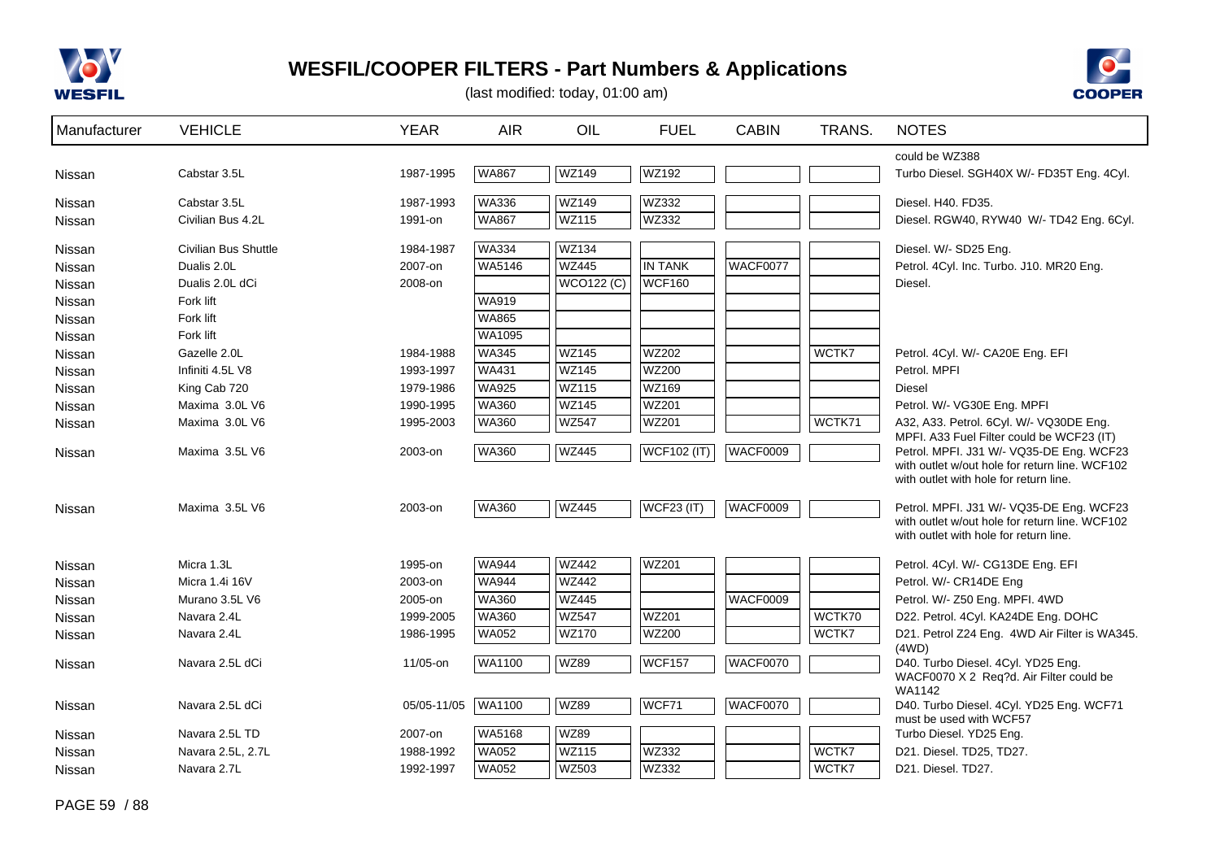# WESFIL/COOPER FILTERS - Part Numbers & Applications

(last modified: today, 01:00 am)

| Manufacturer | VEHICLE | YEAR | AIR | OIL | FUEL | CABIN | TRANS. | NOTES |
|---|---|---|---|---|---|---|---|---|
| | | | | | | | | could be WZ388 |
| Nissan | Cabstar 3.5L | 1987-1995 | WA867 | WZ149 | WZ192 | | | Turbo Diesel. SGH40X W/- FD35T Eng. 4Cyl. |
| Nissan | Cabstar 3.5L | 1987-1993 | WA336 | WZ149 | WZ332 | | | Diesel. H40. FD35. |
| Nissan | Civilian Bus 4.2L | 1991-on | WA867 | WZ115 | WZ332 | | | Diesel. RGW40, RYW40 W/- TD42 Eng. 6Cyl. |
| Nissan | Civilian Bus Shuttle | 1984-1987 | WA334 | WZ134 | | | | Diesel. W/- SD25 Eng. |
| Nissan | Dualis 2.0L | 2007-on | WA5146 | WZ445 | IN TANK | WACF0077 | | Petrol. 4Cyl. Inc. Turbo. J10. MR20 Eng. |
| Nissan | Dualis 2.0L dCi | 2008-on | | WCO122 (C) | WCF160 | | | Diesel. |
| Nissan | Fork lift | | WA919 | | | | | |
| Nissan | Fork lift | | WA865 | | | | | |
| Nissan | Fork lift | | WA1095 | | | | | |
| Nissan | Gazelle 2.0L | 1984-1988 | WA345 | WZ145 | WZ202 | | WCTK7 | Petrol. 4Cyl. W/- CA20E Eng. EFI |
| Nissan | Infiniti 4.5L V8 | 1993-1997 | WA431 | WZ145 | WZ200 | | | Petrol. MPFI |
| Nissan | King Cab 720 | 1979-1986 | WA925 | WZ115 | WZ169 | | | Diesel |
| Nissan | Maxima 3.0L V6 | 1990-1995 | WA360 | WZ145 | WZ201 | | | Petrol. W/- VG30E Eng. MPFI |
| Nissan | Maxima 3.0L V6 | 1995-2003 | WA360 | WZ547 | WZ201 | | WCTK71 | A32, A33. Petrol. 6Cyl. W/- VQ30DE Eng. MPFI. A33 Fuel Filter could be WCF23 (IT) |
| Nissan | Maxima 3.5L V6 | 2003-on | WA360 | WZ445 | WCF102 (IT) | WACF0009 | | Petrol. MPFI. J31 W/- VQ35-DE Eng. WCF23 with outlet w/out hole for return line. WCF102 with outlet with hole for return line. |
| Nissan | Maxima 3.5L V6 | 2003-on | WA360 | WZ445 | WCF23 (IT) | WACF0009 | | Petrol. MPFI. J31 W/- VQ35-DE Eng. WCF23 with outlet w/out hole for return line. WCF102 with outlet with hole for return line. |
| Nissan | Micra 1.3L | 1995-on | WA944 | WZ442 | WZ201 | | | Petrol. 4Cyl. W/- CG13DE Eng. EFI |
| Nissan | Micra 1.4i 16V | 2003-on | WA944 | WZ442 | | | | Petrol. W/- CR14DE Eng |
| Nissan | Murano 3.5L V6 | 2005-on | WA360 | WZ445 | | WACF0009 | | Petrol. W/- Z50 Eng. MPFI. 4WD |
| Nissan | Navara 2.4L | 1999-2005 | WA360 | WZ547 | WZ201 | | WCTK70 | D22. Petrol. 4Cyl. KA24DE Eng. DOHC |
| Nissan | Navara 2.4L | 1986-1995 | WA052 | WZ170 | WZ200 | | WCTK7 | D21. Petrol Z24 Eng. 4WD Air Filter is WA345. (4WD) |
| Nissan | Navara 2.5L dCi | 11/05-on | WA1100 | WZ89 | WCF157 | WACF0070 | | D40. Turbo Diesel. 4Cyl. YD25 Eng. WACF0070 X 2 Req?d. Air Filter could be WA1142 |
| Nissan | Navara 2.5L dCi | 05/05-11/05 | WA1100 | WZ89 | WCF71 | WACF0070 | | D40. Turbo Diesel. 4Cyl. YD25 Eng. WCF71 must be used with WCF57 |
| Nissan | Navara 2.5L TD | 2007-on | WA5168 | WZ89 | | | | Turbo Diesel. YD25 Eng. |
| Nissan | Navara 2.5L, 2.7L | 1988-1992 | WA052 | WZ115 | WZ332 | | WCTK7 | D21. Diesel. TD25, TD27. |
| Nissan | Navara 2.7L | 1992-1997 | WA052 | WZ503 | WZ332 | | WCTK7 | D21. Diesel. TD27. |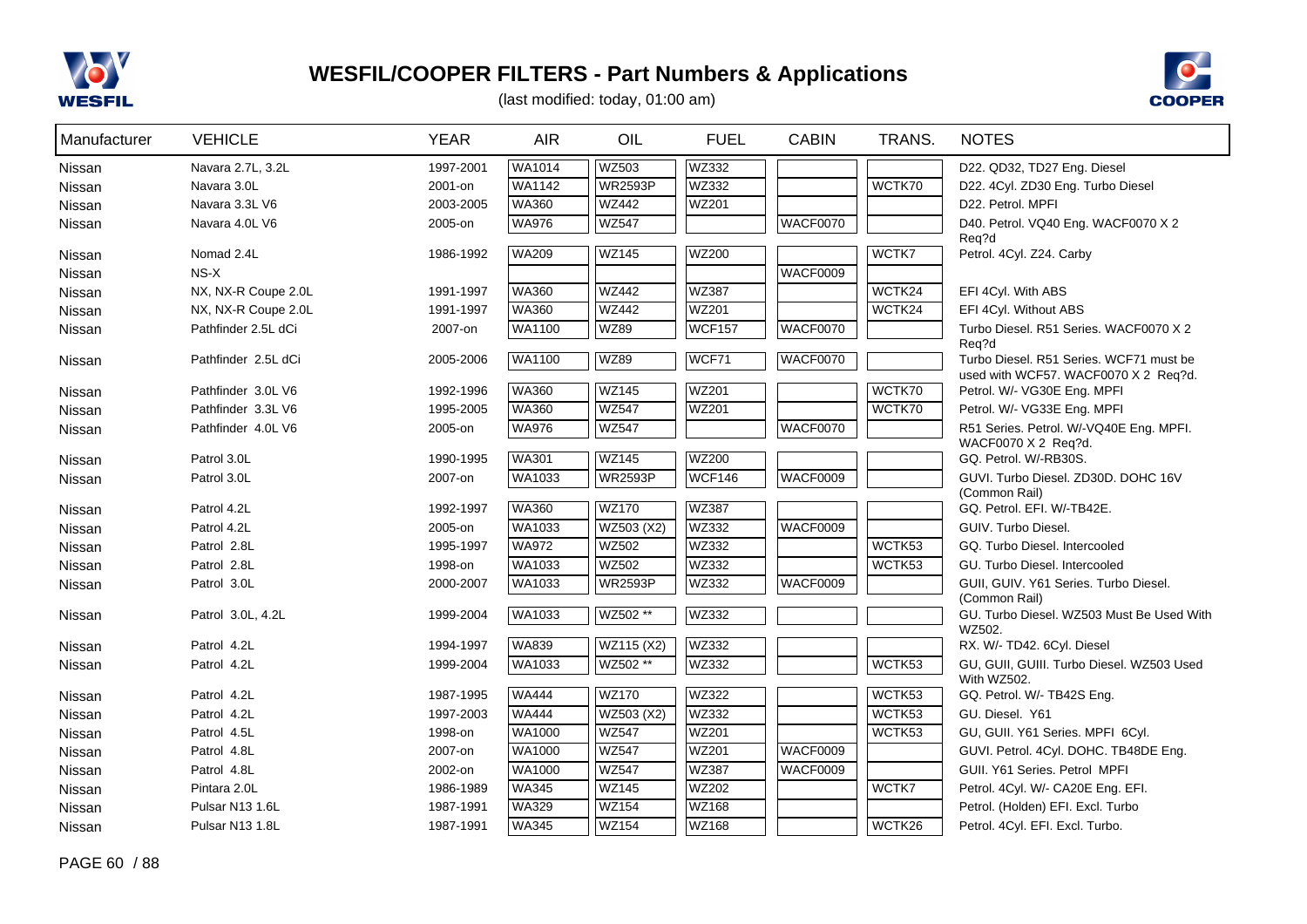# WESFIL/COOPER FILTERS - Part Numbers & Applications

(last modified: today, 01:00 am)

| Manufacturer | VEHICLE | YEAR | AIR | OIL | FUEL | CABIN | TRANS. | NOTES |
|---|---|---|---|---|---|---|---|---|
| Nissan | Navara 2.7L, 3.2L | 1997-2001 | WA1014 | WZ503 | WZ332 | | | D22. QD32, TD27 Eng. Diesel |
| Nissan | Navara 3.0L | 2001-on | WA1142 | WR2593P | WZ332 | | WCTK70 | D22. 4Cyl. ZD30 Eng. Turbo Diesel |
| Nissan | Navara 3.3L V6 | 2003-2005 | WA360 | WZ442 | WZ201 | | | D22. Petrol. MPFI |
| Nissan | Navara 4.0L V6 | 2005-on | WA976 | WZ547 | | WACF0070 | | D40. Petrol. VQ40 Eng. WACF0070 X 2 Req?d |
| Nissan | Nomad 2.4L | 1986-1992 | WA209 | WZ145 | WZ200 | | WCTK7 | Petrol. 4Cyl. Z24. Carby |
| Nissan | NS-X | | | | | WACF0009 | | |
| Nissan | NX, NX-R Coupe 2.0L | 1991-1997 | WA360 | WZ442 | WZ387 | | WCTK24 | EFI 4Cyl. With ABS |
| Nissan | NX, NX-R Coupe 2.0L | 1991-1997 | WA360 | WZ442 | WZ201 | | WCTK24 | EFI 4Cyl. Without ABS |
| Nissan | Pathfinder 2.5L dCi | 2007-on | WA1100 | WZ89 | WCF157 | WACF0070 | | Turbo Diesel. R51 Series. WACF0070 X 2 Req?d |
| Nissan | Pathfinder 2.5L dCi | 2005-2006 | WA1100 | WZ89 | WCF71 | WACF0070 | | Turbo Diesel. R51 Series. WCF71 must be used with WCF57. WACF0070 X 2 Req?d. |
| Nissan | Pathfinder 3.0L V6 | 1992-1996 | WA360 | WZ145 | WZ201 | | WCTK70 | Petrol. W/- VG30E Eng. MPFI |
| Nissan | Pathfinder 3.3L V6 | 1995-2005 | WA360 | WZ547 | WZ201 | | WCTK70 | Petrol. W/- VG33E Eng. MPFI |
| Nissan | Pathfinder 4.0L V6 | 2005-on | WA976 | WZ547 | | WACF0070 | | R51 Series. Petrol. W/-VQ40E Eng. MPFI. WACF0070 X 2 Req?d. |
| Nissan | Patrol 3.0L | 1990-1995 | WA301 | WZ145 | WZ200 | | | GQ. Petrol. W/-RB30S. |
| Nissan | Patrol 3.0L | 2007-on | WA1033 | WR2593P | WCF146 | WACF0009 | | GUVI. Turbo Diesel. ZD30D. DOHC 16V (Common Rail) |
| Nissan | Patrol 4.2L | 1992-1997 | WA360 | WZ170 | WZ387 | | | GQ. Petrol. EFI. W/-TB42E. |
| Nissan | Patrol 4.2L | 2005-on | WA1033 | WZ503 (X2) | WZ332 | WACF0009 | | GUIV. Turbo Diesel. |
| Nissan | Patrol 2.8L | 1995-1997 | WA972 | WZ502 | WZ332 | | WCTK53 | GQ. Turbo Diesel. Intercooled |
| Nissan | Patrol 2.8L | 1998-on | WA1033 | WZ502 | WZ332 | | WCTK53 | GU. Turbo Diesel. Intercooled |
| Nissan | Patrol 3.0L | 2000-2007 | WA1033 | WR2593P | WZ332 | WACF0009 | | GUII, GUIV. Y61 Series. Turbo Diesel. (Common Rail) |
| Nissan | Patrol 3.0L, 4.2L | 1999-2004 | WA1033 | WZ502 ** | WZ332 | | | GU. Turbo Diesel. WZ503 Must Be Used With WZ502. |
| Nissan | Patrol 4.2L | 1994-1997 | WA839 | WZ115 (X2) | WZ332 | | | RX. W/- TD42. 6Cyl. Diesel |
| Nissan | Patrol 4.2L | 1999-2004 | WA1033 | WZ502 ** | WZ332 | | WCTK53 | GU, GUII, GUIII. Turbo Diesel. WZ503 Used With WZ502. |
| Nissan | Patrol 4.2L | 1987-1995 | WA444 | WZ170 | WZ322 | | WCTK53 | GQ. Petrol. W/- TB42S Eng. |
| Nissan | Patrol 4.2L | 1997-2003 | WA444 | WZ503 (X2) | WZ332 | | WCTK53 | GU. Diesel. Y61 |
| Nissan | Patrol 4.5L | 1998-on | WA1000 | WZ547 | WZ201 | | WCTK53 | GU, GUII. Y61 Series. MPFI 6Cyl. |
| Nissan | Patrol 4.8L | 2007-on | WA1000 | WZ547 | WZ201 | WACF0009 | | GUVI. Petrol. 4Cyl. DOHC. TB48DE Eng. |
| Nissan | Patrol 4.8L | 2002-on | WA1000 | WZ547 | WZ387 | WACF0009 | | GUII. Y61 Series. Petrol MPFI |
| Nissan | Pintara 2.0L | 1986-1989 | WA345 | WZ145 | WZ202 | | WCTK7 | Petrol. 4Cyl. W/- CA20E Eng. EFI. |
| Nissan | Pulsar N13 1.6L | 1987-1991 | WA329 | WZ154 | WZ168 | | | Petrol. (Holden) EFI. Excl. Turbo |
| Nissan | Pulsar N13 1.8L | 1987-1991 | WA345 | WZ154 | WZ168 | | WCTK26 | Petrol. 4Cyl. EFI. Excl. Turbo. |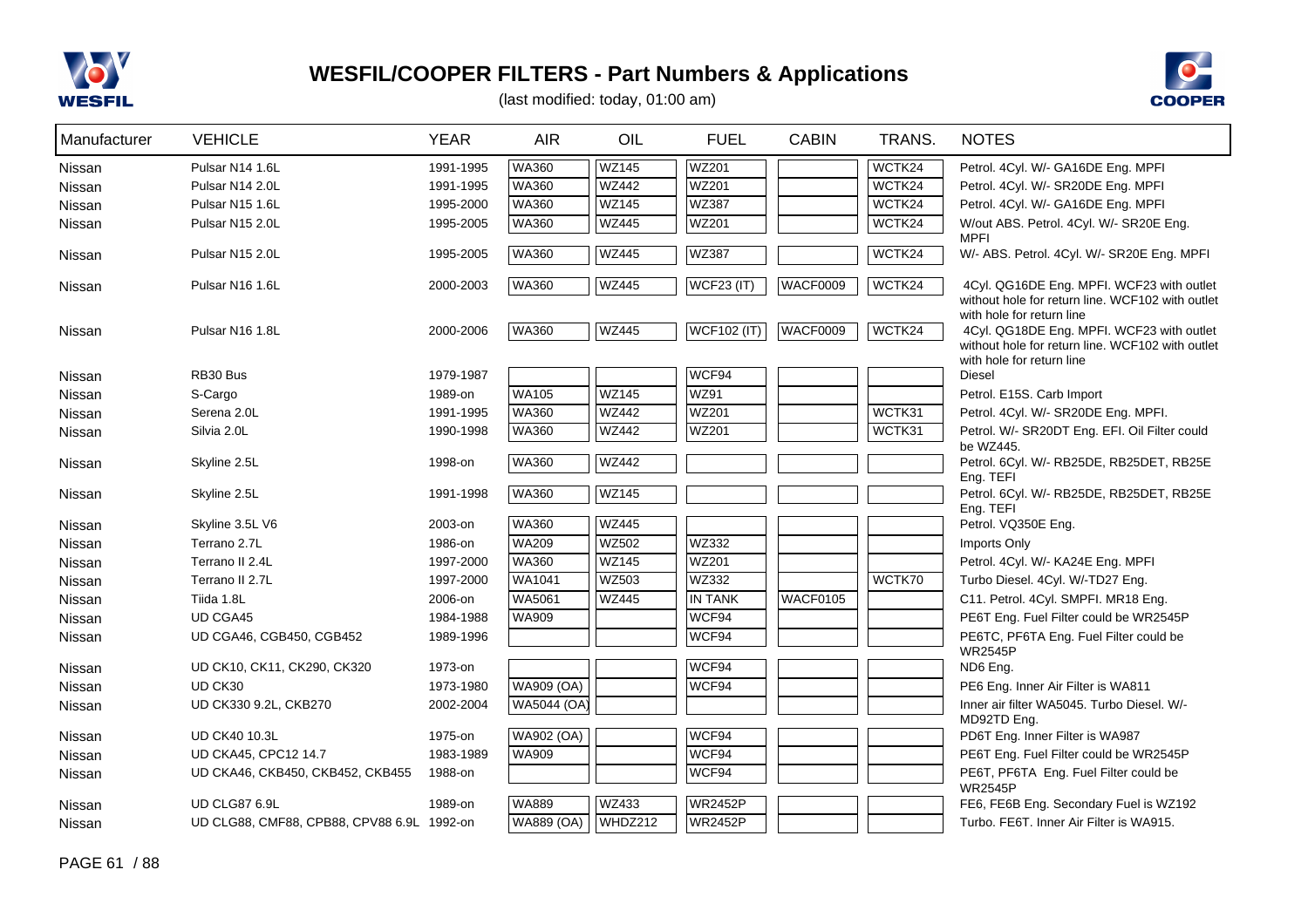# WESFIL/COOPER FILTERS - Part Numbers & Applications

(last modified: today, 01:00 am)

| Manufacturer | VEHICLE | YEAR | AIR | OIL | FUEL | CABIN | TRANS. | NOTES |
|---|---|---|---|---|---|---|---|---|
| Nissan | Pulsar N14 1.6L | 1991-1995 | WA360 | WZ145 | WZ201 | | WCTK24 | Petrol. 4Cyl. W/- GA16DE Eng. MPFI |
| Nissan | Pulsar N14 2.0L | 1991-1995 | WA360 | WZ442 | WZ201 | | WCTK24 | Petrol. 4Cyl. W/- SR20DE Eng. MPFI |
| Nissan | Pulsar N15 1.6L | 1995-2000 | WA360 | WZ145 | WZ387 | | WCTK24 | Petrol. 4Cyl. W/- GA16DE Eng. MPFI |
| Nissan | Pulsar N15 2.0L | 1995-2005 | WA360 | WZ445 | WZ201 | | WCTK24 | W/out ABS. Petrol. 4Cyl. W/- SR20E Eng. MPFI |
| Nissan | Pulsar N15 2.0L | 1995-2005 | WA360 | WZ445 | WZ387 | | WCTK24 | W/- ABS. Petrol. 4Cyl. W/- SR20E Eng. MPFI |
| Nissan | Pulsar N16 1.6L | 2000-2003 | WA360 | WZ445 | WCF23 (IT) | WACF0009 | WCTK24 | 4Cyl. QG16DE Eng. MPFI. WCF23 with outlet without hole for return line. WCF102 with outlet with hole for return line |
| Nissan | Pulsar N16 1.8L | 2000-2006 | WA360 | WZ445 | WCF102 (IT) | WACF0009 | WCTK24 | 4Cyl. QG18DE Eng. MPFI. WCF23 with outlet without hole for return line. WCF102 with outlet with hole for return line |
| Nissan | RB30 Bus | 1979-1987 | | | WCF94 | | | Diesel |
| Nissan | S-Cargo | 1989-on | WA105 | WZ145 | WZ91 | | | Petrol. E15S. Carb Import |
| Nissan | Serena 2.0L | 1991-1995 | WA360 | WZ442 | WZ201 | | WCTK31 | Petrol. 4Cyl. W/- SR20DE Eng. MPFI. |
| Nissan | Silvia 2.0L | 1990-1998 | WA360 | WZ442 | WZ201 | | WCTK31 | Petrol. W/- SR20DT Eng. EFI. Oil Filter could be WZ445. |
| Nissan | Skyline 2.5L | 1998-on | WA360 | WZ442 | | | | Petrol. 6Cyl. W/- RB25DE, RB25DET, RB25E Eng. TEFI |
| Nissan | Skyline 2.5L | 1991-1998 | WA360 | WZ145 | | | | Petrol. 6Cyl. W/- RB25DE, RB25DET, RB25E Eng. TEFI |
| Nissan | Skyline 3.5L V6 | 2003-on | WA360 | WZ445 | | | | Petrol. VQ350E Eng. |
| Nissan | Terrano 2.7L | 1986-on | WA209 | WZ502 | WZ332 | | | Imports Only |
| Nissan | Terrano II 2.4L | 1997-2000 | WA360 | WZ145 | WZ201 | | | Petrol. 4Cyl. W/- KA24E Eng. MPFI |
| Nissan | Terrano II 2.7L | 1997-2000 | WA1041 | WZ503 | WZ332 | | WCTK70 | Turbo Diesel. 4Cyl. W/-TD27 Eng. |
| Nissan | Tiida 1.8L | 2006-on | WA5061 | WZ445 | IN TANK | WACF0105 | | C11. Petrol. 4Cyl. SMPFI. MR18 Eng. |
| Nissan | UD CGA45 | 1984-1988 | WA909 | | WCF94 | | | PE6T Eng. Fuel Filter could be WR2545P |
| Nissan | UD CGA46, CGB450, CGB452 | 1989-1996 | | | WCF94 | | | PE6TC, PF6TA Eng. Fuel Filter could be WR2545P |
| Nissan | UD CK10, CK11, CK290, CK320 | 1973-on | | | WCF94 | | | ND6 Eng. |
| Nissan | UD CK30 | 1973-1980 | WA909 (OA) | | WCF94 | | | PE6 Eng. Inner Air Filter is WA811 |
| Nissan | UD CK330 9.2L, CKB270 | 2002-2004 | WA5044 (OA) | | | | | Inner air filter WA5045. Turbo Diesel. W/- MD92TD Eng. |
| Nissan | UD CK40 10.3L | 1975-on | WA902 (OA) | | WCF94 | | | PD6T Eng. Inner Filter is WA987 |
| Nissan | UD CKA45, CPC12 14.7 | 1983-1989 | WA909 | | WCF94 | | | PE6T Eng. Fuel Filter could be WR2545P |
| Nissan | UD CKA46, CKB450, CKB452, CKB455 | 1988-on | | | WCF94 | | | PE6T, PF6TA Eng. Fuel Filter could be WR2545P |
| Nissan | UD CLG87 6.9L | 1989-on | WA889 | WZ433 | WR2452P | | | FE6, FE6B Eng. Secondary Fuel is WZ192 |
| Nissan | UD CLG88, CMF88, CPB88, CPV88 6.9L | 1992-on | WA889 (OA) | WHDZ212 | WR2452P | | | Turbo. FE6T. Inner Air Filter is WA915. |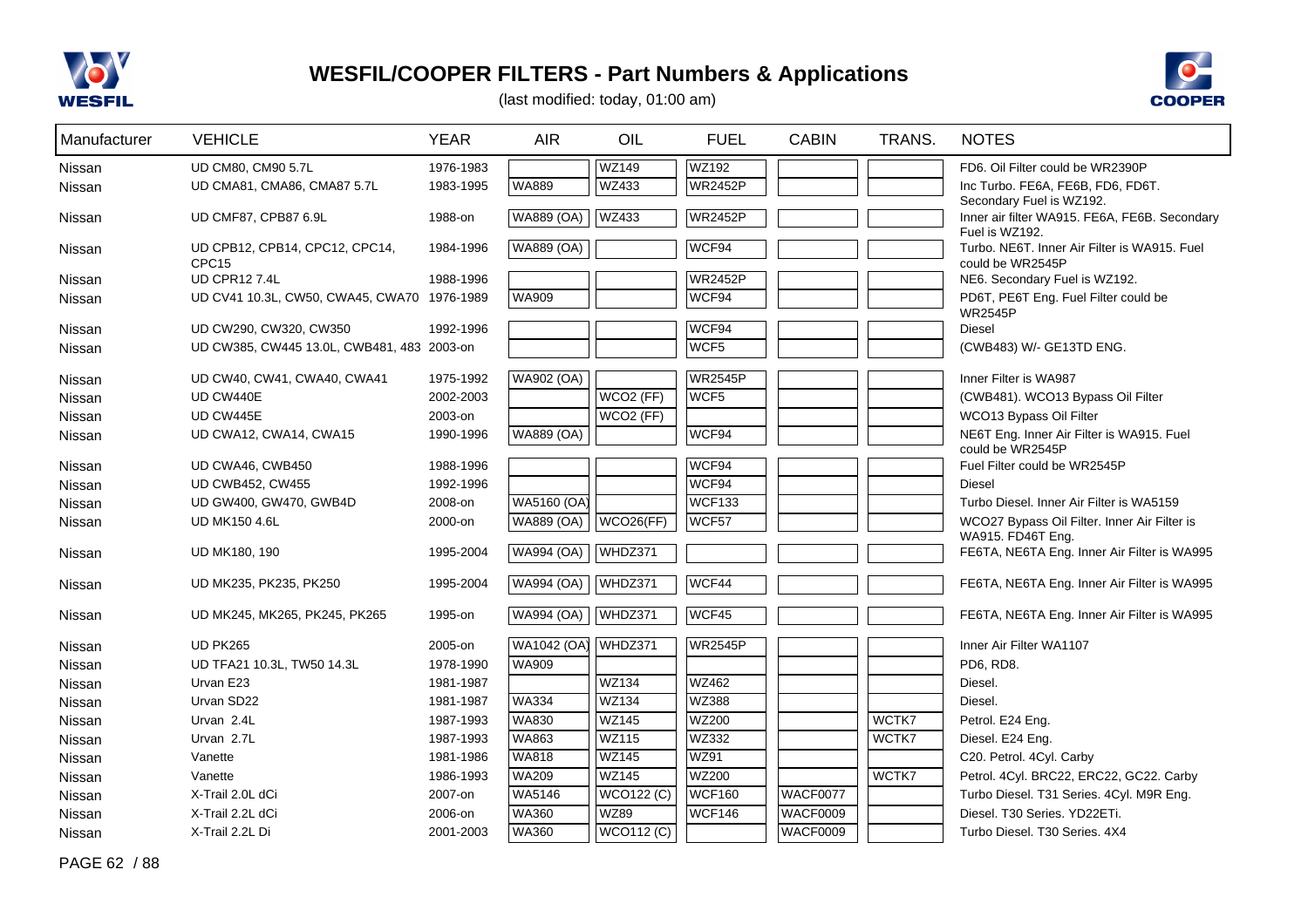# WESFIL/COOPER FILTERS - Part Numbers & Applications

(last modified: today, 01:00 am)

| Manufacturer | VEHICLE | YEAR | AIR | OIL | FUEL | CABIN | TRANS. | NOTES |
|---|---|---|---|---|---|---|---|---|
| Nissan | UD CM80, CM90 5.7L | 1976-1983 | | WZ149 | WZ192 | | | FD6. Oil Filter could be WR2390P |
| Nissan | UD CMA81, CMA86, CMA87 5.7L | 1983-1995 | WA889 | WZ433 | WR2452P | | | Inc Turbo. FE6A, FE6B, FD6, FD6T. Secondary Fuel is WZ192. |
| Nissan | UD CMF87, CPB87 6.9L | 1988-on | WA889 (OA) | WZ433 | WR2452P | | | Inner air filter WA915. FE6A, FE6B. Secondary Fuel is WZ192. |
| Nissan | UD CPB12, CPB14, CPC12, CPC14, CPC15 | 1984-1996 | WA889 (OA) | | WCF94 | | | Turbo. NE6T. Inner Air Filter is WA915. Fuel could be WR2545P |
| Nissan | UD CPR12 7.4L | 1988-1996 | | | WR2452P | | | NE6. Secondary Fuel is WZ192. |
| Nissan | UD CV41 10.3L, CW50, CWA45, CWA70 | 1976-1989 | WA909 | | WCF94 | | | PD6T, PE6T Eng. Fuel Filter could be WR2545P |
| Nissan | UD CW290, CW320, CW350 | 1992-1996 | | | WCF94 | | | Diesel |
| Nissan | UD CW385, CW445 13.0L, CWB481, 483 | 2003-on | | | WCF5 | | | (CWB483) W/- GE13TD ENG. |
| Nissan | UD CW40, CW41, CWA40, CWA41 | 1975-1992 | WA902 (OA) | | WR2545P | | | Inner Filter is WA987 |
| Nissan | UD CW440E | 2002-2003 | | WCO2 (FF) | WCF5 | | | (CWB481). WCO13 Bypass Oil Filter |
| Nissan | UD CW445E | 2003-on | | WCO2 (FF) | | | | WCO13 Bypass Oil Filter |
| Nissan | UD CWA12, CWA14, CWA15 | 1990-1996 | WA889 (OA) | | WCF94 | | | NE6T Eng. Inner Air Filter is WA915. Fuel could be WR2545P |
| Nissan | UD CWA46, CWB450 | 1988-1996 | | | WCF94 | | | Fuel Filter could be WR2545P |
| Nissan | UD CWB452, CW455 | 1992-1996 | | | WCF94 | | | Diesel |
| Nissan | UD GW400, GW470, GWB4D | 2008-on | WA5160 (OA) | | WCF133 | | | Turbo Diesel. Inner Air Filter is WA5159 |
| Nissan | UD MK150 4.6L | 2000-on | WA889 (OA) | WCO26(FF) | WCF57 | | | WCO27 Bypass Oil Filter. Inner Air Filter is WA915. FD46T Eng. |
| Nissan | UD MK180, 190 | 1995-2004 | WA994 (OA) | WHDZ371 | | | | FE6TA, NE6TA Eng. Inner Air Filter is WA995 |
| Nissan | UD MK235, PK235, PK250 | 1995-2004 | WA994 (OA) | WHDZ371 | WCF44 | | | FE6TA, NE6TA Eng. Inner Air Filter is WA995 |
| Nissan | UD MK245, MK265, PK245, PK265 | 1995-on | WA994 (OA) | WHDZ371 | WCF45 | | | FE6TA, NE6TA Eng. Inner Air Filter is WA995 |
| Nissan | UD PK265 | 2005-on | WA1042 (OA) | WHDZ371 | WR2545P | | | Inner Air Filter WA1107 |
| Nissan | UD TFA21 10.3L, TW50 14.3L | 1978-1990 | WA909 | | | | | PD6, RD8. |
| Nissan | Urvan E23 | 1981-1987 | | WZ134 | WZ462 | | | Diesel. |
| Nissan | Urvan SD22 | 1981-1987 | WA334 | WZ134 | WZ388 | | | Diesel. |
| Nissan | Urvan 2.4L | 1987-1993 | WA830 | WZ145 | WZ200 | | WCTK7 | Petrol. E24 Eng. |
| Nissan | Urvan 2.7L | 1987-1993 | WA863 | WZ115 | WZ332 | | WCTK7 | Diesel. E24 Eng. |
| Nissan | Vanette | 1981-1986 | WA818 | WZ145 | WZ91 | | | C20. Petrol. 4Cyl. Carby |
| Nissan | Vanette | 1986-1993 | WA209 | WZ145 | WZ200 | | WCTK7 | Petrol. 4Cyl. BRC22, ERC22, GC22. Carby |
| Nissan | X-Trail 2.0L dCi | 2007-on | WA5146 | WCO122 (C) | WCF160 | WACF0077 | | Turbo Diesel. T31 Series. 4Cyl. M9R Eng. |
| Nissan | X-Trail 2.2L dCi | 2006-on | WA360 | WZ89 | WCF146 | WACF0009 | | Diesel. T30 Series. YD22ETi. |
| Nissan | X-Trail 2.2L Di | 2001-2003 | WA360 | WCO112 (C) | | WACF0009 | | Turbo Diesel. T30 Series. 4X4 |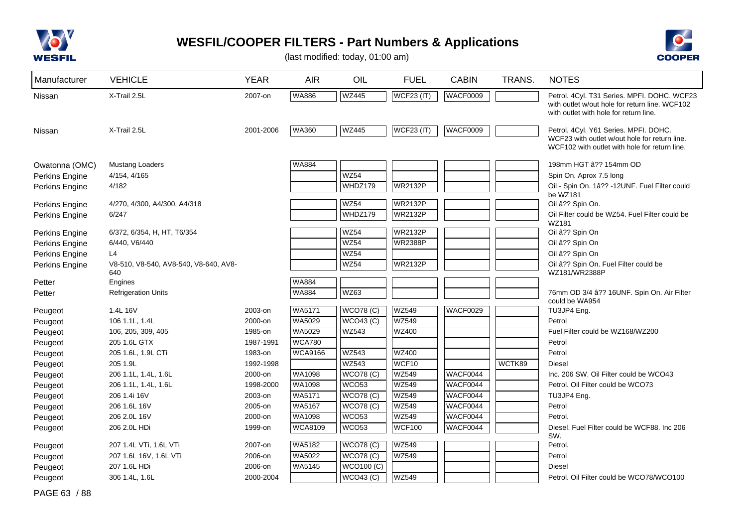# WESFIL/COOPER FILTERS - Part Numbers & Applications

(last modified: today, 01:00 am)

| Manufacturer | VEHICLE | YEAR | AIR | OIL | FUEL | CABIN | TRANS. | NOTES |
|---|---|---|---|---|---|---|---|---|
| Nissan | X-Trail 2.5L | 2007-on | WA886 | WZ445 | WCF23 (IT) | WACF0009 | | Petrol. 4Cyl. T31 Series. MPFI. DOHC. WCF23 with outlet w/out hole for return line. WCF102 with outlet with hole for return line. |
| Nissan | X-Trail 2.5L | 2001-2006 | WA360 | WZ445 | WCF23 (IT) | WACF0009 | | Petrol. 4Cyl. Y61 Series. MPFI. DOHC. WCF23 with outlet w/out hole for return line. WCF102 with outlet with hole for return line. |
| Owatonna (OMC) | Mustang Loaders | | WA884 | | | | | 198mm HGT â?? 154mm OD |
| Perkins Engine | 4/154, 4/165 | | | WZ54 | | | | Spin On. Aprox 7.5 long |
| Perkins Engine | 4/182 | | | WHDZ179 | WR2132P | | | Oil - Spin On. 1â?? -12UNF. Fuel Filter could be WZ181 |
| Perkins Engine | 4/270, 4/300, A4/300, A4/318 | | | WZ54 | WR2132P | | | Oil â?? Spin On. |
| Perkins Engine | 6/247 | | | WHDZ179 | WR2132P | | | Oil Filter could be WZ54. Fuel Filter could be WZ181 |
| Perkins Engine | 6/372, 6/354, H, HT, T6/354 | | | WZ54 | WR2132P | | | Oil â?? Spin On |
| Perkins Engine | 6/440, V6/440 | | | WZ54 | WR2388P | | | Oil â?? Spin On |
| Perkins Engine | L4 | | | WZ54 | | | | Oil â?? Spin On |
| Perkins Engine | V8-510, V8-540, AV8-540, V8-640, AV8-640 | | | WZ54 | WR2132P | | | Oil â?? Spin On. Fuel Filter could be WZ181/WR2388P |
| Petter | Engines | | WA884 | | | | | |
| Petter | Refrigeration Units | | WA884 | WZ63 | | | | 76mm OD 3/4 â?? 16UNF. Spin On. Air Filter could be WA954 |
| Peugeot | 1.4L 16V | 2003-on | WA5171 | WCO78 (C) | WZ549 | WACF0029 | | TU3JP4 Eng. |
| Peugeot | 106 1.1L, 1.4L | 2000-on | WA5029 | WCO43 (C) | WZ549 | | | Petrol |
| Peugeot | 106, 205, 309, 405 | 1985-on | WA5029 | WZ543 | WZ400 | | | Fuel Filter could be WZ168/WZ200 |
| Peugeot | 205 1.6L GTX | 1987-1991 | WCA780 | | | | | Petrol |
| Peugeot | 205 1.6L, 1.9L CTi | 1983-on | WCA9166 | WZ543 | WZ400 | | | Petrol |
| Peugeot | 205 1.9L | 1992-1998 | | WZ543 | WCF10 | | WCTK89 | Diesel |
| Peugeot | 206 1.1L, 1.4L, 1.6L | 2000-on | WA1098 | WCO78 (C) | WZ549 | WACF0044 | | Inc. 206 SW. Oil Filter could be WCO43 |
| Peugeot | 206 1.1L, 1.4L, 1.6L | 1998-2000 | WA1098 | WCO53 | WZ549 | WACF0044 | | Petrol. Oil Filter could be WCO73 |
| Peugeot | 206 1.4i 16V | 2003-on | WA5171 | WCO78 (C) | WZ549 | WACF0044 | | TU3JP4 Eng. |
| Peugeot | 206 1.6L 16V | 2005-on | WA5167 | WCO78 (C) | WZ549 | WACF0044 | | Petrol |
| Peugeot | 206 2.0L 16V | 2000-on | WA1098 | WCO53 | WZ549 | WACF0044 | | Petrol. |
| Peugeot | 206 2.0L HDi | 1999-on | WCA8109 | WCO53 | WCF100 | WACF0044 | | Diesel. Fuel Filter could be WCF88. Inc 206 SW. |
| Peugeot | 207 1.4L VTi, 1.6L VTi | 2007-on | WA5182 | WCO78 (C) | WZ549 | | | Petrol. |
| Peugeot | 207 1.6L 16V, 1.6L VTi | 2006-on | WA5022 | WCO78 (C) | WZ549 | | | Petrol |
| Peugeot | 207 1.6L HDi | 2006-on | WA5145 | WCO100 (C) | | | | Diesel |
| Peugeot | 306 1.4L, 1.6L | 2000-2004 | | WCO43 (C) | WZ549 | | | Petrol. Oil Filter could be WCO78/WCO100 |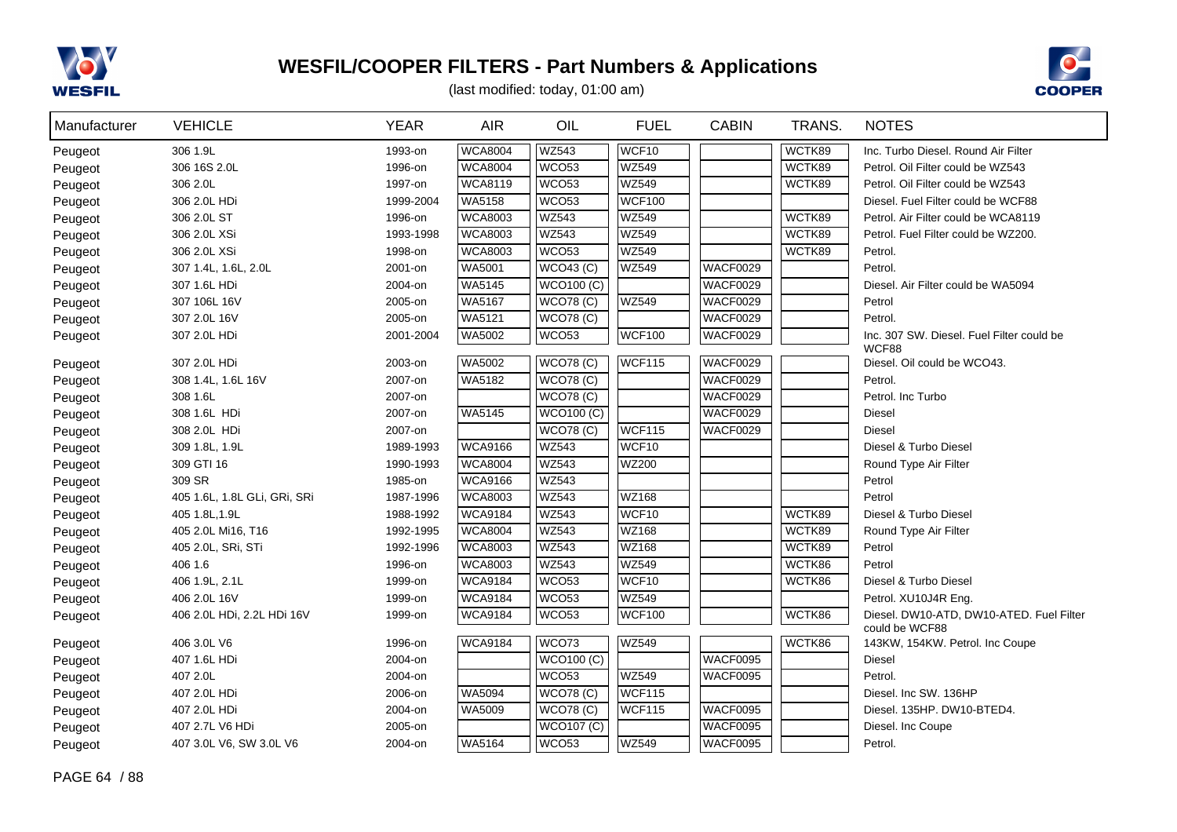# WESFIL/COOPER FILTERS - Part Numbers & Applications

(last modified: today, 01:00 am)

| Manufacturer | VEHICLE | YEAR | AIR | OIL | FUEL | CABIN | TRANS. | NOTES |
|---|---|---|---|---|---|---|---|---|
| Peugeot | 306 1.9L | 1993-on | WCA8004 | WZ543 | WCF10 | | WCTK89 | Inc. Turbo Diesel. Round Air Filter |
| Peugeot | 306 16S 2.0L | 1996-on | WCA8004 | WCO53 | WZ549 | | WCTK89 | Petrol. Oil Filter could be WZ543 |
| Peugeot | 306 2.0L | 1997-on | WCA8119 | WCO53 | WZ549 | | WCTK89 | Petrol. Oil Filter could be WZ543 |
| Peugeot | 306 2.0L HDi | 1999-2004 | WA5158 | WCO53 | WCF100 | | | Diesel. Fuel Filter could be WCF88 |
| Peugeot | 306 2.0L ST | 1996-on | WCA8003 | WZ543 | WZ549 | | WCTK89 | Petrol. Air Filter could be WCA8119 |
| Peugeot | 306 2.0L XSi | 1993-1998 | WCA8003 | WZ543 | WZ549 | | WCTK89 | Petrol. Fuel Filter could be WZ200. |
| Peugeot | 306 2.0L XSi | 1998-on | WCA8003 | WCO53 | WZ549 | | WCTK89 | Petrol. |
| Peugeot | 307 1.4L, 1.6L, 2.0L | 2001-on | WA5001 | WCO43 (C) | WZ549 | WACF0029 | | Petrol. |
| Peugeot | 307 1.6L HDi | 2004-on | WA5145 | WCO100 (C) | | WACF0029 | | Diesel. Air Filter could be WA5094 |
| Peugeot | 307 106L 16V | 2005-on | WA5167 | WCO78 (C) | WZ549 | WACF0029 | | Petrol |
| Peugeot | 307 2.0L 16V | 2005-on | WA5121 | WCO78 (C) | | WACF0029 | | Petrol. |
| Peugeot | 307 2.0L HDi | 2001-2004 | WA5002 | WCO53 | WCF100 | WACF0029 | | Inc. 307 SW. Diesel. Fuel Filter could be WCF88 |
| Peugeot | 307 2.0L HDi | 2003-on | WA5002 | WCO78 (C) | WCF115 | WACF0029 | | Diesel. Oil could be WCO43. |
| Peugeot | 308 1.4L, 1.6L 16V | 2007-on | WA5182 | WCO78 (C) | | WACF0029 | | Petrol. |
| Peugeot | 308 1.6L | 2007-on | | WCO78 (C) | | WACF0029 | | Petrol. Inc Turbo |
| Peugeot | 308 1.6L HDi | 2007-on | WA5145 | WCO100 (C) | | WACF0029 | | Diesel |
| Peugeot | 308 2.0L HDi | 2007-on | | WCO78 (C) | WCF115 | WACF0029 | | Diesel |
| Peugeot | 309 1.8L, 1.9L | 1989-1993 | WCA9166 | WZ543 | WCF10 | | | Diesel & Turbo Diesel |
| Peugeot | 309 GTI 16 | 1990-1993 | WCA8004 | WZ543 | WZ200 | | | Round Type Air Filter |
| Peugeot | 309 SR | 1985-on | WCA9166 | WZ543 | | | | Petrol |
| Peugeot | 405 1.6L, 1.8L GLi, GRi, SRi | 1987-1996 | WCA8003 | WZ543 | WZ168 | | | Petrol |
| Peugeot | 405 1.8L,1.9L | 1988-1992 | WCA9184 | WZ543 | WCF10 | | WCTK89 | Diesel & Turbo Diesel |
| Peugeot | 405 2.0L Mi16, T16 | 1992-1995 | WCA8004 | WZ543 | WZ168 | | WCTK89 | Round Type Air Filter |
| Peugeot | 405 2.0L, SRi, STi | 1992-1996 | WCA8003 | WZ543 | WZ168 | | WCTK89 | Petrol |
| Peugeot | 406 1.6 | 1996-on | WCA8003 | WZ543 | WZ549 | | WCTK86 | Petrol |
| Peugeot | 406 1.9L, 2.1L | 1999-on | WCA9184 | WCO53 | WCF10 | | WCTK86 | Diesel & Turbo Diesel |
| Peugeot | 406 2.0L 16V | 1999-on | WCA9184 | WCO53 | WZ549 | | | Petrol. XU10J4R Eng. |
| Peugeot | 406 2.0L HDi, 2.2L HDi 16V | 1999-on | WCA9184 | WCO53 | WCF100 | | WCTK86 | Diesel. DW10-ATD, DW10-ATED. Fuel Filter could be WCF88 |
| Peugeot | 406 3.0L V6 | 1996-on | WCA9184 | WCO73 | WZ549 | | WCTK86 | 143KW, 154KW. Petrol. Inc Coupe |
| Peugeot | 407 1.6L HDi | 2004-on | | WCO100 (C) | | WACF0095 | | Diesel |
| Peugeot | 407 2.0L | 2004-on | | WCO53 | WZ549 | WACF0095 | | Petrol. |
| Peugeot | 407 2.0L HDi | 2006-on | WA5094 | WCO78 (C) | WCF115 | | | Diesel. Inc SW. 136HP |
| Peugeot | 407 2.0L HDi | 2004-on | WA5009 | WCO78 (C) | WCF115 | WACF0095 | | Diesel. 135HP. DW10-BTED4. |
| Peugeot | 407 2.7L V6 HDi | 2005-on | | WCO107 (C) | | WACF0095 | | Diesel. Inc Coupe |
| Peugeot | 407 3.0L V6, SW 3.0L V6 | 2004-on | WA5164 | WCO53 | WZ549 | WACF0095 | | Petrol. |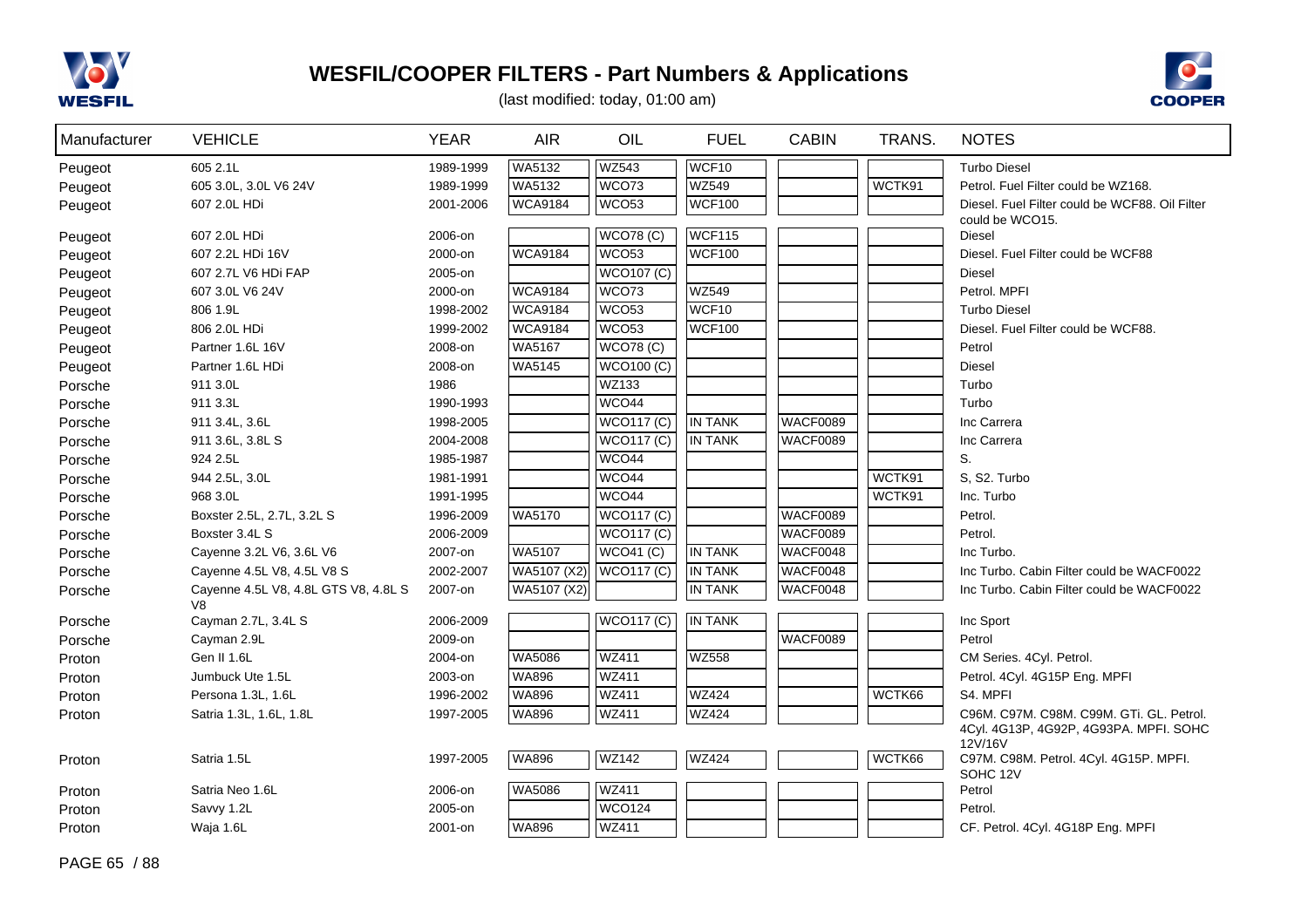# WESFIL/COOPER FILTERS - Part Numbers & Applications

(last modified: today, 01:00 am)

| Manufacturer | VEHICLE | YEAR | AIR | OIL | FUEL | CABIN | TRANS. | NOTES |
|---|---|---|---|---|---|---|---|---|
| Peugeot | 605 2.1L | 1989-1999 | WA5132 | WZ543 | WCF10 | | | Turbo Diesel |
| Peugeot | 605 3.0L, 3.0L V6 24V | 1989-1999 | WA5132 | WCO73 | WZ549 | | WCTK91 | Petrol. Fuel Filter could be WZ168. |
| Peugeot | 607 2.0L HDi | 2001-2006 | WCA9184 | WCO53 | WCF100 | | | Diesel. Fuel Filter could be WCF88. Oil Filter could be WCO15. |
| Peugeot | 607 2.0L HDi | 2006-on | | WCO78 (C) | WCF115 | | | Diesel |
| Peugeot | 607 2.2L HDi 16V | 2000-on | WCA9184 | WCO53 | WCF100 | | | Diesel. Fuel Filter could be WCF88 |
| Peugeot | 607 2.7L V6 HDi FAP | 2005-on | | WCO107 (C) | | | | Diesel |
| Peugeot | 607 3.0L V6 24V | 2000-on | WCA9184 | WCO73 | WZ549 | | | Petrol. MPFI |
| Peugeot | 806 1.9L | 1998-2002 | WCA9184 | WCO53 | WCF10 | | | Turbo Diesel |
| Peugeot | 806 2.0L HDi | 1999-2002 | WCA9184 | WCO53 | WCF100 | | | Diesel. Fuel Filter could be WCF88. |
| Peugeot | Partner 1.6L 16V | 2008-on | WA5167 | WCO78 (C) | | | | Petrol |
| Peugeot | Partner 1.6L HDi | 2008-on | WA5145 | WCO100 (C) | | | | Diesel |
| Porsche | 911 3.0L | 1986 | | WZ133 | | | | Turbo |
| Porsche | 911 3.3L | 1990-1993 | | WCO44 | | | | Turbo |
| Porsche | 911 3.4L, 3.6L | 1998-2005 | | WCO117 (C) | IN TANK | WACF0089 | | Inc Carrera |
| Porsche | 911 3.6L, 3.8L S | 2004-2008 | | WCO117 (C) | IN TANK | WACF0089 | | Inc Carrera |
| Porsche | 924 2.5L | 1985-1987 | | WCO44 | | | | S. |
| Porsche | 944 2.5L, 3.0L | 1981-1991 | | WCO44 | | | WCTK91 | S, S2. Turbo |
| Porsche | 968 3.0L | 1991-1995 | | WCO44 | | | WCTK91 | Inc. Turbo |
| Porsche | Boxster 2.5L, 2.7L, 3.2L S | 1996-2009 | WA5170 | WCO117 (C) | | WACF0089 | | Petrol. |
| Porsche | Boxster 3.4L S | 2006-2009 | | WCO117 (C) | | WACF0089 | | Petrol. |
| Porsche | Cayenne 3.2L V6, 3.6L V6 | 2007-on | WA5107 | WCO41 (C) | IN TANK | WACF0048 | | Inc Turbo. |
| Porsche | Cayenne 4.5L V8, 4.5L V8 S | 2002-2007 | WA5107 (X2) | WCO117 (C) | IN TANK | WACF0048 | | Inc Turbo. Cabin Filter could be WACF0022 |
| Porsche | Cayenne 4.5L V8, 4.8L GTS V8, 4.8L S V8 | 2007-on | WA5107 (X2) | | IN TANK | WACF0048 | | Inc Turbo. Cabin Filter could be WACF0022 |
| Porsche | Cayman 2.7L, 3.4L S | 2006-2009 | | WCO117 (C) | IN TANK | | | Inc Sport |
| Porsche | Cayman 2.9L | 2009-on | | | | WACF0089 | | Petrol |
| Proton | Gen II 1.6L | 2004-on | WA5086 | WZ411 | WZ558 | | | CM Series. 4Cyl. Petrol. |
| Proton | Jumbuck Ute 1.5L | 2003-on | WA896 | WZ411 | | | | Petrol. 4Cyl. 4G15P Eng. MPFI |
| Proton | Persona 1.3L, 1.6L | 1996-2002 | WA896 | WZ411 | WZ424 | | WCTK66 | S4. MPFI |
| Proton | Satria 1.3L, 1.6L, 1.8L | 1997-2005 | WA896 | WZ411 | WZ424 | | | C96M. C97M. C98M. C99M. GTi. GL. Petrol. 4Cyl. 4G13P, 4G92P, 4G93PA. MPFI. SOHC 12V/16V |
| Proton | Satria 1.5L | 1997-2005 | WA896 | WZ142 | WZ424 | | WCTK66 | C97M. C98M. Petrol. 4Cyl. 4G15P. MPFI. SOHC 12V |
| Proton | Satria Neo 1.6L | 2006-on | WA5086 | WZ411 | | | | Petrol |
| Proton | Savvy 1.2L | 2005-on | | WCO124 | | | | Petrol. |
| Proton | Waja 1.6L | 2001-on | WA896 | WZ411 | | | | CF. Petrol. 4Cyl. 4G18P Eng. MPFI |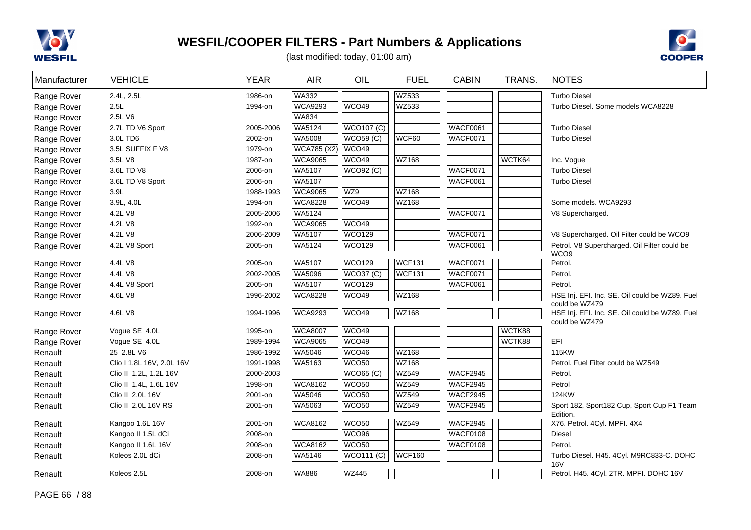# WESFIL/COOPER FILTERS - Part Numbers & Applications

(last modified: today, 01:00 am)

| Manufacturer | VEHICLE | YEAR | AIR | OIL | FUEL | CABIN | TRANS. | NOTES |
|---|---|---|---|---|---|---|---|---|
| Range Rover | 2.4L, 2.5L | 1986-on | WA332 | | WZ533 | | | Turbo Diesel |
| Range Rover | 2.5L | 1994-on | WCA9293 | WCO49 | WZ533 | | | Turbo Diesel. Some models WCA8228 |
| Range Rover | 2.5L V6 | | WA834 | | | | | |
| Range Rover | 2.7L TD V6 Sport | 2005-2006 | WA5124 | WCO107 (C) | | WACF0061 | | Turbo Diesel |
| Range Rover | 3.0L TD6 | 2002-on | WA5008 | WCO59 (C) | WCF60 | WACF0071 | | Turbo Diesel |
| Range Rover | 3.5L SUFFIX F V8 | 1979-on | WCA785 (X2) | WCO49 | | | | |
| Range Rover | 3.5L V8 | 1987-on | WCA9065 | WCO49 | WZ168 | | WCTK64 | Inc. Vogue |
| Range Rover | 3.6L TD V8 | 2006-on | WA5107 | WCO92 (C) | | WACF0071 | | Turbo Diesel |
| Range Rover | 3.6L TD V8 Sport | 2006-on | WA5107 | | | WACF0061 | | Turbo Diesel |
| Range Rover | 3.9L | 1988-1993 | WCA9065 | WZ9 | WZ168 | | | |
| Range Rover | 3.9L, 4.0L | 1994-on | WCA8228 | WCO49 | WZ168 | | | Some models. WCA9293 |
| Range Rover | 4.2L V8 | 2005-2006 | WA5124 | | | WACF0071 | | V8 Supercharged. |
| Range Rover | 4.2L V8 | 1992-on | WCA9065 | WCO49 | | | | |
| Range Rover | 4.2L V8 | 2006-2009 | WA5107 | WCO129 | | WACF0071 | | V8 Supercharged. Oil Filter could be WCO9 |
| Range Rover | 4.2L V8 Sport | 2005-on | WA5124 | WCO129 | | WACF0061 | | Petrol. V8 Supercharged. Oil Filter could be WCO9 |
| Range Rover | 4.4L V8 | 2005-on | WA5107 | WCO129 | WCF131 | WACF0071 | | Petrol. |
| Range Rover | 4.4L V8 | 2002-2005 | WA5096 | WCO37 (C) | WCF131 | WACF0071 | | Petrol. |
| Range Rover | 4.4L V8 Sport | 2005-on | WA5107 | WCO129 | | WACF0061 | | Petrol. |
| Range Rover | 4.6L V8 | 1996-2002 | WCA8228 | WCO49 | WZ168 | | | HSE Inj. EFI. Inc. SE. Oil could be WZ89. Fuel could be WZ479 |
| Range Rover | 4.6L V8 | 1994-1996 | WCA9293 | WCO49 | WZ168 | | | HSE Inj. EFI. Inc. SE. Oil could be WZ89. Fuel could be WZ479 |
| Range Rover | Vogue SE 4.0L | 1995-on | WCA8007 | WCO49 | | | WCTK88 | |
| Range Rover | Vogue SE 4.0L | 1989-1994 | WCA9065 | WCO49 | | | WCTK88 | EFI |
| Renault | 25 2.8L V6 | 1986-1992 | WA5046 | WCO46 | WZ168 | | | 115KW |
| Renault | Clio I 1.8L 16V, 2.0L 16V | 1991-1998 | WA5163 | WCO50 | WZ168 | | | Petrol. Fuel Filter could be WZ549 |
| Renault | Clio II 1.2L, 1.2L 16V | 2000-2003 | | WCO65 (C) | WZ549 | WACF2945 | | Petrol. |
| Renault | Clio II 1.4L, 1.6L 16V | 1998-on | WCA8162 | WCO50 | WZ549 | WACF2945 | | Petrol |
| Renault | Clio II 2.0L 16V | 2001-on | WA5046 | WCO50 | WZ549 | WACF2945 | | 124KW |
| Renault | Clio II 2.0L 16V RS | 2001-on | WA5063 | WCO50 | WZ549 | WACF2945 | | Sport 182, Sport182 Cup, Sport Cup F1 Team Edition. |
| Renault | Kangoo 1.6L 16V | 2001-on | WCA8162 | WCO50 | WZ549 | WACF2945 | | X76. Petrol. 4Cyl. MPFI. 4X4 |
| Renault | Kangoo II 1.5L dCi | 2008-on | | WCO96 | | WACF0108 | | Diesel |
| Renault | Kangoo II 1.6L 16V | 2008-on | WCA8162 | WCO50 | | WACF0108 | | Petrol. |
| Renault | Koleos 2.0L dCi | 2008-on | WA5146 | WCO111 (C) | WCF160 | | | Turbo Diesel. H45. 4Cyl. M9RC833-C. DOHC 16V |
| Renault | Koleos 2.5L | 2008-on | WA886 | WZ445 | | | | Petrol. H45. 4Cyl. 2TR. MPFI. DOHC 16V |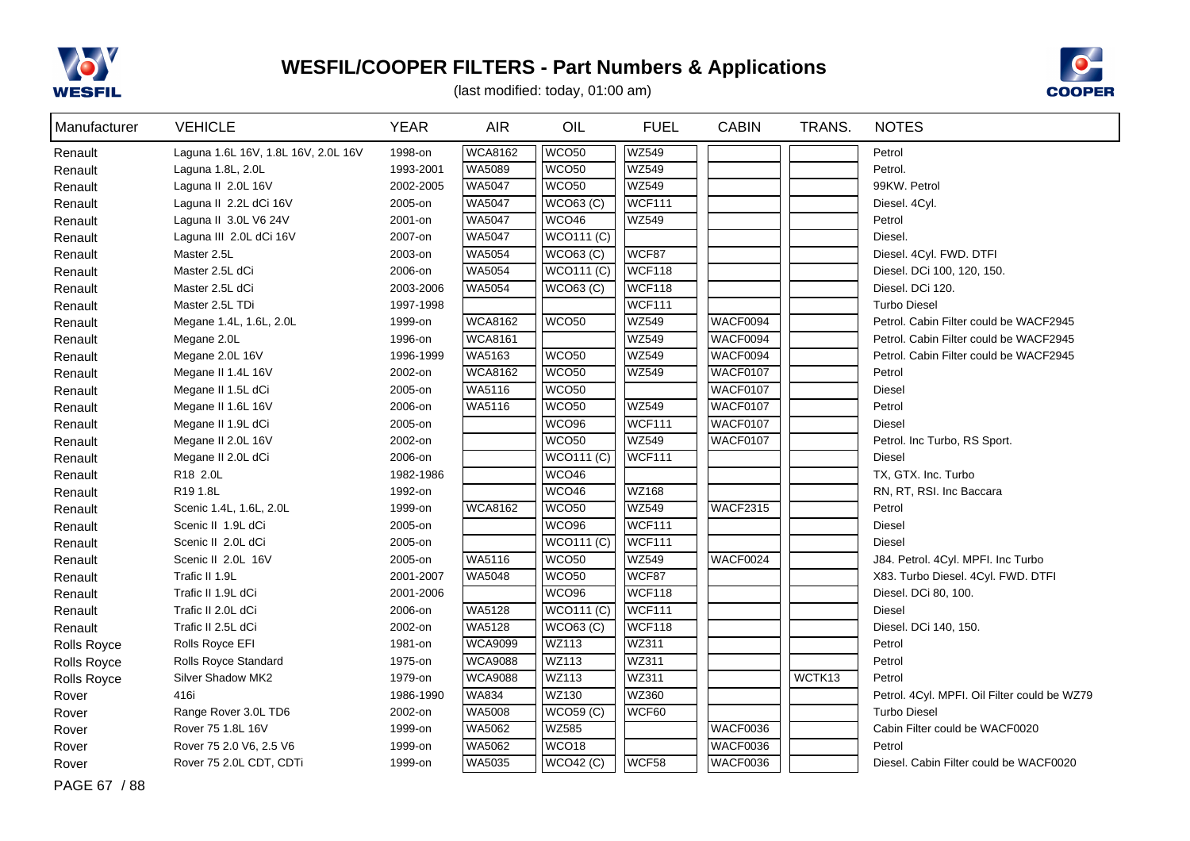# WESFIL/COOPER FILTERS - Part Numbers & Applications

(last modified: today, 01:00 am)

| Manufacturer | VEHICLE | YEAR | AIR | OIL | FUEL | CABIN | TRANS. | NOTES |
|---|---|---|---|---|---|---|---|---|
| Renault | Laguna 1.6L 16V, 1.8L 16V, 2.0L 16V | 1998-on | WCA8162 | WCO50 | WZ549 | | | Petrol |
| Renault | Laguna 1.8L, 2.0L | 1993-2001 | WA5089 | WCO50 | WZ549 | | | Petrol. |
| Renault | Laguna II 2.0L 16V | 2002-2005 | WA5047 | WCO50 | WZ549 | | | 99KW. Petrol |
| Renault | Laguna II 2.2L dCi 16V | 2005-on | WA5047 | WCO63 (C) | WCF111 | | | Diesel. 4Cyl. |
| Renault | Laguna II 3.0L V6 24V | 2001-on | WA5047 | WCO46 | WZ549 | | | Petrol |
| Renault | Laguna III 2.0L dCi 16V | 2007-on | WA5047 | WCO111 (C) | | | | Diesel. |
| Renault | Master 2.5L | 2003-on | WA5054 | WCO63 (C) | WCF87 | | | Diesel. 4Cyl. FWD. DTFI |
| Renault | Master 2.5L dCi | 2006-on | WA5054 | WCO111 (C) | WCF118 | | | Diesel. DCi 100, 120, 150. |
| Renault | Master 2.5L dCi | 2003-2006 | WA5054 | WCO63 (C) | WCF118 | | | Diesel. DCi 120. |
| Renault | Master 2.5L TDi | 1997-1998 | | | WCF111 | | | Turbo Diesel |
| Renault | Megane 1.4L, 1.6L, 2.0L | 1999-on | WCA8162 | WCO50 | WZ549 | WACF0094 | | Petrol. Cabin Filter could be WACF2945 |
| Renault | Megane 2.0L | 1996-on | WCA8161 | | WZ549 | WACF0094 | | Petrol. Cabin Filter could be WACF2945 |
| Renault | Megane 2.0L 16V | 1996-1999 | WA5163 | WCO50 | WZ549 | WACF0094 | | Petrol. Cabin Filter could be WACF2945 |
| Renault | Megane II 1.4L 16V | 2002-on | WCA8162 | WCO50 | WZ549 | WACF0107 | | Petrol |
| Renault | Megane II 1.5L dCi | 2005-on | WA5116 | WCO50 | | WACF0107 | | Diesel |
| Renault | Megane II 1.6L 16V | 2006-on | WA5116 | WCO50 | WZ549 | WACF0107 | | Petrol |
| Renault | Megane II 1.9L dCi | 2005-on | | WCO96 | WCF111 | WACF0107 | | Diesel |
| Renault | Megane II 2.0L 16V | 2002-on | | WCO50 | WZ549 | WACF0107 | | Petrol. Inc Turbo, RS Sport. |
| Renault | Megane II 2.0L dCi | 2006-on | | WCO111 (C) | WCF111 | | | Diesel |
| Renault | R18 2.0L | 1982-1986 | | WCO46 | | | | TX, GTX. Inc. Turbo |
| Renault | R19 1.8L | 1992-on | | WCO46 | WZ168 | | | RN, RT, RSI. Inc Baccara |
| Renault | Scenic 1.4L, 1.6L, 2.0L | 1999-on | WCA8162 | WCO50 | WZ549 | WACF2315 | | Petrol |
| Renault | Scenic II 1.9L dCi | 2005-on | | WCO96 | WCF111 | | | Diesel |
| Renault | Scenic II 2.0L dCi | 2005-on | | WCO111 (C) | WCF111 | | | Diesel |
| Renault | Scenic II 2.0L 16V | 2005-on | WA5116 | WCO50 | WZ549 | WACF0024 | | J84. Petrol. 4Cyl. MPFI. Inc Turbo |
| Renault | Trafic II 1.9L | 2001-2007 | WA5048 | WCO50 | WCF87 | | | X83. Turbo Diesel. 4Cyl. FWD. DTFI |
| Renault | Trafic II 1.9L dCi | 2001-2006 | | WCO96 | WCF118 | | | Diesel. DCi 80, 100. |
| Renault | Trafic II 2.0L dCi | 2006-on | WA5128 | WCO111 (C) | WCF111 | | | Diesel |
| Renault | Trafic II 2.5L dCi | 2002-on | WA5128 | WCO63 (C) | WCF118 | | | Diesel. DCi 140, 150. |
| Rolls Royce | Rolls Royce EFI | 1981-on | WCA9099 | WZ113 | WZ311 | | | Petrol |
| Rolls Royce | Rolls Royce Standard | 1975-on | WCA9088 | WZ113 | WZ311 | | | Petrol |
| Rolls Royce | Silver Shadow MK2 | 1979-on | WCA9088 | WZ113 | WZ311 | | WCTK13 | Petrol |
| Rover | 416i | 1986-1990 | WA834 | WZ130 | WZ360 | | | Petrol. 4Cyl. MPFI. Oil Filter could be WZ79 |
| Rover | Range Rover 3.0L TD6 | 2002-on | WA5008 | WCO59 (C) | WCF60 | | | Turbo Diesel |
| Rover | Rover 75 1.8L 16V | 1999-on | WA5062 | WZ585 | | WACF0036 | | Cabin Filter could be WACF0020 |
| Rover | Rover 75 2.0 V6, 2.5 V6 | 1999-on | WA5062 | WCO18 | | WACF0036 | | Petrol |
| Rover | Rover 75 2.0L CDT, CDTi | 1999-on | WA5035 | WCO42 (C) | WCF58 | WACF0036 | | Diesel. Cabin Filter could be WACF0020 |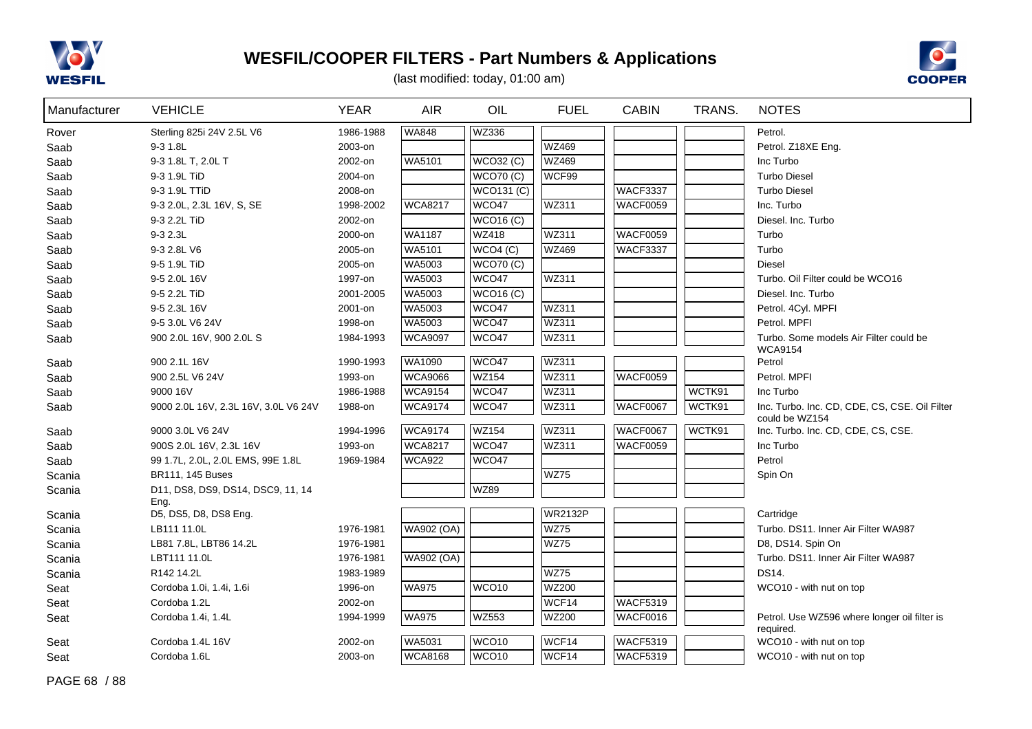# WESFIL/COOPER FILTERS - Part Numbers & Applications

(last modified: today, 01:00 am)

| Manufacturer | VEHICLE | YEAR | AIR | OIL | FUEL | CABIN | TRANS. | NOTES |
|---|---|---|---|---|---|---|---|---|
| Rover | Sterling 825i 24V 2.5L V6 | 1986-1988 | WA848 | WZ336 | | | | Petrol. |
| Saab | 9-3 1.8L | 2003-on | | | WZ469 | | | Petrol. Z18XE Eng. |
| Saab | 9-3 1.8L T, 2.0L T | 2002-on | WA5101 | WCO32 (C) | WZ469 | | | Inc Turbo |
| Saab | 9-3 1.9L TiD | 2004-on | | WCO70 (C) | WCF99 | | | Turbo Diesel |
| Saab | 9-3 1.9L TTiD | 2008-on | | WCO131 (C) | | WACF3337 | | Turbo Diesel |
| Saab | 9-3 2.0L, 2.3L 16V, S, SE | 1998-2002 | WCA8217 | WCO47 | WZ311 | WACF0059 | | Inc. Turbo |
| Saab | 9-3 2.2L TiD | 2002-on | | WCO16 (C) | | | | Diesel. Inc. Turbo |
| Saab | 9-3 2.3L | 2000-on | WA1187 | WZ418 | WZ311 | WACF0059 | | Turbo |
| Saab | 9-3 2.8L V6 | 2005-on | WA5101 | WCO4 (C) | WZ469 | WACF3337 | | Turbo |
| Saab | 9-5 1.9L TiD | 2005-on | WA5003 | WCO70 (C) | | | | Diesel |
| Saab | 9-5 2.0L 16V | 1997-on | WA5003 | WCO47 | WZ311 | | | Turbo. Oil Filter could be WCO16 |
| Saab | 9-5 2.2L TiD | 2001-2005 | WA5003 | WCO16 (C) | | | | Diesel. Inc. Turbo |
| Saab | 9-5 2.3L 16V | 2001-on | WA5003 | WCO47 | WZ311 | | | Petrol. 4Cyl. MPFI |
| Saab | 9-5 3.0L V6 24V | 1998-on | WA5003 | WCO47 | WZ311 | | | Petrol. MPFI |
| Saab | 900 2.0L 16V, 900 2.0L S | 1984-1993 | WCA9097 | WCO47 | WZ311 | | | Turbo. Some models Air Filter could be WCA9154 |
| Saab | 900 2.1L 16V | 1990-1993 | WA1090 | WCO47 | WZ311 | | | Petrol |
| Saab | 900 2.5L V6 24V | 1993-on | WCA9066 | WZ154 | WZ311 | WACF0059 | | Petrol. MPFI |
| Saab | 9000 16V | 1986-1988 | WCA9154 | WCO47 | WZ311 | | WCTK91 | Inc Turbo |
| Saab | 9000 2.0L 16V, 2.3L 16V, 3.0L V6 24V | 1988-on | WCA9174 | WCO47 | WZ311 | WACF0067 | WCTK91 | Inc. Turbo. Inc. CD, CDE, CS, CSE. Oil Filter could be WZ154 |
| Saab | 9000 3.0L V6 24V | 1994-1996 | WCA9174 | WZ154 | WZ311 | WACF0067 | WCTK91 | Inc. Turbo. Inc. CD, CDE, CS, CSE. |
| Saab | 900S 2.0L 16V, 2.3L 16V | 1993-on | WCA8217 | WCO47 | WZ311 | WACF0059 | | Inc Turbo |
| Saab | 99 1.7L, 2.0L, 2.0L EMS, 99E 1.8L | 1969-1984 | WCA922 | WCO47 | | | | Petrol |
| Scania | BR111, 145 Buses | | | | WZ75 | | | Spin On |
| Scania | D11, DS8, DS9, DS14, DSC9, 11, 14 Eng. | | | WZ89 | | | | |
| Scania | D5, DS5, D8, DS8 Eng. | | | | WR2132P | | | Cartridge |
| Scania | LB111 11.0L | 1976-1981 | WA902 (OA) | | WZ75 | | | Turbo. DS11. Inner Air Filter WA987 |
| Scania | LB81 7.8L, LBT86 14.2L | 1976-1981 | | | WZ75 | | | D8, DS14. Spin On |
| Scania | LBT111 11.0L | 1976-1981 | WA902 (OA) | | | | | Turbo. DS11. Inner Air Filter WA987 |
| Scania | R142 14.2L | 1983-1989 | | | WZ75 | | | DS14. |
| Seat | Cordoba 1.0i, 1.4i, 1.6i | 1996-on | WA975 | WCO10 | WZ200 | | | WCO10 - with nut on top |
| Seat | Cordoba 1.2L | 2002-on | | | WCF14 | WACF5319 | | |
| Seat | Cordoba 1.4i, 1.4L | 1994-1999 | WA975 | WZ553 | WZ200 | WACF0016 | | Petrol. Use WZ596 where longer oil filter is required. |
| Seat | Cordoba 1.4L 16V | 2002-on | WA5031 | WCO10 | WCF14 | WACF5319 | | WCO10 - with nut on top |
| Seat | Cordoba 1.6L | 2003-on | WCA8168 | WCO10 | WCF14 | WACF5319 | | WCO10 - with nut on top |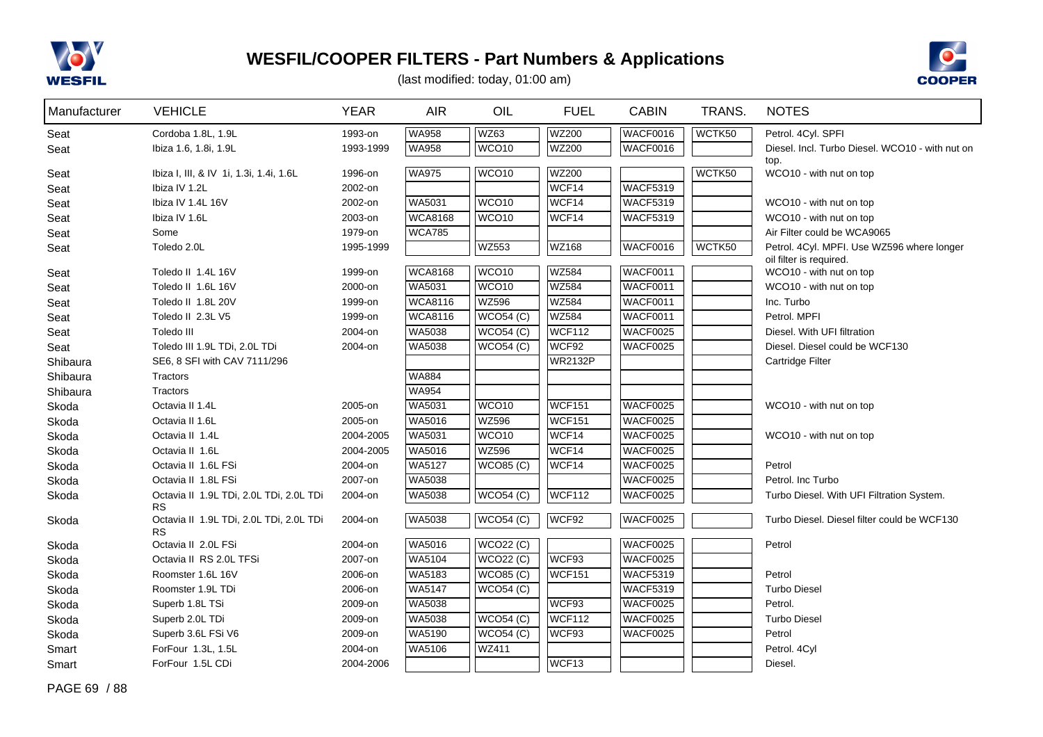# WESFIL/COOPER FILTERS - Part Numbers & Applications

(last modified: today, 01:00 am)

| Manufacturer | VEHICLE | YEAR | AIR | OIL | FUEL | CABIN | TRANS. | NOTES |
|---|---|---|---|---|---|---|---|---|
| Seat | Cordoba 1.8L, 1.9L | 1993-on | WA958 | WZ63 | WZ200 | WACF0016 | WCTK50 | Petrol. 4Cyl. SPFI |
| Seat | Ibiza 1.6, 1.8i, 1.9L | 1993-1999 | WA958 | WCO10 | WZ200 | WACF0016 | | Diesel. Incl. Turbo Diesel. WCO10 - with nut on top. |
| Seat | Ibiza I, III, & IV 1i, 1.3i, 1.4i, 1.6L | 1996-on | WA975 | WCO10 | WZ200 | | WCTK50 | WCO10 - with nut on top |
| Seat | Ibiza IV 1.2L | 2002-on | | | WCF14 | WACF5319 | | |
| Seat | Ibiza IV 1.4L 16V | 2002-on | WA5031 | WCO10 | WCF14 | WACF5319 | | WCO10 - with nut on top |
| Seat | Ibiza IV 1.6L | 2003-on | WCA8168 | WCO10 | WCF14 | WACF5319 | | WCO10 - with nut on top |
| Seat | Some | 1979-on | WCA785 | | | | | Air Filter could be WCA9065 |
| Seat | Toledo 2.0L | 1995-1999 | | WZ553 | WZ168 | WACF0016 | WCTK50 | Petrol. 4Cyl. MPFI. Use WZ596 where longer oil filter is required. |
| Seat | Toledo II 1.4L 16V | 1999-on | WCA8168 | WCO10 | WZ584 | WACF0011 | | WCO10 - with nut on top |
| Seat | Toledo II 1.6L 16V | 2000-on | WA5031 | WCO10 | WZ584 | WACF0011 | | WCO10 - with nut on top |
| Seat | Toledo II 1.8L 20V | 1999-on | WCA8116 | WZ596 | WZ584 | WACF0011 | | Inc. Turbo |
| Seat | Toledo II 2.3L V5 | 1999-on | WCA8116 | WCO54 (C) | WZ584 | WACF0011 | | Petrol. MPFI |
| Seat | Toledo III | 2004-on | WA5038 | WCO54 (C) | WCF112 | WACF0025 | | Diesel. With UFI filtration |
| Seat | Toledo III 1.9L TDi, 2.0L TDi | 2004-on | WA5038 | WCO54 (C) | WCF92 | WACF0025 | | Diesel. Diesel could be WCF130 |
| Shibaura | SE6, 8 SFI with CAV 7111/296 | | | | WR2132P | | | Cartridge Filter |
| Shibaura | Tractors | | WA884 | | | | | |
| Shibaura | Tractors | | WA954 | | | | | |
| Skoda | Octavia II 1.4L | 2005-on | WA5031 | WCO10 | WCF151 | WACF0025 | | WCO10 - with nut on top |
| Skoda | Octavia II 1.6L | 2005-on | WA5016 | WZ596 | WCF151 | WACF0025 | | |
| Skoda | Octavia II 1.4L | 2004-2005 | WA5031 | WCO10 | WCF14 | WACF0025 | | WCO10 - with nut on top |
| Skoda | Octavia II 1.6L | 2004-2005 | WA5016 | WZ596 | WCF14 | WACF0025 | | |
| Skoda | Octavia II 1.6L FSi | 2004-on | WA5127 | WCO85 (C) | WCF14 | WACF0025 | | Petrol |
| Skoda | Octavia II 1.8L FSi | 2007-on | WA5038 | | | WACF0025 | | Petrol. Inc Turbo |
| Skoda | Octavia II 1.9L TDi, 2.0L TDi, 2.0L TDi RS | 2004-on | WA5038 | WCO54 (C) | WCF112 | WACF0025 | | Turbo Diesel. With UFI Filtration System. |
| Skoda | Octavia II 1.9L TDi, 2.0L TDi, 2.0L TDi RS | 2004-on | WA5038 | WCO54 (C) | WCF92 | WACF0025 | | Turbo Diesel. Diesel filter could be WCF130 |
| Skoda | Octavia II 2.0L FSi | 2004-on | WA5016 | WCO22 (C) | | WACF0025 | | Petrol |
| Skoda | Octavia II RS 2.0L TFSi | 2007-on | WA5104 | WCO22 (C) | WCF93 | WACF0025 | | |
| Skoda | Roomster 1.6L 16V | 2006-on | WA5183 | WCO85 (C) | WCF151 | WACF5319 | | Petrol |
| Skoda | Roomster 1.9L TDi | 2006-on | WA5147 | WCO54 (C) | | WACF5319 | | Turbo Diesel |
| Skoda | Superb 1.8L TSi | 2009-on | WA5038 | | WCF93 | WACF0025 | | Petrol. |
| Skoda | Superb 2.0L TDi | 2009-on | WA5038 | WCO54 (C) | WCF112 | WACF0025 | | Turbo Diesel |
| Skoda | Superb 3.6L FSi V6 | 2009-on | WA5190 | WCO54 (C) | WCF93 | WACF0025 | | Petrol |
| Smart | ForFour 1.3L, 1.5L | 2004-on | WA5106 | WZ411 | | | | Petrol. 4Cyl |
| Smart | ForFour 1.5L CDi | 2004-2006 | | | WCF13 | | | Diesel. |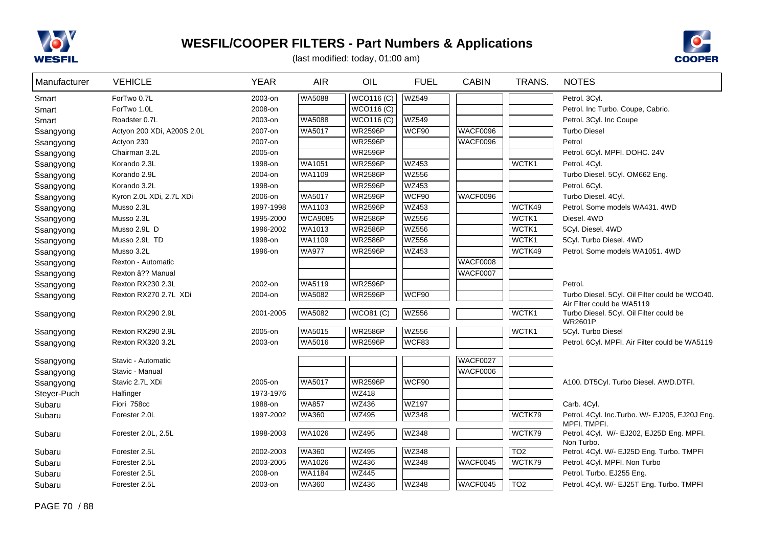# WESFIL/COOPER FILTERS - Part Numbers & Applications

(last modified: today, 01:00 am)

| Manufacturer | VEHICLE | YEAR | AIR | OIL | FUEL | CABIN | TRANS. | NOTES |
|---|---|---|---|---|---|---|---|---|
| Smart | ForTwo 0.7L | 2003-on | WA5088 | WCO116 (C) | WZ549 | | | Petrol. 3Cyl. |
| Smart | ForTwo 1.0L | 2008-on | | WCO116 (C) | | | | Petrol. Inc Turbo. Coupe, Cabrio. |
| Smart | Roadster 0.7L | 2003-on | WA5088 | WCO116 (C) | WZ549 | | | Petrol. 3Cyl. Inc Coupe |
| Ssangyong | Actyon 200 XDi, A200S 2.0L | 2007-on | WA5017 | WR2596P | WCF90 | WACF0096 | | Turbo Diesel |
| Ssangyong | Actyon 230 | 2007-on | | WR2596P | | WACF0096 | | Petrol |
| Ssangyong | Chairman 3.2L | 2005-on | | WR2596P | | | | Petrol. 6Cyl. MPFI. DOHC. 24V |
| Ssangyong | Korando 2.3L | 1998-on | WA1051 | WR2596P | WZ453 | | WCTK1 | Petrol. 4Cyl. |
| Ssangyong | Korando 2.9L | 2004-on | WA1109 | WR2586P | WZ556 | | | Turbo Diesel. 5Cyl. OM662 Eng. |
| Ssangyong | Korando 3.2L | 1998-on | | WR2596P | WZ453 | | | Petrol. 6Cyl. |
| Ssangyong | Kyron 2.0L XDi, 2.7L XDi | 2006-on | WA5017 | WR2596P | WCF90 | WACF0096 | | Turbo Diesel. 4Cyl. |
| Ssangyong | Musso 2.3L | 1997-1998 | WA1103 | WR2596P | WZ453 | | WCTK49 | Petrol. Some models WA431. 4WD |
| Ssangyong | Musso 2.3L | 1995-2000 | WCA9085 | WR2586P | WZ556 | | WCTK1 | Diesel. 4WD |
| Ssangyong | Musso 2.9L D | 1996-2002 | WA1013 | WR2586P | WZ556 | | WCTK1 | 5Cyl. Diesel. 4WD |
| Ssangyong | Musso 2.9L TD | 1998-on | WA1109 | WR2586P | WZ556 | | WCTK1 | 5Cyl. Turbo Diesel. 4WD |
| Ssangyong | Musso 3.2L | 1996-on | WA977 | WR2596P | WZ453 | | WCTK49 | Petrol. Some models WA1051. 4WD |
| Ssangyong | Rexton - Automatic | | | | | WACF0008 | | |
| Ssangyong | Rexton â?? Manual | | | | | WACF0007 | | |
| Ssangyong | Rexton RX230 2.3L | 2002-on | WA5119 | WR2596P | | | | Petrol. |
| Ssangyong | Rexton RX270 2.7L XDi | 2004-on | WA5082 | WR2596P | WCF90 | | | Turbo Diesel. 5Cyl. Oil Filter could be WCO40. Air Filter could be WA5119 |
| Ssangyong | Rexton RX290 2.9L | 2001-2005 | WA5082 | WCO81 (C) | WZ556 | | WCTK1 | Turbo Diesel. 5Cyl. Oil Filter could be WR2601P |
| Ssangyong | Rexton RX290 2.9L | 2005-on | WA5015 | WR2586P | WZ556 | | WCTK1 | 5Cyl. Turbo Diesel |
| Ssangyong | Rexton RX320 3.2L | 2003-on | WA5016 | WR2596P | WCF83 | | | Petrol. 6Cyl. MPFI. Air Filter could be WA5119 |
| Ssangyong | Stavic - Automatic | | | | | WACF0027 | | |
| Ssangyong | Stavic - Manual | | | | | WACF0006 | | |
| Ssangyong | Stavic 2.7L XDi | 2005-on | WA5017 | WR2596P | WCF90 | | | A100. DT5Cyl. Turbo Diesel. AWD.DTFI. |
| Steyer-Puch | Halfinger | 1973-1976 | | WZ418 | | | | |
| Subaru | Fiori 758cc | 1988-on | WA857 | WZ436 | WZ197 | | | Carb. 4Cyl. |
| Subaru | Forester 2.0L | 1997-2002 | WA360 | WZ495 | WZ348 | | WCTK79 | Petrol. 4Cyl. Inc.Turbo. W/- EJ205, EJ20J Eng. MPFI. TMPFI. |
| Subaru | Forester 2.0L, 2.5L | 1998-2003 | WA1026 | WZ495 | WZ348 | | WCTK79 | Petrol. 4Cyl. W/- EJ202, EJ25D Eng. MPFI. Non Turbo. |
| Subaru | Forester 2.5L | 2002-2003 | WA360 | WZ495 | WZ348 | | TO2 | Petrol. 4Cyl. W/- EJ25D Eng. Turbo. TMPFI |
| Subaru | Forester 2.5L | 2003-2005 | WA1026 | WZ436 | WZ348 | WACF0045 | WCTK79 | Petrol. 4Cyl. MPFI. Non Turbo |
| Subaru | Forester 2.5L | 2008-on | WA1184 | WZ445 | | | | Petrol. Turbo. EJ255 Eng. |
| Subaru | Forester 2.5L | 2003-on | WA360 | WZ436 | WZ348 | WACF0045 | TO2 | Petrol. 4Cyl. W/- EJ25T Eng. Turbo. TMPFI |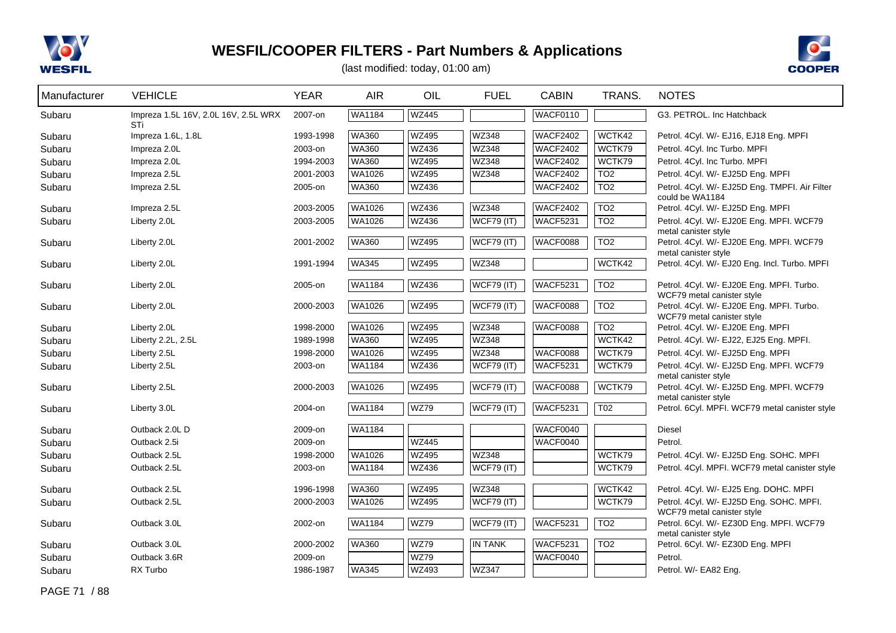# WESFIL/COOPER FILTERS - Part Numbers & Applications

(last modified: today, 01:00 am)

| Manufacturer | VEHICLE | YEAR | AIR | OIL | FUEL | CABIN | TRANS. | NOTES |
|---|---|---|---|---|---|---|---|---|
| Subaru | Impreza 1.5L 16V, 2.0L 16V, 2.5L WRX STi | 2007-on | WA1184 | WZ445 | | WACF0110 | | G3. PETROL. Inc Hatchback |
| Subaru | Impreza 1.6L, 1.8L | 1993-1998 | WA360 | WZ495 | WZ348 | WACF2402 | WCTK42 | Petrol. 4Cyl. W/- EJ16, EJ18 Eng. MPFI |
| Subaru | Impreza 2.0L | 2003-on | WA360 | WZ436 | WZ348 | WACF2402 | WCTK79 | Petrol. 4Cyl. Inc Turbo. MPFI |
| Subaru | Impreza 2.0L | 1994-2003 | WA360 | WZ495 | WZ348 | WACF2402 | WCTK79 | Petrol. 4Cyl. Inc Turbo. MPFI |
| Subaru | Impreza 2.5L | 2001-2003 | WA1026 | WZ495 | WZ348 | WACF2402 | TO2 | Petrol. 4Cyl. W/- EJ25D Eng. MPFI |
| Subaru | Impreza 2.5L | 2005-on | WA360 | WZ436 | | WACF2402 | TO2 | Petrol. 4Cyl. W/- EJ25D Eng. TMPFI. Air Filter could be WA1184 |
| Subaru | Impreza 2.5L | 2003-2005 | WA1026 | WZ436 | WZ348 | WACF2402 | TO2 | Petrol. 4Cyl. W/- EJ25D Eng. MPFI |
| Subaru | Liberty 2.0L | 2003-2005 | WA1026 | WZ436 | WCF79 (IT) | WACF5231 | TO2 | Petrol. 4Cyl. W/- EJ20E Eng. MPFI. WCF79 metal canister style |
| Subaru | Liberty 2.0L | 2001-2002 | WA360 | WZ495 | WCF79 (IT) | WACF0088 | TO2 | Petrol. 4Cyl. W/- EJ20E Eng. MPFI. WCF79 metal canister style |
| Subaru | Liberty 2.0L | 1991-1994 | WA345 | WZ495 | WZ348 | | WCTK42 | Petrol. 4Cyl. W/- EJ20 Eng. Incl. Turbo. MPFI |
| Subaru | Liberty 2.0L | 2005-on | WA1184 | WZ436 | WCF79 (IT) | WACF5231 | TO2 | Petrol. 4Cyl. W/- EJ20E Eng. MPFI. Turbo. WCF79 metal canister style |
| Subaru | Liberty 2.0L | 2000-2003 | WA1026 | WZ495 | WCF79 (IT) | WACF0088 | TO2 | Petrol. 4Cyl. W/- EJ20E Eng. MPFI. Turbo. WCF79 metal canister style |
| Subaru | Liberty 2.0L | 1998-2000 | WA1026 | WZ495 | WZ348 | WACF0088 | TO2 | Petrol. 4Cyl. W/- EJ20E Eng. MPFI |
| Subaru | Liberty 2.2L, 2.5L | 1989-1998 | WA360 | WZ495 | WZ348 | | WCTK42 | Petrol. 4Cyl. W/- EJ22, EJ25 Eng. MPFI. |
| Subaru | Liberty 2.5L | 1998-2000 | WA1026 | WZ495 | WZ348 | WACF0088 | WCTK79 | Petrol. 4Cyl. W/- EJ25D Eng. MPFI |
| Subaru | Liberty 2.5L | 2003-on | WA1184 | WZ436 | WCF79 (IT) | WACF5231 | WCTK79 | Petrol. 4Cyl. W/- EJ25D Eng. MPFI. WCF79 metal canister style |
| Subaru | Liberty 2.5L | 2000-2003 | WA1026 | WZ495 | WCF79 (IT) | WACF0088 | WCTK79 | Petrol. 4Cyl. W/- EJ25D Eng. MPFI. WCF79 metal canister style |
| Subaru | Liberty 3.0L | 2004-on | WA1184 | WZ79 | WCF79 (IT) | WACF5231 | T02 | Petrol. 6Cyl. MPFI. WCF79 metal canister style |
| Subaru | Outback 2.0L D | 2009-on | WA1184 | | | WACF0040 | | Diesel |
| Subaru | Outback 2.5i | 2009-on | | WZ445 | | WACF0040 | | Petrol. |
| Subaru | Outback 2.5L | 1998-2000 | WA1026 | WZ495 | WZ348 | | WCTK79 | Petrol. 4Cyl. W/- EJ25D Eng. SOHC. MPFI |
| Subaru | Outback 2.5L | 2003-on | WA1184 | WZ436 | WCF79 (IT) | | WCTK79 | Petrol. 4Cyl. MPFI. WCF79 metal canister style |
| Subaru | Outback 2.5L | 1996-1998 | WA360 | WZ495 | WZ348 | | WCTK42 | Petrol. 4Cyl. W/- EJ25 Eng. DOHC. MPFI |
| Subaru | Outback 2.5L | 2000-2003 | WA1026 | WZ495 | WCF79 (IT) | | WCTK79 | Petrol. 4Cyl. W/- EJ25D Eng. SOHC. MPFI. WCF79 metal canister style |
| Subaru | Outback 3.0L | 2002-on | WA1184 | WZ79 | WCF79 (IT) | WACF5231 | TO2 | Petrol. 6Cyl. W/- EZ30D Eng. MPFI. WCF79 metal canister style |
| Subaru | Outback 3.0L | 2000-2002 | WA360 | WZ79 | IN TANK | WACF5231 | TO2 | Petrol. 6Cyl. W/- EZ30D Eng. MPFI |
| Subaru | Outback 3.6R | 2009-on | | WZ79 | | WACF0040 | | Petrol. |
| Subaru | RX Turbo | 1986-1987 | WA345 | WZ493 | WZ347 | | | Petrol. W/- EA82 Eng. |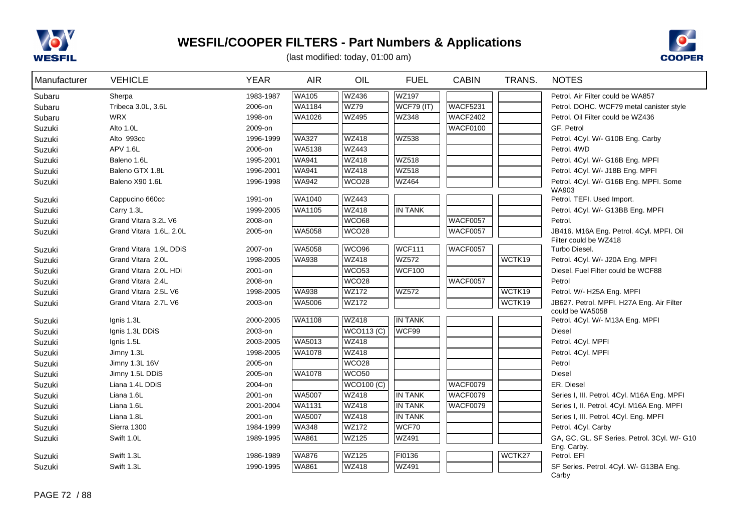# WESFIL/COOPER FILTERS - Part Numbers & Applications

(last modified: today, 01:00 am)

| Manufacturer | VEHICLE | YEAR | AIR | OIL | FUEL | CABIN | TRANS. | NOTES |
|---|---|---|---|---|---|---|---|---|
| Subaru | Sherpa | 1983-1987 | WA105 | WZ436 | WZ197 | | | Petrol. Air Filter could be WA857 |
| Subaru | Tribeca 3.0L, 3.6L | 2006-on | WA1184 | WZ79 | WCF79 (IT) | WACF5231 | | Petrol. DOHC. WCF79 metal canister style |
| Subaru | WRX | 1998-on | WA1026 | WZ495 | WZ348 | WACF2402 | | Petrol. Oil Filter could be WZ436 |
| Suzuki | Alto 1.0L | 2009-on | | | | WACF0100 | | GF. Petrol |
| Suzuki | Alto 993cc | 1996-1999 | WA327 | WZ418 | WZ538 | | | Petrol. 4Cyl. W/- G10B Eng. Carby |
| Suzuki | APV 1.6L | 2006-on | WA5138 | WZ443 | | | | Petrol. 4WD |
| Suzuki | Baleno 1.6L | 1995-2001 | WA941 | WZ418 | WZ518 | | | Petrol. 4Cyl. W/- G16B Eng. MPFI |
| Suzuki | Baleno GTX 1.8L | 1996-2001 | WA941 | WZ418 | WZ518 | | | Petrol. 4Cyl. W/- J18B Eng. MPFI |
| Suzuki | Baleno X90 1.6L | 1996-1998 | WA942 | WCO28 | WZ464 | | | Petrol. 4Cyl. W/- G16B Eng. MPFI. Some WA903 |
| Suzuki | Cappucino 660cc | 1991-on | WA1040 | WZ443 | | | | Petrol. TEFI. Used Import. |
| Suzuki | Carry 1.3L | 1999-2005 | WA1105 | WZ418 | IN TANK | | | Petrol. 4Cyl. W/- G13BB Eng. MPFI |
| Suzuki | Grand Vitara 3.2L V6 | 2008-on | | WCO68 | | WACF0057 | | Petrol. |
| Suzuki | Grand Vitara 1.6L, 2.0L | 2005-on | WA5058 | WCO28 | | WACF0057 | | JB416. M16A Eng. Petrol. 4Cyl. MPFI. Oil Filter could be WZ418 |
| Suzuki | Grand Vitara 1.9L DDiS | 2007-on | WA5058 | WCO96 | WCF111 | WACF0057 | | Turbo Diesel. |
| Suzuki | Grand Vitara 2.0L | 1998-2005 | WA938 | WZ418 | WZ572 | | WCTK19 | Petrol. 4Cyl. W/- J20A Eng. MPFI |
| Suzuki | Grand Vitara 2.0L HDi | 2001-on | | WCO53 | WCF100 | | | Diesel. Fuel Filter could be WCF88 |
| Suzuki | Grand Vitara 2.4L | 2008-on | | WCO28 | | WACF0057 | | Petrol |
| Suzuki | Grand Vitara 2.5L V6 | 1998-2005 | WA938 | WZ172 | WZ572 | | WCTK19 | Petrol. W/- H25A Eng. MPFI |
| Suzuki | Grand Vitara 2.7L V6 | 2003-on | WA5006 | WZ172 | | | WCTK19 | JB627. Petrol. MPFI. H27A Eng. Air Filter could be WA5058 |
| Suzuki | Ignis 1.3L | 2000-2005 | WA1108 | WZ418 | IN TANK | | | Petrol. 4Cyl. W/- M13A Eng. MPFI |
| Suzuki | Ignis 1.3L DDiS | 2003-on | | WCO113 (C) | WCF99 | | | Diesel |
| Suzuki | Ignis 1.5L | 2003-2005 | WA5013 | WZ418 | | | | Petrol. 4Cyl. MPFI |
| Suzuki | Jimny 1.3L | 1998-2005 | WA1078 | WZ418 | | | | Petrol. 4Cyl. MPFI |
| Suzuki | Jimny 1.3L 16V | 2005-on | | WCO28 | | | | Petrol |
| Suzuki | Jimny 1.5L DDiS | 2005-on | WA1078 | WCO50 | | | | Diesel |
| Suzuki | Liana 1.4L DDiS | 2004-on | | WCO100 (C) | | WACF0079 | | ER. Diesel |
| Suzuki | Liana 1.6L | 2001-on | WA5007 | WZ418 | IN TANK | WACF0079 | | Series I, III. Petrol. 4Cyl. M16A Eng. MPFI |
| Suzuki | Liana 1.6L | 2001-2004 | WA1131 | WZ418 | IN TANK | WACF0079 | | Series I, II. Petrol. 4Cyl. M16A Eng. MPFI |
| Suzuki | Liana 1.8L | 2001-on | WA5007 | WZ418 | IN TANK | | | Series I, III. Petrol. 4Cyl. Eng. MPFI |
| Suzuki | Sierra 1300 | 1984-1999 | WA348 | WZ172 | WCF70 | | | Petrol. 4Cyl. Carby |
| Suzuki | Swift 1.0L | 1989-1995 | WA861 | WZ125 | WZ491 | | | GA, GC, GL. SF Series. Petrol. 3Cyl. W/- G10 Eng. Carby. |
| Suzuki | Swift 1.3L | 1986-1989 | WA876 | WZ125 | FI0136 | | WCTK27 | Petrol. EFI |
| Suzuki | Swift 1.3L | 1990-1995 | WA861 | WZ418 | WZ491 | | | SF Series. Petrol. 4Cyl. W/- G13BA Eng. Carby |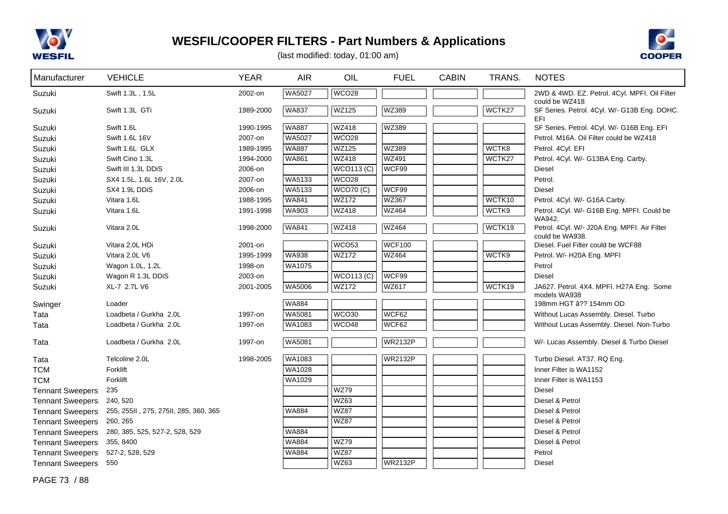# WESFIL/COOPER FILTERS - Part Numbers & Applications

(last modified: today, 01:00 am)

| Manufacturer | VEHICLE | YEAR | AIR | OIL | FUEL | CABIN | TRANS. | NOTES |
|---|---|---|---|---|---|---|---|---|
| Suzuki | Swift 1.3L , 1.5L | 2002-on | WA5027 | WCO28 | | | | 2WD & 4WD. EZ. Petrol. 4Cyl. MPFI. Oil Filter could be WZ418 |
| Suzuki | Swift 1.3L GTi | 1989-2000 | WA837 | WZ125 | WZ389 | | WCTK27 | SF Series. Petrol. 4Cyl. W/- G13B Eng. DOHC. EFI |
| Suzuki | Swift 1.6L | 1990-1995 | WA887 | WZ418 | WZ389 | | | SF Series. Petrol. 4Cyl. W/- G16B Eng. EFI |
| Suzuki | Swift 1.6L 16V | 2007-on | WA5027 | WCO28 | | | | Petrol. M16A. Oil Filter could be WZ418 |
| Suzuki | Swift 1.6L GLX | 1989-1995 | WA887 | WZ125 | WZ389 | | WCTK8 | Petrol. 4Cyl. EFI |
| Suzuki | Swift Cino 1.3L | 1994-2000 | WA861 | WZ418 | WZ491 | | WCTK27 | Petrol. 4Cyl. W/- G13BA Eng. Carby. |
| Suzuki | Swift III 1.3L DDiS | 2006-on | | WCO113 (C) | WCF99 | | | Diesel |
| Suzuki | SX4 1.5L, 1.6L 16V, 2.0L | 2007-on | WA5133 | WCO28 | | | | Petrol. |
| Suzuki | SX4 1.9L DDiS | 2006-on | WA5133 | WCO70 (C) | WCF99 | | | Diesel |
| Suzuki | Vitara 1.6L | 1988-1995 | WA841 | WZ172 | WZ367 | | WCTK10 | Petrol. 4Cyl. W/- G16A Carby. |
| Suzuki | Vitara 1.6L | 1991-1998 | WA903 | WZ418 | WZ464 | | WCTK9 | Petrol. 4Cyl. W/- G16B Eng. MPFI. Could be WA942. |
| Suzuki | Vitara 2.0L | 1998-2000 | WA841 | WZ418 | WZ464 | | WCTK19 | Petrol. 4Cyl. W/- J20A Eng. MPFI. Air Filter could be WA938. |
| Suzuki | Vitara 2.0L HDi | 2001-on | | WCO53 | WCF100 | | | Diesel. Fuel Filter could be WCF88 |
| Suzuki | Vitara 2.0L V6 | 1995-1999 | WA938 | WZ172 | WZ464 | | WCTK9 | Petrol. W/- H20A Eng. MPFI |
| Suzuki | Wagon 1.0L, 1.2L | 1998-on | WA1075 | | | | | Petrol |
| Suzuki | Wagon R 1.3L DDiS | 2003-on | | WCO113 (C) | WCF99 | | | Diesel |
| Suzuki | XL-7 2.7L V6 | 2001-2005 | WA5006 | WZ172 | WZ617 | | WCTK19 | JA627. Petrol. 4X4. MPFI. H27A Eng. Some models WA938 |
| Swinger | Loader | | WA884 | | | | | 198mm HGT â?? 154mm OD |
| Tata | Loadbeta / Gurkha 2.0L | 1997-on | WA5081 | WCO30 | WCF62 | | | Without Lucas Assembly. Diesel. Turbo |
| Tata | Loadbeta / Gurkha 2.0L | 1997-on | WA1083 | WCO48 | WCF62 | | | Without Lucas Assembly. Diesel. Non-Turbo |
| Tata | Loadbeta / Gurkha 2.0L | 1997-on | WA5081 | | WR2132P | | | W/- Lucas Assembly. Diesel & Turbo Diesel |
| Tata | Telcoline 2.0L | 1998-2005 | WA1083 | | WR2132P | | | Turbo Diesel. AT37. RQ Eng. |
| TCM | Forklift | | WA1028 | | | | | Inner Filter is WA1152 |
| TCM | Forklift | | WA1029 | | | | | Inner Filter is WA1153 |
| Tennant Sweepers | 235 | | | WZ79 | | | | Diesel |
| Tennant Sweepers | 240, 520 | | | WZ63 | | | | Diesel & Petrol |
| Tennant Sweepers | 255, 255II , 275, 275II, 285, 360, 365 | | WA884 | WZ87 | | | | Diesel & Petrol |
| Tennant Sweepers | 260, 265 | | | WZ87 | | | | Diesel & Petrol |
| Tennant Sweepers | 280, 385, 525, 527-2, 528, 529 | | WA884 | | | | | Diesel & Petrol |
| Tennant Sweepers | 355, 8400 | | WA884 | WZ79 | | | | Diesel & Petrol |
| Tennant Sweepers | 527-2, 528, 529 | | WA884 | WZ87 | | | | Petrol |
| Tennant Sweepers | 550 | | | WZ63 | WR2132P | | | Diesel |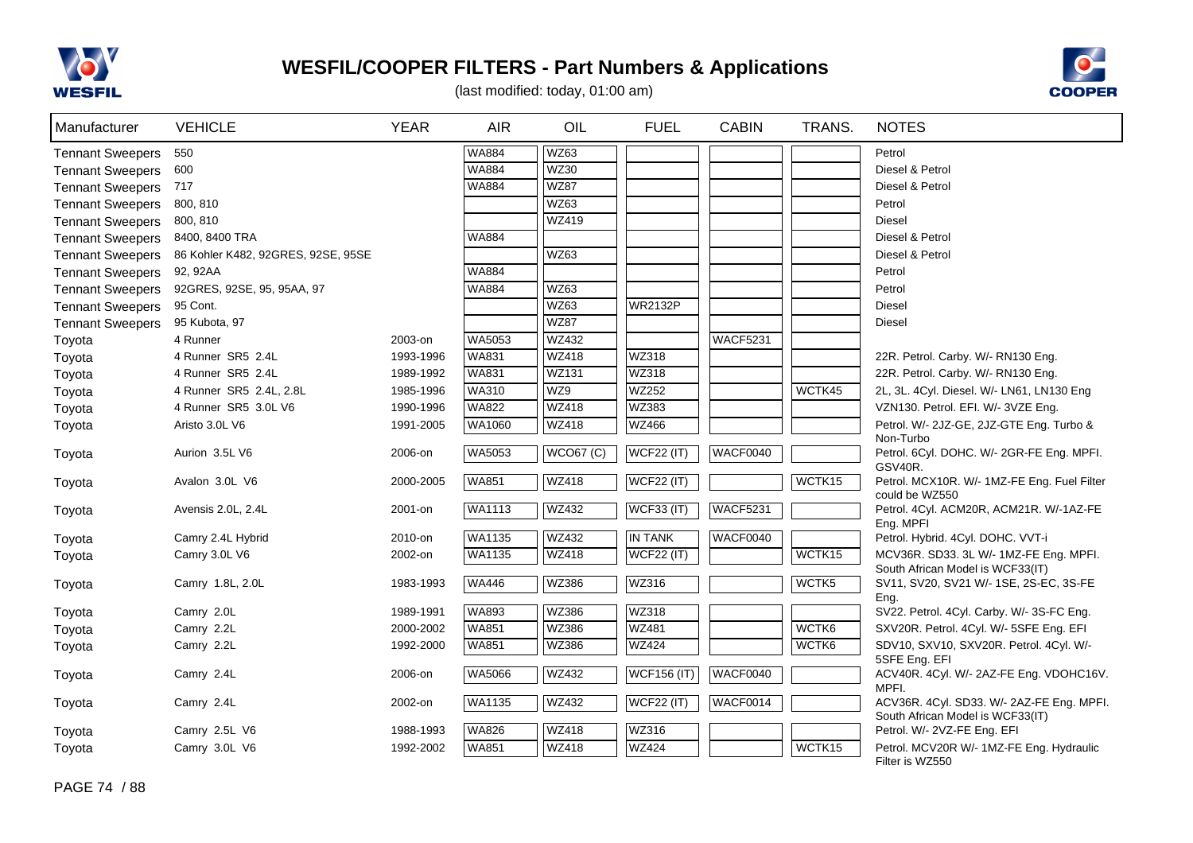# WESFIL/COOPER FILTERS - Part Numbers & Applications

(last modified: today, 01:00 am)

| Manufacturer | VEHICLE | YEAR | AIR | OIL | FUEL | CABIN | TRANS. | NOTES |
|---|---|---|---|---|---|---|---|---|
| Tennant Sweepers | 550 | | WA884 | WZ63 | | | | Petrol |
| Tennant Sweepers | 600 | | WA884 | WZ30 | | | | Diesel & Petrol |
| Tennant Sweepers | 717 | | WA884 | WZ87 | | | | Diesel & Petrol |
| Tennant Sweepers | 800, 810 | | | WZ63 | | | | Petrol |
| Tennant Sweepers | 800, 810 | | | WZ419 | | | | Diesel |
| Tennant Sweepers | 8400, 8400 TRA | | WA884 | | | | | Diesel & Petrol |
| Tennant Sweepers | 86 Kohler K482, 92GRES, 92SE, 95SE | | | WZ63 | | | | Diesel & Petrol |
| Tennant Sweepers | 92, 92AA | | WA884 | | | | | Petrol |
| Tennant Sweepers | 92GRES, 92SE, 95, 95AA, 97 | | WA884 | WZ63 | | | | Petrol |
| Tennant Sweepers | 95 Cont. | | | WZ63 | WR2132P | | | Diesel |
| Tennant Sweepers | 95 Kubota, 97 | | | WZ87 | | | | Diesel |
| Toyota | 4 Runner | 2003-on | WA5053 | WZ432 | | WACF5231 | | |
| Toyota | 4 Runner SR5 2.4L | 1993-1996 | WA831 | WZ418 | WZ318 | | | 22R. Petrol. Carby. W/- RN130 Eng. |
| Toyota | 4 Runner SR5 2.4L | 1989-1992 | WA831 | WZ131 | WZ318 | | | 22R. Petrol. Carby. W/- RN130 Eng. |
| Toyota | 4 Runner SR5 2.4L, 2.8L | 1985-1996 | WA310 | WZ9 | WZ252 | | WCTK45 | 2L, 3L. 4Cyl. Diesel. W/- LN61, LN130 Eng |
| Toyota | 4 Runner SR5 3.0L V6 | 1990-1996 | WA822 | WZ418 | WZ383 | | | VZN130. Petrol. EFI. W/- 3VZE Eng. |
| Toyota | Aristo 3.0L V6 | 1991-2005 | WA1060 | WZ418 | WZ466 | | | Petrol. W/- 2JZ-GE, 2JZ-GTE Eng. Turbo & Non-Turbo |
| Toyota | Aurion 3.5L V6 | 2006-on | WA5053 | WCO67 (C) | WCF22 (IT) | WACF0040 | | Petrol. 6Cyl. DOHC. W/- 2GR-FE Eng. MPFI. GSV40R. |
| Toyota | Avalon 3.0L V6 | 2000-2005 | WA851 | WZ418 | WCF22 (IT) | | WCTK15 | Petrol. MCX10R. W/- 1MZ-FE Eng. Fuel Filter could be WZ550 |
| Toyota | Avensis 2.0L, 2.4L | 2001-on | WA1113 | WZ432 | WCF33 (IT) | WACF5231 | | Petrol. 4Cyl. ACM20R, ACM21R. W/-1AZ-FE Eng. MPFI |
| Toyota | Camry 2.4L Hybrid | 2010-on | WA1135 | WZ432 | IN TANK | WACF0040 | | Petrol. Hybrid. 4Cyl. DOHC. VVT-i |
| Toyota | Camry 3.0L V6 | 2002-on | WA1135 | WZ418 | WCF22 (IT) | | WCTK15 | MCV36R. SD33. 3L W/- 1MZ-FE Eng. MPFI. South African Model is WCF33(IT) |
| Toyota | Camry 1.8L, 2.0L | 1983-1993 | WA446 | WZ386 | WZ316 | | WCTK5 | SV11, SV20, SV21 W/- 1SE, 2S-EC, 3S-FE Eng. |
| Toyota | Camry 2.0L | 1989-1991 | WA893 | WZ386 | WZ318 | | | SV22. Petrol. 4Cyl. Carby. W/- 3S-FC Eng. |
| Toyota | Camry 2.2L | 2000-2002 | WA851 | WZ386 | WZ481 | | WCTK6 | SXV20R. Petrol. 4Cyl. W/- 5SFE Eng. EFI |
| Toyota | Camry 2.2L | 1992-2000 | WA851 | WZ386 | WZ424 | | WCTK6 | SDV10, SXV10, SXV20R. Petrol. 4Cyl. W/- 5SFE Eng. EFI |
| Toyota | Camry 2.4L | 2006-on | WA5066 | WZ432 | WCF156 (IT) | WACF0040 | | ACV40R. 4Cyl. W/- 2AZ-FE Eng. VDOHC16V. MPFI. |
| Toyota | Camry 2.4L | 2002-on | WA1135 | WZ432 | WCF22 (IT) | WACF0014 | | ACV36R. 4Cyl. SD33. W/- 2AZ-FE Eng. MPFI. South African Model is WCF33(IT) |
| Toyota | Camry 2.5L V6 | 1988-1993 | WA826 | WZ418 | WZ316 | | | Petrol. W/- 2VZ-FE Eng. EFI |
| Toyota | Camry 3.0L V6 | 1992-2002 | WA851 | WZ418 | WZ424 | | WCTK15 | Petrol. MCV20R W/- 1MZ-FE Eng. Hydraulic Filter is WZ550 |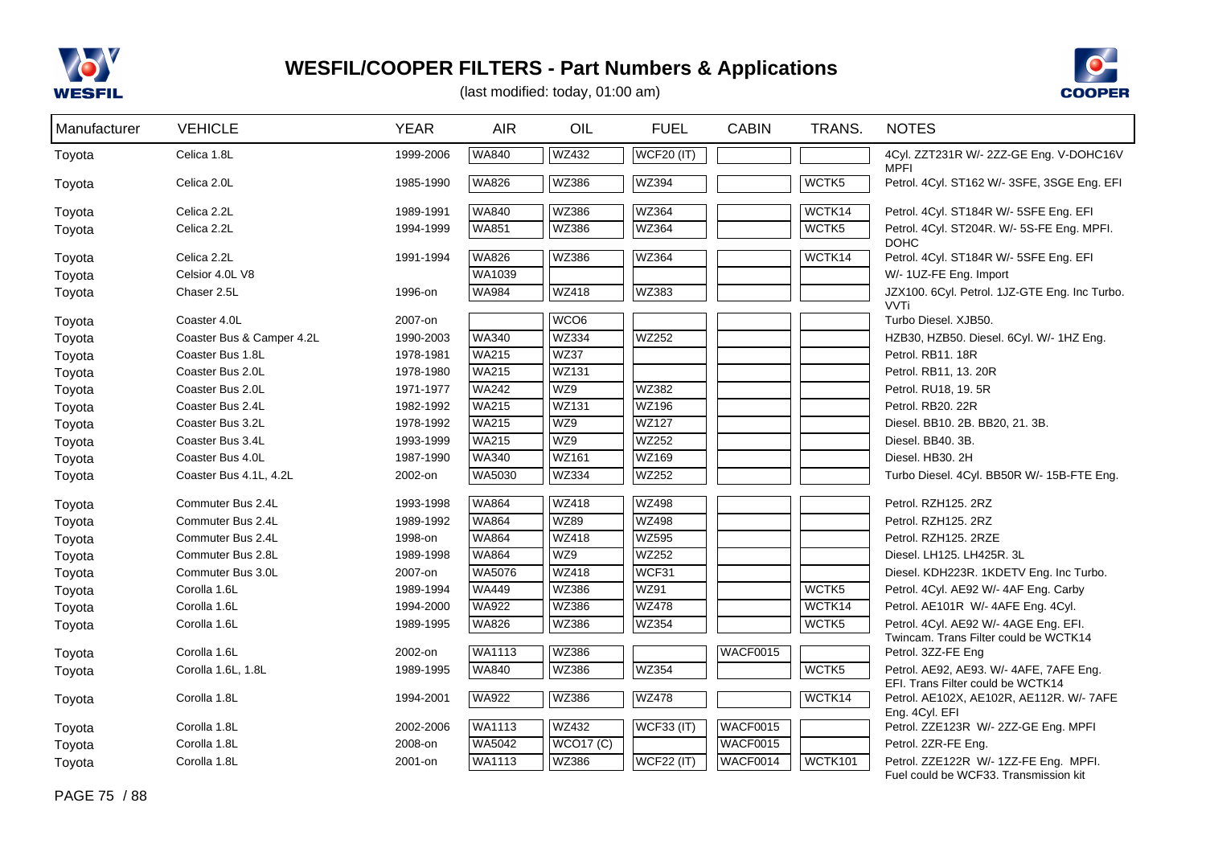# WESFIL/COOPER FILTERS - Part Numbers & Applications

(last modified: today, 01:00 am)

| Manufacturer | VEHICLE | YEAR | AIR | OIL | FUEL | CABIN | TRANS. | NOTES |
|---|---|---|---|---|---|---|---|---|
| Toyota | Celica 1.8L | 1999-2006 | WA840 | WZ432 | WCF20 (IT) | | | 4Cyl. ZZT231R W/- 2ZZ-GE Eng. V-DOHC16V MPFI |
| Toyota | Celica 2.0L | 1985-1990 | WA826 | WZ386 | WZ394 | | WCTK5 | Petrol. 4Cyl. ST162 W/- 3SFE, 3SGE Eng. EFI |
| Toyota | Celica 2.2L | 1989-1991 | WA840 | WZ386 | WZ364 | | WCTK14 | Petrol. 4Cyl. ST184R W/- 5SFE Eng. EFI |
| Toyota | Celica 2.2L | 1994-1999 | WA851 | WZ386 | WZ364 | | WCTK5 | Petrol. 4Cyl. ST204R. W/- 5S-FE Eng. MPFI. DOHC |
| Toyota | Celica 2.2L | 1991-1994 | WA826 | WZ386 | WZ364 | | WCTK14 | Petrol. 4Cyl. ST184R W/- 5SFE Eng. EFI |
| Toyota | Celsior 4.0L V8 | | WA1039 | | | | | W/- 1UZ-FE Eng. Import |
| Toyota | Chaser 2.5L | 1996-on | WA984 | WZ418 | WZ383 | | | JZX100. 6Cyl. Petrol. 1JZ-GTE Eng. Inc Turbo. VVTi |
| Toyota | Coaster 4.0L | 2007-on | | WCO6 | | | | Turbo Diesel. XJB50. |
| Toyota | Coaster Bus & Camper 4.2L | 1990-2003 | WA340 | WZ334 | WZ252 | | | HZB30, HZB50. Diesel. 6Cyl. W/- 1HZ Eng. |
| Toyota | Coaster Bus 1.8L | 1978-1981 | WA215 | WZ37 | | | | Petrol. RB11. 18R |
| Toyota | Coaster Bus 2.0L | 1978-1980 | WA215 | WZ131 | | | | Petrol. RB11, 13. 20R |
| Toyota | Coaster Bus 2.0L | 1971-1977 | WA242 | WZ9 | WZ382 | | | Petrol. RU18, 19. 5R |
| Toyota | Coaster Bus 2.4L | 1982-1992 | WA215 | WZ131 | WZ196 | | | Petrol. RB20. 22R |
| Toyota | Coaster Bus 3.2L | 1978-1992 | WA215 | WZ9 | WZ127 | | | Diesel. BB10. 2B. BB20, 21. 3B. |
| Toyota | Coaster Bus 3.4L | 1993-1999 | WA215 | WZ9 | WZ252 | | | Diesel. BB40. 3B. |
| Toyota | Coaster Bus 4.0L | 1987-1990 | WA340 | WZ161 | WZ169 | | | Diesel. HB30. 2H |
| Toyota | Coaster Bus 4.1L, 4.2L | 2002-on | WA5030 | WZ334 | WZ252 | | | Turbo Diesel. 4Cyl. BB50R W/- 15B-FTE Eng. |
| Toyota | Commuter Bus 2.4L | 1993-1998 | WA864 | WZ418 | WZ498 | | | Petrol. RZH125. 2RZ |
| Toyota | Commuter Bus 2.4L | 1989-1992 | WA864 | WZ89 | WZ498 | | | Petrol. RZH125. 2RZ |
| Toyota | Commuter Bus 2.4L | 1998-on | WA864 | WZ418 | WZ595 | | | Petrol. RZH125. 2RZE |
| Toyota | Commuter Bus 2.8L | 1989-1998 | WA864 | WZ9 | WZ252 | | | Diesel. LH125. LH425R. 3L |
| Toyota | Commuter Bus 3.0L | 2007-on | WA5076 | WZ418 | WCF31 | | | Diesel. KDH223R. 1KDETV Eng. Inc Turbo. |
| Toyota | Corolla 1.6L | 1989-1994 | WA449 | WZ386 | WZ91 | | WCTK5 | Petrol. 4Cyl. AE92 W/- 4AF Eng. Carby |
| Toyota | Corolla 1.6L | 1994-2000 | WA922 | WZ386 | WZ478 | | WCTK14 | Petrol. AE101R W/- 4AFE Eng. 4Cyl. |
| Toyota | Corolla 1.6L | 1989-1995 | WA826 | WZ386 | WZ354 | | WCTK5 | Petrol. 4Cyl. AE92 W/- 4AGE Eng. EFI. Twincam. Trans Filter could be WCTK14 |
| Toyota | Corolla 1.6L | 2002-on | WA1113 | WZ386 | | WACF0015 | | Petrol. 3ZZ-FE Eng |
| Toyota | Corolla 1.6L, 1.8L | 1989-1995 | WA840 | WZ386 | WZ354 | | WCTK5 | Petrol. AE92, AE93. W/- 4AFE, 7AFE Eng. EFI. Trans Filter could be WCTK14 |
| Toyota | Corolla 1.8L | 1994-2001 | WA922 | WZ386 | WZ478 | | WCTK14 | Petrol. AE102X, AE102R, AE112R. W/- 7AFE Eng. 4Cyl. EFI |
| Toyota | Corolla 1.8L | 2002-2006 | WA1113 | WZ432 | WCF33 (IT) | WACF0015 | | Petrol. ZZE123R W/- 2ZZ-GE Eng. MPFI |
| Toyota | Corolla 1.8L | 2008-on | WA5042 | WCO17 (C) | | WACF0015 | | Petrol. 2ZR-FE Eng. |
| Toyota | Corolla 1.8L | 2001-on | WA1113 | WZ386 | WCF22 (IT) | WACF0014 | WCTK101 | Petrol. ZZE122R W/- 1ZZ-FE Eng. MPFI. Fuel could be WCF33. Transmission kit |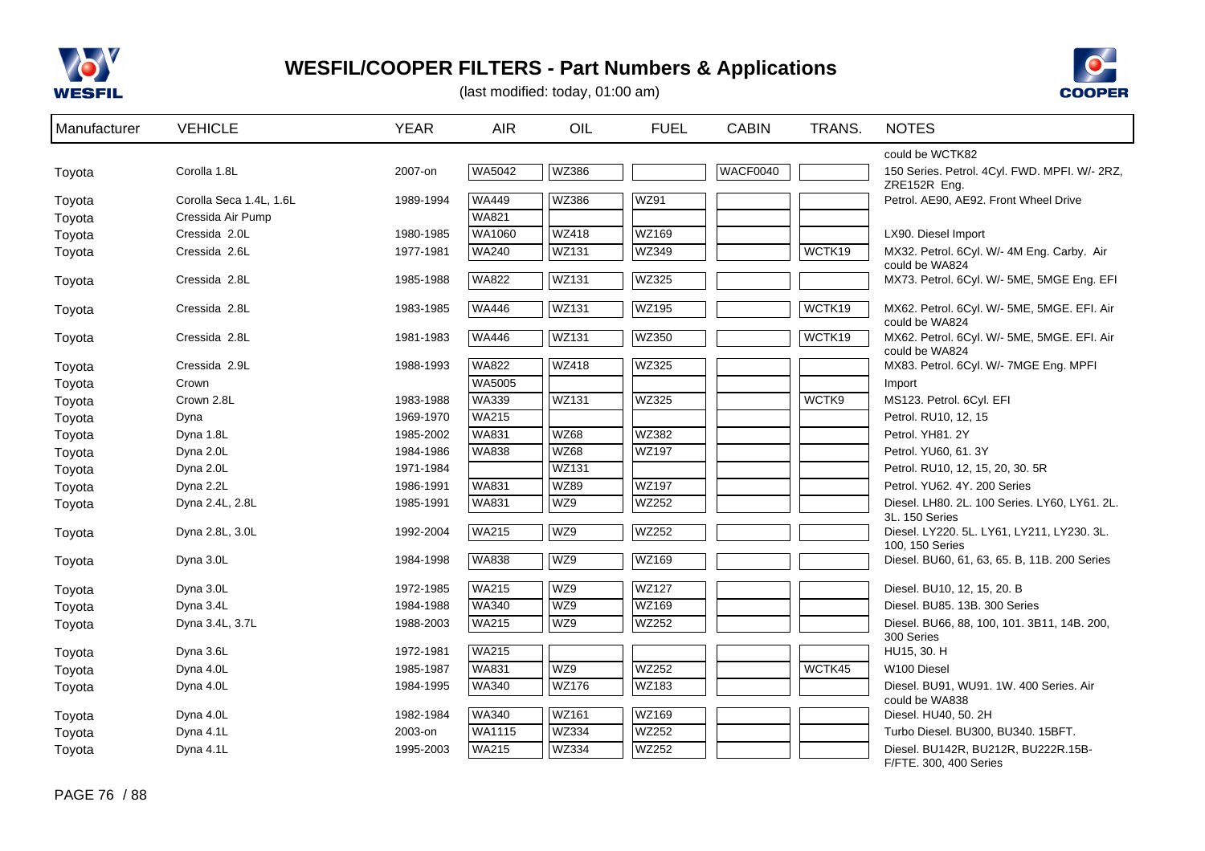# WESFIL/COOPER FILTERS - Part Numbers & Applications

(last modified: today, 01:00 am)

| Manufacturer | VEHICLE | YEAR | AIR | OIL | FUEL | CABIN | TRANS. | NOTES |
|---|---|---|---|---|---|---|---|---|
| | | | | | | | | could be WCTK82 |
| Toyota | Corolla 1.8L | 2007-on | WA5042 | WZ386 | | WACF0040 | | 150 Series. Petrol. 4Cyl. FWD. MPFI. W/- 2RZ, ZRE152R Eng. |
| Toyota | Corolla Seca 1.4L, 1.6L | 1989-1994 | WA449 | WZ386 | WZ91 | | | Petrol. AE90, AE92. Front Wheel Drive |
| Toyota | Cressida Air Pump | | WA821 | | | | | |
| Toyota | Cressida 2.0L | 1980-1985 | WA1060 | WZ418 | WZ169 | | | LX90. Diesel Import |
| Toyota | Cressida 2.6L | 1977-1981 | WA240 | WZ131 | WZ349 | | WCTK19 | MX32. Petrol. 6Cyl. W/- 4M Eng. Carby. Air could be WA824 |
| Toyota | Cressida 2.8L | 1985-1988 | WA822 | WZ131 | WZ325 | | | MX73. Petrol. 6Cyl. W/- 5ME, 5MGE Eng. EFI |
| Toyota | Cressida 2.8L | 1983-1985 | WA446 | WZ131 | WZ195 | | WCTK19 | MX62. Petrol. 6Cyl. W/- 5ME, 5MGE. EFI. Air could be WA824 |
| Toyota | Cressida 2.8L | 1981-1983 | WA446 | WZ131 | WZ350 | | WCTK19 | MX62. Petrol. 6Cyl. W/- 5ME, 5MGE. EFI. Air could be WA824 |
| Toyota | Cressida 2.9L | 1988-1993 | WA822 | WZ418 | WZ325 | | | MX83. Petrol. 6Cyl. W/- 7MGE Eng. MPFI |
| Toyota | Crown | | WA5005 | | | | | Import |
| Toyota | Crown 2.8L | 1983-1988 | WA339 | WZ131 | WZ325 | | WCTK9 | MS123. Petrol. 6Cyl. EFI |
| Toyota | Dyna | 1969-1970 | WA215 | | | | | Petrol. RU10, 12, 15 |
| Toyota | Dyna 1.8L | 1985-2002 | WA831 | WZ68 | WZ382 | | | Petrol. YH81. 2Y |
| Toyota | Dyna 2.0L | 1984-1986 | WA838 | WZ68 | WZ197 | | | Petrol. YU60, 61. 3Y |
| Toyota | Dyna 2.0L | 1971-1984 | | WZ131 | | | | Petrol. RU10, 12, 15, 20, 30. 5R |
| Toyota | Dyna 2.2L | 1986-1991 | WA831 | WZ89 | WZ197 | | | Petrol. YU62. 4Y. 200 Series |
| Toyota | Dyna 2.4L, 2.8L | 1985-1991 | WA831 | WZ9 | WZ252 | | | Diesel. LH80. 2L. 100 Series. LY60, LY61. 2L. 3L. 150 Series |
| Toyota | Dyna 2.8L, 3.0L | 1992-2004 | WA215 | WZ9 | WZ252 | | | Diesel. LY220. 5L. LY61, LY211, LY230. 3L. 100, 150 Series |
| Toyota | Dyna 3.0L | 1984-1998 | WA838 | WZ9 | WZ169 | | | Diesel. BU60, 61, 63, 65. B, 11B. 200 Series |
| Toyota | Dyna 3.0L | 1972-1985 | WA215 | WZ9 | WZ127 | | | Diesel. BU10, 12, 15, 20. B |
| Toyota | Dyna 3.4L | 1984-1988 | WA340 | WZ9 | WZ169 | | | Diesel. BU85. 13B. 300 Series |
| Toyota | Dyna 3.4L, 3.7L | 1988-2003 | WA215 | WZ9 | WZ252 | | | Diesel. BU66, 88, 100, 101. 3B11, 14B. 200, 300 Series |
| Toyota | Dyna 3.6L | 1972-1981 | WA215 | | | | | HU15, 30. H |
| Toyota | Dyna 4.0L | 1985-1987 | WA831 | WZ9 | WZ252 | | WCTK45 | W100 Diesel |
| Toyota | Dyna 4.0L | 1984-1995 | WA340 | WZ176 | WZ183 | | | Diesel. BU91, WU91. 1W. 400 Series. Air could be WA838 |
| Toyota | Dyna 4.0L | 1982-1984 | WA340 | WZ161 | WZ169 | | | Diesel. HU40, 50. 2H |
| Toyota | Dyna 4.1L | 2003-on | WA1115 | WZ334 | WZ252 | | | Turbo Diesel. BU300, BU340. 15BFT. |
| Toyota | Dyna 4.1L | 1995-2003 | WA215 | WZ334 | WZ252 | | | Diesel. BU142R, BU212R, BU222R.15B-F/FTE. 300, 400 Series |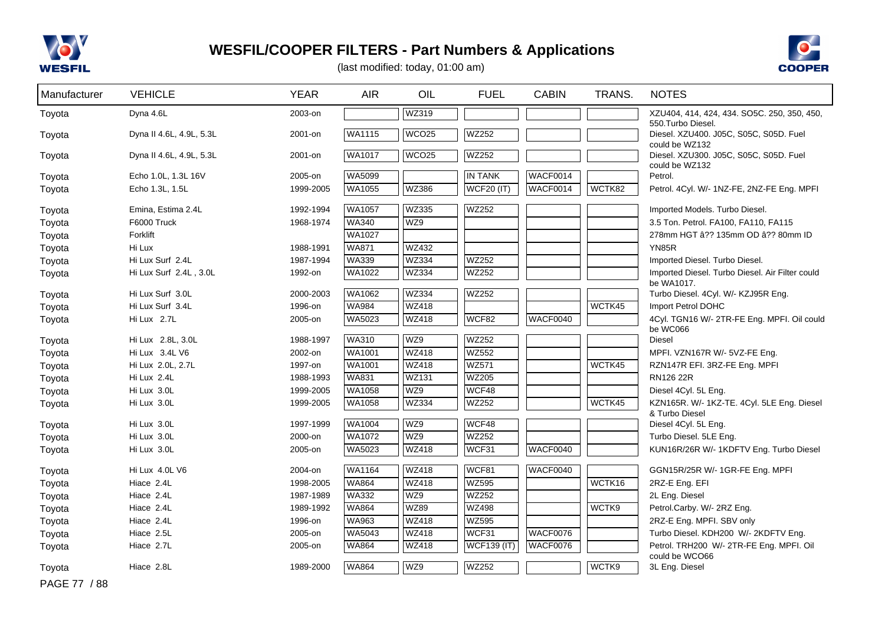# WESFIL/COOPER FILTERS - Part Numbers & Applications

(last modified: today, 01:00 am)

| Manufacturer | VEHICLE | YEAR | AIR | OIL | FUEL | CABIN | TRANS. | NOTES |
|---|---|---|---|---|---|---|---|---|
| Toyota | Dyna 4.6L | 2003-on | | WZ319 | | | | XZU404, 414, 424, 434. SO5C. 250, 350, 450, 550.Turbo Diesel. |
| Toyota | Dyna II 4.6L, 4.9L, 5.3L | 2001-on | WA1115 | WCO25 | WZ252 | | | Diesel. XZU400. J05C, S05C, S05D. Fuel could be WZ132 |
| Toyota | Dyna II 4.6L, 4.9L, 5.3L | 2001-on | WA1017 | WCO25 | WZ252 | | | Diesel. XZU300. J05C, S05C, S05D. Fuel could be WZ132 |
| Toyota | Echo 1.0L, 1.3L 16V | 2005-on | WA5099 | | IN TANK | WACF0014 | | Petrol. |
| Toyota | Echo 1.3L, 1.5L | 1999-2005 | WA1055 | WZ386 | WCF20 (IT) | WACF0014 | WCTK82 | Petrol. 4Cyl. W/- 1NZ-FE, 2NZ-FE Eng. MPFI |
| Toyota | Emina, Estima 2.4L | 1992-1994 | WA1057 | WZ335 | WZ252 | | | Imported Models. Turbo Diesel. |
| Toyota | F6000 Truck | 1968-1974 | WA340 | WZ9 | | | | 3.5 Ton. Petrol. FA100, FA110, FA115 |
| Toyota | Forklift | | WA1027 | | | | | 278mm HGT â?? 135mm OD â?? 80mm ID |
| Toyota | Hi Lux | 1988-1991 | WA871 | WZ432 | | | | YN85R |
| Toyota | Hi Lux Surf 2.4L | 1987-1994 | WA339 | WZ334 | WZ252 | | | Imported Diesel. Turbo Diesel. |
| Toyota | Hi Lux Surf 2.4L , 3.0L | 1992-on | WA1022 | WZ334 | WZ252 | | | Imported Diesel. Turbo Diesel. Air Filter could be WA1017. |
| Toyota | Hi Lux Surf 3.0L | 2000-2003 | WA1062 | WZ334 | WZ252 | | | Turbo Diesel. 4Cyl. W/- KZJ95R Eng. |
| Toyota | Hi Lux Surf 3.4L | 1996-on | WA984 | WZ418 | | | WCTK45 | Import Petrol DOHC |
| Toyota | Hi Lux 2.7L | 2005-on | WA5023 | WZ418 | WCF82 | WACF0040 | | 4Cyl. TGN16 W/- 2TR-FE Eng. MPFI. Oil could be WC066 |
| Toyota | Hi Lux 2.8L, 3.0L | 1988-1997 | WA310 | WZ9 | WZ252 | | | Diesel |
| Toyota | Hi Lux 3.4L V6 | 2002-on | WA1001 | WZ418 | WZ552 | | | MPFI. VZN167R W/- 5VZ-FE Eng. |
| Toyota | Hi Lux 2.0L, 2.7L | 1997-on | WA1001 | WZ418 | WZ571 | | WCTK45 | RZN147R EFI. 3RZ-FE Eng. MPFI |
| Toyota | Hi Lux 2.4L | 1988-1993 | WA831 | WZ131 | WZ205 | | | RN126 22R |
| Toyota | Hi Lux 3.0L | 1999-2005 | WA1058 | WZ9 | WCF48 | | | Diesel 4Cyl. 5L Eng. |
| Toyota | Hi Lux 3.0L | 1999-2005 | WA1058 | WZ334 | WZ252 | | WCTK45 | KZN165R. W/- 1KZ-TE. 4Cyl. 5LE Eng. Diesel & Turbo Diesel |
| Toyota | Hi Lux 3.0L | 1997-1999 | WA1004 | WZ9 | WCF48 | | | Diesel 4Cyl. 5L Eng. |
| Toyota | Hi Lux 3.0L | 2000-on | WA1072 | WZ9 | WZ252 | | | Turbo Diesel. 5LE Eng. |
| Toyota | Hi Lux 3.0L | 2005-on | WA5023 | WZ418 | WCF31 | WACF0040 | | KUN16R/26R W/- 1KDFTV Eng. Turbo Diesel |
| Toyota | Hi Lux 4.0L V6 | 2004-on | WA1164 | WZ418 | WCF81 | WACF0040 | | GGN15R/25R W/- 1GR-FE Eng. MPFI |
| Toyota | Hiace 2.4L | 1998-2005 | WA864 | WZ418 | WZ595 | | WCTK16 | 2RZ-E Eng. EFI |
| Toyota | Hiace 2.4L | 1987-1989 | WA332 | WZ9 | WZ252 | | | 2L Eng. Diesel |
| Toyota | Hiace 2.4L | 1989-1992 | WA864 | WZ89 | WZ498 | | WCTK9 | Petrol.Carby. W/- 2RZ Eng. |
| Toyota | Hiace 2.4L | 1996-on | WA963 | WZ418 | WZ595 | | | 2RZ-E Eng. MPFI. SBV only |
| Toyota | Hiace 2.5L | 2005-on | WA5043 | WZ418 | WCF31 | WACF0076 | | Turbo Diesel. KDH200 W/- 2KDFTV Eng. |
| Toyota | Hiace 2.7L | 2005-on | WA864 | WZ418 | WCF139 (IT) | WACF0076 | | Petrol. TRH200 W/- 2TR-FE Eng. MPFI. Oil could be WCO66 |
| Toyota | Hiace 2.8L | 1989-2000 | WA864 | WZ9 | WZ252 | | WCTK9 | 3L Eng. Diesel |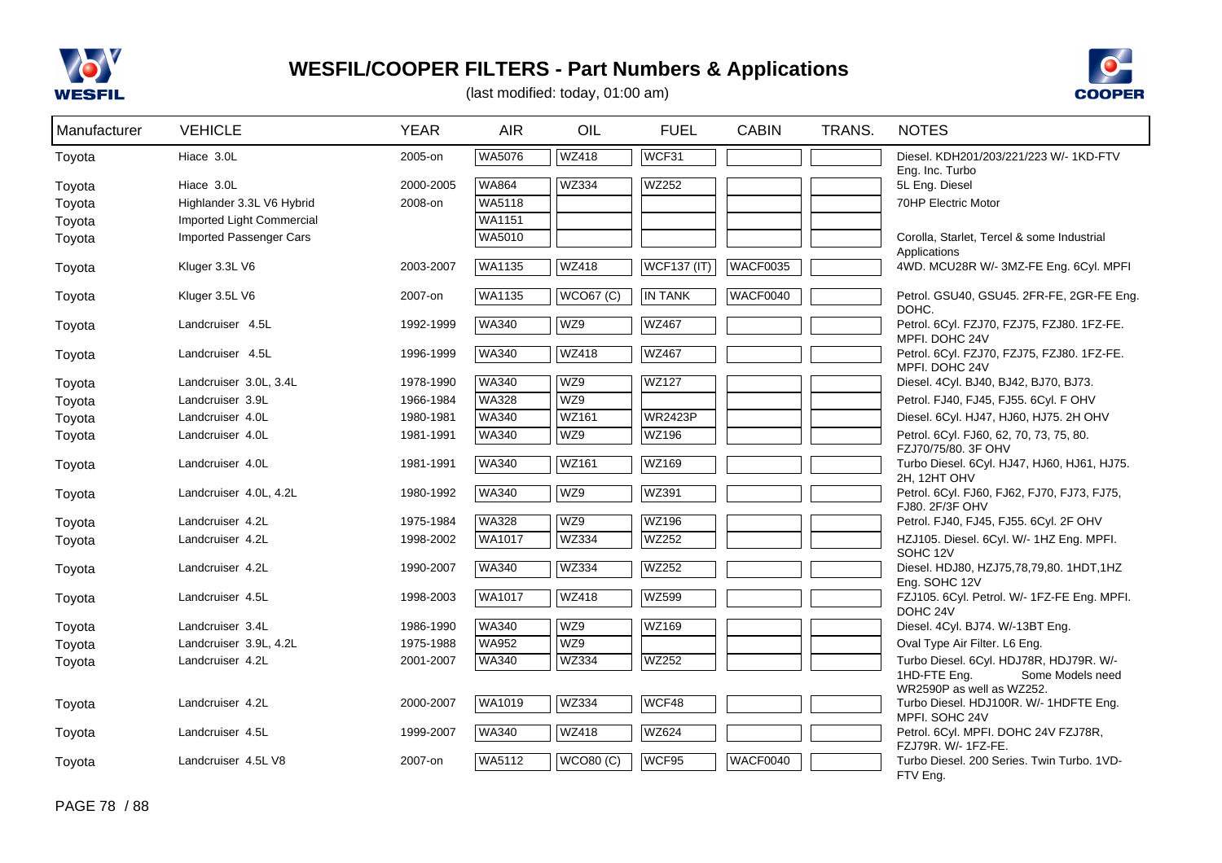# WESFIL/COOPER FILTERS - Part Numbers & Applications

(last modified: today, 01:00 am)

| Manufacturer | VEHICLE | YEAR | AIR | OIL | FUEL | CABIN | TRANS. | NOTES |
|---|---|---|---|---|---|---|---|---|
| Toyota | Hiace 3.0L | 2005-on | WA5076 | WZ418 | WCF31 | | | Diesel. KDH201/203/221/223 W/- 1KD-FTV Eng. Inc. Turbo |
| Toyota | Hiace 3.0L | 2000-2005 | WA864 | WZ334 | WZ252 | | | 5L Eng. Diesel |
| Toyota | Highlander 3.3L V6 Hybrid | 2008-on | WA5118 | | | | | 70HP Electric Motor |
| Toyota | Imported Light Commercial | | WA1151 | | | | | |
| Toyota | Imported Passenger Cars | | WA5010 | | | | | Corolla, Starlet, Tercel & some Industrial Applications |
| Toyota | Kluger 3.3L V6 | 2003-2007 | WA1135 | WZ418 | WCF137 (IT) | WACF0035 | | 4WD. MCU28R W/- 3MZ-FE Eng. 6Cyl. MPFI |
| Toyota | Kluger 3.5L V6 | 2007-on | WA1135 | WCO67 (C) | IN TANK | WACF0040 | | Petrol. GSU40, GSU45. 2FR-FE, 2GR-FE Eng. DOHC. |
| Toyota | Landcruiser 4.5L | 1992-1999 | WA340 | WZ9 | WZ467 | | | Petrol. 6Cyl. FZJ70, FZJ75, FZJ80. 1FZ-FE. MPFI. DOHC 24V |
| Toyota | Landcruiser 4.5L | 1996-1999 | WA340 | WZ418 | WZ467 | | | Petrol. 6Cyl. FZJ70, FZJ75, FZJ80. 1FZ-FE. MPFI. DOHC 24V |
| Toyota | Landcruiser 3.0L, 3.4L | 1978-1990 | WA340 | WZ9 | WZ127 | | | Diesel. 4Cyl. BJ40, BJ42, BJ70, BJ73. |
| Toyota | Landcruiser 3.9L | 1966-1984 | WA328 | WZ9 | | | | Petrol. FJ40, FJ45, FJ55. 6Cyl. F OHV |
| Toyota | Landcruiser 4.0L | 1980-1981 | WA340 | WZ161 | WR2423P | | | Diesel. 6Cyl. HJ47, HJ60, HJ75. 2H OHV |
| Toyota | Landcruiser 4.0L | 1981-1991 | WA340 | WZ9 | WZ196 | | | Petrol. 6Cyl. FJ60, 62, 70, 73, 75, 80. FZJ70/75/80. 3F OHV |
| Toyota | Landcruiser 4.0L | 1981-1991 | WA340 | WZ161 | WZ169 | | | Turbo Diesel. 6Cyl. HJ47, HJ60, HJ61, HJ75. 2H, 12HT OHV |
| Toyota | Landcruiser 4.0L, 4.2L | 1980-1992 | WA340 | WZ9 | WZ391 | | | Petrol. 6Cyl. FJ60, FJ62, FJ70, FJ73, FJ75, FJ80. 2F/3F OHV |
| Toyota | Landcruiser 4.2L | 1975-1984 | WA328 | WZ9 | WZ196 | | | Petrol. FJ40, FJ45, FJ55. 6Cyl. 2F OHV |
| Toyota | Landcruiser 4.2L | 1998-2002 | WA1017 | WZ334 | WZ252 | | | HZJ105. Diesel. 6Cyl. W/- 1HZ Eng. MPFI. SOHC 12V |
| Toyota | Landcruiser 4.2L | 1990-2007 | WA340 | WZ334 | WZ252 | | | Diesel. HDJ80, HZJ75,78,79,80. 1HDT,1HZ Eng. SOHC 12V |
| Toyota | Landcruiser 4.5L | 1998-2003 | WA1017 | WZ418 | WZ599 | | | FZJ105. 6Cyl. Petrol. W/- 1FZ-FE Eng. MPFI. DOHC 24V |
| Toyota | Landcruiser 3.4L | 1986-1990 | WA340 | WZ9 | WZ169 | | | Diesel. 4Cyl. BJ74. W/-13BT Eng. |
| Toyota | Landcruiser 3.9L, 4.2L | 1975-1988 | WA952 | WZ9 | | | | Oval Type Air Filter. L6 Eng. |
| Toyota | Landcruiser 4.2L | 2001-2007 | WA340 | WZ334 | WZ252 | | | Turbo Diesel. 6Cyl. HDJ78R, HDJ79R. W/- 1HD-FTE Eng. Some Models need WR2590P as well as WZ252. |
| Toyota | Landcruiser 4.2L | 2000-2007 | WA1019 | WZ334 | WCF48 | | | Turbo Diesel. HDJ100R. W/- 1HDFTE Eng. MPFI. SOHC 24V |
| Toyota | Landcruiser 4.5L | 1999-2007 | WA340 | WZ418 | WZ624 | | | Petrol. 6Cyl. MPFI. DOHC 24V FZJ78R, FZJ79R. W/- 1FZ-FE. |
| Toyota | Landcruiser 4.5L V8 | 2007-on | WA5112 | WCO80 (C) | WCF95 | WACF0040 | | Turbo Diesel. 200 Series. Twin Turbo. 1VD-FTV Eng. |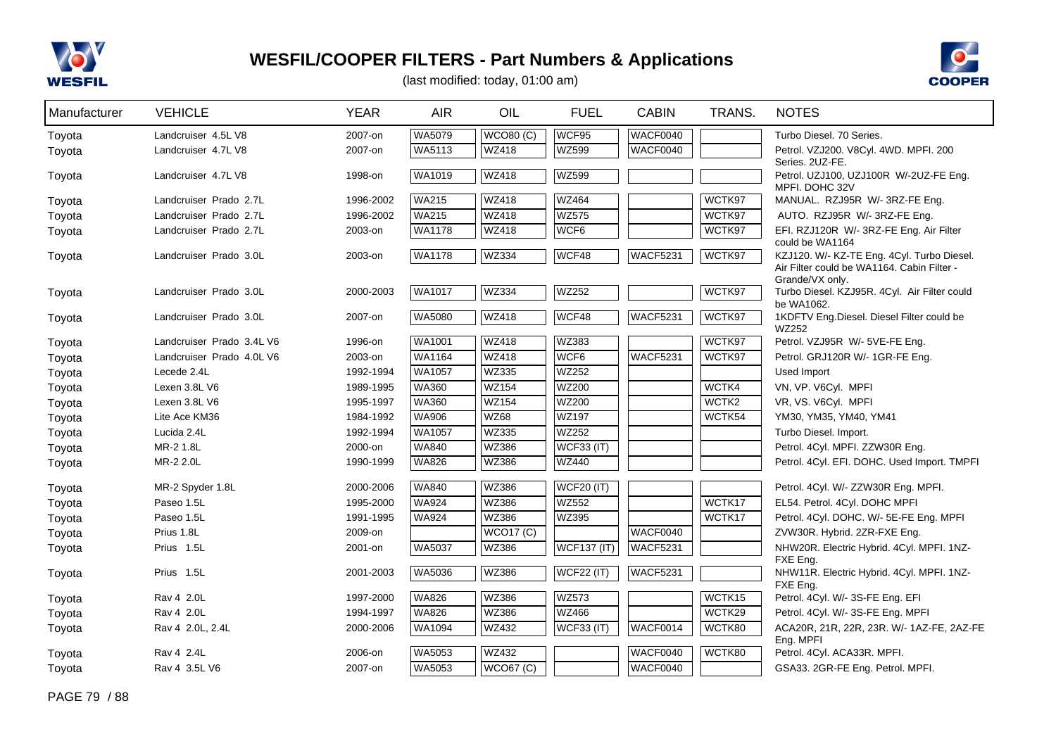# WESFIL/COOPER FILTERS - Part Numbers & Applications

(last modified: today, 01:00 am)

| Manufacturer | VEHICLE | YEAR | AIR | OIL | FUEL | CABIN | TRANS. | NOTES |
|---|---|---|---|---|---|---|---|---|
| Toyota | Landcruiser 4.5L V8 | 2007-on | WA5079 | WCO80 (C) | WCF95 | WACF0040 | | Turbo Diesel. 70 Series. |
| Toyota | Landcruiser 4.7L V8 | 2007-on | WA5113 | WZ418 | WZ599 | WACF0040 | | Petrol. VZJ200. V8Cyl. 4WD. MPFI. 200 Series. 2UZ-FE. |
| Toyota | Landcruiser 4.7L V8 | 1998-on | WA1019 | WZ418 | WZ599 | | | Petrol. UZJ100, UZJ100R W/-2UZ-FE Eng. MPFI. DOHC 32V |
| Toyota | Landcruiser Prado 2.7L | 1996-2002 | WA215 | WZ418 | WZ464 | | WCTK97 | MANUAL. RZJ95R W/- 3RZ-FE Eng. |
| Toyota | Landcruiser Prado 2.7L | 1996-2002 | WA215 | WZ418 | WZ575 | | WCTK97 | AUTO. RZJ95R W/- 3RZ-FE Eng. |
| Toyota | Landcruiser Prado 2.7L | 2003-on | WA1178 | WZ418 | WCF6 | | WCTK97 | EFI. RZJ120R W/- 3RZ-FE Eng. Air Filter could be WA1164 |
| Toyota | Landcruiser Prado 3.0L | 2003-on | WA1178 | WZ334 | WCF48 | WACF5231 | WCTK97 | KZJ120. W/- KZ-TE Eng. 4Cyl. Turbo Diesel. Air Filter could be WA1164. Cabin Filter - Grande/VX only. |
| Toyota | Landcruiser Prado 3.0L | 2000-2003 | WA1017 | WZ334 | WZ252 | | WCTK97 | Turbo Diesel. KZJ95R. 4Cyl. Air Filter could be WA1062. |
| Toyota | Landcruiser Prado 3.0L | 2007-on | WA5080 | WZ418 | WCF48 | WACF5231 | WCTK97 | 1KDFTV Eng.Diesel. Diesel Filter could be WZ252 |
| Toyota | Landcruiser Prado 3.4L V6 | 1996-on | WA1001 | WZ418 | WZ383 | | WCTK97 | Petrol. VZJ95R W/- 5VE-FE Eng. |
| Toyota | Landcruiser Prado 4.0L V6 | 2003-on | WA1164 | WZ418 | WCF6 | WACF5231 | WCTK97 | Petrol. GRJ120R W/- 1GR-FE Eng. |
| Toyota | Lecede 2.4L | 1992-1994 | WA1057 | WZ335 | WZ252 | | | Used Import |
| Toyota | Lexen 3.8L V6 | 1989-1995 | WA360 | WZ154 | WZ200 | | WCTK4 | VN, VP. V6Cyl. MPFI |
| Toyota | Lexen 3.8L V6 | 1995-1997 | WA360 | WZ154 | WZ200 | | WCTK2 | VR, VS. V6Cyl. MPFI |
| Toyota | Lite Ace KM36 | 1984-1992 | WA906 | WZ68 | WZ197 | | WCTK54 | YM30, YM35, YM40, YM41 |
| Toyota | Lucida 2.4L | 1992-1994 | WA1057 | WZ335 | WZ252 | | | Turbo Diesel. Import. |
| Toyota | MR-2 1.8L | 2000-on | WA840 | WZ386 | WCF33 (IT) | | | Petrol. 4Cyl. MPFI. ZZW30R Eng. |
| Toyota | MR-2 2.0L | 1990-1999 | WA826 | WZ386 | WZ440 | | | Petrol. 4Cyl. EFI. DOHC. Used Import. TMPFI |
| Toyota | MR-2 Spyder 1.8L | 2000-2006 | WA840 | WZ386 | WCF20 (IT) | | | Petrol. 4Cyl. W/- ZZW30R Eng. MPFI. |
| Toyota | Paseo 1.5L | 1995-2000 | WA924 | WZ386 | WZ552 | | WCTK17 | EL54. Petrol. 4Cyl. DOHC MPFI |
| Toyota | Paseo 1.5L | 1991-1995 | WA924 | WZ386 | WZ395 | | WCTK17 | Petrol. 4Cyl. DOHC. W/- 5E-FE Eng. MPFI |
| Toyota | Prius 1.8L | 2009-on | | WCO17 (C) | | WACF0040 | | ZVW30R. Hybrid. 2ZR-FXE Eng. |
| Toyota | Prius 1.5L | 2001-on | WA5037 | WZ386 | WCF137 (IT) | WACF5231 | | NHW20R. Electric Hybrid. 4Cyl. MPFI. 1NZ-FXE Eng. |
| Toyota | Prius 1.5L | 2001-2003 | WA5036 | WZ386 | WCF22 (IT) | WACF5231 | | NHW11R. Electric Hybrid. 4Cyl. MPFI. 1NZ-FXE Eng. |
| Toyota | Rav 4 2.0L | 1997-2000 | WA826 | WZ386 | WZ573 | | WCTK15 | Petrol. 4Cyl. W/- 3S-FE Eng. EFI |
| Toyota | Rav 4 2.0L | 1994-1997 | WA826 | WZ386 | WZ466 | | WCTK29 | Petrol. 4Cyl. W/- 3S-FE Eng. MPFI |
| Toyota | Rav 4 2.0L, 2.4L | 2000-2006 | WA1094 | WZ432 | WCF33 (IT) | WACF0014 | WCTK80 | ACA20R, 21R, 22R, 23R. W/- 1AZ-FE, 2AZ-FE Eng. MPFI |
| Toyota | Rav 4 2.4L | 2006-on | WA5053 | WZ432 | | WACF0040 | WCTK80 | Petrol. 4Cyl. ACA33R. MPFI. |
| Toyota | Rav 4 3.5L V6 | 2007-on | WA5053 | WCO67 (C) | | WACF0040 | | GSA33. 2GR-FE Eng. Petrol. MPFI. |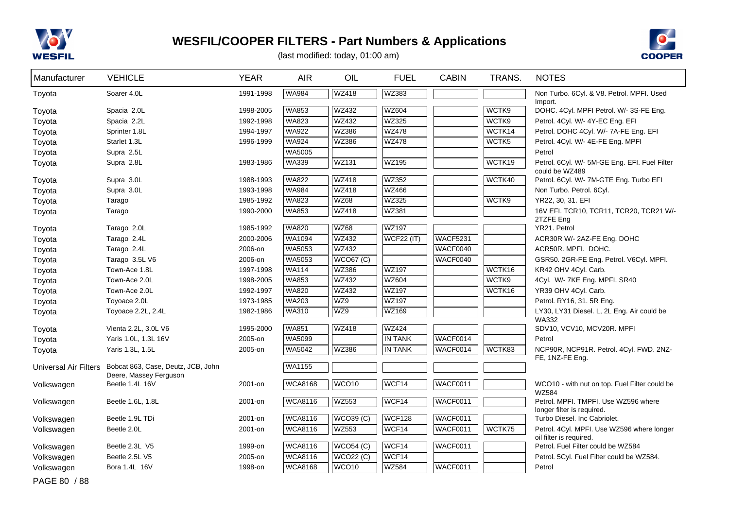# WESFIL/COOPER FILTERS - Part Numbers & Applications

(last modified: today, 01:00 am)

| Manufacturer | VEHICLE | YEAR | AIR | OIL | FUEL | CABIN | TRANS. | NOTES |
|---|---|---|---|---|---|---|---|---|
| Toyota | Soarer 4.0L | 1991-1998 | WA984 | WZ418 | WZ383 | | | Non Turbo. 6Cyl. & V8. Petrol. MPFI. Used Import. |
| Toyota | Spacia 2.0L | 1998-2005 | WA853 | WZ432 | WZ604 | | WCTK9 | DOHC. 4Cyl. MPFI Petrol. W/- 3S-FE Eng. |
| Toyota | Spacia 2.2L | 1992-1998 | WA823 | WZ432 | WZ325 | | WCTK9 | Petrol. 4Cyl. W/- 4Y-EC Eng. EFI |
| Toyota | Sprinter 1.8L | 1994-1997 | WA922 | WZ386 | WZ478 | | WCTK14 | Petrol. DOHC 4Cyl. W/- 7A-FE Eng. EFI |
| Toyota | Starlet 1.3L | 1996-1999 | WA924 | WZ386 | WZ478 | | WCTK5 | Petrol. 4Cyl. W/- 4E-FE Eng. MPFI |
| Toyota | Supra 2.5L | | WA5005 | | | | | Petrol |
| Toyota | Supra 2.8L | 1983-1986 | WA339 | WZ131 | WZ195 | | WCTK19 | Petrol. 6Cyl. W/- 5M-GE Eng. EFI. Fuel Filter could be WZ489 |
| Toyota | Supra 3.0L | 1988-1993 | WA822 | WZ418 | WZ352 | | WCTK40 | Petrol. 6Cyl. W/- 7M-GTE Eng. Turbo EFI |
| Toyota | Supra 3.0L | 1993-1998 | WA984 | WZ418 | WZ466 | | | Non Turbo. Petrol. 6Cyl. |
| Toyota | Tarago | 1985-1992 | WA823 | WZ68 | WZ325 | | WCTK9 | YR22, 30, 31. EFI |
| Toyota | Tarago | 1990-2000 | WA853 | WZ418 | WZ381 | | | 16V EFI. TCR10, TCR11, TCR20, TCR21 W/- 2TZFE Eng |
| Toyota | Tarago 2.0L | 1985-1992 | WA820 | WZ68 | WZ197 | | | YR21. Petrol |
| Toyota | Tarago 2.4L | 2000-2006 | WA1094 | WZ432 | WCF22 (IT) | WACF5231 | | ACR30R W/- 2AZ-FE Eng. DOHC |
| Toyota | Tarago 2.4L | 2006-on | WA5053 | WZ432 | | WACF0040 | | ACR50R. MPFI. DOHC. |
| Toyota | Tarago 3.5L V6 | 2006-on | WA5053 | WCO67 (C) | | WACF0040 | | GSR50. 2GR-FE Eng. Petrol. V6Cyl. MPFI. |
| Toyota | Town-Ace 1.8L | 1997-1998 | WA114 | WZ386 | WZ197 | | WCTK16 | KR42 OHV 4Cyl. Carb. |
| Toyota | Town-Ace 2.0L | 1998-2005 | WA853 | WZ432 | WZ604 | | WCTK9 | 4Cyl. W/- 7KE Eng. MPFI. SR40 |
| Toyota | Town-Ace 2.0L | 1992-1997 | WA820 | WZ432 | WZ197 | | WCTK16 | YR39 OHV 4Cyl. Carb. |
| Toyota | Toyoace 2.0L | 1973-1985 | WA203 | WZ9 | WZ197 | | | Petrol. RY16, 31. 5R Eng. |
| Toyota | Toyoace 2.2L, 2.4L | 1982-1986 | WA310 | WZ9 | WZ169 | | | LY30, LY31 Diesel. L, 2L Eng. Air could be WA332 |
| Toyota | Vienta 2.2L, 3.0L V6 | 1995-2000 | WA851 | WZ418 | WZ424 | | | SDV10, VCV10, MCV20R. MPFI |
| Toyota | Yaris 1.0L, 1.3L 16V | 2005-on | WA5099 | | IN TANK | WACF0014 | | Petrol |
| Toyota | Yaris 1.3L, 1.5L | 2005-on | WA5042 | WZ386 | IN TANK | WACF0014 | WCTK83 | NCP90R, NCP91R. Petrol. 4Cyl. FWD. 2NZ-FE, 1NZ-FE Eng. |
| Universal Air Filters | Bobcat 863, Case, Deutz, JCB, John Deere, Massey Ferguson | | WA1155 | | | | | |
| Volkswagen | Beetle 1.4L 16V | 2001-on | WCA8168 | WCO10 | WCF14 | WACF0011 | | WCO10 - with nut on top. Fuel Filter could be WZ584 |
| Volkswagen | Beetle 1.6L, 1.8L | 2001-on | WCA8116 | WZ553 | WCF14 | WACF0011 | | Petrol. MPFI. TMPFI. Use WZ596 where longer filter is required. |
| Volkswagen | Beetle 1.9L TDi | 2001-on | WCA8116 | WCO39 (C) | WCF128 | WACF0011 | | Turbo Diesel. Inc Cabriolet. |
| Volkswagen | Beetle 2.0L | 2001-on | WCA8116 | WZ553 | WCF14 | WACF0011 | WCTK75 | Petrol. 4Cyl. MPFI. Use WZ596 where longer oil filter is required. |
| Volkswagen | Beetle 2.3L V5 | 1999-on | WCA8116 | WCO54 (C) | WCF14 | WACF0011 | | Petrol. Fuel Filter could be WZ584 |
| Volkswagen | Beetle 2.5L V5 | 2005-on | WCA8116 | WCO22 (C) | WCF14 | | | Petrol. 5Cyl. Fuel Filter could be WZ584. |
| Volkswagen | Bora 1.4L 16V | 1998-on | WCA8168 | WCO10 | WZ584 | WACF0011 | | Petrol |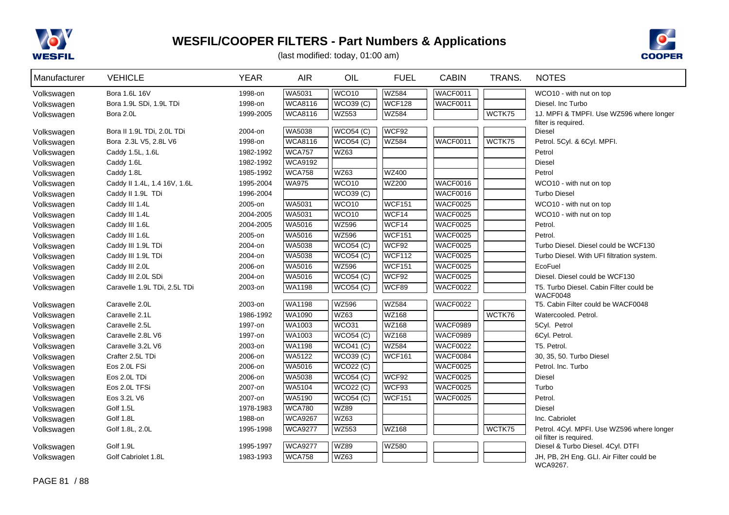# WESFIL/COOPER FILTERS - Part Numbers & Applications

(last modified: today, 01:00 am)

| Manufacturer | VEHICLE | YEAR | AIR | OIL | FUEL | CABIN | TRANS. | NOTES |
|---|---|---|---|---|---|---|---|---|
| Volkswagen | Bora 1.6L 16V | 1998-on | WA5031 | WCO10 | WZ584 | WACF0011 | | WCO10 - with nut on top |
| Volkswagen | Bora 1.9L SDi, 1.9L TDi | 1998-on | WCA8116 | WCO39 (C) | WCF128 | WACF0011 | | Diesel. Inc Turbo |
| Volkswagen | Bora 2.0L | 1999-2005 | WCA8116 | WZ553 | WZ584 | | WCTK75 | 1J. MPFI & TMPFI. Use WZ596 where longer filter is required. |
| Volkswagen | Bora II 1.9L TDi, 2.0L TDi | 2004-on | WA5038 | WCO54 (C) | WCF92 | | | Diesel |
| Volkswagen | Bora 2.3L V5, 2.8L V6 | 1998-on | WCA8116 | WCO54 (C) | WZ584 | WACF0011 | WCTK75 | Petrol. 5Cyl. & 6Cyl. MPFI. |
| Volkswagen | Caddy 1.5L, 1.6L | 1982-1992 | WCA757 | WZ63 | | | | Petrol |
| Volkswagen | Caddy 1.6L | 1982-1992 | WCA9192 | | | | | Diesel |
| Volkswagen | Caddy 1.8L | 1985-1992 | WCA758 | WZ63 | WZ400 | | | Petrol |
| Volkswagen | Caddy II 1.4L, 1.4 16V, 1.6L | 1995-2004 | WA975 | WCO10 | WZ200 | WACF0016 | | WCO10 - with nut on top |
| Volkswagen | Caddy II 1.9L TDi | 1996-2004 | | WCO39 (C) | | WACF0016 | | Turbo Diesel |
| Volkswagen | Caddy III 1.4L | 2005-on | WA5031 | WCO10 | WCF151 | WACF0025 | | WCO10 - with nut on top |
| Volkswagen | Caddy III 1.4L | 2004-2005 | WA5031 | WCO10 | WCF14 | WACF0025 | | WCO10 - with nut on top |
| Volkswagen | Caddy III 1.6L | 2004-2005 | WA5016 | WZ596 | WCF14 | WACF0025 | | Petrol. |
| Volkswagen | Caddy III 1.6L | 2005-on | WA5016 | WZ596 | WCF151 | WACF0025 | | Petrol. |
| Volkswagen | Caddy III 1.9L TDi | 2004-on | WA5038 | WCO54 (C) | WCF92 | WACF0025 | | Turbo Diesel. Diesel could be WCF130 |
| Volkswagen | Caddy III 1.9L TDi | 2004-on | WA5038 | WCO54 (C) | WCF112 | WACF0025 | | Turbo Diesel. With UFI filtration system. |
| Volkswagen | Caddy III 2.0L | 2006-on | WA5016 | WZ596 | WCF151 | WACF0025 | | EcoFuel |
| Volkswagen | Caddy III 2.0L SDi | 2004-on | WA5016 | WCO54 (C) | WCF92 | WACF0025 | | Diesel. Diesel could be WCF130 |
| Volkswagen | Caravelle 1.9L TDi, 2.5L TDi | 2003-on | WA1198 | WCO54 (C) | WCF89 | WACF0022 | | T5. Turbo Diesel. Cabin Filter could be WACF0048 |
| Volkswagen | Caravelle 2.0L | 2003-on | WA1198 | WZ596 | WZ584 | WACF0022 | | T5. Cabin Filter could be WACF0048 |
| Volkswagen | Caravelle 2.1L | 1986-1992 | WA1090 | WZ63 | WZ168 | | WCTK76 | Watercooled. Petrol. |
| Volkswagen | Caravelle 2.5L | 1997-on | WA1003 | WCO31 | WZ168 | WACF0989 | | 5Cyl. Petrol |
| Volkswagen | Caravelle 2.8L V6 | 1997-on | WA1003 | WCO54 (C) | WZ168 | WACF0989 | | 6Cyl. Petrol. |
| Volkswagen | Caravelle 3.2L V6 | 2003-on | WA1198 | WCO41 (C) | WZ584 | WACF0022 | | T5. Petrol. |
| Volkswagen | Crafter 2.5L TDi | 2006-on | WA5122 | WCO39 (C) | WCF161 | WACF0084 | | 30, 35, 50. Turbo Diesel |
| Volkswagen | Eos 2.0L FSi | 2006-on | WA5016 | WCO22 (C) | | WACF0025 | | Petrol. Inc. Turbo |
| Volkswagen | Eos 2.0L TDi | 2006-on | WA5038 | WCO54 (C) | WCF92 | WACF0025 | | Diesel |
| Volkswagen | Eos 2.0L TFSi | 2007-on | WA5104 | WCO22 (C) | WCF93 | WACF0025 | | Turbo |
| Volkswagen | Eos 3.2L V6 | 2007-on | WA5190 | WCO54 (C) | WCF151 | WACF0025 | | Petrol. |
| Volkswagen | Golf 1.5L | 1978-1983 | WCA780 | WZ89 | | | | Diesel |
| Volkswagen | Golf 1.8L | 1988-on | WCA9267 | WZ63 | | | | Inc. Cabriolet |
| Volkswagen | Golf 1.8L, 2.0L | 1995-1998 | WCA9277 | WZ553 | WZ168 | | WCTK75 | Petrol. 4Cyl. MPFI. Use WZ596 where longer oil filter is required. |
| Volkswagen | Golf 1.9L | 1995-1997 | WCA9277 | WZ89 | WZ580 | | | Diesel & Turbo Diesel. 4Cyl. DTFI |
| Volkswagen | Golf Cabriolet 1.8L | 1983-1993 | WCA758 | WZ63 | | | | JH, PB, 2H Eng. GLI. Air Filter could be WCA9267. |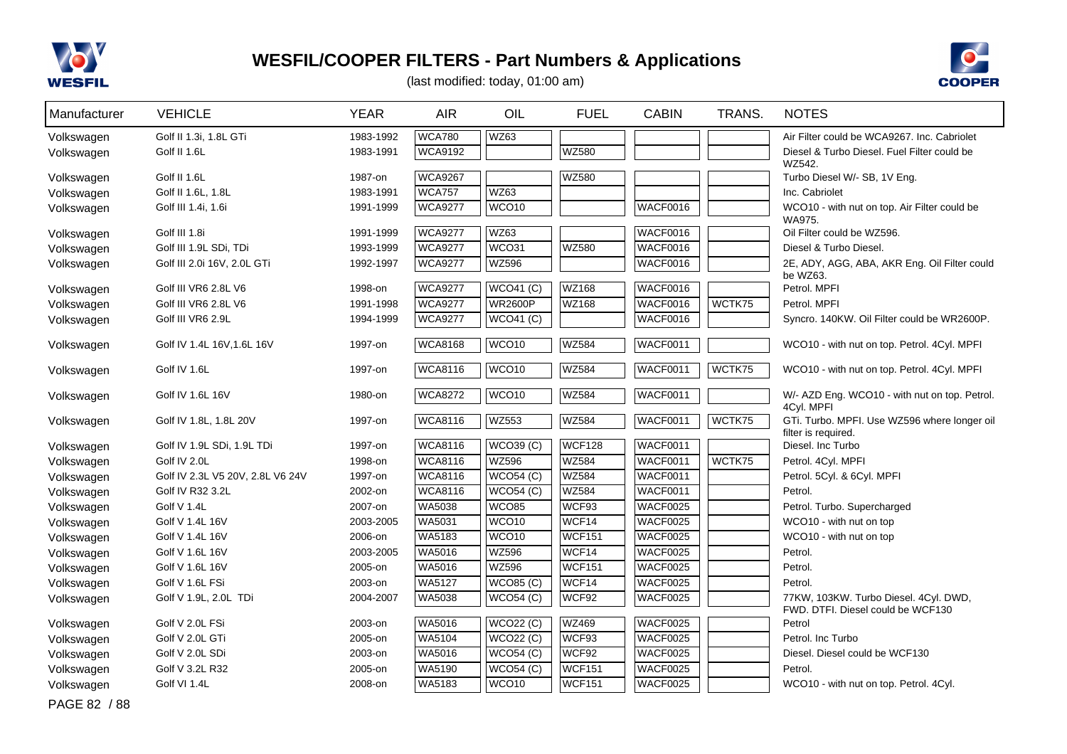# WESFIL/COOPER FILTERS - Part Numbers & Applications

(last modified: today, 01:00 am)

| Manufacturer | VEHICLE | YEAR | AIR | OIL | FUEL | CABIN | TRANS. | NOTES |
|---|---|---|---|---|---|---|---|---|
| Volkswagen | Golf II 1.3i, 1.8L GTi | 1983-1992 | WCA780 | WZ63 | | | | Air Filter could be WCA9267. Inc. Cabriolet |
| Volkswagen | Golf II 1.6L | 1983-1991 | WCA9192 | | WZ580 | | | Diesel & Turbo Diesel. Fuel Filter could be WZ542. |
| Volkswagen | Golf II 1.6L | 1987-on | WCA9267 | | WZ580 | | | Turbo Diesel W/- SB, 1V Eng. |
| Volkswagen | Golf II 1.6L, 1.8L | 1983-1991 | WCA757 | WZ63 | | | | Inc. Cabriolet |
| Volkswagen | Golf III 1.4i, 1.6i | 1991-1999 | WCA9277 | WCO10 | | WACF0016 | | WCO10 - with nut on top. Air Filter could be WA975. |
| Volkswagen | Golf III 1.8i | 1991-1999 | WCA9277 | WZ63 | | WACF0016 | | Oil Filter could be WZ596. |
| Volkswagen | Golf III 1.9L SDi, TDi | 1993-1999 | WCA9277 | WCO31 | WZ580 | WACF0016 | | Diesel & Turbo Diesel. |
| Volkswagen | Golf III 2.0i 16V, 2.0L GTi | 1992-1997 | WCA9277 | WZ596 | | WACF0016 | | 2E, ADY, AGG, ABA, AKR Eng. Oil Filter could be WZ63. |
| Volkswagen | Golf III VR6 2.8L V6 | 1998-on | WCA9277 | WCO41 (C) | WZ168 | WACF0016 | | Petrol. MPFI |
| Volkswagen | Golf III VR6 2.8L V6 | 1991-1998 | WCA9277 | WR2600P | WZ168 | WACF0016 | WCTK75 | Petrol. MPFI |
| Volkswagen | Golf III VR6 2.9L | 1994-1999 | WCA9277 | WCO41 (C) | | WACF0016 | | Syncro. 140KW. Oil Filter could be WR2600P. |
| Volkswagen | Golf IV 1.4L 16V,1.6L 16V | 1997-on | WCA8168 | WCO10 | WZ584 | WACF0011 | | WCO10 - with nut on top. Petrol. 4Cyl. MPFI |
| Volkswagen | Golf IV 1.6L | 1997-on | WCA8116 | WCO10 | WZ584 | WACF0011 | WCTK75 | WCO10 - with nut on top. Petrol. 4Cyl. MPFI |
| Volkswagen | Golf IV 1.6L 16V | 1980-on | WCA8272 | WCO10 | WZ584 | WACF0011 | | W/- AZD Eng. WCO10 - with nut on top. Petrol. 4Cyl. MPFI |
| Volkswagen | Golf IV 1.8L, 1.8L 20V | 1997-on | WCA8116 | WZ553 | WZ584 | WACF0011 | WCTK75 | GTi. Turbo. MPFI. Use WZ596 where longer oil filter is required. |
| Volkswagen | Golf IV 1.9L SDi, 1.9L TDi | 1997-on | WCA8116 | WCO39 (C) | WCF128 | WACF0011 | | Diesel. Inc Turbo |
| Volkswagen | Golf IV 2.0L | 1998-on | WCA8116 | WZ596 | WZ584 | WACF0011 | WCTK75 | Petrol. 4Cyl. MPFI |
| Volkswagen | Golf IV 2.3L V5 20V, 2.8L V6 24V | 1997-on | WCA8116 | WCO54 (C) | WZ584 | WACF0011 | | Petrol. 5Cyl. & 6Cyl. MPFI |
| Volkswagen | Golf IV R32 3.2L | 2002-on | WCA8116 | WCO54 (C) | WZ584 | WACF0011 | | Petrol. |
| Volkswagen | Golf V 1.4L | 2007-on | WA5038 | WCO85 | WCF93 | WACF0025 | | Petrol. Turbo. Supercharged |
| Volkswagen | Golf V 1.4L 16V | 2003-2005 | WA5031 | WCO10 | WCF14 | WACF0025 | | WCO10 - with nut on top |
| Volkswagen | Golf V 1.4L 16V | 2006-on | WA5183 | WCO10 | WCF151 | WACF0025 | | WCO10 - with nut on top |
| Volkswagen | Golf V 1.6L 16V | 2003-2005 | WA5016 | WZ596 | WCF14 | WACF0025 | | Petrol. |
| Volkswagen | Golf V 1.6L 16V | 2005-on | WA5016 | WZ596 | WCF151 | WACF0025 | | Petrol. |
| Volkswagen | Golf V 1.6L FSi | 2003-on | WA5127 | WCO85 (C) | WCF14 | WACF0025 | | Petrol. |
| Volkswagen | Golf V 1.9L, 2.0L TDi | 2004-2007 | WA5038 | WCO54 (C) | WCF92 | WACF0025 | | 77KW, 103KW. Turbo Diesel. 4Cyl. DWD, FWD. DTFI. Diesel could be WCF130 |
| Volkswagen | Golf V 2.0L FSi | 2003-on | WA5016 | WCO22 (C) | WZ469 | WACF0025 | | Petrol |
| Volkswagen | Golf V 2.0L GTi | 2005-on | WA5104 | WCO22 (C) | WCF93 | WACF0025 | | Petrol. Inc Turbo |
| Volkswagen | Golf V 2.0L SDi | 2003-on | WA5016 | WCO54 (C) | WCF92 | WACF0025 | | Diesel. Diesel could be WCF130 |
| Volkswagen | Golf V 3.2L R32 | 2005-on | WA5190 | WCO54 (C) | WCF151 | WACF0025 | | Petrol. |
| Volkswagen | Golf VI 1.4L | 2008-on | WA5183 | WCO10 | WCF151 | WACF0025 | | WCO10 - with nut on top. Petrol. 4Cyl. |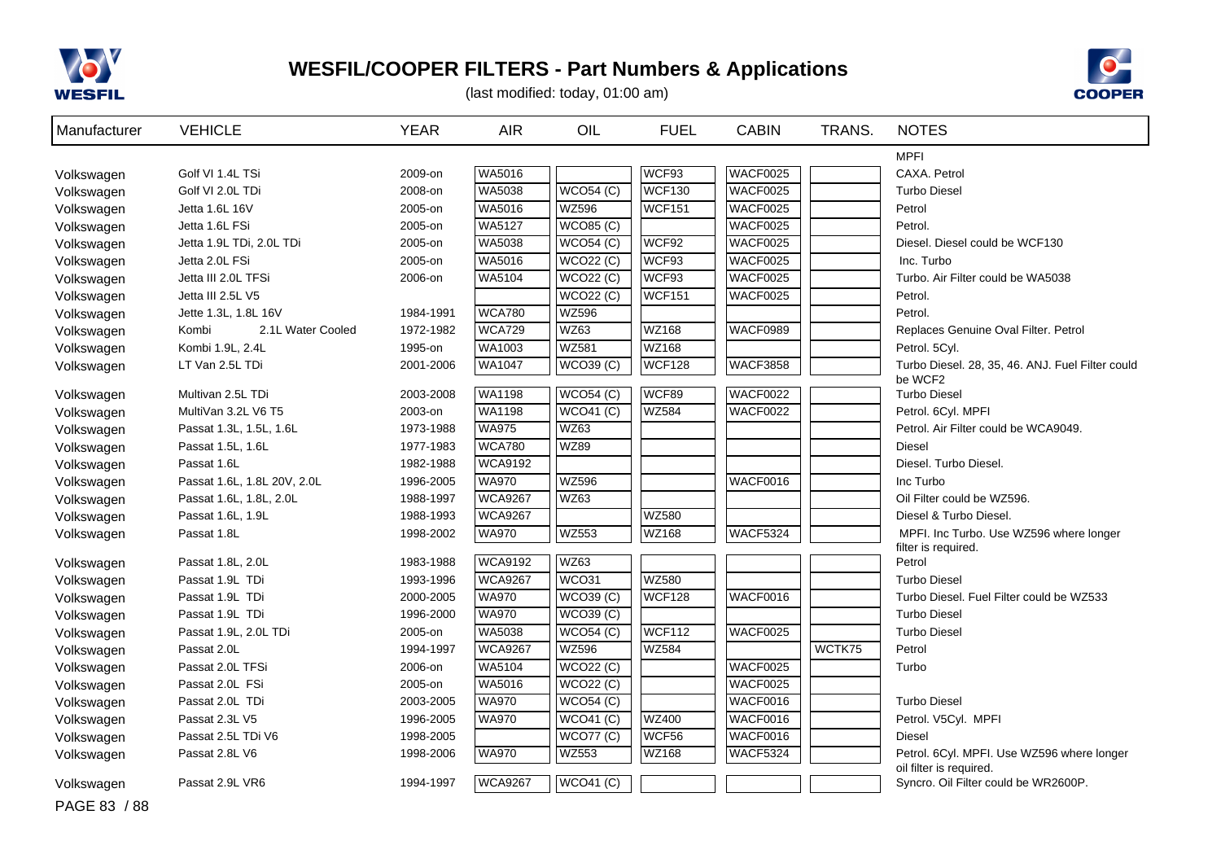# WESFIL/COOPER FILTERS - Part Numbers & Applications

(last modified: today, 01:00 am)

| Manufacturer | VEHICLE | YEAR | AIR | OIL | FUEL | CABIN | TRANS. | NOTES |
|---|---|---|---|---|---|---|---|---|
| | | | | | | | | MPFI |
| Volkswagen | Golf VI 1.4L TSi | 2009-on | WA5016 | | WCF93 | WACF0025 | | CAXA. Petrol |
| Volkswagen | Golf VI 2.0L TDi | 2008-on | WA5038 | WCO54 (C) | WCF130 | WACF0025 | | Turbo Diesel |
| Volkswagen | Jetta 1.6L 16V | 2005-on | WA5016 | WZ596 | WCF151 | WACF0025 | | Petrol |
| Volkswagen | Jetta 1.6L FSi | 2005-on | WA5127 | WCO85 (C) | | WACF0025 | | Petrol. |
| Volkswagen | Jetta 1.9L TDi, 2.0L TDi | 2005-on | WA5038 | WCO54 (C) | WCF92 | WACF0025 | | Diesel. Diesel could be WCF130 |
| Volkswagen | Jetta 2.0L FSi | 2005-on | WA5016 | WCO22 (C) | WCF93 | WACF0025 | | Inc. Turbo |
| Volkswagen | Jetta III 2.0L TFSi | 2006-on | WA5104 | WCO22 (C) | WCF93 | WACF0025 | | Turbo. Air Filter could be WA5038 |
| Volkswagen | Jetta III 2.5L V5 | | | WCO22 (C) | WCF151 | WACF0025 | | Petrol. |
| Volkswagen | Jette 1.3L, 1.8L 16V | 1984-1991 | WCA780 | WZ596 | | | | Petrol. |
| Volkswagen | Kombi 2.1L Water Cooled | 1972-1982 | WCA729 | WZ63 | WZ168 | WACF0989 | | Replaces Genuine Oval Filter. Petrol |
| Volkswagen | Kombi 1.9L, 2.4L | 1995-on | WA1003 | WZ581 | WZ168 | | | Petrol. 5Cyl. |
| Volkswagen | LT Van 2.5L TDi | 2001-2006 | WA1047 | WCO39 (C) | WCF128 | WACF3858 | | Turbo Diesel. 28, 35, 46. ANJ. Fuel Filter could be WCF2 |
| Volkswagen | Multivan 2.5L TDi | 2003-2008 | WA1198 | WCO54 (C) | WCF89 | WACF0022 | | Turbo Diesel |
| Volkswagen | MultiVan 3.2L V6 T5 | 2003-on | WA1198 | WCO41 (C) | WZ584 | WACF0022 | | Petrol. 6Cyl. MPFI |
| Volkswagen | Passat 1.3L, 1.5L, 1.6L | 1973-1988 | WA975 | WZ63 | | | | Petrol. Air Filter could be WCA9049. |
| Volkswagen | Passat 1.5L, 1.6L | 1977-1983 | WCA780 | WZ89 | | | | Diesel |
| Volkswagen | Passat 1.6L | 1982-1988 | WCA9192 | | | | | Diesel. Turbo Diesel. |
| Volkswagen | Passat 1.6L, 1.8L 20V, 2.0L | 1996-2005 | WA970 | WZ596 | | WACF0016 | | Inc Turbo |
| Volkswagen | Passat 1.6L, 1.8L, 2.0L | 1988-1997 | WCA9267 | WZ63 | | | | Oil Filter could be WZ596. |
| Volkswagen | Passat 1.6L, 1.9L | 1988-1993 | WCA9267 | | WZ580 | | | Diesel & Turbo Diesel. |
| Volkswagen | Passat 1.8L | 1998-2002 | WA970 | WZ553 | WZ168 | WACF5324 | | MPFI. Inc Turbo. Use WZ596 where longer filter is required. |
| Volkswagen | Passat 1.8L, 2.0L | 1983-1988 | WCA9192 | WZ63 | | | | Petrol |
| Volkswagen | Passat 1.9L TDi | 1993-1996 | WCA9267 | WCO31 | WZ580 | | | Turbo Diesel |
| Volkswagen | Passat 1.9L TDi | 2000-2005 | WA970 | WCO39 (C) | WCF128 | WACF0016 | | Turbo Diesel. Fuel Filter could be WZ533 |
| Volkswagen | Passat 1.9L TDi | 1996-2000 | WA970 | WCO39 (C) | | | | Turbo Diesel |
| Volkswagen | Passat 1.9L, 2.0L TDi | 2005-on | WA5038 | WCO54 (C) | WCF112 | WACF0025 | | Turbo Diesel |
| Volkswagen | Passat 2.0L | 1994-1997 | WCA9267 | WZ596 | WZ584 | | WCTK75 | Petrol |
| Volkswagen | Passat 2.0L TFSi | 2006-on | WA5104 | WCO22 (C) | | WACF0025 | | Turbo |
| Volkswagen | Passat 2.0L FSi | 2005-on | WA5016 | WCO22 (C) | | WACF0025 | | |
| Volkswagen | Passat 2.0L TDi | 2003-2005 | WA970 | WCO54 (C) | | WACF0016 | | Turbo Diesel |
| Volkswagen | Passat 2.3L V5 | 1996-2005 | WA970 | WCO41 (C) | WZ400 | WACF0016 | | Petrol. V5Cyl. MPFI |
| Volkswagen | Passat 2.5L TDi V6 | 1998-2005 | | WCO77 (C) | WCF56 | WACF0016 | | Diesel |
| Volkswagen | Passat 2.8L V6 | 1998-2006 | WA970 | WZ553 | WZ168 | WACF5324 | | Petrol. 6Cyl. MPFI. Use WZ596 where longer oil filter is required. |
| Volkswagen | Passat 2.9L VR6 | 1994-1997 | WCA9267 | WCO41 (C) | | | | Syncro. Oil Filter could be WR2600P. |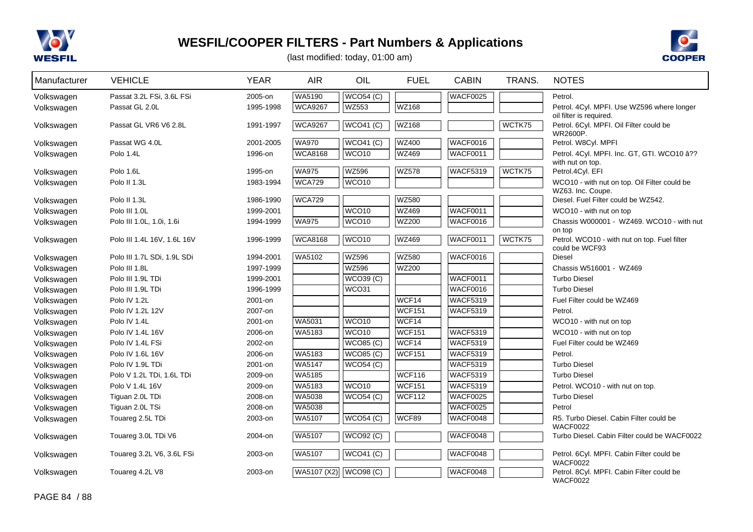# WESFIL/COOPER FILTERS - Part Numbers & Applications

(last modified: today, 01:00 am)

| Manufacturer | VEHICLE | YEAR | AIR | OIL | FUEL | CABIN | TRANS. | NOTES |
|---|---|---|---|---|---|---|---|---|
| Volkswagen | Passat 3.2L FSi, 3.6L FSi | 2005-on | WA5190 | WCO54 (C) | | WACF0025 | | Petrol. |
| Volkswagen | Passat GL 2.0L | 1995-1998 | WCA9267 | WZ553 | WZ168 | | | Petrol. 4Cyl. MPFI. Use WZ596 where longer oil filter is required. |
| Volkswagen | Passat GL VR6 V6 2.8L | 1991-1997 | WCA9267 | WCO41 (C) | WZ168 | | WCTK75 | Petrol. 6Cyl. MPFI. Oil Filter could be WR2600P. |
| Volkswagen | Passat WG 4.0L | 2001-2005 | WA970 | WCO41 (C) | WZ400 | WACF0016 | | Petrol. W8Cyl. MPFI |
| Volkswagen | Polo 1.4L | 1996-on | WCA8168 | WCO10 | WZ469 | WACF0011 | | Petrol. 4Cyl. MPFI. Inc. GT, GTI. WCO10 â?? with nut on top. |
| Volkswagen | Polo 1.6L | 1995-on | WA975 | WZ596 | WZ578 | WACF5319 | WCTK75 | Petrol.4Cyl. EFI |
| Volkswagen | Polo II 1.3L | 1983-1994 | WCA729 | WCO10 | | | | WCO10 - with nut on top. Oil Filter could be WZ63. Inc. Coupe. |
| Volkswagen | Polo II 1.3L | 1986-1990 | WCA729 | | WZ580 | | | Diesel. Fuel Filter could be WZ542. |
| Volkswagen | Polo III 1.0L | 1999-2001 | | WCO10 | WZ469 | WACF0011 | | WCO10 - with nut on top |
| Volkswagen | Polo III 1.0L, 1.0i, 1.6i | 1994-1999 | WA975 | WCO10 | WZ200 | WACF0016 | | Chassis W000001 - WZ469. WCO10 - with nut on top |
| Volkswagen | Polo III 1.4L 16V, 1.6L 16V | 1996-1999 | WCA8168 | WCO10 | WZ469 | WACF0011 | WCTK75 | Petrol. WCO10 - with nut on top. Fuel filter could be WCF93 |
| Volkswagen | Polo III 1.7L SDi, 1.9L SDi | 1994-2001 | WA5102 | WZ596 | WZ580 | WACF0016 | | Diesel |
| Volkswagen | Polo III 1.8L | 1997-1999 | | WZ596 | WZ200 | | | Chassis W516001 - WZ469 |
| Volkswagen | Polo III 1.9L TDi | 1999-2001 | | WCO39 (C) | | WACF0011 | | Turbo Diesel |
| Volkswagen | Polo III 1.9L TDi | 1996-1999 | | WCO31 | | WACF0016 | | Turbo Diesel |
| Volkswagen | Polo IV 1.2L | 2001-on | | | WCF14 | WACF5319 | | Fuel Filter could be WZ469 |
| Volkswagen | Polo IV 1.2L 12V | 2007-on | | | WCF151 | WACF5319 | | Petrol. |
| Volkswagen | Polo IV 1.4L | 2001-on | WA5031 | WCO10 | WCF14 | | | WCO10 - with nut on top |
| Volkswagen | Polo IV 1.4L 16V | 2006-on | WA5183 | WCO10 | WCF151 | WACF5319 | | WCO10 - with nut on top |
| Volkswagen | Polo IV 1.4L FSi | 2002-on | | WCO85 (C) | WCF14 | WACF5319 | | Fuel Filter could be WZ469 |
| Volkswagen | Polo IV 1.6L 16V | 2006-on | WA5183 | WCO85 (C) | WCF151 | WACF5319 | | Petrol. |
| Volkswagen | Polo IV 1.9L TDi | 2001-on | WA5147 | WCO54 (C) | | WACF5319 | | Turbo Diesel |
| Volkswagen | Polo V 1.2L TDi, 1.6L TDi | 2009-on | WA5185 | | WCF116 | WACF5319 | | Turbo Diesel |
| Volkswagen | Polo V 1.4L 16V | 2009-on | WA5183 | WCO10 | WCF151 | WACF5319 | | Petrol. WCO10 - with nut on top. |
| Volkswagen | Tiguan 2.0L TDi | 2008-on | WA5038 | WCO54 (C) | WCF112 | WACF0025 | | Turbo Diesel |
| Volkswagen | Tiguan 2.0L TSi | 2008-on | WA5038 | | | WACF0025 | | Petrol |
| Volkswagen | Touareg 2.5L TDi | 2003-on | WA5107 | WCO54 (C) | WCF89 | WACF0048 | | R5. Turbo Diesel. Cabin Filter could be WACF0022 |
| Volkswagen | Touareg 3.0L TDi V6 | 2004-on | WA5107 | WCO92 (C) | | WACF0048 | | Turbo Diesel. Cabin Filter could be WACF0022 |
| Volkswagen | Touareg 3.2L V6, 3.6L FSi | 2003-on | WA5107 | WCO41 (C) | | WACF0048 | | Petrol. 6Cyl. MPFI. Cabin Filter could be WACF0022 |
| Volkswagen | Touareg 4.2L V8 | 2003-on | WA5107 (X2) | WCO98 (C) | | WACF0048 | | Petrol. 8Cyl. MPFI. Cabin Filter could be WACF0022 |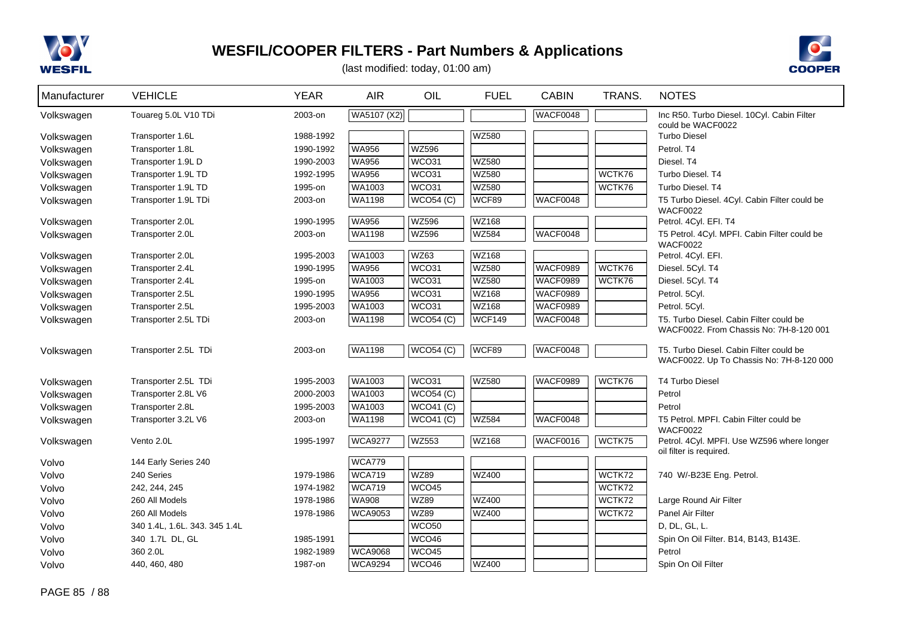# WESFIL/COOPER FILTERS - Part Numbers & Applications

(last modified: today, 01:00 am)

| Manufacturer | VEHICLE | YEAR | AIR | OIL | FUEL | CABIN | TRANS. | NOTES |
|---|---|---|---|---|---|---|---|---|
| Volkswagen | Touareg 5.0L V10 TDi | 2003-on | WA5107 (X2) | | | WACF0048 | | Inc R50. Turbo Diesel. 10Cyl. Cabin Filter could be WACF0022 |
| Volkswagen | Transporter 1.6L | 1988-1992 | | | WZ580 | | | Turbo Diesel |
| Volkswagen | Transporter 1.8L | 1990-1992 | WA956 | WZ596 | | | | Petrol. T4 |
| Volkswagen | Transporter 1.9L D | 1990-2003 | WA956 | WCO31 | WZ580 | | | Diesel. T4 |
| Volkswagen | Transporter 1.9L TD | 1992-1995 | WA956 | WCO31 | WZ580 | | WCTK76 | Turbo Diesel. T4 |
| Volkswagen | Transporter 1.9L TD | 1995-on | WA1003 | WCO31 | WZ580 | | WCTK76 | Turbo Diesel. T4 |
| Volkswagen | Transporter 1.9L TDi | 2003-on | WA1198 | WCO54 (C) | WCF89 | WACF0048 | | T5 Turbo Diesel. 4Cyl. Cabin Filter could be WACF0022 |
| Volkswagen | Transporter 2.0L | 1990-1995 | WA956 | WZ596 | WZ168 | | | Petrol. 4Cyl. EFI. T4 |
| Volkswagen | Transporter 2.0L | 2003-on | WA1198 | WZ596 | WZ584 | WACF0048 | | T5 Petrol. 4Cyl. MPFI. Cabin Filter could be WACF0022 |
| Volkswagen | Transporter 2.0L | 1995-2003 | WA1003 | WZ63 | WZ168 | | | Petrol. 4Cyl. EFI. |
| Volkswagen | Transporter 2.4L | 1990-1995 | WA956 | WCO31 | WZ580 | WACF0989 | WCTK76 | Diesel. 5Cyl. T4 |
| Volkswagen | Transporter 2.4L | 1995-on | WA1003 | WCO31 | WZ580 | WACF0989 | WCTK76 | Diesel. 5Cyl. T4 |
| Volkswagen | Transporter 2.5L | 1990-1995 | WA956 | WCO31 | WZ168 | WACF0989 | | Petrol. 5Cyl. |
| Volkswagen | Transporter 2.5L | 1995-2003 | WA1003 | WCO31 | WZ168 | WACF0989 | | Petrol. 5Cyl. |
| Volkswagen | Transporter 2.5L TDi | 2003-on | WA1198 | WCO54 (C) | WCF149 | WACF0048 | | T5. Turbo Diesel. Cabin Filter could be WACF0022. From Chassis No: 7H-8-120 001 |
| Volkswagen | Transporter 2.5L TDi | 2003-on | WA1198 | WCO54 (C) | WCF89 | WACF0048 | | T5. Turbo Diesel. Cabin Filter could be WACF0022. Up To Chassis No: 7H-8-120 000 |
| Volkswagen | Transporter 2.5L TDi | 1995-2003 | WA1003 | WCO31 | WZ580 | WACF0989 | WCTK76 | T4 Turbo Diesel |
| Volkswagen | Transporter 2.8L V6 | 2000-2003 | WA1003 | WCO54 (C) | | | | Petrol |
| Volkswagen | Transporter 2.8L | 1995-2003 | WA1003 | WCO41 (C) | | | | Petrol |
| Volkswagen | Transporter 3.2L V6 | 2003-on | WA1198 | WCO41 (C) | WZ584 | WACF0048 | | T5 Petrol. MPFI. Cabin Filter could be WACF0022 |
| Volkswagen | Vento 2.0L | 1995-1997 | WCA9277 | WZ553 | WZ168 | WACF0016 | WCTK75 | Petrol. 4Cyl. MPFI. Use WZ596 where longer oil filter is required. |
| Volvo | 144 Early Series 240 | | WCA779 | | | | | |
| Volvo | 240 Series | 1979-1986 | WCA719 | WZ89 | WZ400 | | WCTK72 | 740 W/-B23E Eng. Petrol. |
| Volvo | 242, 244, 245 | 1974-1982 | WCA719 | WCO45 | | | WCTK72 | |
| Volvo | 260 All Models | 1978-1986 | WA908 | WZ89 | WZ400 | | WCTK72 | Large Round Air Filter |
| Volvo | 260 All Models | 1978-1986 | WCA9053 | WZ89 | WZ400 | | WCTK72 | Panel Air Filter |
| Volvo | 340 1.4L, 1.6L. 343. 345 1.4L | | | WCO50 | | | | D, DL, GL, L. |
| Volvo | 340 1.7L DL, GL | 1985-1991 | | WCO46 | | | | Spin On Oil Filter. B14, B143, B143E. |
| Volvo | 360 2.0L | 1982-1989 | WCA9068 | WCO45 | | | | Petrol |
| Volvo | 440, 460, 480 | 1987-on | WCA9294 | WCO46 | WZ400 | | | Spin On Oil Filter |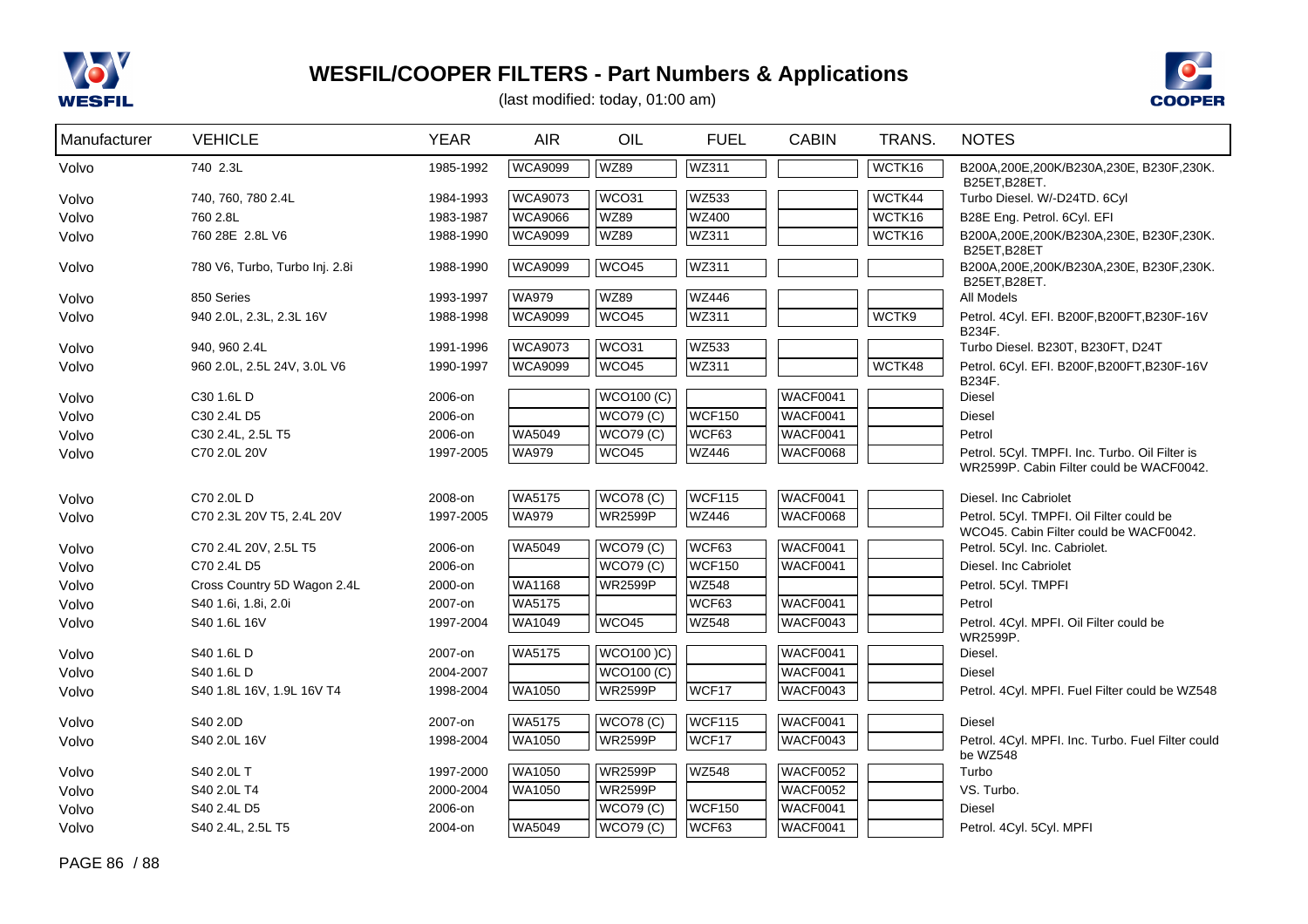# WESFIL/COOPER FILTERS - Part Numbers & Applications

(last modified: today, 01:00 am)

| Manufacturer | VEHICLE | YEAR | AIR | OIL | FUEL | CABIN | TRANS. | NOTES |
|---|---|---|---|---|---|---|---|---|
| Volvo | 740 2.3L | 1985-1992 | WCA9099 | WZ89 | WZ311 | | WCTK16 | B200A,200E,200K/B230A,230E, B230F,230K. B25ET,B28ET. |
| Volvo | 740, 760, 780 2.4L | 1984-1993 | WCA9073 | WCO31 | WZ533 | | WCTK44 | Turbo Diesel. W/-D24TD. 6Cyl |
| Volvo | 760 2.8L | 1983-1987 | WCA9066 | WZ89 | WZ400 | | WCTK16 | B28E Eng. Petrol. 6Cyl. EFI |
| Volvo | 760 28E 2.8L V6 | 1988-1990 | WCA9099 | WZ89 | WZ311 | | WCTK16 | B200A,200E,200K/B230A,230E, B230F,230K. B25ET,B28ET |
| Volvo | 780 V6, Turbo, Turbo Inj. 2.8i | 1988-1990 | WCA9099 | WCO45 | WZ311 | | | B200A,200E,200K/B230A,230E, B230F,230K. B25ET,B28ET. |
| Volvo | 850 Series | 1993-1997 | WA979 | WZ89 | WZ446 | | | All Models |
| Volvo | 940 2.0L, 2.3L, 2.3L 16V | 1988-1998 | WCA9099 | WCO45 | WZ311 | | WCTK9 | Petrol. 4Cyl. EFI. B200F,B200FT,B230F-16V B234F. |
| Volvo | 940, 960 2.4L | 1991-1996 | WCA9073 | WCO31 | WZ533 | | | Turbo Diesel. B230T, B230FT, D24T |
| Volvo | 960 2.0L, 2.5L 24V, 3.0L V6 | 1990-1997 | WCA9099 | WCO45 | WZ311 | | WCTK48 | Petrol. 6Cyl. EFI. B200F,B200FT,B230F-16V B234F. |
| Volvo | C30 1.6L D | 2006-on | | WCO100 (C) | | WACF0041 | | Diesel |
| Volvo | C30 2.4L D5 | 2006-on | | WCO79 (C) | WCF150 | WACF0041 | | Diesel |
| Volvo | C30 2.4L, 2.5L T5 | 2006-on | WA5049 | WCO79 (C) | WCF63 | WACF0041 | | Petrol |
| Volvo | C70 2.0L 20V | 1997-2005 | WA979 | WCO45 | WZ446 | WACF0068 | | Petrol. 5Cyl. TMPFI. Inc. Turbo. Oil Filter is WR2599P. Cabin Filter could be WACF0042. |
| Volvo | C70 2.0L D | 2008-on | WA5175 | WCO78 (C) | WCF115 | WACF0041 | | Diesel. Inc Cabriolet |
| Volvo | C70 2.3L 20V T5, 2.4L 20V | 1997-2005 | WA979 | WR2599P | WZ446 | WACF0068 | | Petrol. 5Cyl. TMPFI. Oil Filter could be WCO45. Cabin Filter could be WACF0042. |
| Volvo | C70 2.4L 20V, 2.5L T5 | 2006-on | WA5049 | WCO79 (C) | WCF63 | WACF0041 | | Petrol. 5Cyl. Inc. Cabriolet. |
| Volvo | C70 2.4L D5 | 2006-on | | WCO79 (C) | WCF150 | WACF0041 | | Diesel. Inc Cabriolet |
| Volvo | Cross Country 5D Wagon 2.4L | 2000-on | WA1168 | WR2599P | WZ548 | | | Petrol. 5Cyl. TMPFI |
| Volvo | S40 1.6i, 1.8i, 2.0i | 2007-on | WA5175 | | WCF63 | WACF0041 | | Petrol |
| Volvo | S40 1.6L 16V | 1997-2004 | WA1049 | WCO45 | WZ548 | WACF0043 | | Petrol. 4Cyl. MPFI. Oil Filter could be WR2599P. |
| Volvo | S40 1.6L D | 2007-on | WA5175 | WCO100 )C) | | WACF0041 | | Diesel. |
| Volvo | S40 1.6L D | 2004-2007 | | WCO100 (C) | | WACF0041 | | Diesel |
| Volvo | S40 1.8L 16V, 1.9L 16V T4 | 1998-2004 | WA1050 | WR2599P | WCF17 | WACF0043 | | Petrol. 4Cyl. MPFI. Fuel Filter could be WZ548 |
| Volvo | S40 2.0D | 2007-on | WA5175 | WCO78 (C) | WCF115 | WACF0041 | | Diesel |
| Volvo | S40 2.0L 16V | 1998-2004 | WA1050 | WR2599P | WCF17 | WACF0043 | | Petrol. 4Cyl. MPFI. Inc. Turbo. Fuel Filter could be WZ548 |
| Volvo | S40 2.0L T | 1997-2000 | WA1050 | WR2599P | WZ548 | WACF0052 | | Turbo |
| Volvo | S40 2.0L T4 | 2000-2004 | WA1050 | WR2599P | | WACF0052 | | VS. Turbo. |
| Volvo | S40 2.4L D5 | 2006-on | | WCO79 (C) | WCF150 | WACF0041 | | Diesel |
| Volvo | S40 2.4L, 2.5L T5 | 2004-on | WA5049 | WCO79 (C) | WCF63 | WACF0041 | | Petrol. 4Cyl. 5Cyl. MPFI |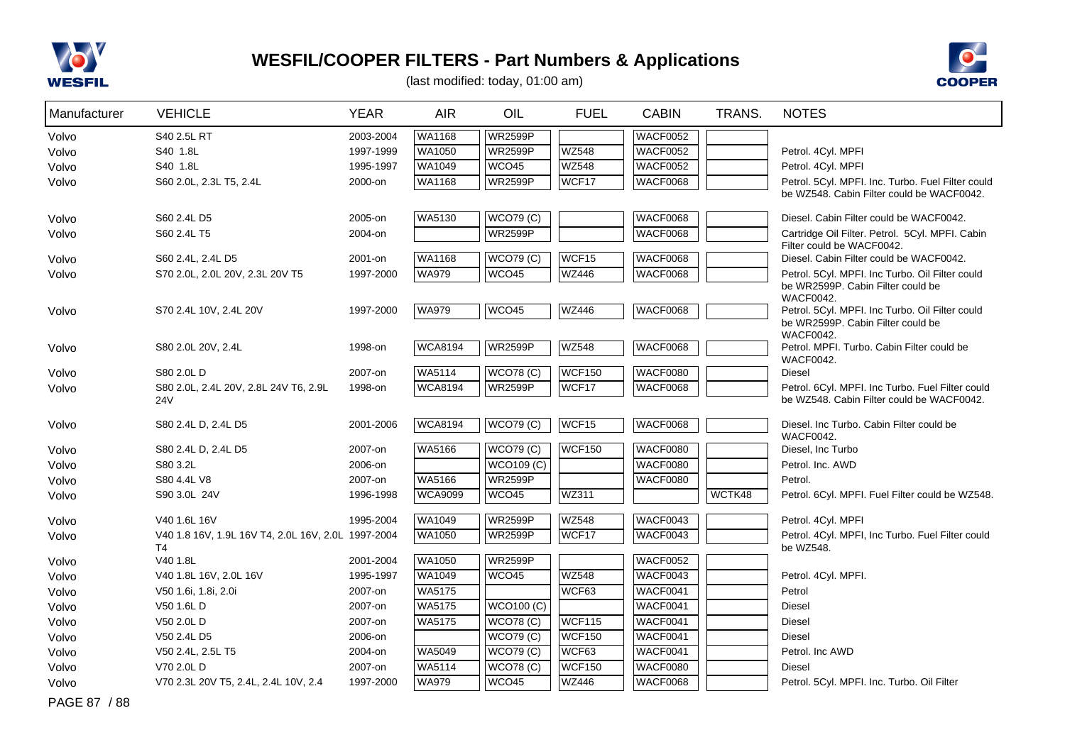# WESFIL/COOPER FILTERS - Part Numbers & Applications

(last modified: today, 01:00 am)

| Manufacturer | VEHICLE | YEAR | AIR | OIL | FUEL | CABIN | TRANS. | NOTES |
|---|---|---|---|---|---|---|---|---|
| Volvo | S40 2.5L RT | 2003-2004 | WA1168 | WR2599P | | WACF0052 | | |
| Volvo | S40 1.8L | 1997-1999 | WA1050 | WR2599P | WZ548 | WACF0052 | | Petrol. 4Cyl. MPFI |
| Volvo | S40 1.8L | 1995-1997 | WA1049 | WCO45 | WZ548 | WACF0052 | | Petrol. 4Cyl. MPFI |
| Volvo | S60 2.0L, 2.3L T5, 2.4L | 2000-on | WA1168 | WR2599P | WCF17 | WACF0068 | | Petrol. 5Cyl. MPFI. Inc. Turbo. Fuel Filter could be WZ548. Cabin Filter could be WACF0042. |
| Volvo | S60 2.4L D5 | 2005-on | WA5130 | WCO79 (C) | | WACF0068 | | Diesel. Cabin Filter could be WACF0042. |
| Volvo | S60 2.4L T5 | 2004-on | | WR2599P | | WACF0068 | | Cartridge Oil Filter. Petrol. 5Cyl. MPFI. Cabin Filter could be WACF0042. |
| Volvo | S60 2.4L, 2.4L D5 | 2001-on | WA1168 | WCO79 (C) | WCF15 | WACF0068 | | Diesel. Cabin Filter could be WACF0042. |
| Volvo | S70 2.0L, 2.0L 20V, 2.3L 20V T5 | 1997-2000 | WA979 | WCO45 | WZ446 | WACF0068 | | Petrol. 5Cyl. MPFI. Inc Turbo. Oil Filter could be WR2599P. Cabin Filter could be WACF0042. |
| Volvo | S70 2.4L 10V, 2.4L 20V | 1997-2000 | WA979 | WCO45 | WZ446 | WACF0068 | | Petrol. 5Cyl. MPFI. Inc Turbo. Oil Filter could be WR2599P. Cabin Filter could be WACF0042. |
| Volvo | S80 2.0L 20V, 2.4L | 1998-on | WCA8194 | WR2599P | WZ548 | WACF0068 | | Petrol. MPFI. Turbo. Cabin Filter could be WACF0042. |
| Volvo | S80 2.0L D | 2007-on | WA5114 | WCO78 (C) | WCF150 | WACF0080 | | Diesel |
| Volvo | S80 2.0L, 2.4L 20V, 2.8L 24V T6, 2.9L 24V | 1998-on | WCA8194 | WR2599P | WCF17 | WACF0068 | | Petrol. 6Cyl. MPFI. Inc Turbo. Fuel Filter could be WZ548. Cabin Filter could be WACF0042. |
| Volvo | S80 2.4L D, 2.4L D5 | 2001-2006 | WCA8194 | WCO79 (C) | WCF15 | WACF0068 | | Diesel. Inc Turbo. Cabin Filter could be WACF0042. |
| Volvo | S80 2.4L D, 2.4L D5 | 2007-on | WA5166 | WCO79 (C) | WCF150 | WACF0080 | | Diesel, Inc Turbo |
| Volvo | S80 3.2L | 2006-on | | WCO109 (C) | | WACF0080 | | Petrol. Inc. AWD |
| Volvo | S80 4.4L V8 | 2007-on | WA5166 | WR2599P | | WACF0080 | | Petrol. |
| Volvo | S90 3.0L 24V | 1996-1998 | WCA9099 | WCO45 | WZ311 | | WCTK48 | Petrol. 6Cyl. MPFI. Fuel Filter could be WZ548. |
| Volvo | V40 1.6L 16V | 1995-2004 | WA1049 | WR2599P | WZ548 | WACF0043 | | Petrol. 4Cyl. MPFI |
| Volvo | V40 1.8 16V, 1.9L 16V T4, 2.0L 16V, 2.0L T4 | 1997-2004 | WA1050 | WR2599P | WCF17 | WACF0043 | | Petrol. 4Cyl. MPFI, Inc Turbo. Fuel Filter could be WZ548. |
| Volvo | V40 1.8L | 2001-2004 | WA1050 | WR2599P | | WACF0052 | | |
| Volvo | V40 1.8L 16V, 2.0L 16V | 1995-1997 | WA1049 | WCO45 | WZ548 | WACF0043 | | Petrol. 4Cyl. MPFI. |
| Volvo | V50 1.6i, 1.8i, 2.0i | 2007-on | WA5175 | | WCF63 | WACF0041 | | Petrol |
| Volvo | V50 1.6L D | 2007-on | WA5175 | WCO100 (C) | | WACF0041 | | Diesel |
| Volvo | V50 2.0L D | 2007-on | WA5175 | WCO78 (C) | WCF115 | WACF0041 | | Diesel |
| Volvo | V50 2.4L D5 | 2006-on | | WCO79 (C) | WCF150 | WACF0041 | | Diesel |
| Volvo | V50 2.4L, 2.5L T5 | 2004-on | WA5049 | WCO79 (C) | WCF63 | WACF0041 | | Petrol. Inc AWD |
| Volvo | V70 2.0L D | 2007-on | WA5114 | WCO78 (C) | WCF150 | WACF0080 | | Diesel |
| Volvo | V70 2.3L 20V T5, 2.4L, 2.4L 10V, 2.4 | 1997-2000 | WA979 | WCO45 | WZ446 | WACF0068 | | Petrol. 5Cyl. MPFI. Inc. Turbo. Oil Filter |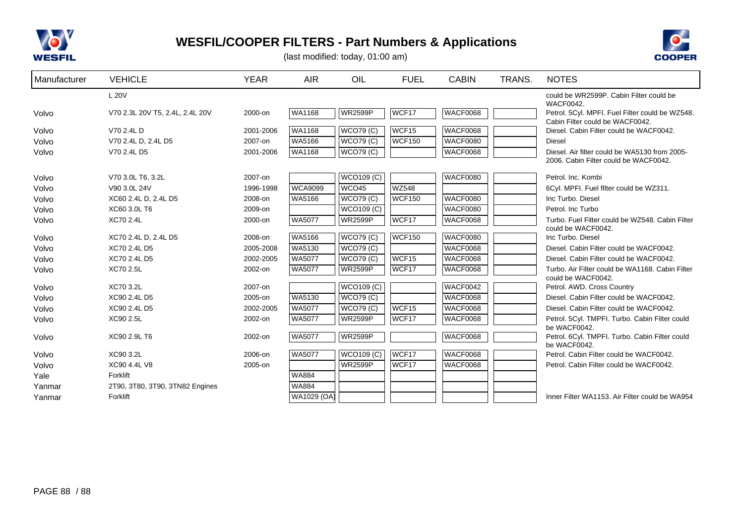# WESFIL/COOPER FILTERS - Part Numbers & Applications

(last modified: today, 01:00 am)

| Manufacturer | VEHICLE | YEAR | AIR | OIL | FUEL | CABIN | TRANS. | NOTES |
|---|---|---|---|---|---|---|---|---|
| | L 20V | | | | | | | could be WR2599P. Cabin Filter could be WACF0042. |
| Volvo | V70 2.3L 20V T5, 2.4L, 2.4L 20V | 2000-on | WA1168 | WR2599P | WCF17 | WACF0068 | | Petrol. 5Cyl. MPFI. Fuel Filter could be WZ548. Cabin Filter could be WACF0042. |
| Volvo | V70 2.4L D | 2001-2006 | WA1168 | WCO79 (C) | WCF15 | WACF0068 | | Diesel. Cabin Filter could be WACF0042. |
| Volvo | V70 2.4L D, 2.4L D5 | 2007-on | WA5166 | WCO79 (C) | WCF150 | WACF0080 | | Diesel |
| Volvo | V70 2.4L D5 | 2001-2006 | WA1168 | WCO79 (C) | | WACF0068 | | Diesel. Air filter could be WA5130 from 2005-2006. Cabin Filter could be WACF0042. |
| Volvo | V70 3.0L T6, 3.2L | 2007-on | | WCO109 (C) | | WACF0080 | | Petrol. Inc. Kombi |
| Volvo | V90 3.0L 24V | 1996-1998 | WCA9099 | WCO45 | WZ548 | | | 6Cyl. MPFI. Fuel fllter could be WZ311. |
| Volvo | XC60 2.4L D, 2.4L D5 | 2008-on | WA5166 | WCO79 (C) | WCF150 | WACF0080 | | Inc Turbo. Diesel |
| Volvo | XC60 3.0L T6 | 2009-on | | WCO109 (C) | | WACF0080 | | Petrol. Inc Turbo |
| Volvo | XC70 2.4L | 2000-on | WA5077 | WR2599P | WCF17 | WACF0068 | | Turbo. Fuel Filter could be WZ548. Cabin Filter could be WACF0042. |
| Volvo | XC70 2.4L D, 2.4L D5 | 2008-on | WA5166 | WCO79 (C) | WCF150 | WACF0080 | | Inc Turbo. Diesel |
| Volvo | XC70 2.4L D5 | 2005-2008 | WA5130 | WCO79 (C) | | WACF0068 | | Diesel. Cabin Filter could be WACF0042. |
| Volvo | XC70 2.4L D5 | 2002-2005 | WA5077 | WCO79 (C) | WCF15 | WACF0068 | | Diesel. Cabin Filter could be WACF0042. |
| Volvo | XC70 2.5L | 2002-on | WA5077 | WR2599P | WCF17 | WACF0068 | | Turbo. Air Filter could be WA1168. Cabin Filter could be WACF0042. |
| Volvo | XC70 3.2L | 2007-on | | WCO109 (C) | | WACF0042 | | Petrol. AWD. Cross Country |
| Volvo | XC90 2.4L D5 | 2005-on | WA5130 | WCO79 (C) | | WACF0068 | | Diesel. Cabin Filter could be WACF0042. |
| Volvo | XC90 2.4L D5 | 2002-2005 | WA5077 | WCO79 (C) | WCF15 | WACF0068 | | Diesel. Cabin Filter could be WACF0042. |
| Volvo | XC90 2.5L | 2002-on | WA5077 | WR2599P | WCF17 | WACF0068 | | Petrol. 5Cyl. TMPFI. Turbo. Cabin Filter could be WACF0042. |
| Volvo | XC90 2.9L T6 | 2002-on | WA5077 | WR2599P | | WACF0068 | | Petrol. 6Cyl. TMPFI. Turbo. Cabin Filter could be WACF0042. |
| Volvo | XC90 3.2L | 2006-on | WA5077 | WCO109 (C) | WCF17 | WACF0068 | | Petrol. Cabin Filter could be WACF0042. |
| Volvo | XC90 4.4L V8 | 2005-on | | WR2599P | WCF17 | WACF0068 | | Petrol. Cabin Filter could be WACF0042. |
| Yale | Forklift | | WA884 | | | | | |
| Yanmar | 2T90, 3T80, 3T90, 3TN82 Engines | | WA884 | | | | | |
| Yanmar | Forklift | | WA1029 (OA) | | | | | Inner Filter WA1153. Air Filter could be WA954 |